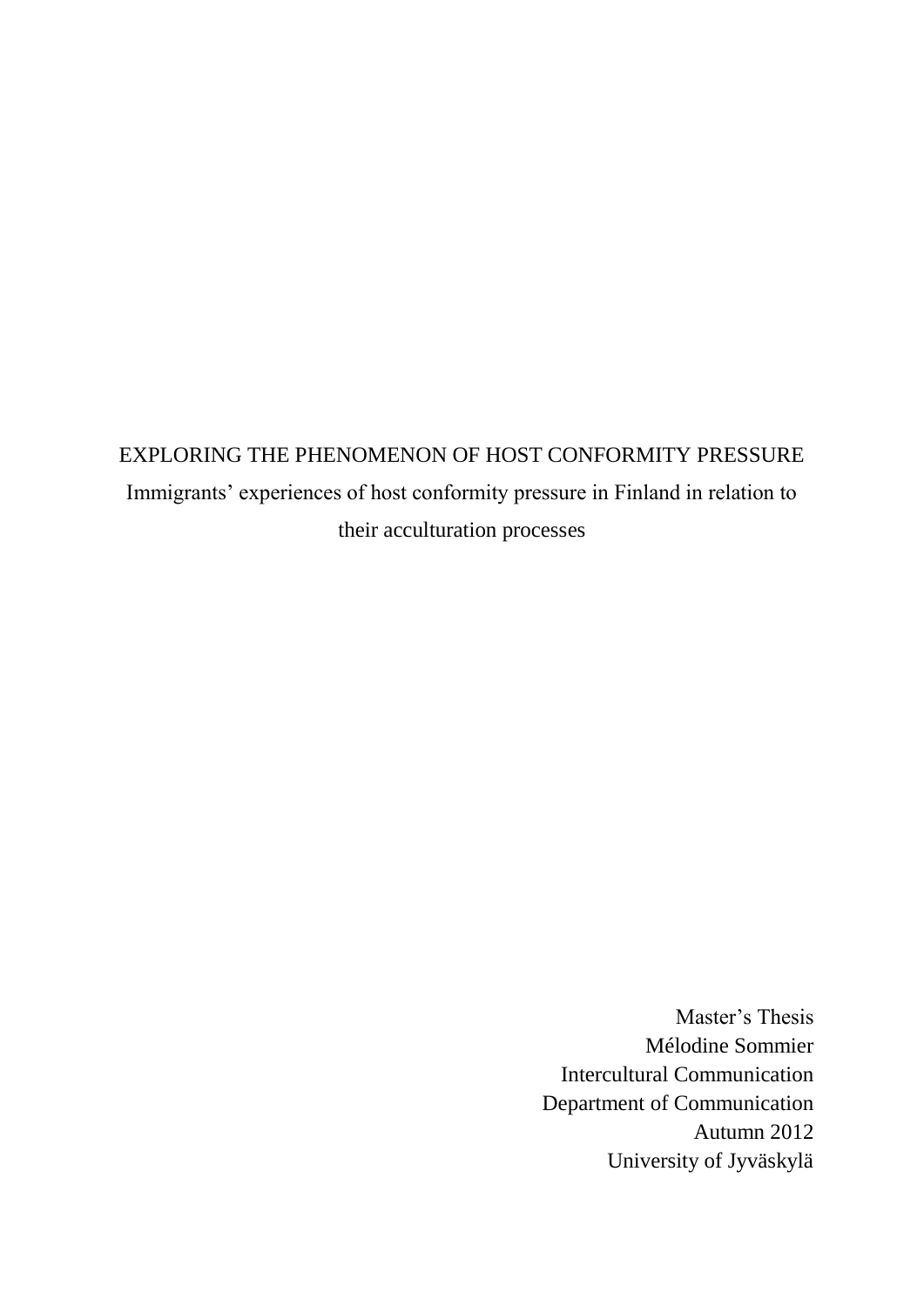# EXPLORING THE PHENOMENON OF HOST CONFORMITY PRESSURE

Immigrants' experiences of host conformity pressure in Finland in relation to their acculturation processes

Master's Thesis
Mélodine Sommier
Intercultural Communication
Department of Communication
Autumn 2012
University of Jyväskylä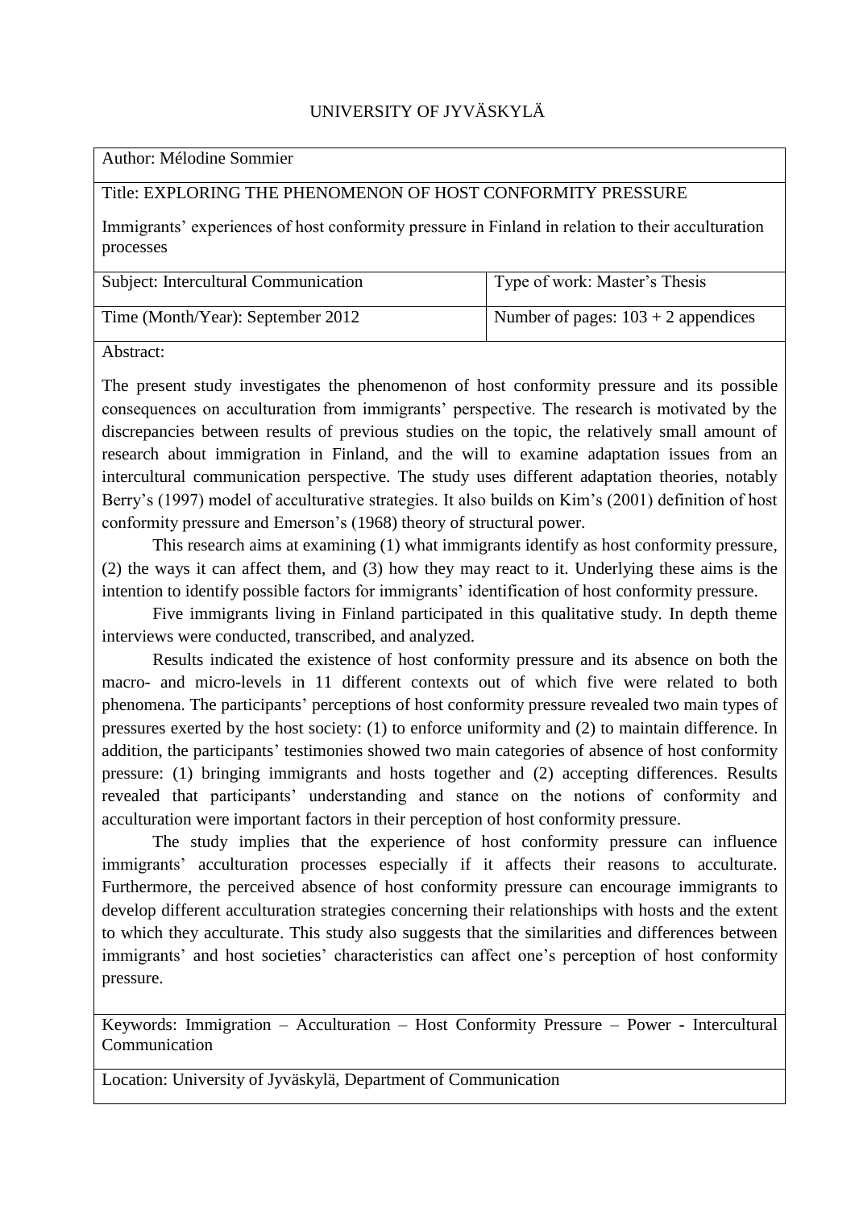UNIVERSITY OF JYVÄSKYLÄ

| Author: Mélodine Sommier | |
|---|---|
| Title: EXPLORING THE PHENOMENON OF HOST CONFORMITY PRESSURE<br><br>Immigrants' experiences of host conformity pressure in Finland in relation to their acculturation processes | |
| Subject: Intercultural Communication | Type of work: Master's Thesis |
| Time (Month/Year): September 2012 | Number of pages: 103 + 2 appendices |

Abstract:

The present study investigates the phenomenon of host conformity pressure and its possible consequences on acculturation from immigrants' perspective. The research is motivated by the discrepancies between results of previous studies on the topic, the relatively small amount of research about immigration in Finland, and the will to examine adaptation issues from an intercultural communication perspective. The study uses different adaptation theories, notably Berry's (1997) model of acculturative strategies. It also builds on Kim's (2001) definition of host conformity pressure and Emerson's (1968) theory of structural power.

This research aims at examining (1) what immigrants identify as host conformity pressure, (2) the ways it can affect them, and (3) how they may react to it. Underlying these aims is the intention to identify possible factors for immigrants' identification of host conformity pressure.

Five immigrants living in Finland participated in this qualitative study. In depth theme interviews were conducted, transcribed, and analyzed.

Results indicated the existence of host conformity pressure and its absence on both the macro- and micro-levels in 11 different contexts out of which five were related to both phenomena. The participants' perceptions of host conformity pressure revealed two main types of pressures exerted by the host society: (1) to enforce uniformity and (2) to maintain difference. In addition, the participants' testimonies showed two main categories of absence of host conformity pressure: (1) bringing immigrants and hosts together and (2) accepting differences. Results revealed that participants' understanding and stance on the notions of conformity and acculturation were important factors in their perception of host conformity pressure.

The study implies that the experience of host conformity pressure can influence immigrants' acculturation processes especially if it affects their reasons to acculturate. Furthermore, the perceived absence of host conformity pressure can encourage immigrants to develop different acculturation strategies concerning their relationships with hosts and the extent to which they acculturate. This study also suggests that the similarities and differences between immigrants' and host societies' characteristics can affect one's perception of host conformity pressure.

Keywords: Immigration – Acculturation – Host Conformity Pressure – Power - Intercultural Communication

Location: University of Jyväskylä, Department of Communication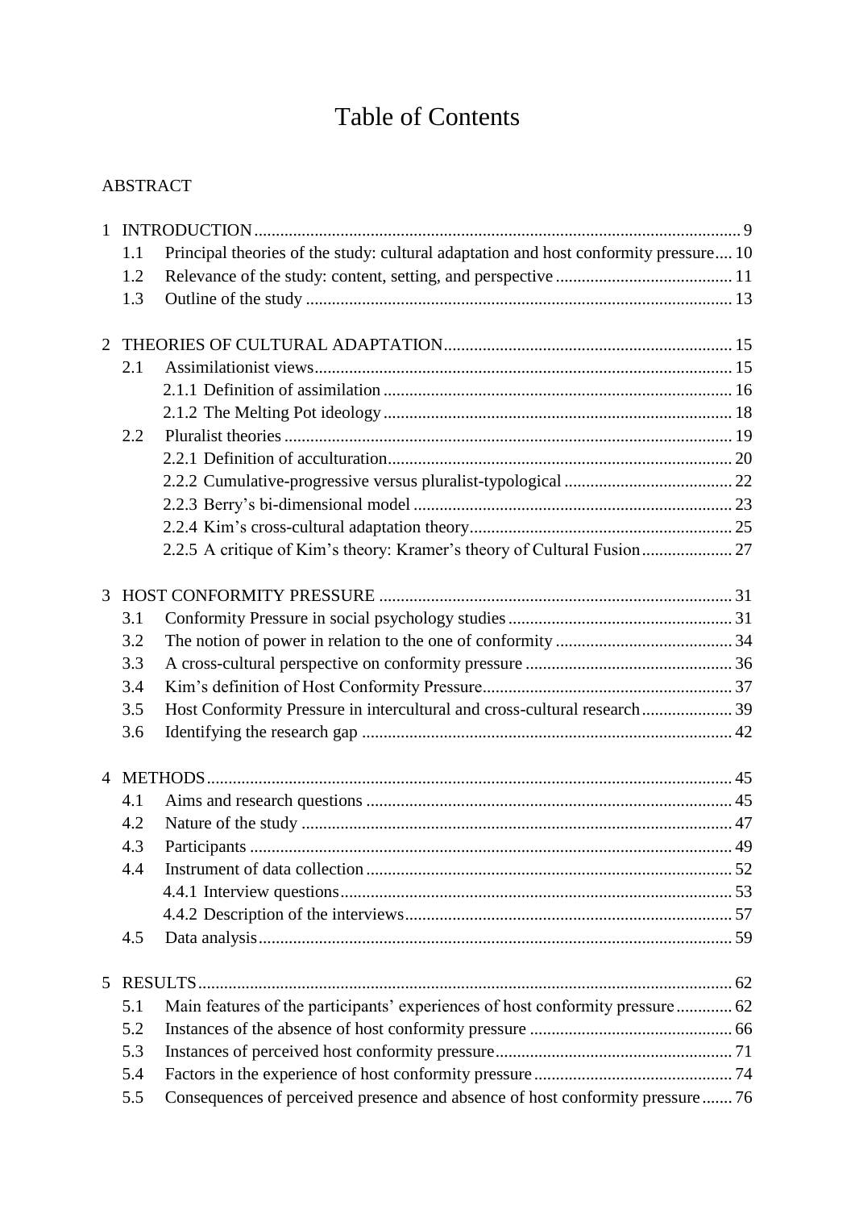# Table of Contents

ABSTRACT

1 INTRODUCTION ........ 9
  1.1 Principal theories of the study: cultural adaptation and host conformity pressure ........ 10
  1.2 Relevance of the study: content, setting, and perspective ........ 11
  1.3 Outline of the study ........ 13

2 THEORIES OF CULTURAL ADAPTATION ........ 15
  2.1 Assimilationist views ........ 15
    2.1.1 Definition of assimilation ........ 16
    2.1.2 The Melting Pot ideology ........ 18
  2.2 Pluralist theories ........ 19
    2.2.1 Definition of acculturation ........ 20
    2.2.2 Cumulative-progressive versus pluralist-typological ........ 22
    2.2.3 Berry's bi-dimensional model ........ 23
    2.2.4 Kim's cross-cultural adaptation theory ........ 25
    2.2.5 A critique of Kim's theory: Kramer's theory of Cultural Fusion ........ 27

3 HOST CONFORMITY PRESSURE ........ 31
  3.1 Conformity Pressure in social psychology studies ........ 31
  3.2 The notion of power in relation to the one of conformity ........ 34
  3.3 A cross-cultural perspective on conformity pressure ........ 36
  3.4 Kim's definition of Host Conformity Pressure ........ 37
  3.5 Host Conformity Pressure in intercultural and cross-cultural research ........ 39
  3.6 Identifying the research gap ........ 42

4 METHODS ........ 45
  4.1 Aims and research questions ........ 45
  4.2 Nature of the study ........ 47
  4.3 Participants ........ 49
  4.4 Instrument of data collection ........ 52
    4.4.1 Interview questions ........ 53
    4.4.2 Description of the interviews ........ 57
  4.5 Data analysis ........ 59

5 RESULTS ........ 62
  5.1 Main features of the participants' experiences of host conformity pressure ........ 62
  5.2 Instances of the absence of host conformity pressure ........ 66
  5.3 Instances of perceived host conformity pressure ........ 71
  5.4 Factors in the experience of host conformity pressure ........ 74
  5.5 Consequences of perceived presence and absence of host conformity pressure ........ 76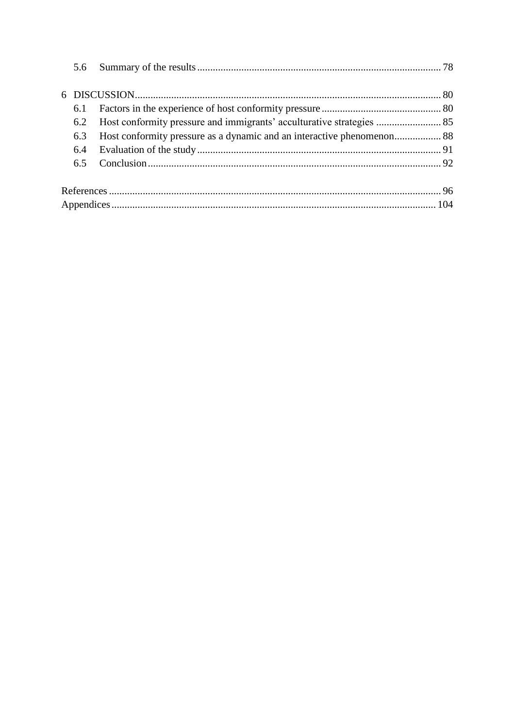5.6 Summary of the results ........................................................................................ 78

6 DISCUSSION ........................................................................................................... 80

6.1 Factors in the experience of host conformity pressure ............................................ 80

6.2 Host conformity pressure and immigrants' acculturative strategies ......................... 85

6.3 Host conformity pressure as a dynamic and an interactive phenomenon.................. 88

6.4 Evaluation of the study ........................................................................................... 91

6.5 Conclusion .............................................................................................................. 92

References .................................................................................................................... 96

Appendices ................................................................................................................... 104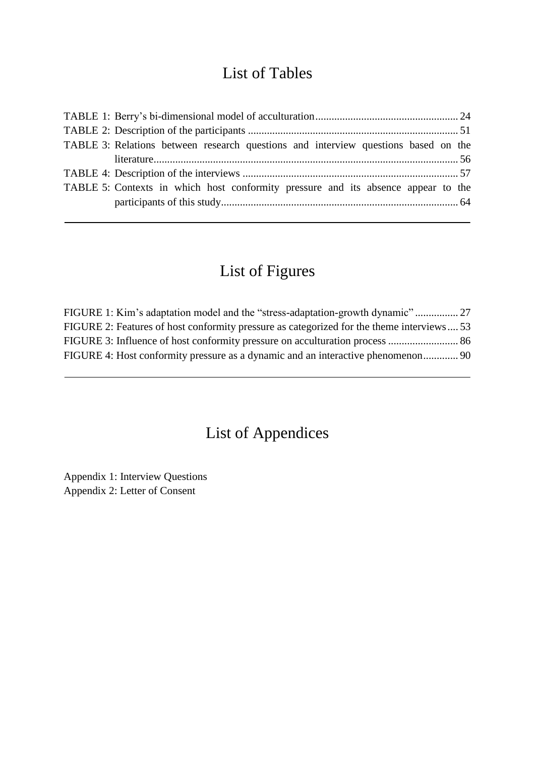# List of Tables

TABLE 1: Berry's bi-dimensional model of acculturation ..................................................... 24
TABLE 2: Description of the participants .............................................................................. 51
TABLE 3: Relations between research questions and interview questions based on the literature.................................................................................................................. 56
TABLE 4: Description of the interviews ................................................................................ 57
TABLE 5: Contexts in which host conformity pressure and its absence appear to the participants of this study........................................................................................ 64

---

# List of Figures

FIGURE 1: Kim's adaptation model and the "stress-adaptation-growth dynamic" ................ 27
FIGURE 2: Features of host conformity pressure as categorized for the theme interviews .... 53
FIGURE 3: Influence of host conformity pressure on acculturation process .......................... 86
FIGURE 4: Host conformity pressure as a dynamic and an interactive phenomenon............. 90

---

# List of Appendices

Appendix 1: Interview Questions
Appendix 2: Letter of Consent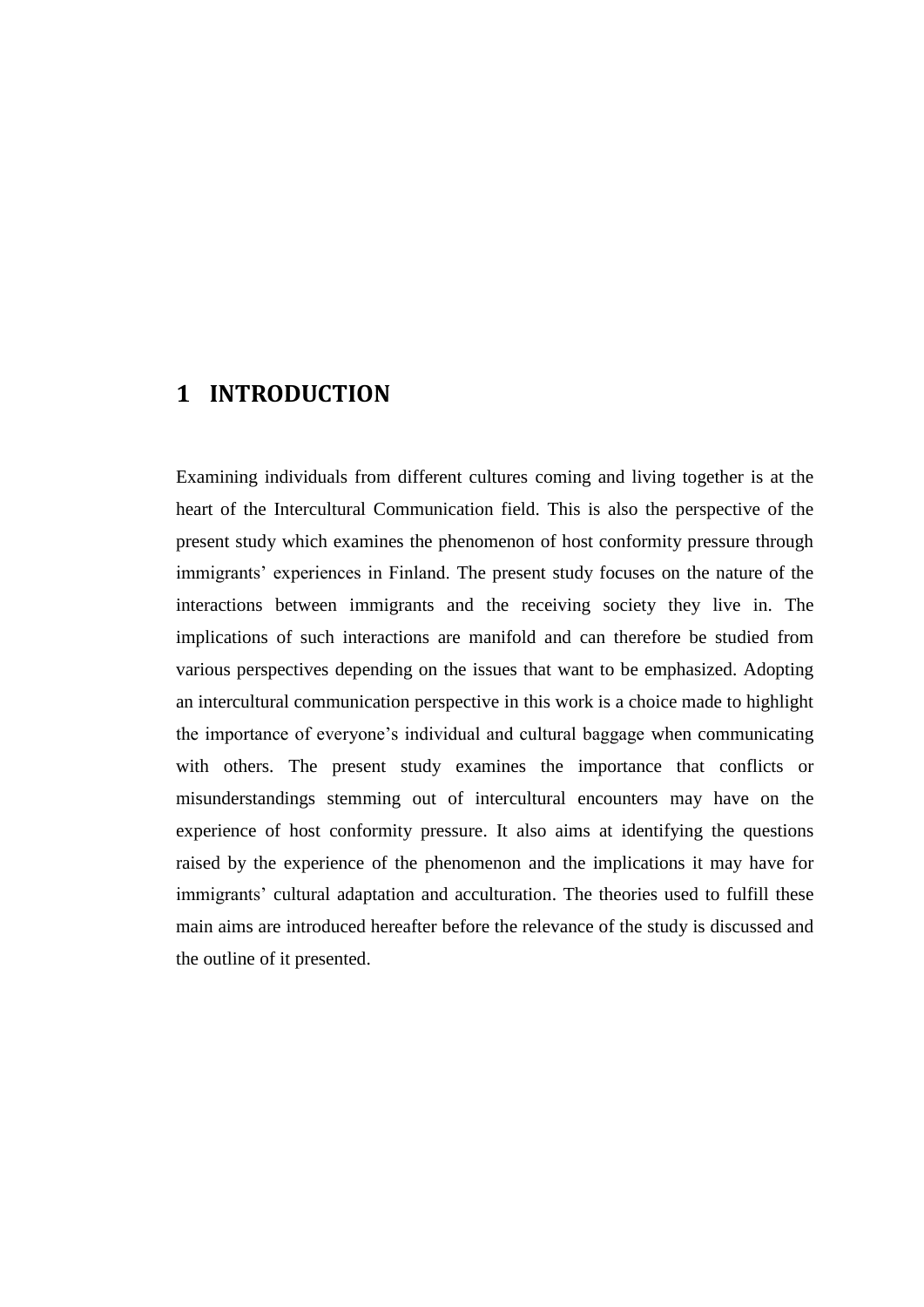# 1 INTRODUCTION

Examining individuals from different cultures coming and living together is at the heart of the Intercultural Communication field. This is also the perspective of the present study which examines the phenomenon of host conformity pressure through immigrants' experiences in Finland. The present study focuses on the nature of the interactions between immigrants and the receiving society they live in. The implications of such interactions are manifold and can therefore be studied from various perspectives depending on the issues that want to be emphasized. Adopting an intercultural communication perspective in this work is a choice made to highlight the importance of everyone's individual and cultural baggage when communicating with others. The present study examines the importance that conflicts or misunderstandings stemming out of intercultural encounters may have on the experience of host conformity pressure. It also aims at identifying the questions raised by the experience of the phenomenon and the implications it may have for immigrants' cultural adaptation and acculturation. The theories used to fulfill these main aims are introduced hereafter before the relevance of the study is discussed and the outline of it presented.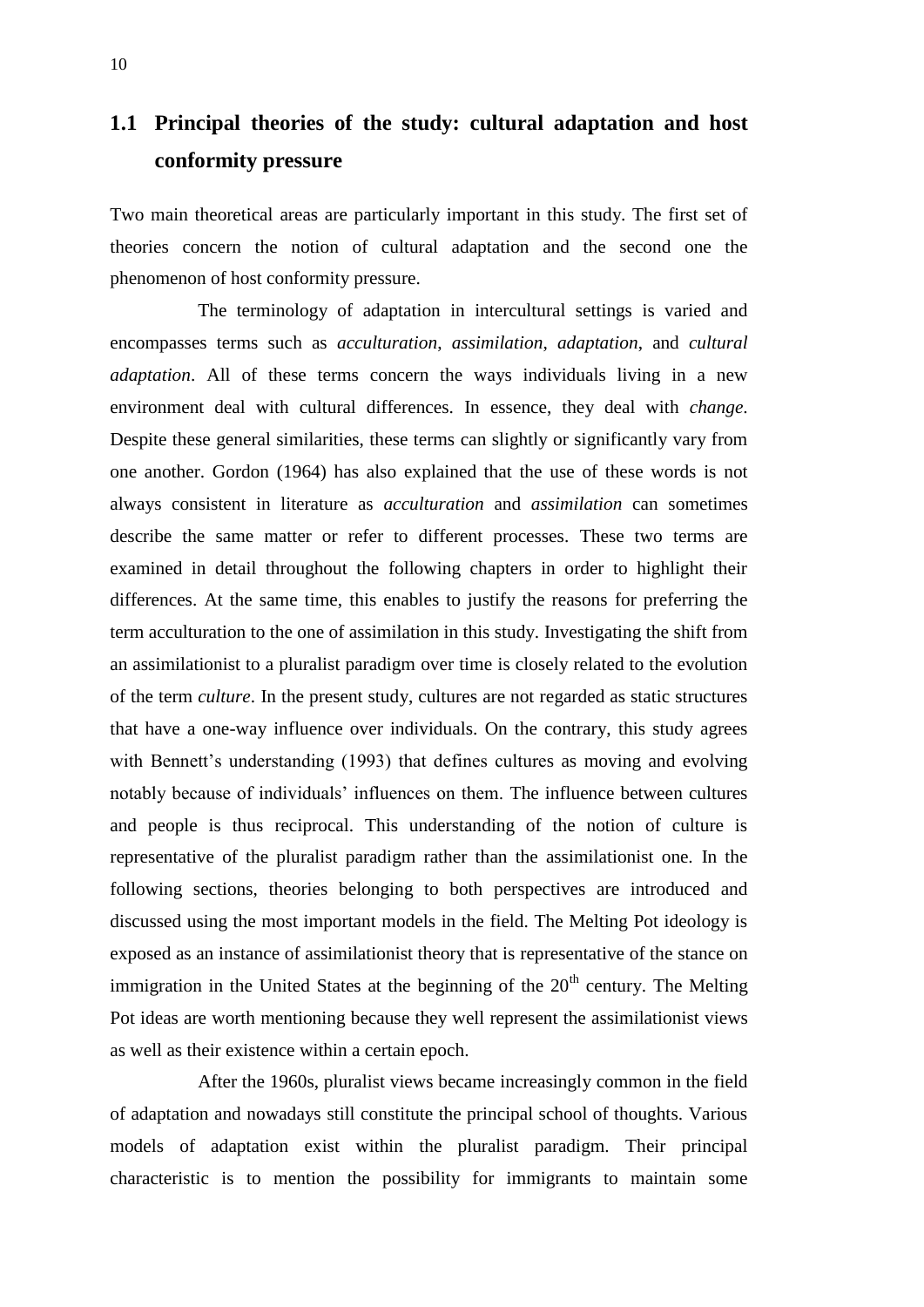## 1.1 Principal theories of the study: cultural adaptation and host conformity pressure

Two main theoretical areas are particularly important in this study. The first set of theories concern the notion of cultural adaptation and the second one the phenomenon of host conformity pressure.

The terminology of adaptation in intercultural settings is varied and encompasses terms such as *acculturation*, *assimilation*, *adaptation*, and *cultural adaptation*. All of these terms concern the ways individuals living in a new environment deal with cultural differences. In essence, they deal with *change*. Despite these general similarities, these terms can slightly or significantly vary from one another. Gordon (1964) has also explained that the use of these words is not always consistent in literature as *acculturation* and *assimilation* can sometimes describe the same matter or refer to different processes. These two terms are examined in detail throughout the following chapters in order to highlight their differences. At the same time, this enables to justify the reasons for preferring the term acculturation to the one of assimilation in this study. Investigating the shift from an assimilationist to a pluralist paradigm over time is closely related to the evolution of the term *culture*. In the present study, cultures are not regarded as static structures that have a one-way influence over individuals. On the contrary, this study agrees with Bennett's understanding (1993) that defines cultures as moving and evolving notably because of individuals' influences on them. The influence between cultures and people is thus reciprocal. This understanding of the notion of culture is representative of the pluralist paradigm rather than the assimilationist one. In the following sections, theories belonging to both perspectives are introduced and discussed using the most important models in the field. The Melting Pot ideology is exposed as an instance of assimilationist theory that is representative of the stance on immigration in the United States at the beginning of the 20th century. The Melting Pot ideas are worth mentioning because they well represent the assimilationist views as well as their existence within a certain epoch.

After the 1960s, pluralist views became increasingly common in the field of adaptation and nowadays still constitute the principal school of thoughts. Various models of adaptation exist within the pluralist paradigm. Their principal characteristic is to mention the possibility for immigrants to maintain some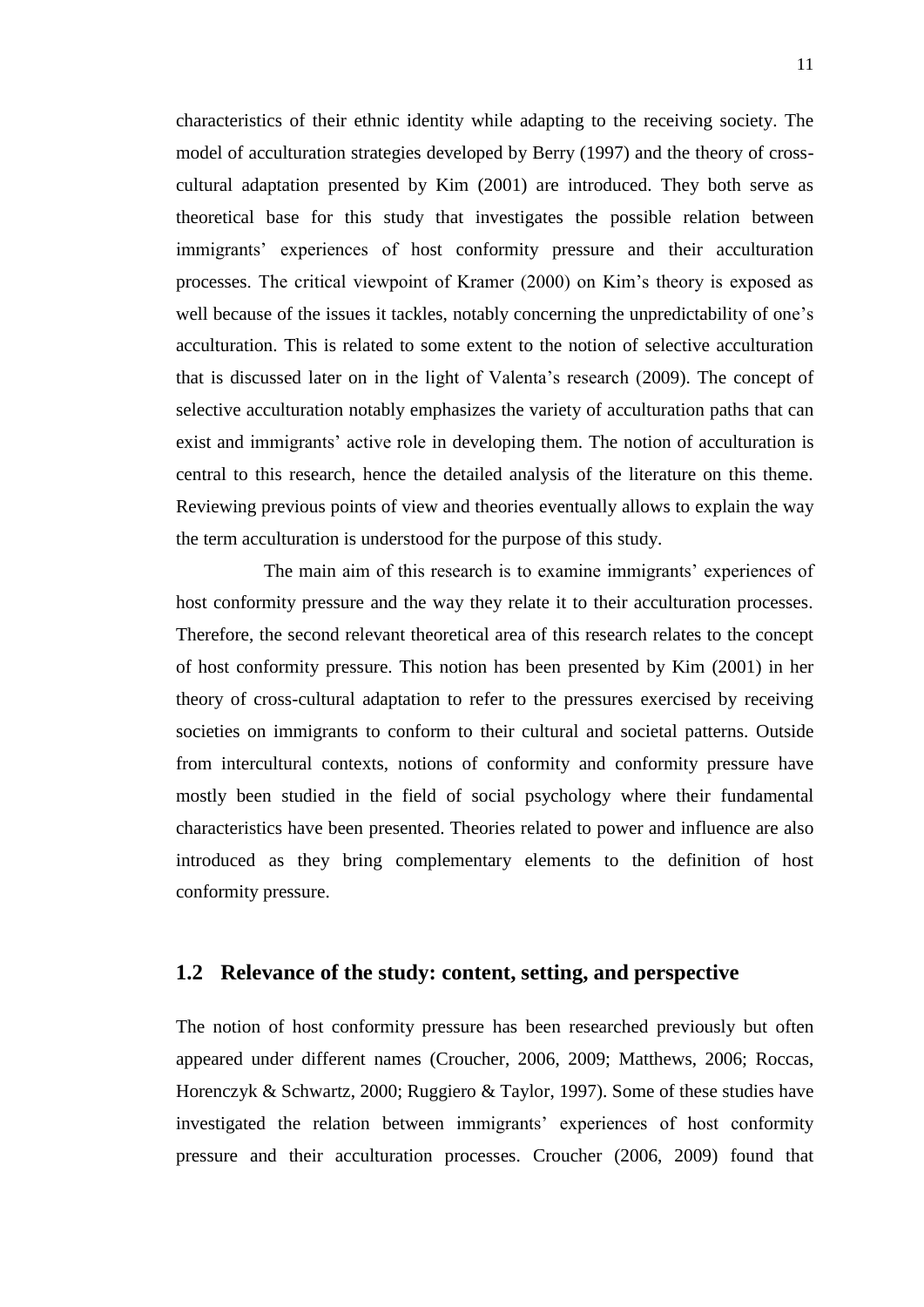characteristics of their ethnic identity while adapting to the receiving society. The model of acculturation strategies developed by Berry (1997) and the theory of cross-cultural adaptation presented by Kim (2001) are introduced. They both serve as theoretical base for this study that investigates the possible relation between immigrants' experiences of host conformity pressure and their acculturation processes. The critical viewpoint of Kramer (2000) on Kim's theory is exposed as well because of the issues it tackles, notably concerning the unpredictability of one's acculturation. This is related to some extent to the notion of selective acculturation that is discussed later on in the light of Valenta's research (2009). The concept of selective acculturation notably emphasizes the variety of acculturation paths that can exist and immigrants' active role in developing them. The notion of acculturation is central to this research, hence the detailed analysis of the literature on this theme. Reviewing previous points of view and theories eventually allows to explain the way the term acculturation is understood for the purpose of this study.

The main aim of this research is to examine immigrants' experiences of host conformity pressure and the way they relate it to their acculturation processes. Therefore, the second relevant theoretical area of this research relates to the concept of host conformity pressure. This notion has been presented by Kim (2001) in her theory of cross-cultural adaptation to refer to the pressures exercised by receiving societies on immigrants to conform to their cultural and societal patterns. Outside from intercultural contexts, notions of conformity and conformity pressure have mostly been studied in the field of social psychology where their fundamental characteristics have been presented. Theories related to power and influence are also introduced as they bring complementary elements to the definition of host conformity pressure.

## 1.2 Relevance of the study: content, setting, and perspective

The notion of host conformity pressure has been researched previously but often appeared under different names (Croucher, 2006, 2009; Matthews, 2006; Roccas, Horenczyk & Schwartz, 2000; Ruggiero & Taylor, 1997). Some of these studies have investigated the relation between immigrants' experiences of host conformity pressure and their acculturation processes. Croucher (2006, 2009) found that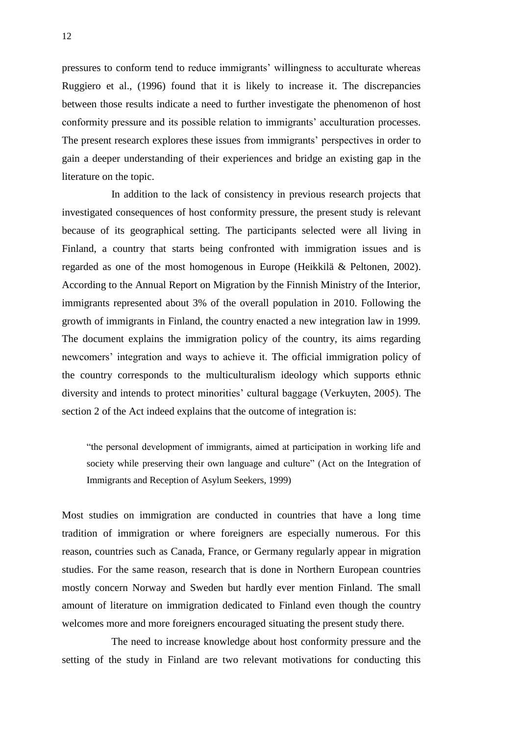pressures to conform tend to reduce immigrants' willingness to acculturate whereas Ruggiero et al., (1996) found that it is likely to increase it. The discrepancies between those results indicate a need to further investigate the phenomenon of host conformity pressure and its possible relation to immigrants' acculturation processes. The present research explores these issues from immigrants' perspectives in order to gain a deeper understanding of their experiences and bridge an existing gap in the literature on the topic.

In addition to the lack of consistency in previous research projects that investigated consequences of host conformity pressure, the present study is relevant because of its geographical setting. The participants selected were all living in Finland, a country that starts being confronted with immigration issues and is regarded as one of the most homogenous in Europe (Heikkilä & Peltonen, 2002). According to the Annual Report on Migration by the Finnish Ministry of the Interior, immigrants represented about 3% of the overall population in 2010. Following the growth of immigrants in Finland, the country enacted a new integration law in 1999. The document explains the immigration policy of the country, its aims regarding newcomers' integration and ways to achieve it. The official immigration policy of the country corresponds to the multiculturalism ideology which supports ethnic diversity and intends to protect minorities' cultural baggage (Verkuyten, 2005). The section 2 of the Act indeed explains that the outcome of integration is:

> "the personal development of immigrants, aimed at participation in working life and society while preserving their own language and culture" (Act on the Integration of Immigrants and Reception of Asylum Seekers, 1999)

Most studies on immigration are conducted in countries that have a long time tradition of immigration or where foreigners are especially numerous. For this reason, countries such as Canada, France, or Germany regularly appear in migration studies. For the same reason, research that is done in Northern European countries mostly concern Norway and Sweden but hardly ever mention Finland. The small amount of literature on immigration dedicated to Finland even though the country welcomes more and more foreigners encouraged situating the present study there.

The need to increase knowledge about host conformity pressure and the setting of the study in Finland are two relevant motivations for conducting this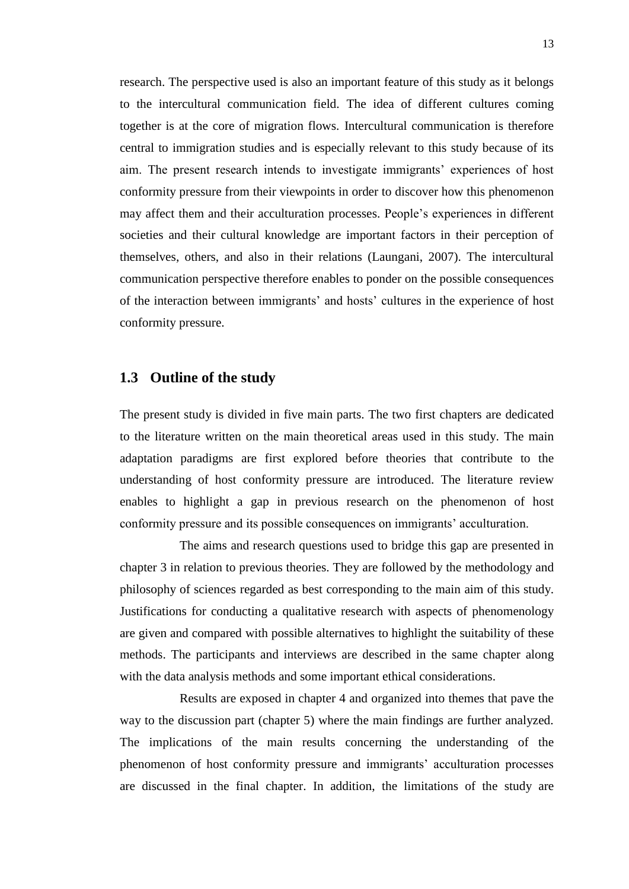research. The perspective used is also an important feature of this study as it belongs to the intercultural communication field. The idea of different cultures coming together is at the core of migration flows. Intercultural communication is therefore central to immigration studies and is especially relevant to this study because of its aim. The present research intends to investigate immigrants' experiences of host conformity pressure from their viewpoints in order to discover how this phenomenon may affect them and their acculturation processes. People's experiences in different societies and their cultural knowledge are important factors in their perception of themselves, others, and also in their relations (Laungani, 2007). The intercultural communication perspective therefore enables to ponder on the possible consequences of the interaction between immigrants' and hosts' cultures in the experience of host conformity pressure.

## 1.3 Outline of the study

The present study is divided in five main parts. The two first chapters are dedicated to the literature written on the main theoretical areas used in this study. The main adaptation paradigms are first explored before theories that contribute to the understanding of host conformity pressure are introduced. The literature review enables to highlight a gap in previous research on the phenomenon of host conformity pressure and its possible consequences on immigrants' acculturation.

The aims and research questions used to bridge this gap are presented in chapter 3 in relation to previous theories. They are followed by the methodology and philosophy of sciences regarded as best corresponding to the main aim of this study. Justifications for conducting a qualitative research with aspects of phenomenology are given and compared with possible alternatives to highlight the suitability of these methods. The participants and interviews are described in the same chapter along with the data analysis methods and some important ethical considerations.

Results are exposed in chapter 4 and organized into themes that pave the way to the discussion part (chapter 5) where the main findings are further analyzed. The implications of the main results concerning the understanding of the phenomenon of host conformity pressure and immigrants' acculturation processes are discussed in the final chapter. In addition, the limitations of the study are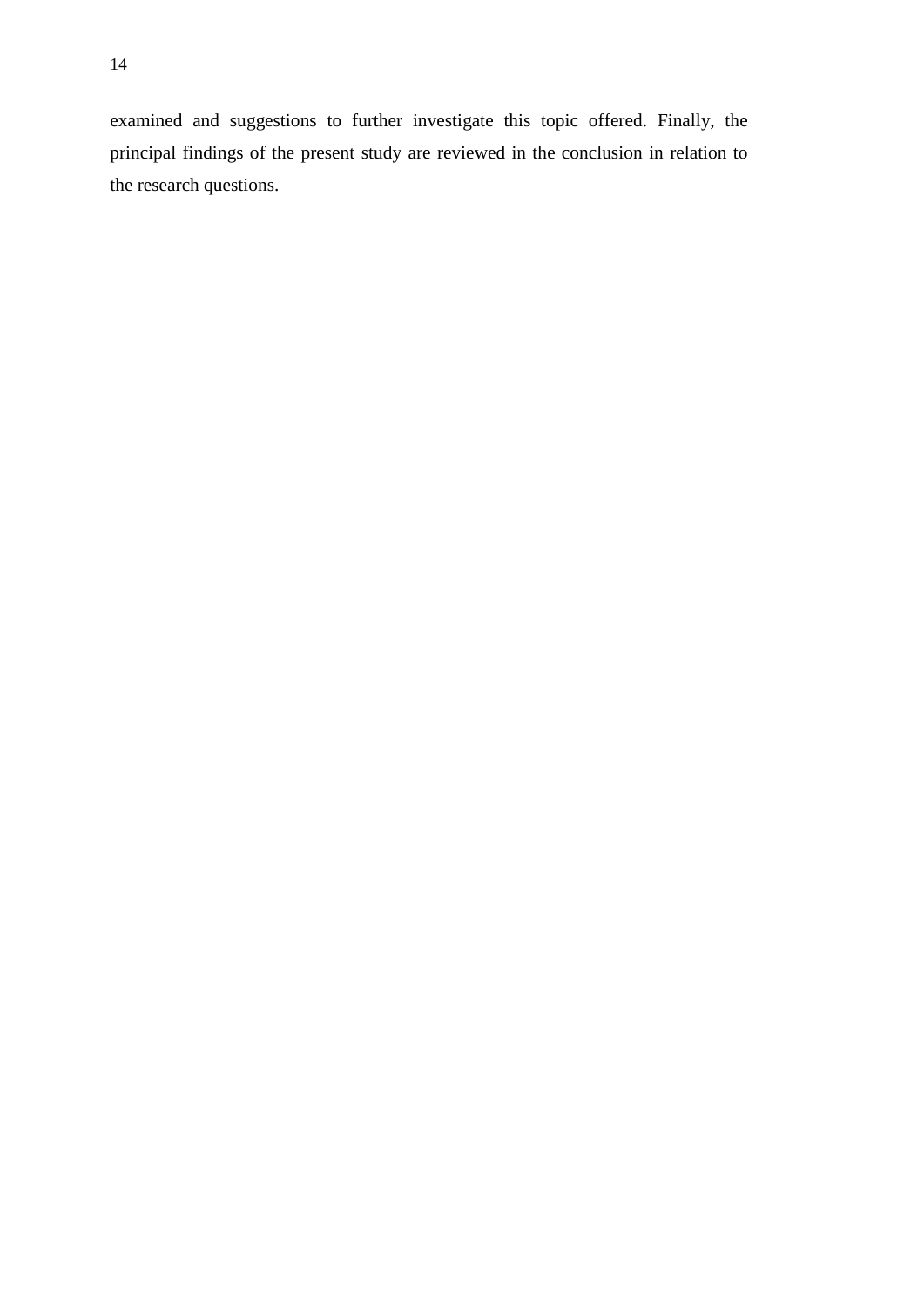examined and suggestions to further investigate this topic offered. Finally, the principal findings of the present study are reviewed in the conclusion in relation to the research questions.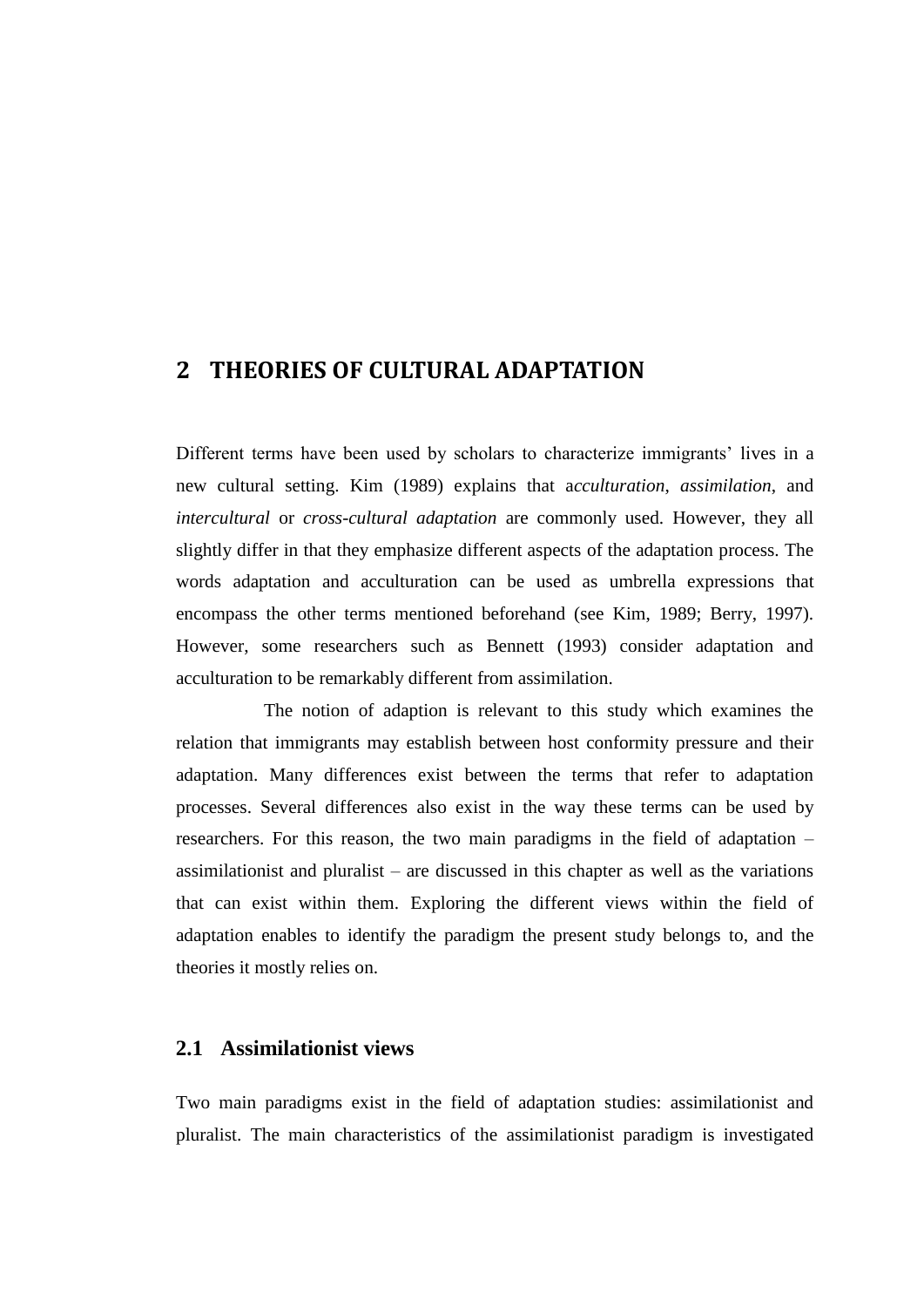# 2 THEORIES OF CULTURAL ADAPTATION

Different terms have been used by scholars to characterize immigrants' lives in a new cultural setting. Kim (1989) explains that a*cculturation*, *assimilation*, and *intercultural* or *cross-cultural adaptation* are commonly used. However, they all slightly differ in that they emphasize different aspects of the adaptation process. The words adaptation and acculturation can be used as umbrella expressions that encompass the other terms mentioned beforehand (see Kim, 1989; Berry, 1997). However, some researchers such as Bennett (1993) consider adaptation and acculturation to be remarkably different from assimilation.

The notion of adaption is relevant to this study which examines the relation that immigrants may establish between host conformity pressure and their adaptation. Many differences exist between the terms that refer to adaptation processes. Several differences also exist in the way these terms can be used by researchers. For this reason, the two main paradigms in the field of adaptation – assimilationist and pluralist – are discussed in this chapter as well as the variations that can exist within them. Exploring the different views within the field of adaptation enables to identify the paradigm the present study belongs to, and the theories it mostly relies on.

## 2.1 Assimilationist views

Two main paradigms exist in the field of adaptation studies: assimilationist and pluralist. The main characteristics of the assimilationist paradigm is investigated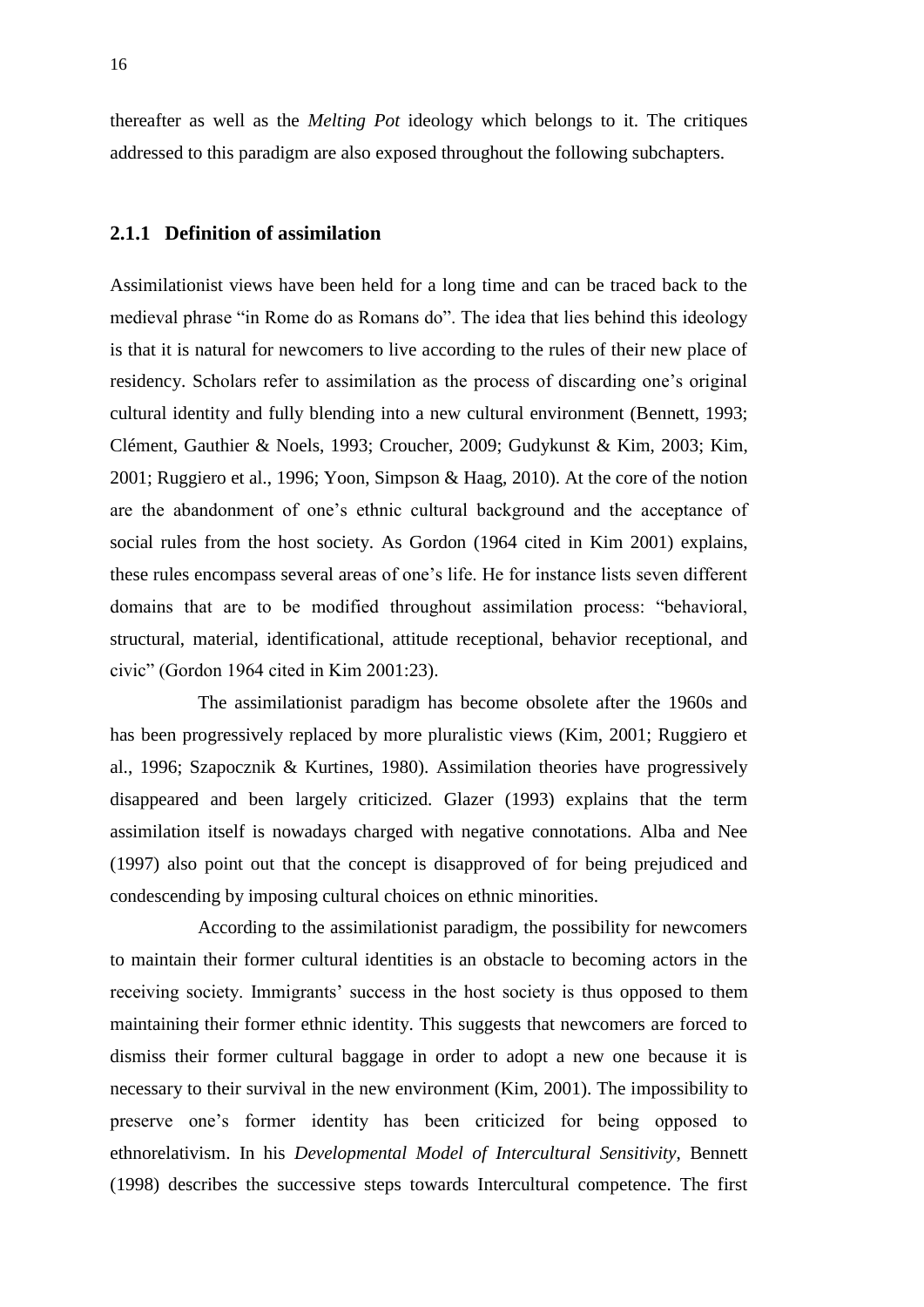thereafter as well as the *Melting Pot* ideology which belongs to it. The critiques addressed to this paradigm are also exposed throughout the following subchapters.

### 2.1.1 Definition of assimilation

Assimilationist views have been held for a long time and can be traced back to the medieval phrase "in Rome do as Romans do". The idea that lies behind this ideology is that it is natural for newcomers to live according to the rules of their new place of residency. Scholars refer to assimilation as the process of discarding one's original cultural identity and fully blending into a new cultural environment (Bennett, 1993; Clément, Gauthier & Noels, 1993; Croucher, 2009; Gudykunst & Kim, 2003; Kim, 2001; Ruggiero et al., 1996; Yoon, Simpson & Haag, 2010). At the core of the notion are the abandonment of one's ethnic cultural background and the acceptance of social rules from the host society. As Gordon (1964 cited in Kim 2001) explains, these rules encompass several areas of one's life. He for instance lists seven different domains that are to be modified throughout assimilation process: "behavioral, structural, material, identificational, attitude receptional, behavior receptional, and civic" (Gordon 1964 cited in Kim 2001:23).

The assimilationist paradigm has become obsolete after the 1960s and has been progressively replaced by more pluralistic views (Kim, 2001; Ruggiero et al., 1996; Szapocznik & Kurtines, 1980). Assimilation theories have progressively disappeared and been largely criticized. Glazer (1993) explains that the term assimilation itself is nowadays charged with negative connotations. Alba and Nee (1997) also point out that the concept is disapproved of for being prejudiced and condescending by imposing cultural choices on ethnic minorities.

According to the assimilationist paradigm, the possibility for newcomers to maintain their former cultural identities is an obstacle to becoming actors in the receiving society. Immigrants' success in the host society is thus opposed to them maintaining their former ethnic identity. This suggests that newcomers are forced to dismiss their former cultural baggage in order to adopt a new one because it is necessary to their survival in the new environment (Kim, 2001). The impossibility to preserve one's former identity has been criticized for being opposed to ethnorelativism. In his *Developmental Model of Intercultural Sensitivity*, Bennett (1998) describes the successive steps towards Intercultural competence. The first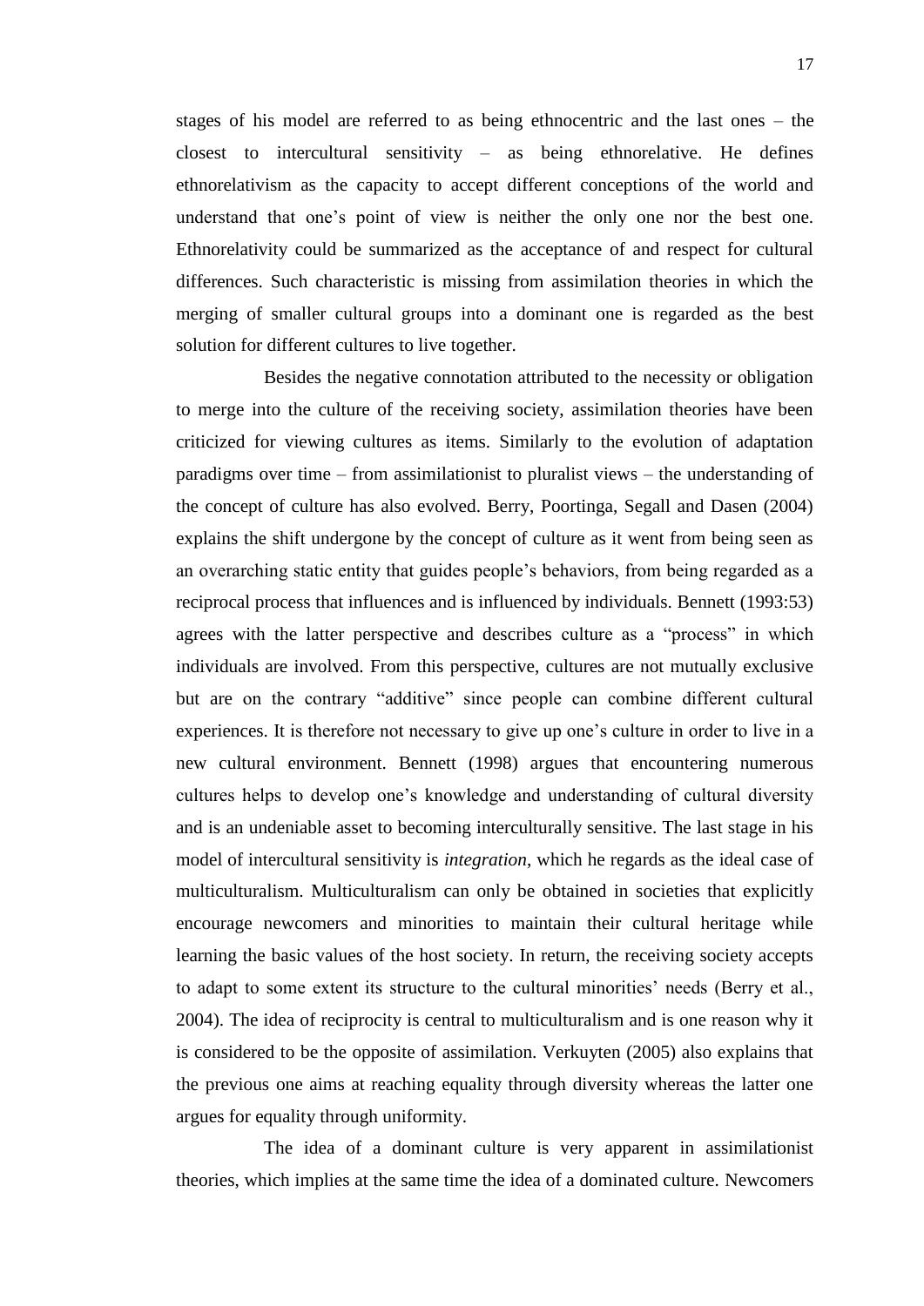stages of his model are referred to as being ethnocentric and the last ones – the closest to intercultural sensitivity – as being ethnorelative. He defines ethnorelativism as the capacity to accept different conceptions of the world and understand that one's point of view is neither the only one nor the best one. Ethnorelativity could be summarized as the acceptance of and respect for cultural differences. Such characteristic is missing from assimilation theories in which the merging of smaller cultural groups into a dominant one is regarded as the best solution for different cultures to live together.

Besides the negative connotation attributed to the necessity or obligation to merge into the culture of the receiving society, assimilation theories have been criticized for viewing cultures as items. Similarly to the evolution of adaptation paradigms over time – from assimilationist to pluralist views – the understanding of the concept of culture has also evolved. Berry, Poortinga, Segall and Dasen (2004) explains the shift undergone by the concept of culture as it went from being seen as an overarching static entity that guides people's behaviors, from being regarded as a reciprocal process that influences and is influenced by individuals. Bennett (1993:53) agrees with the latter perspective and describes culture as a "process" in which individuals are involved. From this perspective, cultures are not mutually exclusive but are on the contrary "additive" since people can combine different cultural experiences. It is therefore not necessary to give up one's culture in order to live in a new cultural environment. Bennett (1998) argues that encountering numerous cultures helps to develop one's knowledge and understanding of cultural diversity and is an undeniable asset to becoming interculturally sensitive. The last stage in his model of intercultural sensitivity is *integration*, which he regards as the ideal case of multiculturalism. Multiculturalism can only be obtained in societies that explicitly encourage newcomers and minorities to maintain their cultural heritage while learning the basic values of the host society. In return, the receiving society accepts to adapt to some extent its structure to the cultural minorities' needs (Berry et al., 2004). The idea of reciprocity is central to multiculturalism and is one reason why it is considered to be the opposite of assimilation. Verkuyten (2005) also explains that the previous one aims at reaching equality through diversity whereas the latter one argues for equality through uniformity.

The idea of a dominant culture is very apparent in assimilationist theories, which implies at the same time the idea of a dominated culture. Newcomers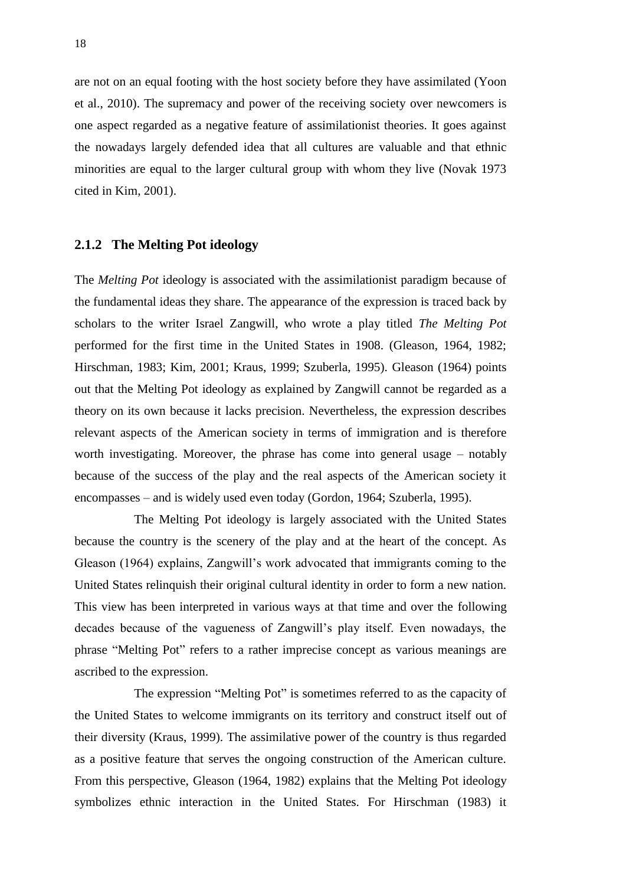are not on an equal footing with the host society before they have assimilated (Yoon et al., 2010). The supremacy and power of the receiving society over newcomers is one aspect regarded as a negative feature of assimilationist theories. It goes against the nowadays largely defended idea that all cultures are valuable and that ethnic minorities are equal to the larger cultural group with whom they live (Novak 1973 cited in Kim, 2001).

### 2.1.2 The Melting Pot ideology

The *Melting Pot* ideology is associated with the assimilationist paradigm because of the fundamental ideas they share. The appearance of the expression is traced back by scholars to the writer Israel Zangwill, who wrote a play titled *The Melting Pot* performed for the first time in the United States in 1908. (Gleason, 1964, 1982; Hirschman, 1983; Kim, 2001; Kraus, 1999; Szuberla, 1995). Gleason (1964) points out that the Melting Pot ideology as explained by Zangwill cannot be regarded as a theory on its own because it lacks precision. Nevertheless, the expression describes relevant aspects of the American society in terms of immigration and is therefore worth investigating. Moreover, the phrase has come into general usage – notably because of the success of the play and the real aspects of the American society it encompasses – and is widely used even today (Gordon, 1964; Szuberla, 1995).

The Melting Pot ideology is largely associated with the United States because the country is the scenery of the play and at the heart of the concept. As Gleason (1964) explains, Zangwill's work advocated that immigrants coming to the United States relinquish their original cultural identity in order to form a new nation. This view has been interpreted in various ways at that time and over the following decades because of the vagueness of Zangwill's play itself. Even nowadays, the phrase "Melting Pot" refers to a rather imprecise concept as various meanings are ascribed to the expression.

The expression "Melting Pot" is sometimes referred to as the capacity of the United States to welcome immigrants on its territory and construct itself out of their diversity (Kraus, 1999). The assimilative power of the country is thus regarded as a positive feature that serves the ongoing construction of the American culture. From this perspective, Gleason (1964, 1982) explains that the Melting Pot ideology symbolizes ethnic interaction in the United States. For Hirschman (1983) it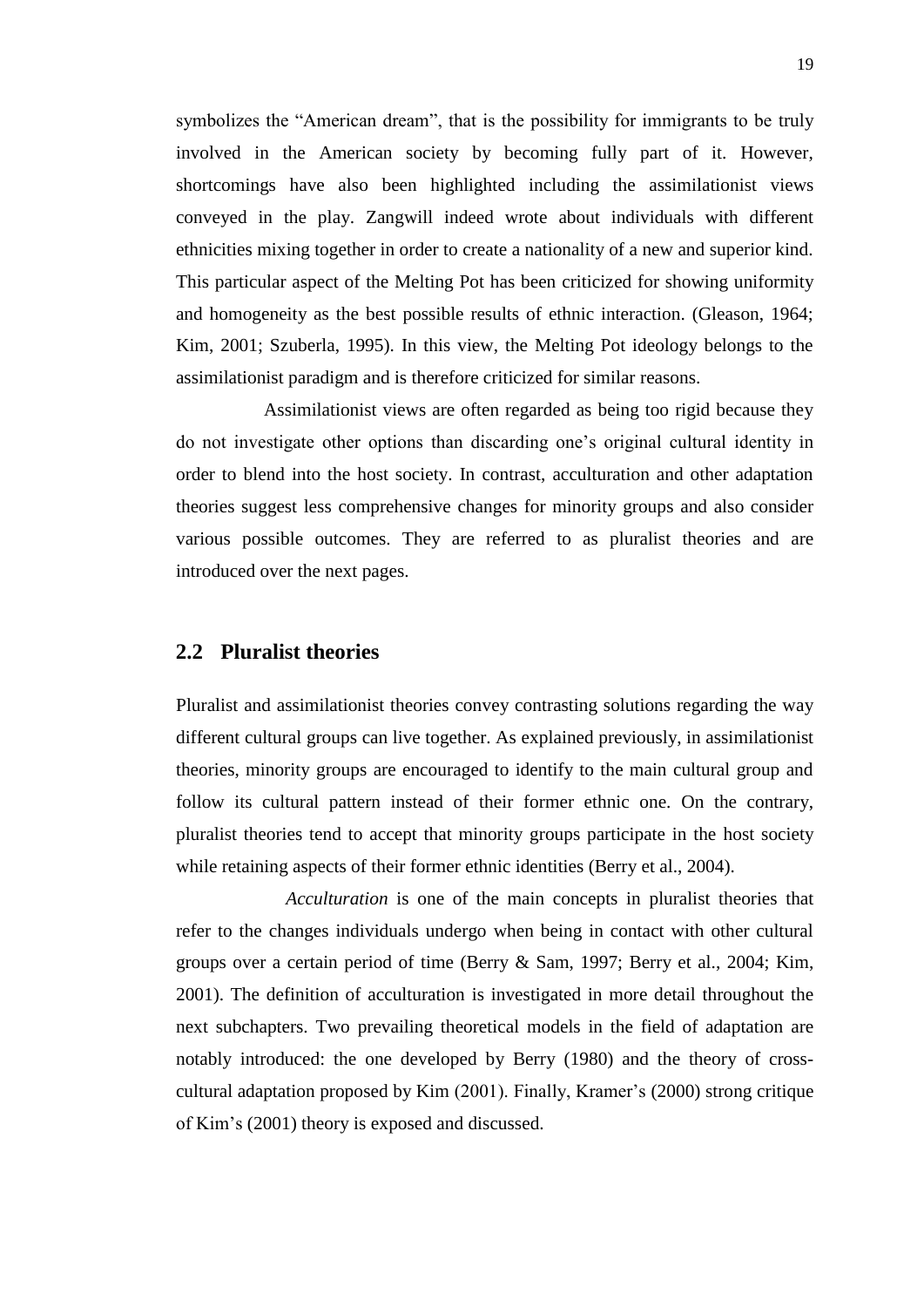symbolizes the "American dream", that is the possibility for immigrants to be truly involved in the American society by becoming fully part of it. However, shortcomings have also been highlighted including the assimilationist views conveyed in the play. Zangwill indeed wrote about individuals with different ethnicities mixing together in order to create a nationality of a new and superior kind. This particular aspect of the Melting Pot has been criticized for showing uniformity and homogeneity as the best possible results of ethnic interaction. (Gleason, 1964; Kim, 2001; Szuberla, 1995). In this view, the Melting Pot ideology belongs to the assimilationist paradigm and is therefore criticized for similar reasons.

Assimilationist views are often regarded as being too rigid because they do not investigate other options than discarding one's original cultural identity in order to blend into the host society. In contrast, acculturation and other adaptation theories suggest less comprehensive changes for minority groups and also consider various possible outcomes. They are referred to as pluralist theories and are introduced over the next pages.

## 2.2 Pluralist theories

Pluralist and assimilationist theories convey contrasting solutions regarding the way different cultural groups can live together. As explained previously, in assimilationist theories, minority groups are encouraged to identify to the main cultural group and follow its cultural pattern instead of their former ethnic one. On the contrary, pluralist theories tend to accept that minority groups participate in the host society while retaining aspects of their former ethnic identities (Berry et al., 2004).

*Acculturation* is one of the main concepts in pluralist theories that refer to the changes individuals undergo when being in contact with other cultural groups over a certain period of time (Berry & Sam, 1997; Berry et al., 2004; Kim, 2001). The definition of acculturation is investigated in more detail throughout the next subchapters. Two prevailing theoretical models in the field of adaptation are notably introduced: the one developed by Berry (1980) and the theory of cross-cultural adaptation proposed by Kim (2001). Finally, Kramer's (2000) strong critique of Kim's (2001) theory is exposed and discussed.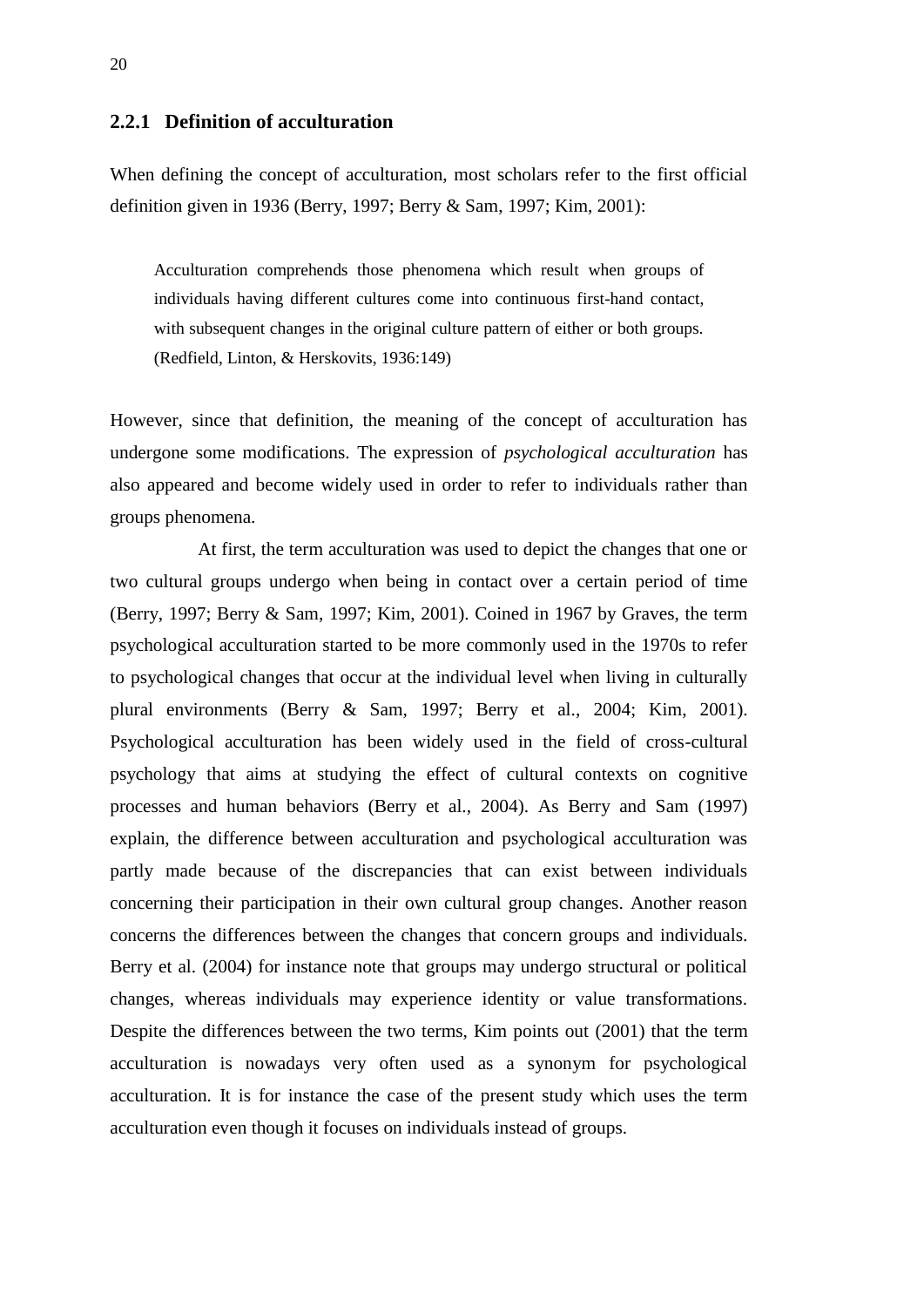### 2.2.1 Definition of acculturation

When defining the concept of acculturation, most scholars refer to the first official definition given in 1936 (Berry, 1997; Berry & Sam, 1997; Kim, 2001):

> Acculturation comprehends those phenomena which result when groups of individuals having different cultures come into continuous first-hand contact, with subsequent changes in the original culture pattern of either or both groups. (Redfield, Linton, & Herskovits, 1936:149)

However, since that definition, the meaning of the concept of acculturation has undergone some modifications. The expression of *psychological acculturation* has also appeared and become widely used in order to refer to individuals rather than groups phenomena.

At first, the term acculturation was used to depict the changes that one or two cultural groups undergo when being in contact over a certain period of time (Berry, 1997; Berry & Sam, 1997; Kim, 2001). Coined in 1967 by Graves, the term psychological acculturation started to be more commonly used in the 1970s to refer to psychological changes that occur at the individual level when living in culturally plural environments (Berry & Sam, 1997; Berry et al., 2004; Kim, 2001). Psychological acculturation has been widely used in the field of cross-cultural psychology that aims at studying the effect of cultural contexts on cognitive processes and human behaviors (Berry et al., 2004). As Berry and Sam (1997) explain, the difference between acculturation and psychological acculturation was partly made because of the discrepancies that can exist between individuals concerning their participation in their own cultural group changes. Another reason concerns the differences between the changes that concern groups and individuals. Berry et al. (2004) for instance note that groups may undergo structural or political changes, whereas individuals may experience identity or value transformations. Despite the differences between the two terms, Kim points out (2001) that the term acculturation is nowadays very often used as a synonym for psychological acculturation. It is for instance the case of the present study which uses the term acculturation even though it focuses on individuals instead of groups.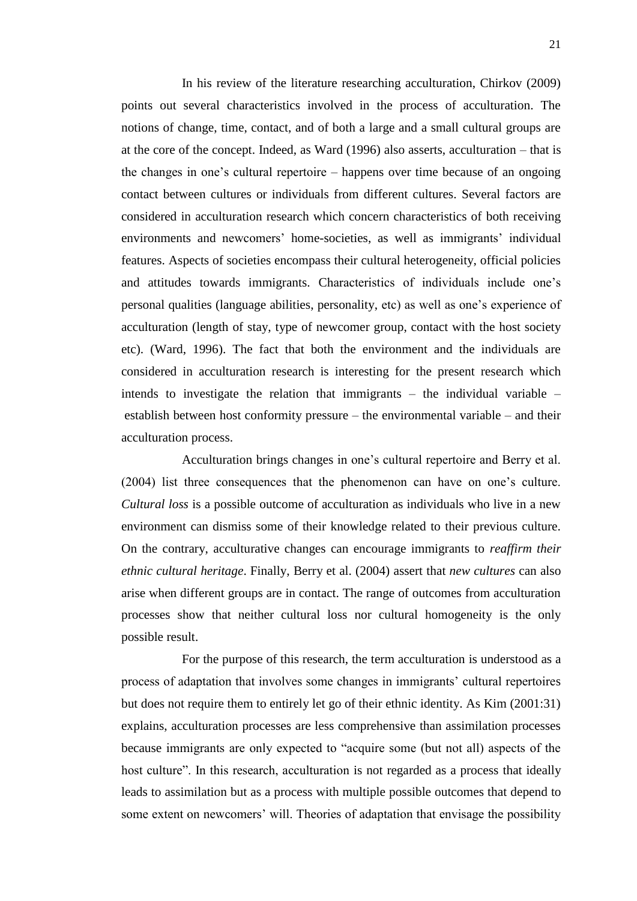In his review of the literature researching acculturation, Chirkov (2009) points out several characteristics involved in the process of acculturation. The notions of change, time, contact, and of both a large and a small cultural groups are at the core of the concept. Indeed, as Ward (1996) also asserts, acculturation – that is the changes in one's cultural repertoire – happens over time because of an ongoing contact between cultures or individuals from different cultures. Several factors are considered in acculturation research which concern characteristics of both receiving environments and newcomers' home-societies, as well as immigrants' individual features. Aspects of societies encompass their cultural heterogeneity, official policies and attitudes towards immigrants. Characteristics of individuals include one's personal qualities (language abilities, personality, etc) as well as one's experience of acculturation (length of stay, type of newcomer group, contact with the host society etc). (Ward, 1996). The fact that both the environment and the individuals are considered in acculturation research is interesting for the present research which intends to investigate the relation that immigrants – the individual variable – establish between host conformity pressure – the environmental variable – and their acculturation process.

Acculturation brings changes in one's cultural repertoire and Berry et al. (2004) list three consequences that the phenomenon can have on one's culture. *Cultural loss* is a possible outcome of acculturation as individuals who live in a new environment can dismiss some of their knowledge related to their previous culture. On the contrary, acculturative changes can encourage immigrants to *reaffirm their ethnic cultural heritage*. Finally, Berry et al. (2004) assert that *new cultures* can also arise when different groups are in contact. The range of outcomes from acculturation processes show that neither cultural loss nor cultural homogeneity is the only possible result.

For the purpose of this research, the term acculturation is understood as a process of adaptation that involves some changes in immigrants' cultural repertoires but does not require them to entirely let go of their ethnic identity. As Kim (2001:31) explains, acculturation processes are less comprehensive than assimilation processes because immigrants are only expected to "acquire some (but not all) aspects of the host culture". In this research, acculturation is not regarded as a process that ideally leads to assimilation but as a process with multiple possible outcomes that depend to some extent on newcomers' will. Theories of adaptation that envisage the possibility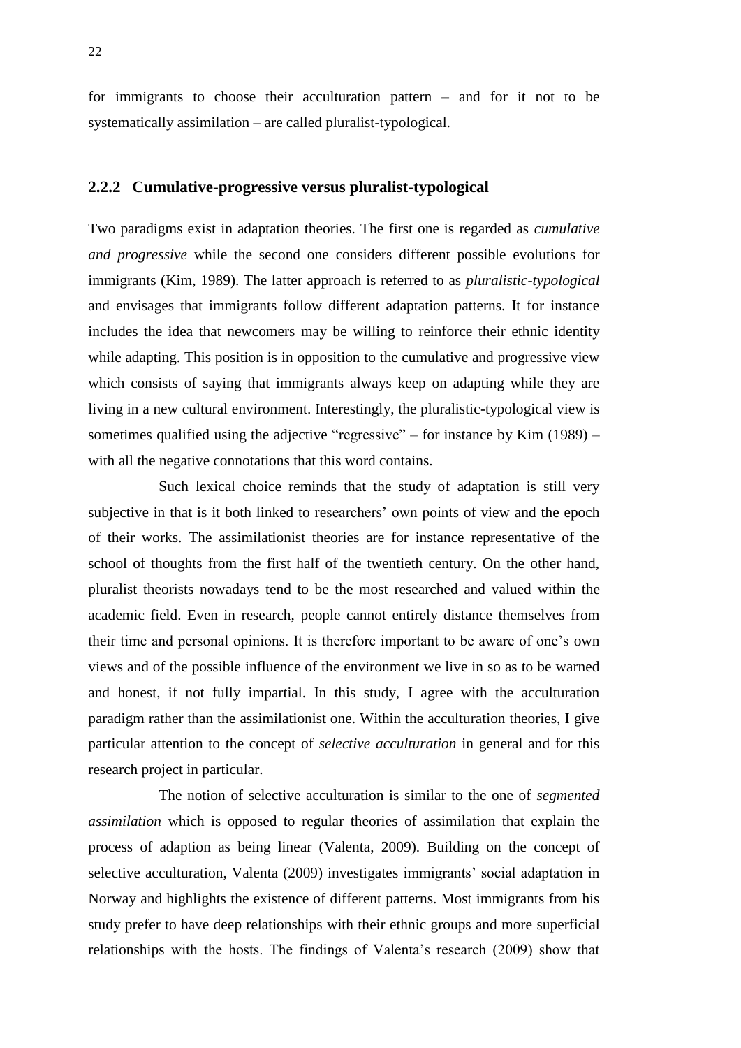for immigrants to choose their acculturation pattern – and for it not to be systematically assimilation – are called pluralist-typological.

### 2.2.2 Cumulative-progressive versus pluralist-typological

Two paradigms exist in adaptation theories. The first one is regarded as *cumulative and progressive* while the second one considers different possible evolutions for immigrants (Kim, 1989). The latter approach is referred to as *pluralistic-typological* and envisages that immigrants follow different adaptation patterns. It for instance includes the idea that newcomers may be willing to reinforce their ethnic identity while adapting. This position is in opposition to the cumulative and progressive view which consists of saying that immigrants always keep on adapting while they are living in a new cultural environment. Interestingly, the pluralistic-typological view is sometimes qualified using the adjective "regressive" – for instance by Kim (1989) – with all the negative connotations that this word contains.

Such lexical choice reminds that the study of adaptation is still very subjective in that is it both linked to researchers' own points of view and the epoch of their works. The assimilationist theories are for instance representative of the school of thoughts from the first half of the twentieth century. On the other hand, pluralist theorists nowadays tend to be the most researched and valued within the academic field. Even in research, people cannot entirely distance themselves from their time and personal opinions. It is therefore important to be aware of one's own views and of the possible influence of the environment we live in so as to be warned and honest, if not fully impartial. In this study, I agree with the acculturation paradigm rather than the assimilationist one. Within the acculturation theories, I give particular attention to the concept of *selective acculturation* in general and for this research project in particular.

The notion of selective acculturation is similar to the one of *segmented assimilation* which is opposed to regular theories of assimilation that explain the process of adaption as being linear (Valenta, 2009). Building on the concept of selective acculturation, Valenta (2009) investigates immigrants' social adaptation in Norway and highlights the existence of different patterns. Most immigrants from his study prefer to have deep relationships with their ethnic groups and more superficial relationships with the hosts. The findings of Valenta's research (2009) show that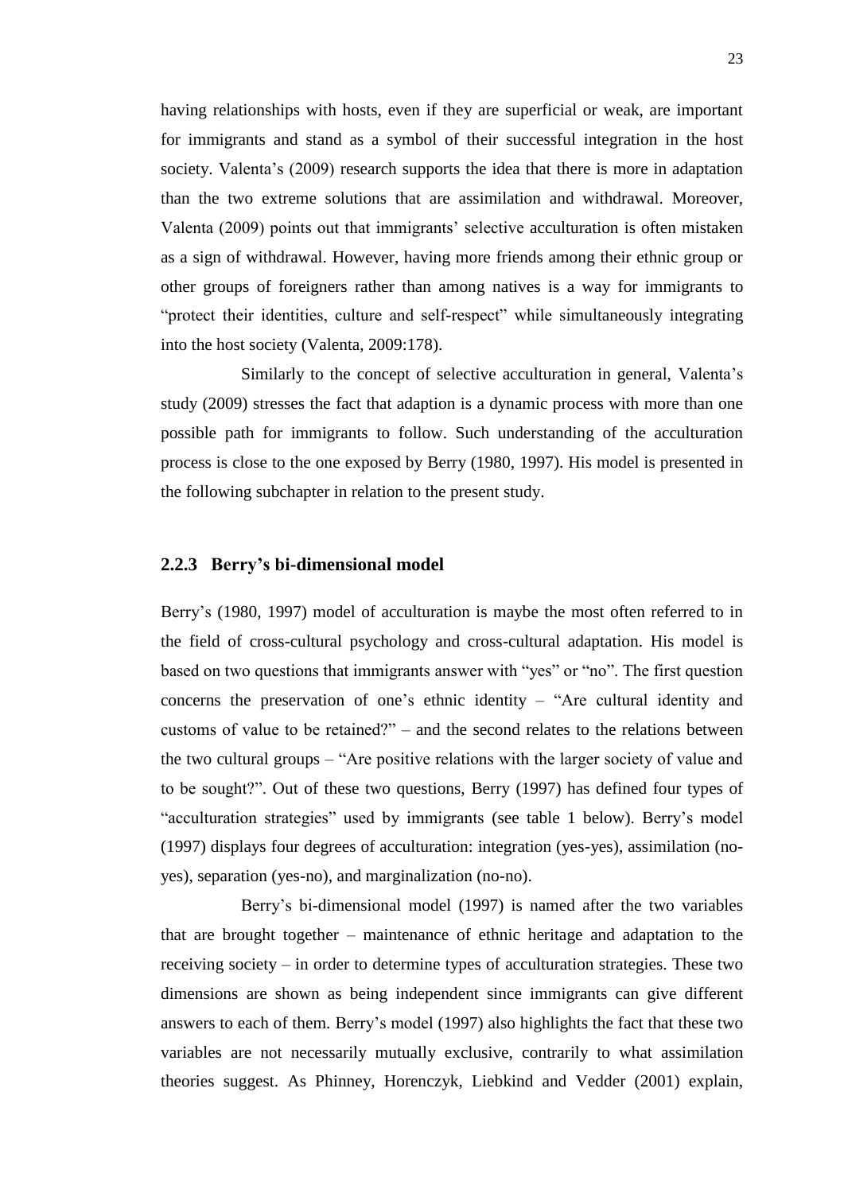having relationships with hosts, even if they are superficial or weak, are important for immigrants and stand as a symbol of their successful integration in the host society. Valenta's (2009) research supports the idea that there is more in adaptation than the two extreme solutions that are assimilation and withdrawal. Moreover, Valenta (2009) points out that immigrants' selective acculturation is often mistaken as a sign of withdrawal. However, having more friends among their ethnic group or other groups of foreigners rather than among natives is a way for immigrants to "protect their identities, culture and self-respect" while simultaneously integrating into the host society (Valenta, 2009:178).

Similarly to the concept of selective acculturation in general, Valenta's study (2009) stresses the fact that adaption is a dynamic process with more than one possible path for immigrants to follow. Such understanding of the acculturation process is close to the one exposed by Berry (1980, 1997). His model is presented in the following subchapter in relation to the present study.

### 2.2.3 Berry's bi-dimensional model

Berry's (1980, 1997) model of acculturation is maybe the most often referred to in the field of cross-cultural psychology and cross-cultural adaptation. His model is based on two questions that immigrants answer with "yes" or "no". The first question concerns the preservation of one's ethnic identity – "Are cultural identity and customs of value to be retained?" – and the second relates to the relations between the two cultural groups – "Are positive relations with the larger society of value and to be sought?". Out of these two questions, Berry (1997) has defined four types of "acculturation strategies" used by immigrants (see table 1 below). Berry's model (1997) displays four degrees of acculturation: integration (yes-yes), assimilation (no-yes), separation (yes-no), and marginalization (no-no).

Berry's bi-dimensional model (1997) is named after the two variables that are brought together – maintenance of ethnic heritage and adaptation to the receiving society – in order to determine types of acculturation strategies. These two dimensions are shown as being independent since immigrants can give different answers to each of them. Berry's model (1997) also highlights the fact that these two variables are not necessarily mutually exclusive, contrarily to what assimilation theories suggest. As Phinney, Horenczyk, Liebkind and Vedder (2001) explain,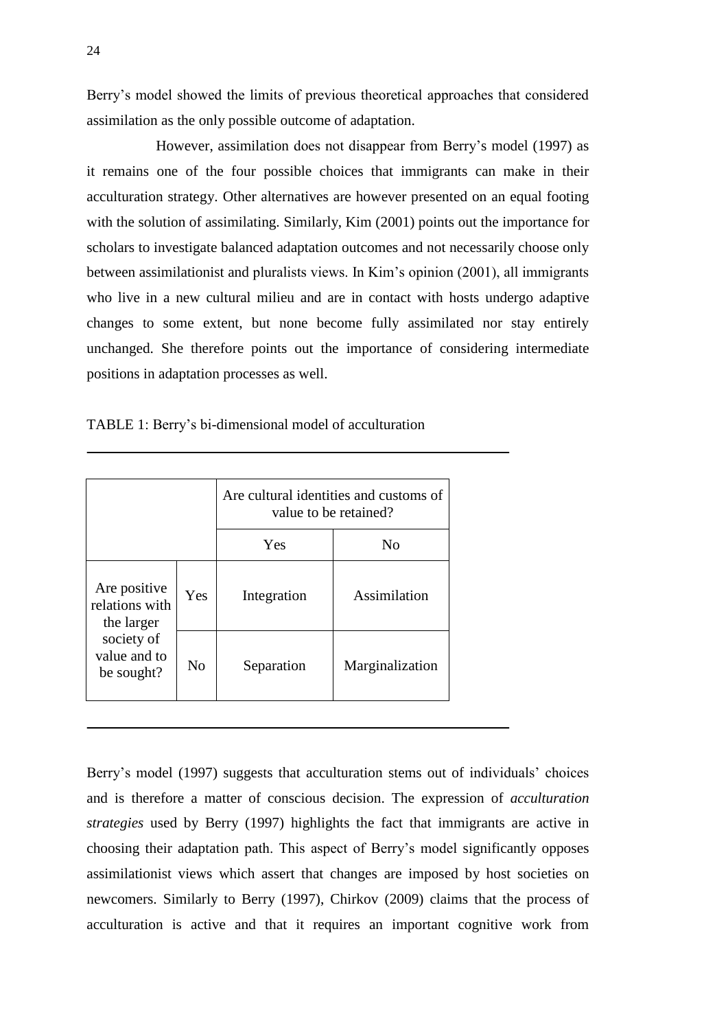Berry's model showed the limits of previous theoretical approaches that considered assimilation as the only possible outcome of adaptation.

However, assimilation does not disappear from Berry's model (1997) as it remains one of the four possible choices that immigrants can make in their acculturation strategy. Other alternatives are however presented on an equal footing with the solution of assimilating. Similarly, Kim (2001) points out the importance for scholars to investigate balanced adaptation outcomes and not necessarily choose only between assimilationist and pluralists views. In Kim's opinion (2001), all immigrants who live in a new cultural milieu and are in contact with hosts undergo adaptive changes to some extent, but none become fully assimilated nor stay entirely unchanged. She therefore points out the importance of considering intermediate positions in adaptation processes as well.

TABLE 1: Berry's bi-dimensional model of acculturation

| | | Are cultural identities and customs of value to be retained? | |
|---|---|---|---|
| | | Yes | No |
| Are positive relations with the larger society of value and to be sought? | Yes | Integration | Assimilation |
| | No | Separation | Marginalization |

Berry's model (1997) suggests that acculturation stems out of individuals' choices and is therefore a matter of conscious decision. The expression of *acculturation strategies* used by Berry (1997) highlights the fact that immigrants are active in choosing their adaptation path. This aspect of Berry's model significantly opposes assimilationist views which assert that changes are imposed by host societies on newcomers. Similarly to Berry (1997), Chirkov (2009) claims that the process of acculturation is active and that it requires an important cognitive work from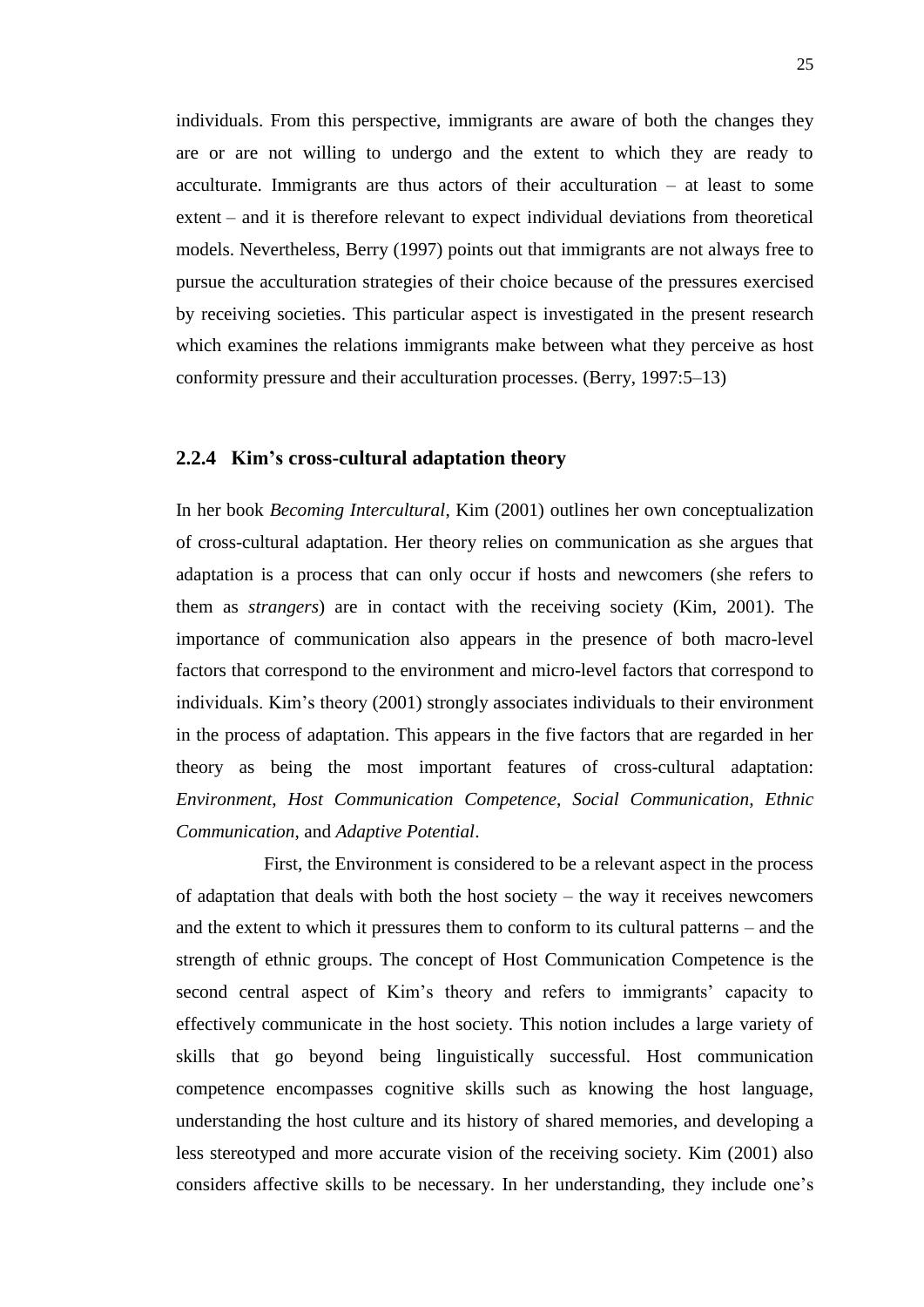individuals. From this perspective, immigrants are aware of both the changes they are or are not willing to undergo and the extent to which they are ready to acculturate. Immigrants are thus actors of their acculturation – at least to some extent – and it is therefore relevant to expect individual deviations from theoretical models. Nevertheless, Berry (1997) points out that immigrants are not always free to pursue the acculturation strategies of their choice because of the pressures exercised by receiving societies. This particular aspect is investigated in the present research which examines the relations immigrants make between what they perceive as host conformity pressure and their acculturation processes. (Berry, 1997:5–13)

### 2.2.4 Kim's cross-cultural adaptation theory

In her book *Becoming Intercultural*, Kim (2001) outlines her own conceptualization of cross-cultural adaptation. Her theory relies on communication as she argues that adaptation is a process that can only occur if hosts and newcomers (she refers to them as *strangers*) are in contact with the receiving society (Kim, 2001). The importance of communication also appears in the presence of both macro-level factors that correspond to the environment and micro-level factors that correspond to individuals. Kim's theory (2001) strongly associates individuals to their environment in the process of adaptation. This appears in the five factors that are regarded in her theory as being the most important features of cross-cultural adaptation: *Environment*, *Host Communication Competence*, *Social Communication, Ethnic Communication*, and *Adaptive Potential*.

First, the Environment is considered to be a relevant aspect in the process of adaptation that deals with both the host society – the way it receives newcomers and the extent to which it pressures them to conform to its cultural patterns – and the strength of ethnic groups. The concept of Host Communication Competence is the second central aspect of Kim's theory and refers to immigrants' capacity to effectively communicate in the host society. This notion includes a large variety of skills that go beyond being linguistically successful. Host communication competence encompasses cognitive skills such as knowing the host language, understanding the host culture and its history of shared memories, and developing a less stereotyped and more accurate vision of the receiving society. Kim (2001) also considers affective skills to be necessary. In her understanding, they include one's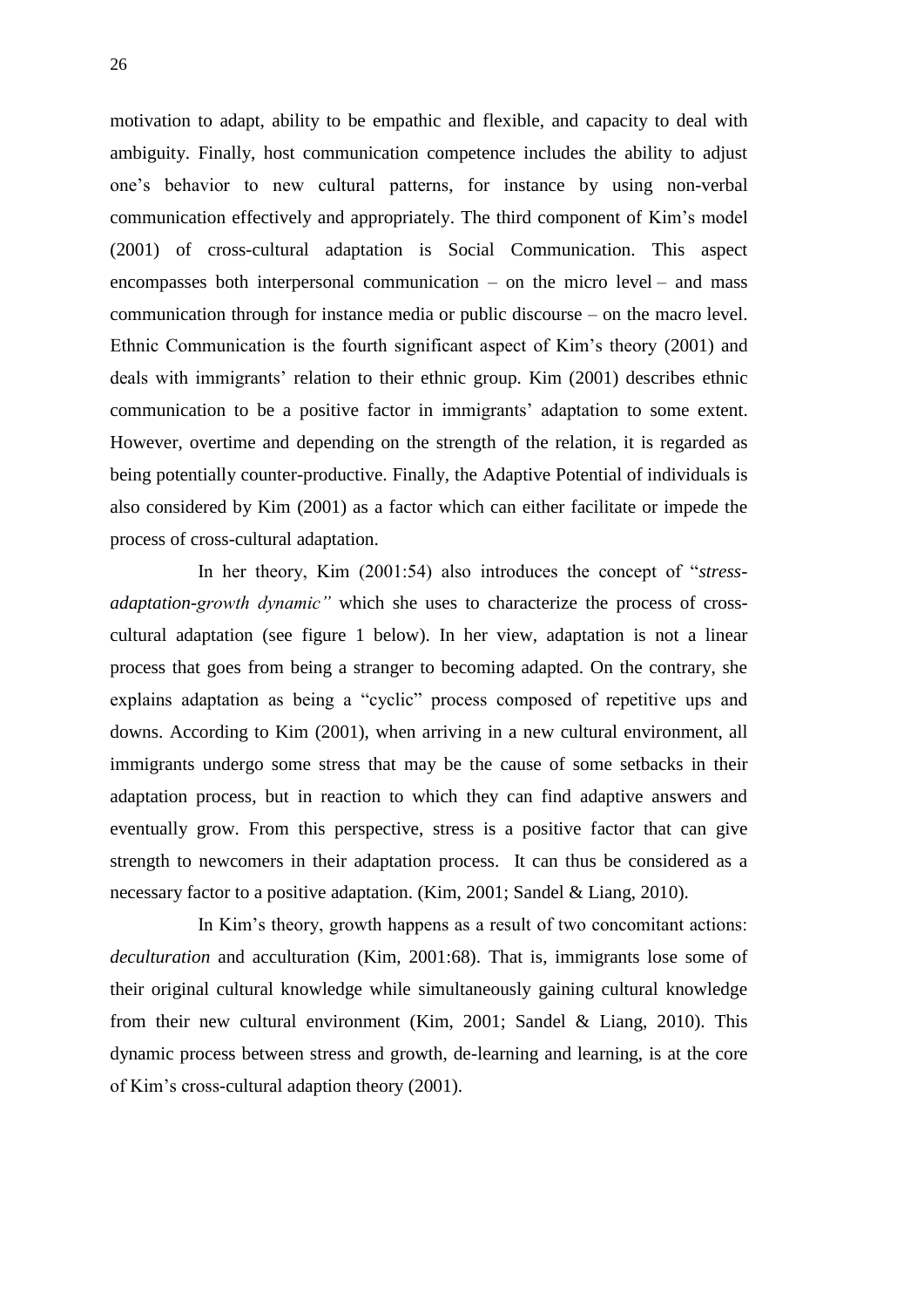motivation to adapt, ability to be empathic and flexible, and capacity to deal with ambiguity. Finally, host communication competence includes the ability to adjust one's behavior to new cultural patterns, for instance by using non-verbal communication effectively and appropriately. The third component of Kim's model (2001) of cross-cultural adaptation is Social Communication. This aspect encompasses both interpersonal communication – on the micro level – and mass communication through for instance media or public discourse – on the macro level. Ethnic Communication is the fourth significant aspect of Kim's theory (2001) and deals with immigrants' relation to their ethnic group. Kim (2001) describes ethnic communication to be a positive factor in immigrants' adaptation to some extent. However, overtime and depending on the strength of the relation, it is regarded as being potentially counter-productive. Finally, the Adaptive Potential of individuals is also considered by Kim (2001) as a factor which can either facilitate or impede the process of cross-cultural adaptation.

In her theory, Kim (2001:54) also introduces the concept of "*stress-adaptation-growth dynamic"* which she uses to characterize the process of cross-cultural adaptation (see figure 1 below). In her view, adaptation is not a linear process that goes from being a stranger to becoming adapted. On the contrary, she explains adaptation as being a "cyclic" process composed of repetitive ups and downs. According to Kim (2001), when arriving in a new cultural environment, all immigrants undergo some stress that may be the cause of some setbacks in their adaptation process, but in reaction to which they can find adaptive answers and eventually grow. From this perspective, stress is a positive factor that can give strength to newcomers in their adaptation process. It can thus be considered as a necessary factor to a positive adaptation. (Kim, 2001; Sandel & Liang, 2010).

In Kim's theory, growth happens as a result of two concomitant actions: *deculturation* and acculturation (Kim, 2001:68). That is, immigrants lose some of their original cultural knowledge while simultaneously gaining cultural knowledge from their new cultural environment (Kim, 2001; Sandel & Liang, 2010). This dynamic process between stress and growth, de-learning and learning, is at the core of Kim's cross-cultural adaption theory (2001).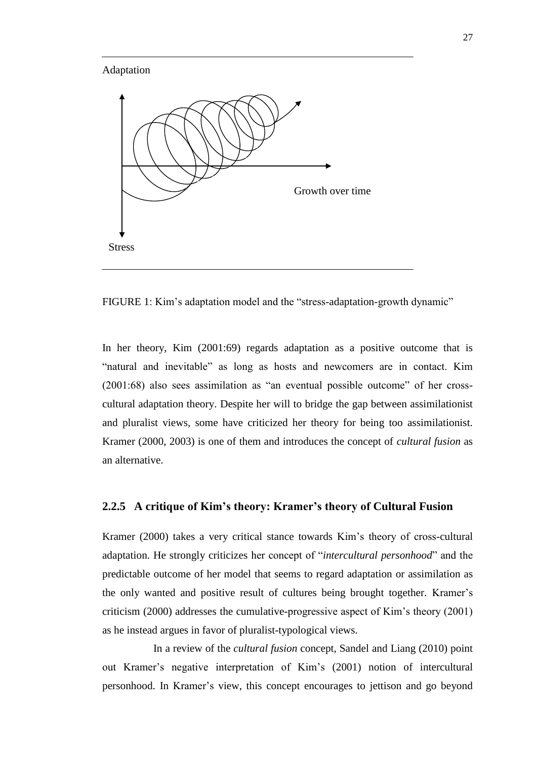Adaptation

Growth over time

Stress

FIGURE 1: Kim's adaptation model and the "stress-adaptation-growth dynamic"

In her theory, Kim (2001:69) regards adaptation as a positive outcome that is "natural and inevitable" as long as hosts and newcomers are in contact. Kim (2001:68) also sees assimilation as "an eventual possible outcome" of her cross-cultural adaptation theory. Despite her will to bridge the gap between assimilationist and pluralist views, some have criticized her theory for being too assimilationist. Kramer (2000, 2003) is one of them and introduces the concept of *cultural fusion* as an alternative.

### 2.2.5 A critique of Kim's theory: Kramer's theory of Cultural Fusion

Kramer (2000) takes a very critical stance towards Kim's theory of cross-cultural adaptation. He strongly criticizes her concept of "*intercultural personhood*" and the predictable outcome of her model that seems to regard adaptation or assimilation as the only wanted and positive result of cultures being brought together. Kramer's criticism (2000) addresses the cumulative-progressive aspect of Kim's theory (2001) as he instead argues in favor of pluralist-typological views.

In a review of the *cultural fusion* concept, Sandel and Liang (2010) point out Kramer's negative interpretation of Kim's (2001) notion of intercultural personhood. In Kramer's view, this concept encourages to jettison and go beyond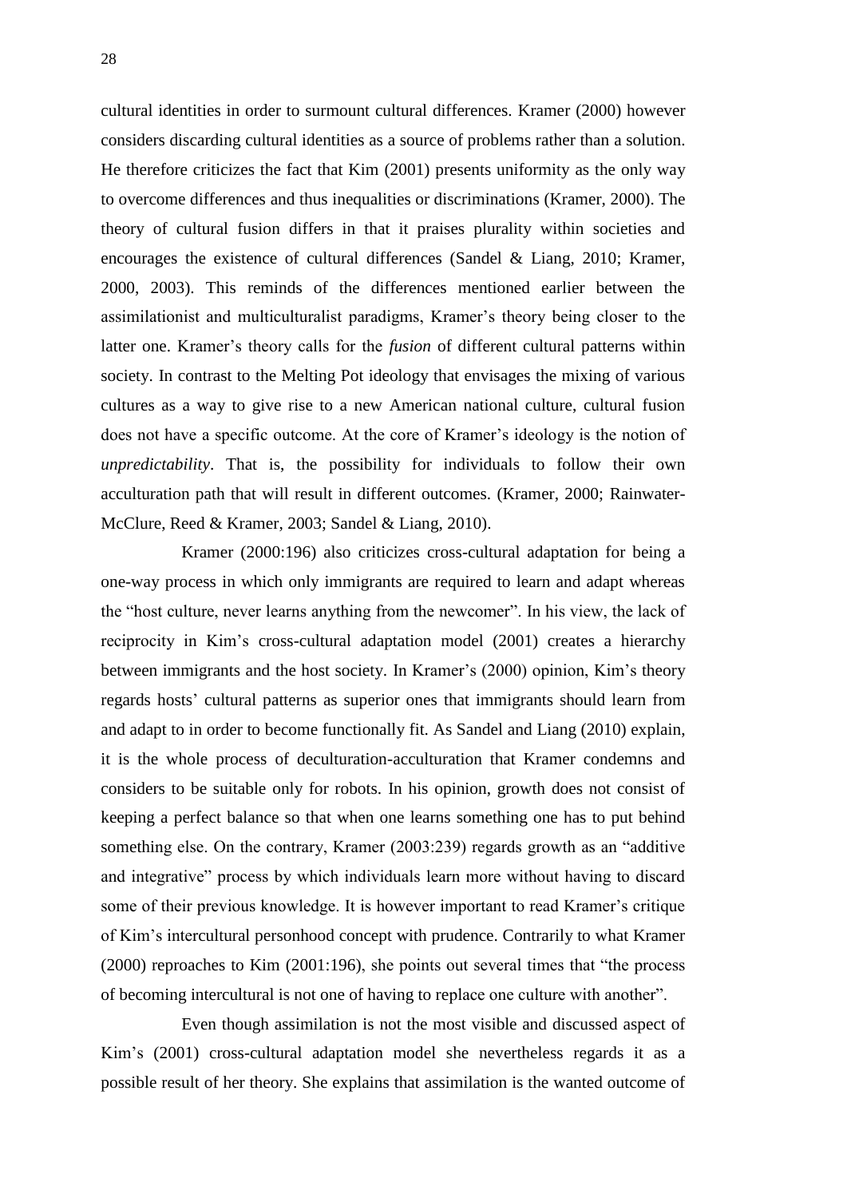cultural identities in order to surmount cultural differences. Kramer (2000) however considers discarding cultural identities as a source of problems rather than a solution. He therefore criticizes the fact that Kim (2001) presents uniformity as the only way to overcome differences and thus inequalities or discriminations (Kramer, 2000). The theory of cultural fusion differs in that it praises plurality within societies and encourages the existence of cultural differences (Sandel & Liang, 2010; Kramer, 2000, 2003). This reminds of the differences mentioned earlier between the assimilationist and multiculturalist paradigms, Kramer's theory being closer to the latter one. Kramer's theory calls for the *fusion* of different cultural patterns within society. In contrast to the Melting Pot ideology that envisages the mixing of various cultures as a way to give rise to a new American national culture, cultural fusion does not have a specific outcome. At the core of Kramer's ideology is the notion of *unpredictability*. That is, the possibility for individuals to follow their own acculturation path that will result in different outcomes. (Kramer, 2000; Rainwater-McClure, Reed & Kramer, 2003; Sandel & Liang, 2010).

Kramer (2000:196) also criticizes cross-cultural adaptation for being a one-way process in which only immigrants are required to learn and adapt whereas the "host culture, never learns anything from the newcomer". In his view, the lack of reciprocity in Kim's cross-cultural adaptation model (2001) creates a hierarchy between immigrants and the host society. In Kramer's (2000) opinion, Kim's theory regards hosts' cultural patterns as superior ones that immigrants should learn from and adapt to in order to become functionally fit. As Sandel and Liang (2010) explain, it is the whole process of deculturation-acculturation that Kramer condemns and considers to be suitable only for robots. In his opinion, growth does not consist of keeping a perfect balance so that when one learns something one has to put behind something else. On the contrary, Kramer (2003:239) regards growth as an "additive and integrative" process by which individuals learn more without having to discard some of their previous knowledge. It is however important to read Kramer's critique of Kim's intercultural personhood concept with prudence. Contrarily to what Kramer (2000) reproaches to Kim (2001:196), she points out several times that "the process of becoming intercultural is not one of having to replace one culture with another".

Even though assimilation is not the most visible and discussed aspect of Kim's (2001) cross-cultural adaptation model she nevertheless regards it as a possible result of her theory. She explains that assimilation is the wanted outcome of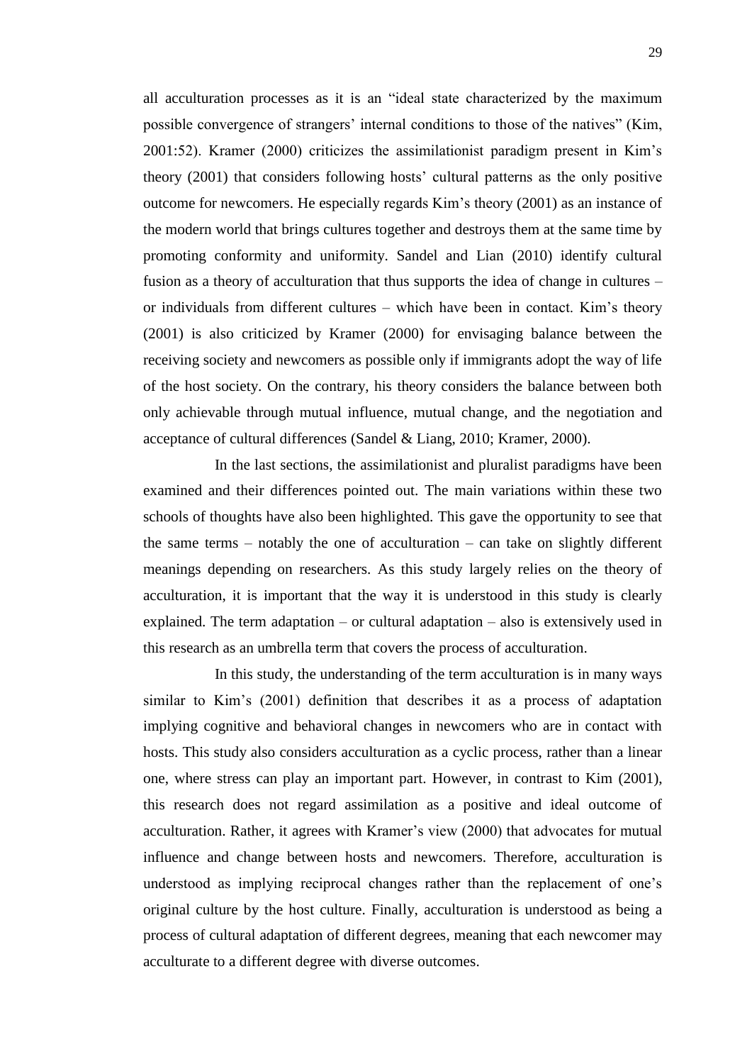all acculturation processes as it is an "ideal state characterized by the maximum possible convergence of strangers' internal conditions to those of the natives" (Kim, 2001:52). Kramer (2000) criticizes the assimilationist paradigm present in Kim's theory (2001) that considers following hosts' cultural patterns as the only positive outcome for newcomers. He especially regards Kim's theory (2001) as an instance of the modern world that brings cultures together and destroys them at the same time by promoting conformity and uniformity. Sandel and Lian (2010) identify cultural fusion as a theory of acculturation that thus supports the idea of change in cultures – or individuals from different cultures – which have been in contact. Kim's theory (2001) is also criticized by Kramer (2000) for envisaging balance between the receiving society and newcomers as possible only if immigrants adopt the way of life of the host society. On the contrary, his theory considers the balance between both only achievable through mutual influence, mutual change, and the negotiation and acceptance of cultural differences (Sandel & Liang, 2010; Kramer, 2000).

In the last sections, the assimilationist and pluralist paradigms have been examined and their differences pointed out. The main variations within these two schools of thoughts have also been highlighted. This gave the opportunity to see that the same terms – notably the one of acculturation – can take on slightly different meanings depending on researchers. As this study largely relies on the theory of acculturation, it is important that the way it is understood in this study is clearly explained. The term adaptation – or cultural adaptation – also is extensively used in this research as an umbrella term that covers the process of acculturation.

In this study, the understanding of the term acculturation is in many ways similar to Kim's (2001) definition that describes it as a process of adaptation implying cognitive and behavioral changes in newcomers who are in contact with hosts. This study also considers acculturation as a cyclic process, rather than a linear one, where stress can play an important part. However, in contrast to Kim (2001), this research does not regard assimilation as a positive and ideal outcome of acculturation. Rather, it agrees with Kramer's view (2000) that advocates for mutual influence and change between hosts and newcomers. Therefore, acculturation is understood as implying reciprocal changes rather than the replacement of one's original culture by the host culture. Finally, acculturation is understood as being a process of cultural adaptation of different degrees, meaning that each newcomer may acculturate to a different degree with diverse outcomes.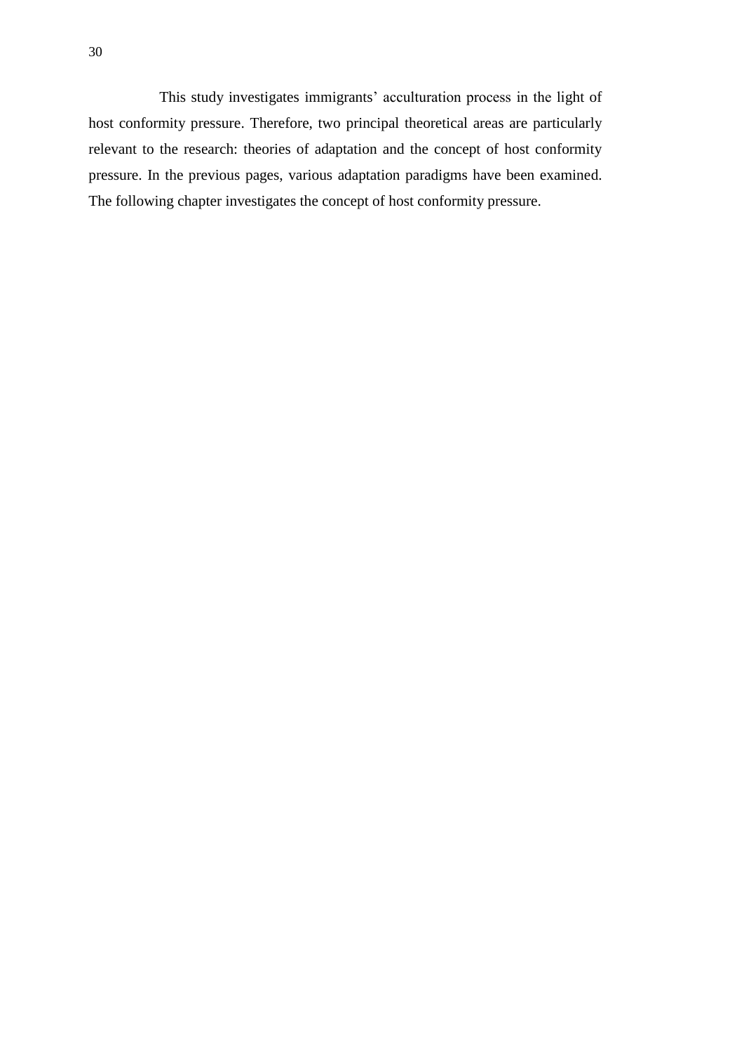This study investigates immigrants' acculturation process in the light of host conformity pressure. Therefore, two principal theoretical areas are particularly relevant to the research: theories of adaptation and the concept of host conformity pressure. In the previous pages, various adaptation paradigms have been examined. The following chapter investigates the concept of host conformity pressure.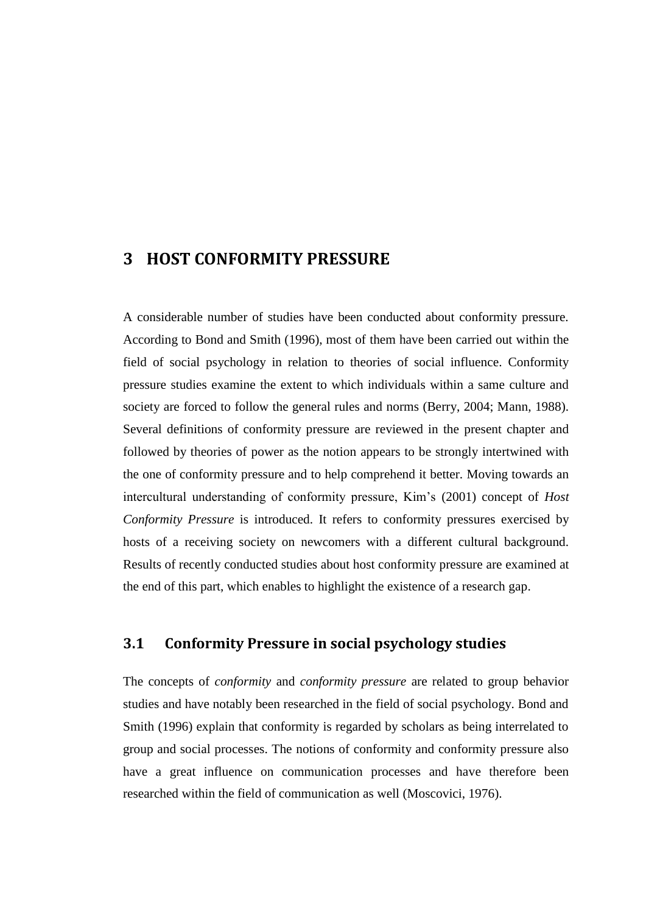# 3 HOST CONFORMITY PRESSURE

A considerable number of studies have been conducted about conformity pressure. According to Bond and Smith (1996), most of them have been carried out within the field of social psychology in relation to theories of social influence. Conformity pressure studies examine the extent to which individuals within a same culture and society are forced to follow the general rules and norms (Berry, 2004; Mann, 1988). Several definitions of conformity pressure are reviewed in the present chapter and followed by theories of power as the notion appears to be strongly intertwined with the one of conformity pressure and to help comprehend it better. Moving towards an intercultural understanding of conformity pressure, Kim's (2001) concept of *Host Conformity Pressure* is introduced. It refers to conformity pressures exercised by hosts of a receiving society on newcomers with a different cultural background. Results of recently conducted studies about host conformity pressure are examined at the end of this part, which enables to highlight the existence of a research gap.

## 3.1 Conformity Pressure in social psychology studies

The concepts of *conformity* and *conformity pressure* are related to group behavior studies and have notably been researched in the field of social psychology. Bond and Smith (1996) explain that conformity is regarded by scholars as being interrelated to group and social processes. The notions of conformity and conformity pressure also have a great influence on communication processes and have therefore been researched within the field of communication as well (Moscovici, 1976).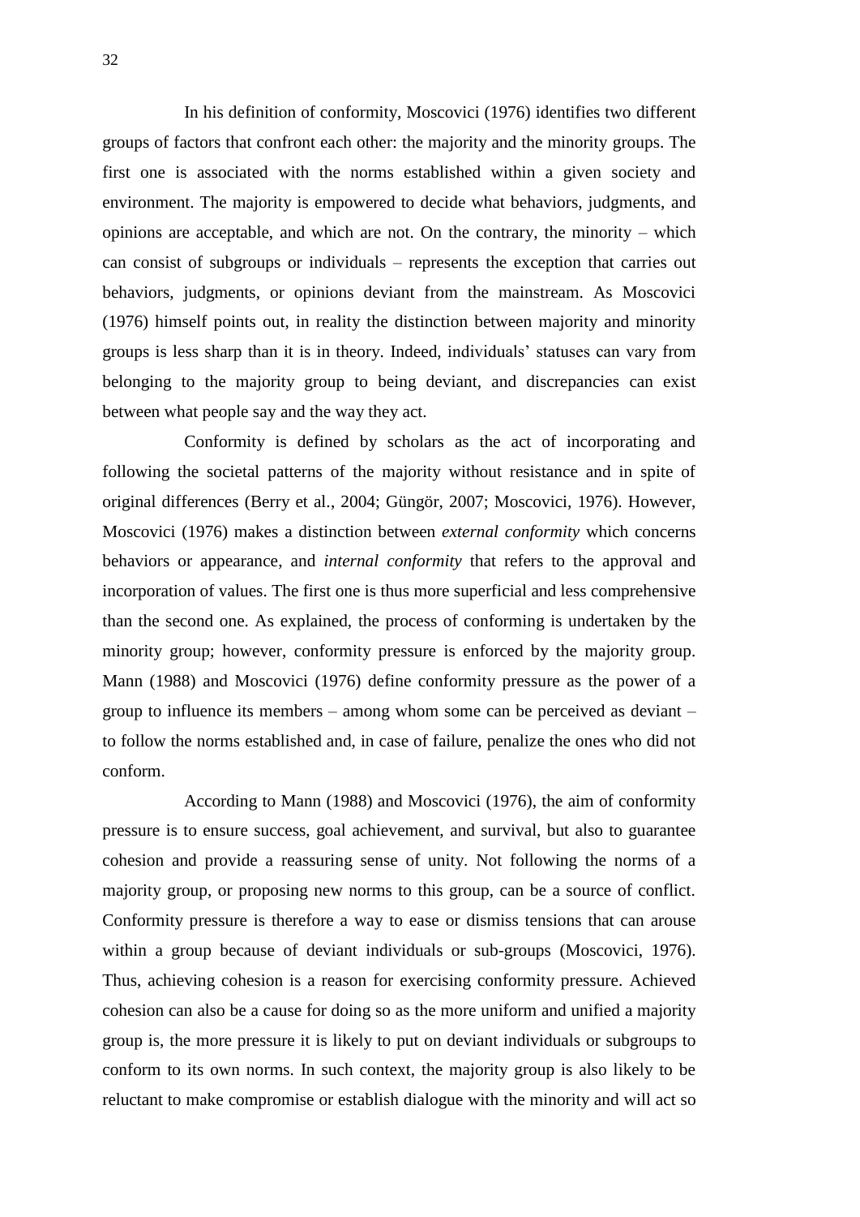In his definition of conformity, Moscovici (1976) identifies two different groups of factors that confront each other: the majority and the minority groups. The first one is associated with the norms established within a given society and environment. The majority is empowered to decide what behaviors, judgments, and opinions are acceptable, and which are not. On the contrary, the minority – which can consist of subgroups or individuals – represents the exception that carries out behaviors, judgments, or opinions deviant from the mainstream. As Moscovici (1976) himself points out, in reality the distinction between majority and minority groups is less sharp than it is in theory. Indeed, individuals' statuses can vary from belonging to the majority group to being deviant, and discrepancies can exist between what people say and the way they act.

Conformity is defined by scholars as the act of incorporating and following the societal patterns of the majority without resistance and in spite of original differences (Berry et al., 2004; Güngör, 2007; Moscovici, 1976). However, Moscovici (1976) makes a distinction between *external conformity* which concerns behaviors or appearance, and *internal conformity* that refers to the approval and incorporation of values. The first one is thus more superficial and less comprehensive than the second one. As explained, the process of conforming is undertaken by the minority group; however, conformity pressure is enforced by the majority group. Mann (1988) and Moscovici (1976) define conformity pressure as the power of a group to influence its members – among whom some can be perceived as deviant – to follow the norms established and, in case of failure, penalize the ones who did not conform.

According to Mann (1988) and Moscovici (1976), the aim of conformity pressure is to ensure success, goal achievement, and survival, but also to guarantee cohesion and provide a reassuring sense of unity. Not following the norms of a majority group, or proposing new norms to this group, can be a source of conflict. Conformity pressure is therefore a way to ease or dismiss tensions that can arouse within a group because of deviant individuals or sub-groups (Moscovici, 1976). Thus, achieving cohesion is a reason for exercising conformity pressure. Achieved cohesion can also be a cause for doing so as the more uniform and unified a majority group is, the more pressure it is likely to put on deviant individuals or subgroups to conform to its own norms. In such context, the majority group is also likely to be reluctant to make compromise or establish dialogue with the minority and will act so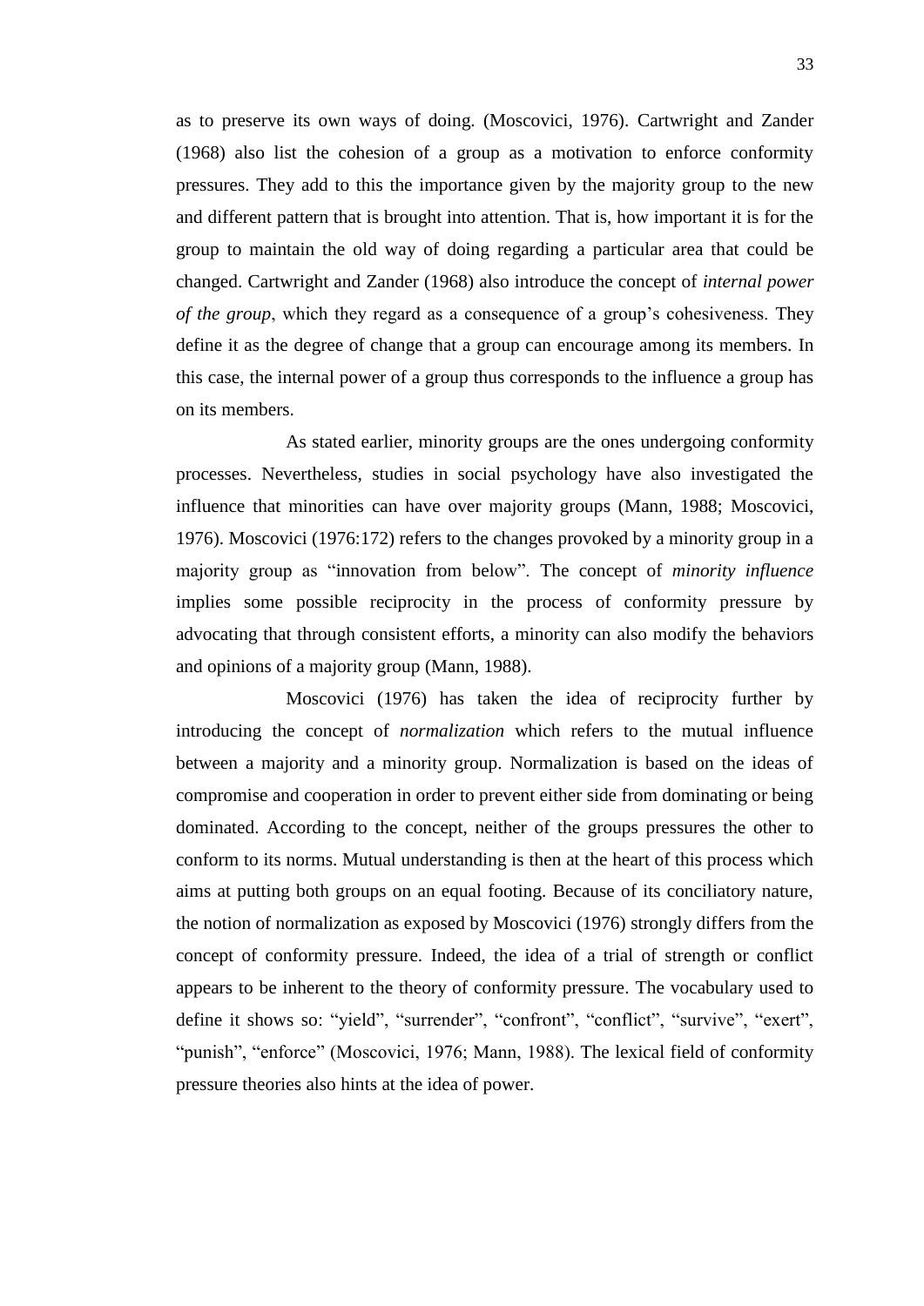as to preserve its own ways of doing. (Moscovici, 1976). Cartwright and Zander (1968) also list the cohesion of a group as a motivation to enforce conformity pressures. They add to this the importance given by the majority group to the new and different pattern that is brought into attention. That is, how important it is for the group to maintain the old way of doing regarding a particular area that could be changed. Cartwright and Zander (1968) also introduce the concept of *internal power of the group*, which they regard as a consequence of a group's cohesiveness. They define it as the degree of change that a group can encourage among its members. In this case, the internal power of a group thus corresponds to the influence a group has on its members.

As stated earlier, minority groups are the ones undergoing conformity processes. Nevertheless, studies in social psychology have also investigated the influence that minorities can have over majority groups (Mann, 1988; Moscovici, 1976). Moscovici (1976:172) refers to the changes provoked by a minority group in a majority group as "innovation from below". The concept of *minority influence* implies some possible reciprocity in the process of conformity pressure by advocating that through consistent efforts, a minority can also modify the behaviors and opinions of a majority group (Mann, 1988).

Moscovici (1976) has taken the idea of reciprocity further by introducing the concept of *normalization* which refers to the mutual influence between a majority and a minority group. Normalization is based on the ideas of compromise and cooperation in order to prevent either side from dominating or being dominated. According to the concept, neither of the groups pressures the other to conform to its norms. Mutual understanding is then at the heart of this process which aims at putting both groups on an equal footing. Because of its conciliatory nature, the notion of normalization as exposed by Moscovici (1976) strongly differs from the concept of conformity pressure. Indeed, the idea of a trial of strength or conflict appears to be inherent to the theory of conformity pressure. The vocabulary used to define it shows so: "yield", "surrender", "confront", "conflict", "survive", "exert", "punish", "enforce" (Moscovici, 1976; Mann, 1988). The lexical field of conformity pressure theories also hints at the idea of power.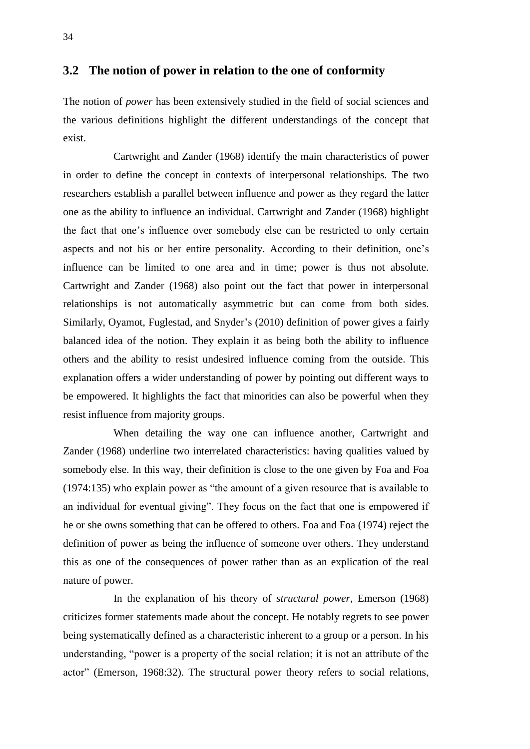## 3.2 The notion of power in relation to the one of conformity

The notion of *power* has been extensively studied in the field of social sciences and the various definitions highlight the different understandings of the concept that exist.

Cartwright and Zander (1968) identify the main characteristics of power in order to define the concept in contexts of interpersonal relationships. The two researchers establish a parallel between influence and power as they regard the latter one as the ability to influence an individual. Cartwright and Zander (1968) highlight the fact that one's influence over somebody else can be restricted to only certain aspects and not his or her entire personality. According to their definition, one's influence can be limited to one area and in time; power is thus not absolute. Cartwright and Zander (1968) also point out the fact that power in interpersonal relationships is not automatically asymmetric but can come from both sides. Similarly, Oyamot, Fuglestad, and Snyder's (2010) definition of power gives a fairly balanced idea of the notion. They explain it as being both the ability to influence others and the ability to resist undesired influence coming from the outside. This explanation offers a wider understanding of power by pointing out different ways to be empowered. It highlights the fact that minorities can also be powerful when they resist influence from majority groups.

When detailing the way one can influence another, Cartwright and Zander (1968) underline two interrelated characteristics: having qualities valued by somebody else. In this way, their definition is close to the one given by Foa and Foa (1974:135) who explain power as "the amount of a given resource that is available to an individual for eventual giving". They focus on the fact that one is empowered if he or she owns something that can be offered to others. Foa and Foa (1974) reject the definition of power as being the influence of someone over others. They understand this as one of the consequences of power rather than as an explication of the real nature of power.

In the explanation of his theory of *structural power*, Emerson (1968) criticizes former statements made about the concept. He notably regrets to see power being systematically defined as a characteristic inherent to a group or a person. In his understanding, "power is a property of the social relation; it is not an attribute of the actor" (Emerson, 1968:32). The structural power theory refers to social relations,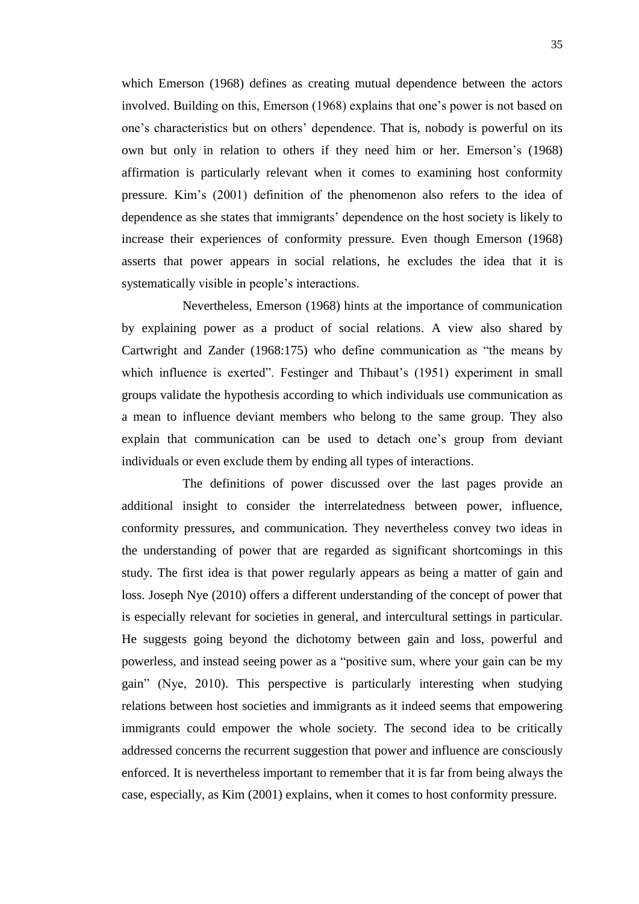which Emerson (1968) defines as creating mutual dependence between the actors involved. Building on this, Emerson (1968) explains that one's power is not based on one's characteristics but on others' dependence. That is, nobody is powerful on its own but only in relation to others if they need him or her. Emerson's (1968) affirmation is particularly relevant when it comes to examining host conformity pressure. Kim's (2001) definition of the phenomenon also refers to the idea of dependence as she states that immigrants' dependence on the host society is likely to increase their experiences of conformity pressure. Even though Emerson (1968) asserts that power appears in social relations, he excludes the idea that it is systematically visible in people's interactions.

Nevertheless, Emerson (1968) hints at the importance of communication by explaining power as a product of social relations. A view also shared by Cartwright and Zander (1968:175) who define communication as "the means by which influence is exerted". Festinger and Thibaut's (1951) experiment in small groups validate the hypothesis according to which individuals use communication as a mean to influence deviant members who belong to the same group. They also explain that communication can be used to detach one's group from deviant individuals or even exclude them by ending all types of interactions.

The definitions of power discussed over the last pages provide an additional insight to consider the interrelatedness between power, influence, conformity pressures, and communication. They nevertheless convey two ideas in the understanding of power that are regarded as significant shortcomings in this study. The first idea is that power regularly appears as being a matter of gain and loss. Joseph Nye (2010) offers a different understanding of the concept of power that is especially relevant for societies in general, and intercultural settings in particular. He suggests going beyond the dichotomy between gain and loss, powerful and powerless, and instead seeing power as a "positive sum, where your gain can be my gain" (Nye, 2010). This perspective is particularly interesting when studying relations between host societies and immigrants as it indeed seems that empowering immigrants could empower the whole society. The second idea to be critically addressed concerns the recurrent suggestion that power and influence are consciously enforced. It is nevertheless important to remember that it is far from being always the case, especially, as Kim (2001) explains, when it comes to host conformity pressure.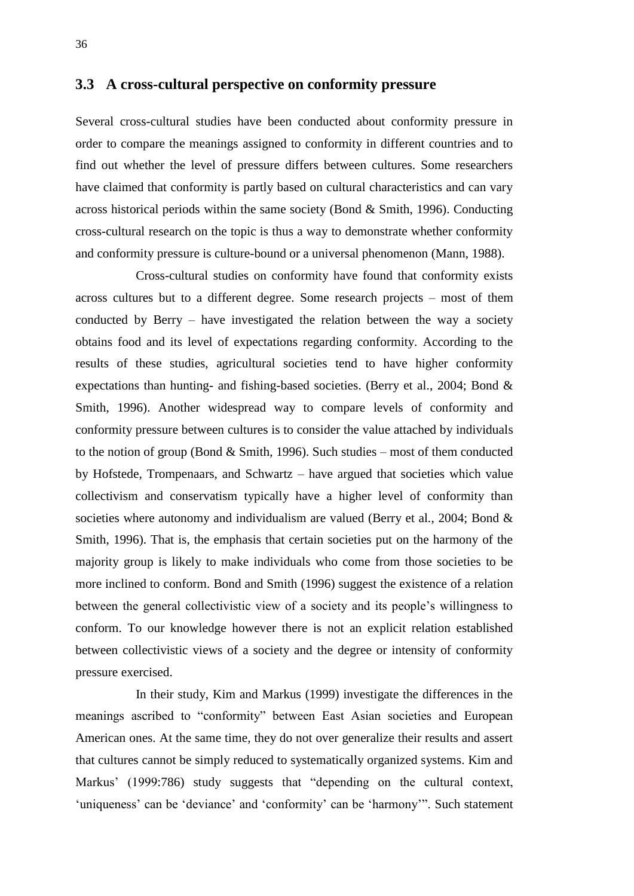## 3.3 A cross-cultural perspective on conformity pressure

Several cross-cultural studies have been conducted about conformity pressure in order to compare the meanings assigned to conformity in different countries and to find out whether the level of pressure differs between cultures. Some researchers have claimed that conformity is partly based on cultural characteristics and can vary across historical periods within the same society (Bond & Smith, 1996). Conducting cross-cultural research on the topic is thus a way to demonstrate whether conformity and conformity pressure is culture-bound or a universal phenomenon (Mann, 1988).

Cross-cultural studies on conformity have found that conformity exists across cultures but to a different degree. Some research projects – most of them conducted by Berry – have investigated the relation between the way a society obtains food and its level of expectations regarding conformity. According to the results of these studies, agricultural societies tend to have higher conformity expectations than hunting- and fishing-based societies. (Berry et al., 2004; Bond & Smith, 1996). Another widespread way to compare levels of conformity and conformity pressure between cultures is to consider the value attached by individuals to the notion of group (Bond & Smith, 1996). Such studies – most of them conducted by Hofstede, Trompenaars, and Schwartz – have argued that societies which value collectivism and conservatism typically have a higher level of conformity than societies where autonomy and individualism are valued (Berry et al., 2004; Bond & Smith, 1996). That is, the emphasis that certain societies put on the harmony of the majority group is likely to make individuals who come from those societies to be more inclined to conform. Bond and Smith (1996) suggest the existence of a relation between the general collectivistic view of a society and its people's willingness to conform. To our knowledge however there is not an explicit relation established between collectivistic views of a society and the degree or intensity of conformity pressure exercised.

In their study, Kim and Markus (1999) investigate the differences in the meanings ascribed to "conformity" between East Asian societies and European American ones. At the same time, they do not over generalize their results and assert that cultures cannot be simply reduced to systematically organized systems. Kim and Markus' (1999:786) study suggests that "depending on the cultural context, 'uniqueness' can be 'deviance' and 'conformity' can be 'harmony'". Such statement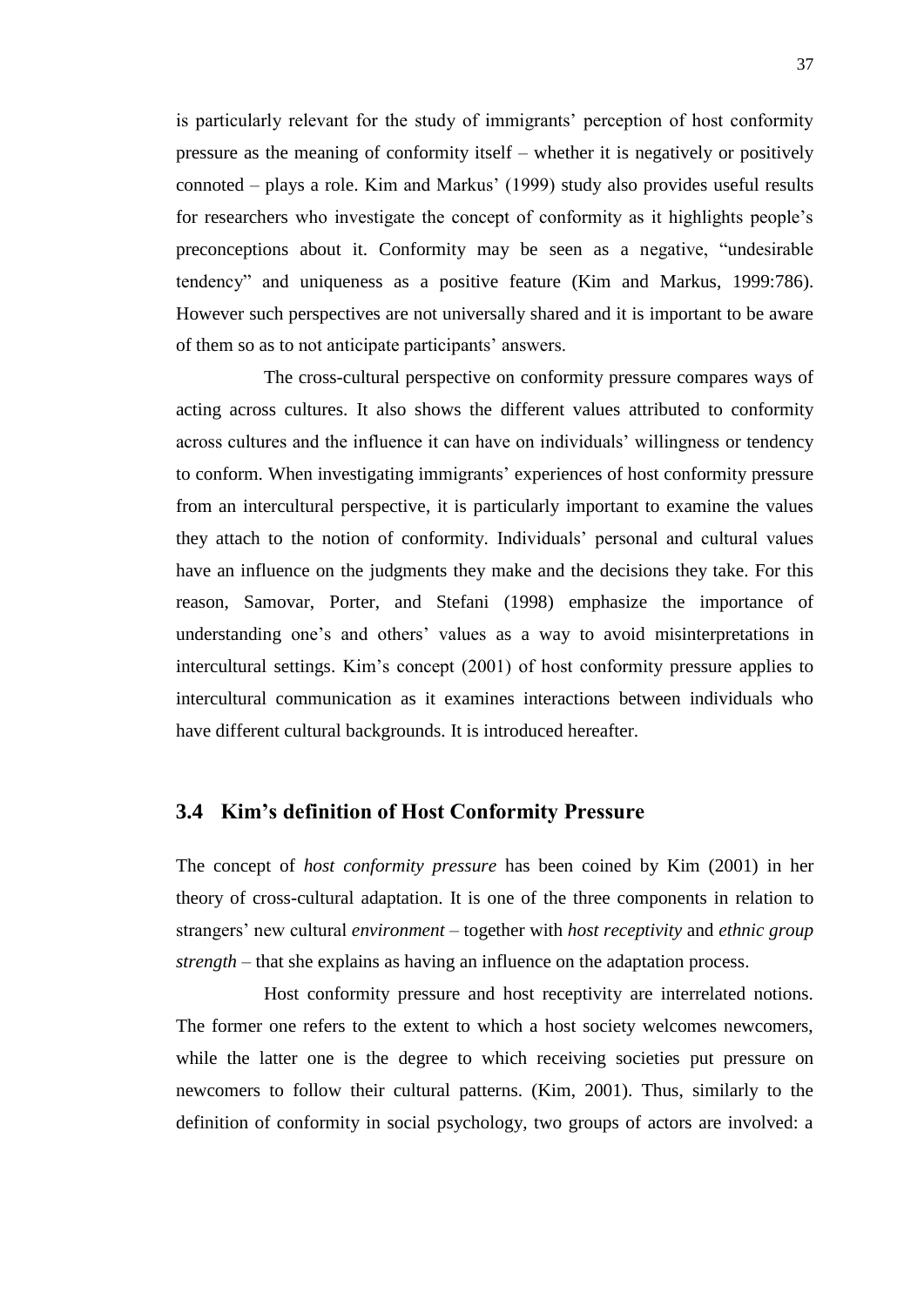is particularly relevant for the study of immigrants' perception of host conformity pressure as the meaning of conformity itself – whether it is negatively or positively connoted – plays a role. Kim and Markus' (1999) study also provides useful results for researchers who investigate the concept of conformity as it highlights people's preconceptions about it. Conformity may be seen as a negative, "undesirable tendency" and uniqueness as a positive feature (Kim and Markus, 1999:786). However such perspectives are not universally shared and it is important to be aware of them so as to not anticipate participants' answers.

The cross-cultural perspective on conformity pressure compares ways of acting across cultures. It also shows the different values attributed to conformity across cultures and the influence it can have on individuals' willingness or tendency to conform. When investigating immigrants' experiences of host conformity pressure from an intercultural perspective, it is particularly important to examine the values they attach to the notion of conformity. Individuals' personal and cultural values have an influence on the judgments they make and the decisions they take. For this reason, Samovar, Porter, and Stefani (1998) emphasize the importance of understanding one's and others' values as a way to avoid misinterpretations in intercultural settings. Kim's concept (2001) of host conformity pressure applies to intercultural communication as it examines interactions between individuals who have different cultural backgrounds. It is introduced hereafter.

## 3.4 Kim's definition of Host Conformity Pressure

The concept of *host conformity pressure* has been coined by Kim (2001) in her theory of cross-cultural adaptation. It is one of the three components in relation to strangers' new cultural *environment* – together with *host receptivity* and *ethnic group strength* – that she explains as having an influence on the adaptation process.

Host conformity pressure and host receptivity are interrelated notions. The former one refers to the extent to which a host society welcomes newcomers, while the latter one is the degree to which receiving societies put pressure on newcomers to follow their cultural patterns. (Kim, 2001). Thus, similarly to the definition of conformity in social psychology, two groups of actors are involved: a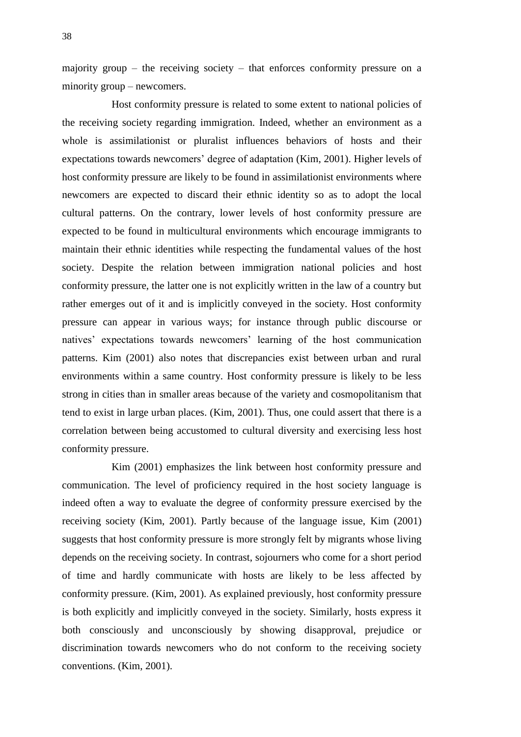majority group – the receiving society – that enforces conformity pressure on a minority group – newcomers.

Host conformity pressure is related to some extent to national policies of the receiving society regarding immigration. Indeed, whether an environment as a whole is assimilationist or pluralist influences behaviors of hosts and their expectations towards newcomers' degree of adaptation (Kim, 2001). Higher levels of host conformity pressure are likely to be found in assimilationist environments where newcomers are expected to discard their ethnic identity so as to adopt the local cultural patterns. On the contrary, lower levels of host conformity pressure are expected to be found in multicultural environments which encourage immigrants to maintain their ethnic identities while respecting the fundamental values of the host society. Despite the relation between immigration national policies and host conformity pressure, the latter one is not explicitly written in the law of a country but rather emerges out of it and is implicitly conveyed in the society. Host conformity pressure can appear in various ways; for instance through public discourse or natives' expectations towards newcomers' learning of the host communication patterns. Kim (2001) also notes that discrepancies exist between urban and rural environments within a same country. Host conformity pressure is likely to be less strong in cities than in smaller areas because of the variety and cosmopolitanism that tend to exist in large urban places. (Kim, 2001). Thus, one could assert that there is a correlation between being accustomed to cultural diversity and exercising less host conformity pressure.

Kim (2001) emphasizes the link between host conformity pressure and communication. The level of proficiency required in the host society language is indeed often a way to evaluate the degree of conformity pressure exercised by the receiving society (Kim, 2001). Partly because of the language issue, Kim (2001) suggests that host conformity pressure is more strongly felt by migrants whose living depends on the receiving society. In contrast, sojourners who come for a short period of time and hardly communicate with hosts are likely to be less affected by conformity pressure. (Kim, 2001). As explained previously, host conformity pressure is both explicitly and implicitly conveyed in the society. Similarly, hosts express it both consciously and unconsciously by showing disapproval, prejudice or discrimination towards newcomers who do not conform to the receiving society conventions. (Kim, 2001).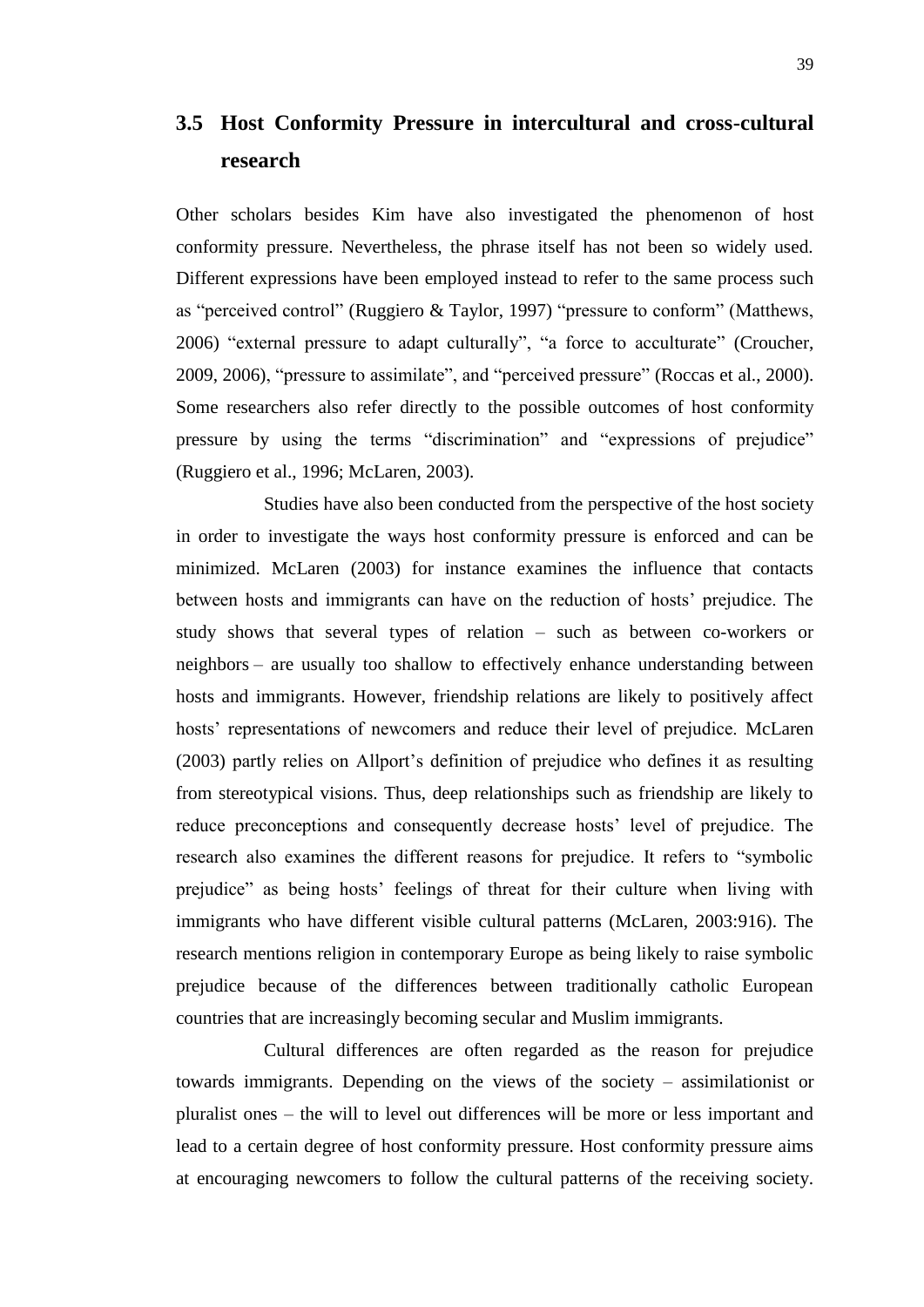## 3.5 Host Conformity Pressure in intercultural and cross-cultural research

Other scholars besides Kim have also investigated the phenomenon of host conformity pressure. Nevertheless, the phrase itself has not been so widely used. Different expressions have been employed instead to refer to the same process such as "perceived control" (Ruggiero & Taylor, 1997) "pressure to conform" (Matthews, 2006) "external pressure to adapt culturally", "a force to acculturate" (Croucher, 2009, 2006), "pressure to assimilate", and "perceived pressure" (Roccas et al., 2000). Some researchers also refer directly to the possible outcomes of host conformity pressure by using the terms "discrimination" and "expressions of prejudice" (Ruggiero et al., 1996; McLaren, 2003).

Studies have also been conducted from the perspective of the host society in order to investigate the ways host conformity pressure is enforced and can be minimized. McLaren (2003) for instance examines the influence that contacts between hosts and immigrants can have on the reduction of hosts' prejudice. The study shows that several types of relation – such as between co-workers or neighbors – are usually too shallow to effectively enhance understanding between hosts and immigrants. However, friendship relations are likely to positively affect hosts' representations of newcomers and reduce their level of prejudice. McLaren (2003) partly relies on Allport's definition of prejudice who defines it as resulting from stereotypical visions. Thus, deep relationships such as friendship are likely to reduce preconceptions and consequently decrease hosts' level of prejudice. The research also examines the different reasons for prejudice. It refers to "symbolic prejudice" as being hosts' feelings of threat for their culture when living with immigrants who have different visible cultural patterns (McLaren, 2003:916). The research mentions religion in contemporary Europe as being likely to raise symbolic prejudice because of the differences between traditionally catholic European countries that are increasingly becoming secular and Muslim immigrants.

Cultural differences are often regarded as the reason for prejudice towards immigrants. Depending on the views of the society – assimilationist or pluralist ones – the will to level out differences will be more or less important and lead to a certain degree of host conformity pressure. Host conformity pressure aims at encouraging newcomers to follow the cultural patterns of the receiving society.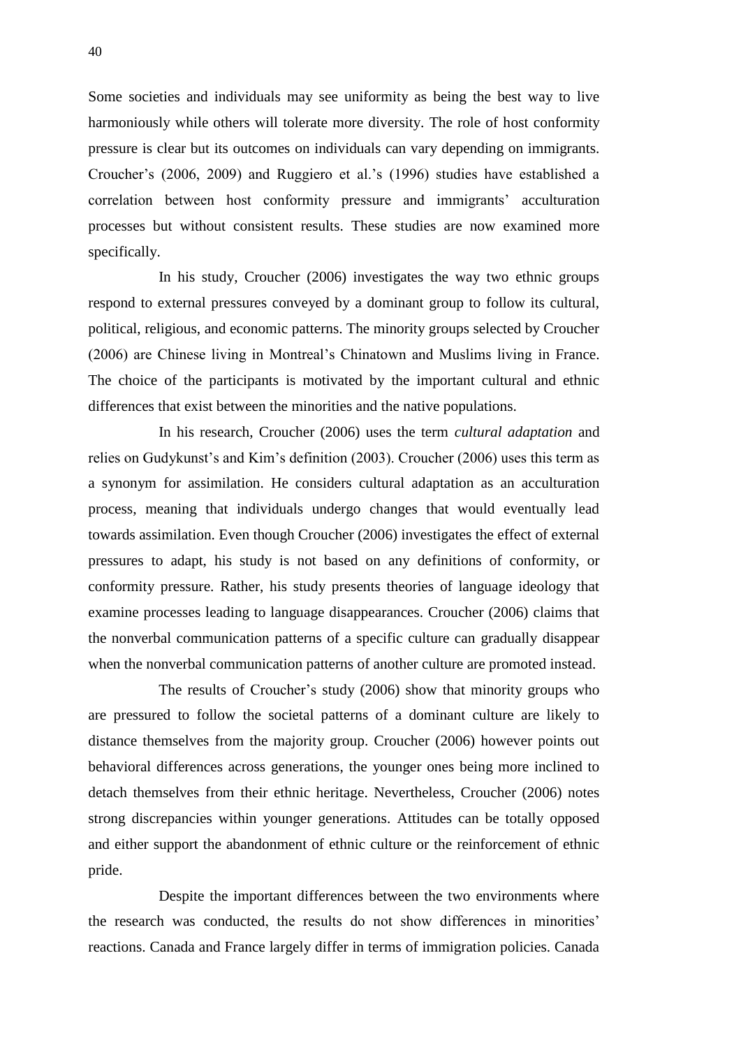Some societies and individuals may see uniformity as being the best way to live harmoniously while others will tolerate more diversity. The role of host conformity pressure is clear but its outcomes on individuals can vary depending on immigrants. Croucher's (2006, 2009) and Ruggiero et al.'s (1996) studies have established a correlation between host conformity pressure and immigrants' acculturation processes but without consistent results. These studies are now examined more specifically.

In his study, Croucher (2006) investigates the way two ethnic groups respond to external pressures conveyed by a dominant group to follow its cultural, political, religious, and economic patterns. The minority groups selected by Croucher (2006) are Chinese living in Montreal's Chinatown and Muslims living in France. The choice of the participants is motivated by the important cultural and ethnic differences that exist between the minorities and the native populations.

In his research, Croucher (2006) uses the term *cultural adaptation* and relies on Gudykunst's and Kim's definition (2003). Croucher (2006) uses this term as a synonym for assimilation. He considers cultural adaptation as an acculturation process, meaning that individuals undergo changes that would eventually lead towards assimilation. Even though Croucher (2006) investigates the effect of external pressures to adapt, his study is not based on any definitions of conformity, or conformity pressure. Rather, his study presents theories of language ideology that examine processes leading to language disappearances. Croucher (2006) claims that the nonverbal communication patterns of a specific culture can gradually disappear when the nonverbal communication patterns of another culture are promoted instead.

The results of Croucher's study (2006) show that minority groups who are pressured to follow the societal patterns of a dominant culture are likely to distance themselves from the majority group. Croucher (2006) however points out behavioral differences across generations, the younger ones being more inclined to detach themselves from their ethnic heritage. Nevertheless, Croucher (2006) notes strong discrepancies within younger generations. Attitudes can be totally opposed and either support the abandonment of ethnic culture or the reinforcement of ethnic pride.

Despite the important differences between the two environments where the research was conducted, the results do not show differences in minorities' reactions. Canada and France largely differ in terms of immigration policies. Canada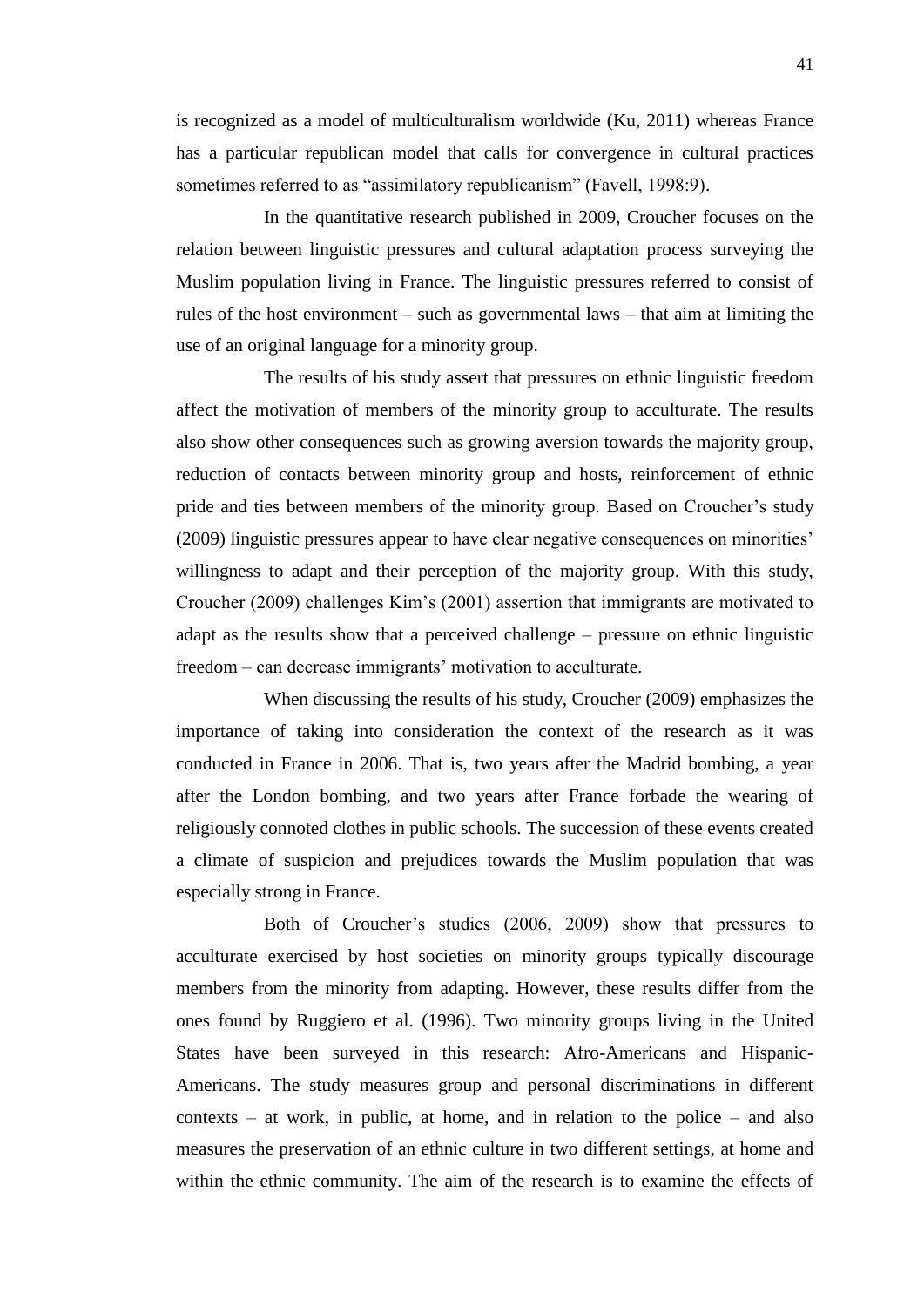is recognized as a model of multiculturalism worldwide (Ku, 2011) whereas France has a particular republican model that calls for convergence in cultural practices sometimes referred to as "assimilatory republicanism" (Favell, 1998:9).

In the quantitative research published in 2009, Croucher focuses on the relation between linguistic pressures and cultural adaptation process surveying the Muslim population living in France. The linguistic pressures referred to consist of rules of the host environment – such as governmental laws – that aim at limiting the use of an original language for a minority group.

The results of his study assert that pressures on ethnic linguistic freedom affect the motivation of members of the minority group to acculturate. The results also show other consequences such as growing aversion towards the majority group, reduction of contacts between minority group and hosts, reinforcement of ethnic pride and ties between members of the minority group. Based on Croucher's study (2009) linguistic pressures appear to have clear negative consequences on minorities' willingness to adapt and their perception of the majority group. With this study, Croucher (2009) challenges Kim's (2001) assertion that immigrants are motivated to adapt as the results show that a perceived challenge – pressure on ethnic linguistic freedom – can decrease immigrants' motivation to acculturate.

When discussing the results of his study, Croucher (2009) emphasizes the importance of taking into consideration the context of the research as it was conducted in France in 2006. That is, two years after the Madrid bombing, a year after the London bombing, and two years after France forbade the wearing of religiously connoted clothes in public schools. The succession of these events created a climate of suspicion and prejudices towards the Muslim population that was especially strong in France.

Both of Croucher's studies (2006, 2009) show that pressures to acculturate exercised by host societies on minority groups typically discourage members from the minority from adapting. However, these results differ from the ones found by Ruggiero et al. (1996). Two minority groups living in the United States have been surveyed in this research: Afro-Americans and Hispanic-Americans. The study measures group and personal discriminations in different contexts – at work, in public, at home, and in relation to the police – and also measures the preservation of an ethnic culture in two different settings, at home and within the ethnic community. The aim of the research is to examine the effects of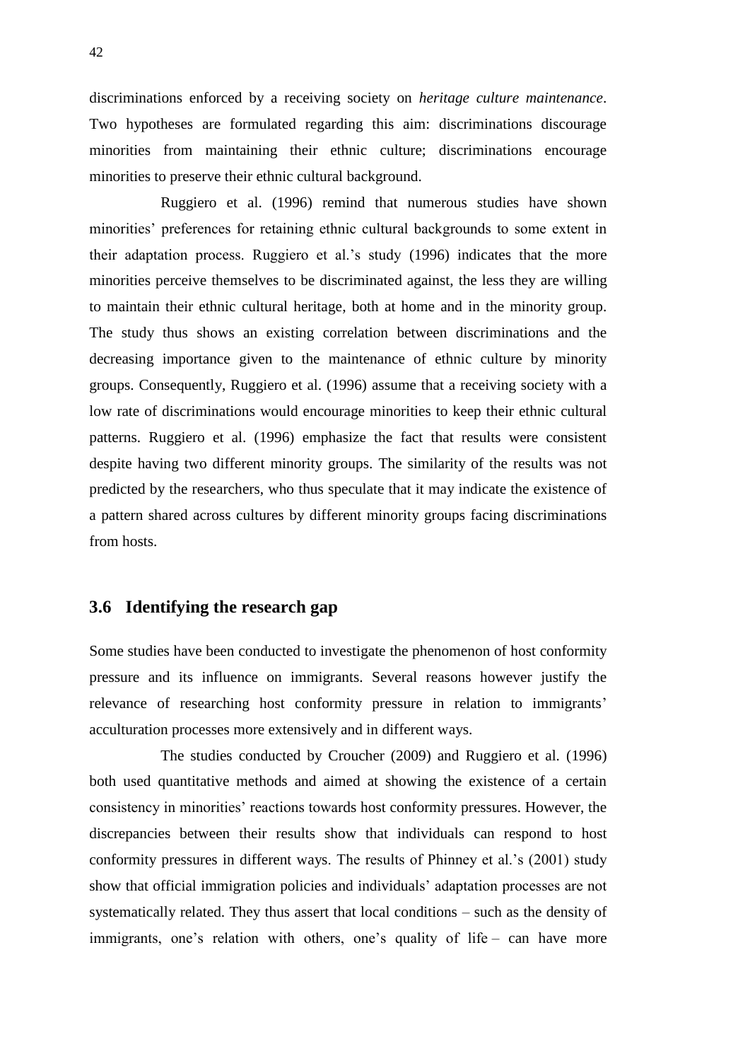discriminations enforced by a receiving society on *heritage culture maintenance*. Two hypotheses are formulated regarding this aim: discriminations discourage minorities from maintaining their ethnic culture; discriminations encourage minorities to preserve their ethnic cultural background.

Ruggiero et al. (1996) remind that numerous studies have shown minorities' preferences for retaining ethnic cultural backgrounds to some extent in their adaptation process. Ruggiero et al.'s study (1996) indicates that the more minorities perceive themselves to be discriminated against, the less they are willing to maintain their ethnic cultural heritage, both at home and in the minority group. The study thus shows an existing correlation between discriminations and the decreasing importance given to the maintenance of ethnic culture by minority groups. Consequently, Ruggiero et al. (1996) assume that a receiving society with a low rate of discriminations would encourage minorities to keep their ethnic cultural patterns. Ruggiero et al. (1996) emphasize the fact that results were consistent despite having two different minority groups. The similarity of the results was not predicted by the researchers, who thus speculate that it may indicate the existence of a pattern shared across cultures by different minority groups facing discriminations from hosts.

## 3.6 Identifying the research gap

Some studies have been conducted to investigate the phenomenon of host conformity pressure and its influence on immigrants. Several reasons however justify the relevance of researching host conformity pressure in relation to immigrants' acculturation processes more extensively and in different ways.

The studies conducted by Croucher (2009) and Ruggiero et al. (1996) both used quantitative methods and aimed at showing the existence of a certain consistency in minorities' reactions towards host conformity pressures. However, the discrepancies between their results show that individuals can respond to host conformity pressures in different ways. The results of Phinney et al.'s (2001) study show that official immigration policies and individuals' adaptation processes are not systematically related. They thus assert that local conditions – such as the density of immigrants, one's relation with others, one's quality of life – can have more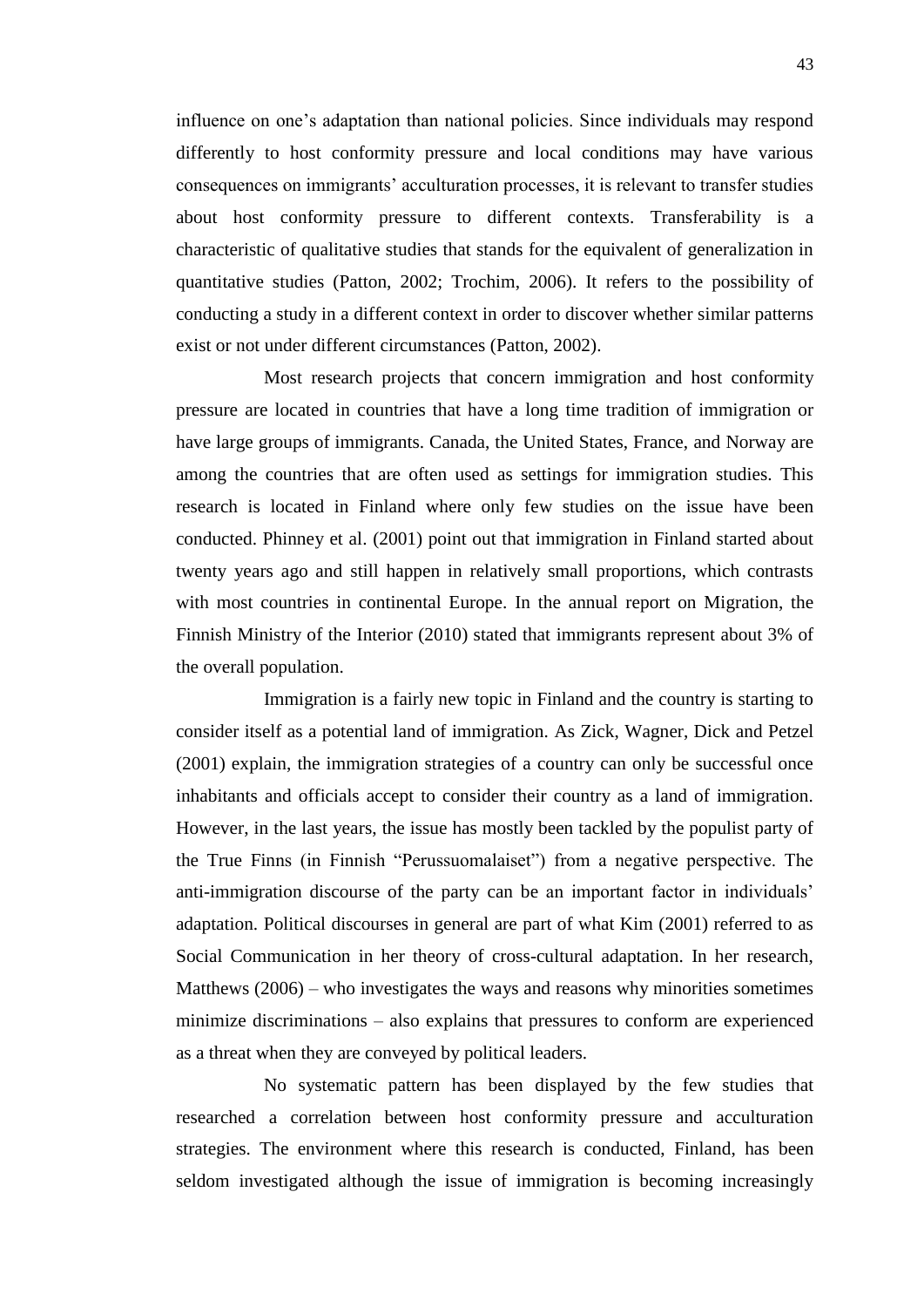influence on one's adaptation than national policies. Since individuals may respond differently to host conformity pressure and local conditions may have various consequences on immigrants' acculturation processes, it is relevant to transfer studies about host conformity pressure to different contexts. Transferability is a characteristic of qualitative studies that stands for the equivalent of generalization in quantitative studies (Patton, 2002; Trochim, 2006). It refers to the possibility of conducting a study in a different context in order to discover whether similar patterns exist or not under different circumstances (Patton, 2002).

Most research projects that concern immigration and host conformity pressure are located in countries that have a long time tradition of immigration or have large groups of immigrants. Canada, the United States, France, and Norway are among the countries that are often used as settings for immigration studies. This research is located in Finland where only few studies on the issue have been conducted. Phinney et al. (2001) point out that immigration in Finland started about twenty years ago and still happen in relatively small proportions, which contrasts with most countries in continental Europe. In the annual report on Migration, the Finnish Ministry of the Interior (2010) stated that immigrants represent about 3% of the overall population.

Immigration is a fairly new topic in Finland and the country is starting to consider itself as a potential land of immigration. As Zick, Wagner, Dick and Petzel (2001) explain, the immigration strategies of a country can only be successful once inhabitants and officials accept to consider their country as a land of immigration. However, in the last years, the issue has mostly been tackled by the populist party of the True Finns (in Finnish "Perussuomalaiset") from a negative perspective. The anti-immigration discourse of the party can be an important factor in individuals' adaptation. Political discourses in general are part of what Kim (2001) referred to as Social Communication in her theory of cross-cultural adaptation. In her research, Matthews (2006) – who investigates the ways and reasons why minorities sometimes minimize discriminations – also explains that pressures to conform are experienced as a threat when they are conveyed by political leaders.

No systematic pattern has been displayed by the few studies that researched a correlation between host conformity pressure and acculturation strategies. The environment where this research is conducted, Finland, has been seldom investigated although the issue of immigration is becoming increasingly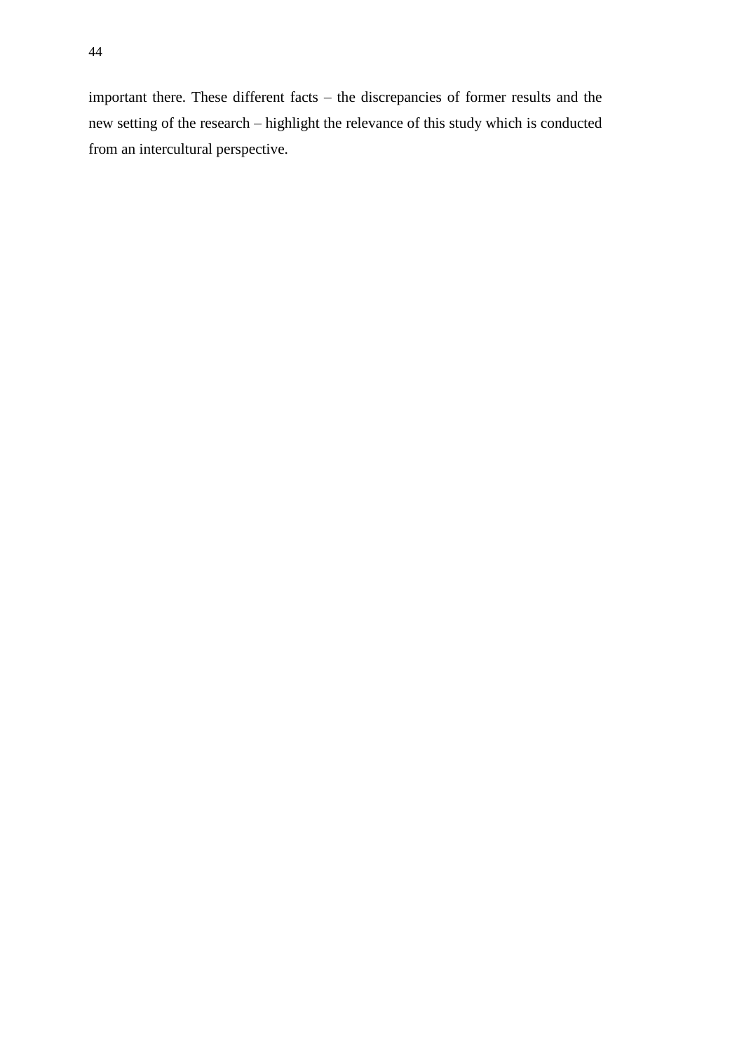important there. These different facts – the discrepancies of former results and the new setting of the research – highlight the relevance of this study which is conducted from an intercultural perspective.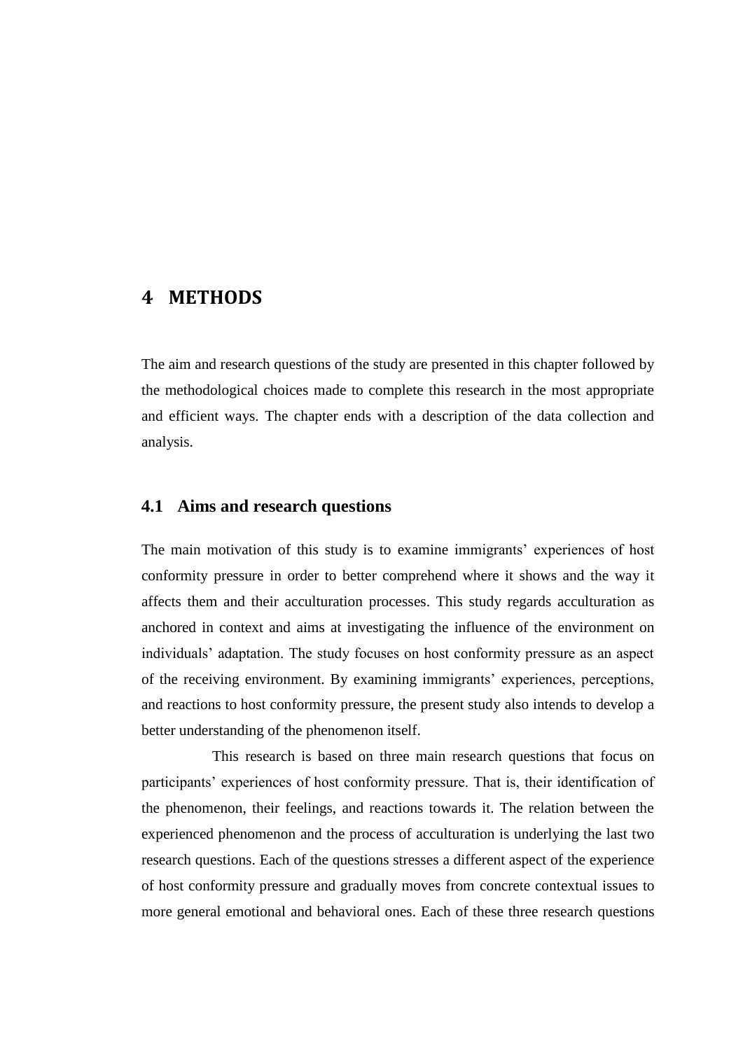# 4 METHODS

The aim and research questions of the study are presented in this chapter followed by the methodological choices made to complete this research in the most appropriate and efficient ways. The chapter ends with a description of the data collection and analysis.

## 4.1 Aims and research questions

The main motivation of this study is to examine immigrants' experiences of host conformity pressure in order to better comprehend where it shows and the way it affects them and their acculturation processes. This study regards acculturation as anchored in context and aims at investigating the influence of the environment on individuals' adaptation. The study focuses on host conformity pressure as an aspect of the receiving environment. By examining immigrants' experiences, perceptions, and reactions to host conformity pressure, the present study also intends to develop a better understanding of the phenomenon itself.

This research is based on three main research questions that focus on participants' experiences of host conformity pressure. That is, their identification of the phenomenon, their feelings, and reactions towards it. The relation between the experienced phenomenon and the process of acculturation is underlying the last two research questions. Each of the questions stresses a different aspect of the experience of host conformity pressure and gradually moves from concrete contextual issues to more general emotional and behavioral ones. Each of these three research questions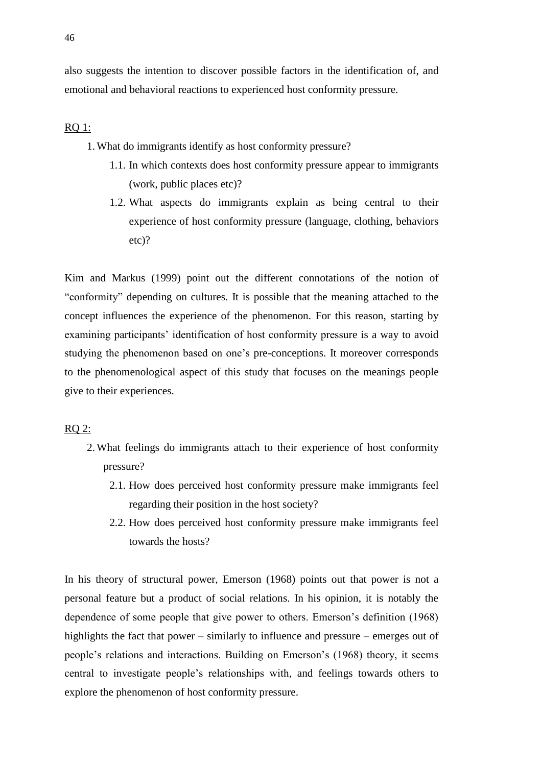also suggests the intention to discover possible factors in the identification of, and emotional and behavioral reactions to experienced host conformity pressure.

<u>RQ 1:</u>

1. What do immigrants identify as host conformity pressure?
   1.1. In which contexts does host conformity pressure appear to immigrants (work, public places etc)?
   1.2. What aspects do immigrants explain as being central to their experience of host conformity pressure (language, clothing, behaviors etc)?

Kim and Markus (1999) point out the different connotations of the notion of "conformity" depending on cultures. It is possible that the meaning attached to the concept influences the experience of the phenomenon. For this reason, starting by examining participants' identification of host conformity pressure is a way to avoid studying the phenomenon based on one's pre-conceptions. It moreover corresponds to the phenomenological aspect of this study that focuses on the meanings people give to their experiences.

<u>RQ 2:</u>

2. What feelings do immigrants attach to their experience of host conformity pressure?
   2.1. How does perceived host conformity pressure make immigrants feel regarding their position in the host society?
   2.2. How does perceived host conformity pressure make immigrants feel towards the hosts?

In his theory of structural power, Emerson (1968) points out that power is not a personal feature but a product of social relations. In his opinion, it is notably the dependence of some people that give power to others. Emerson's definition (1968) highlights the fact that power – similarly to influence and pressure – emerges out of people's relations and interactions. Building on Emerson's (1968) theory, it seems central to investigate people's relationships with, and feelings towards others to explore the phenomenon of host conformity pressure.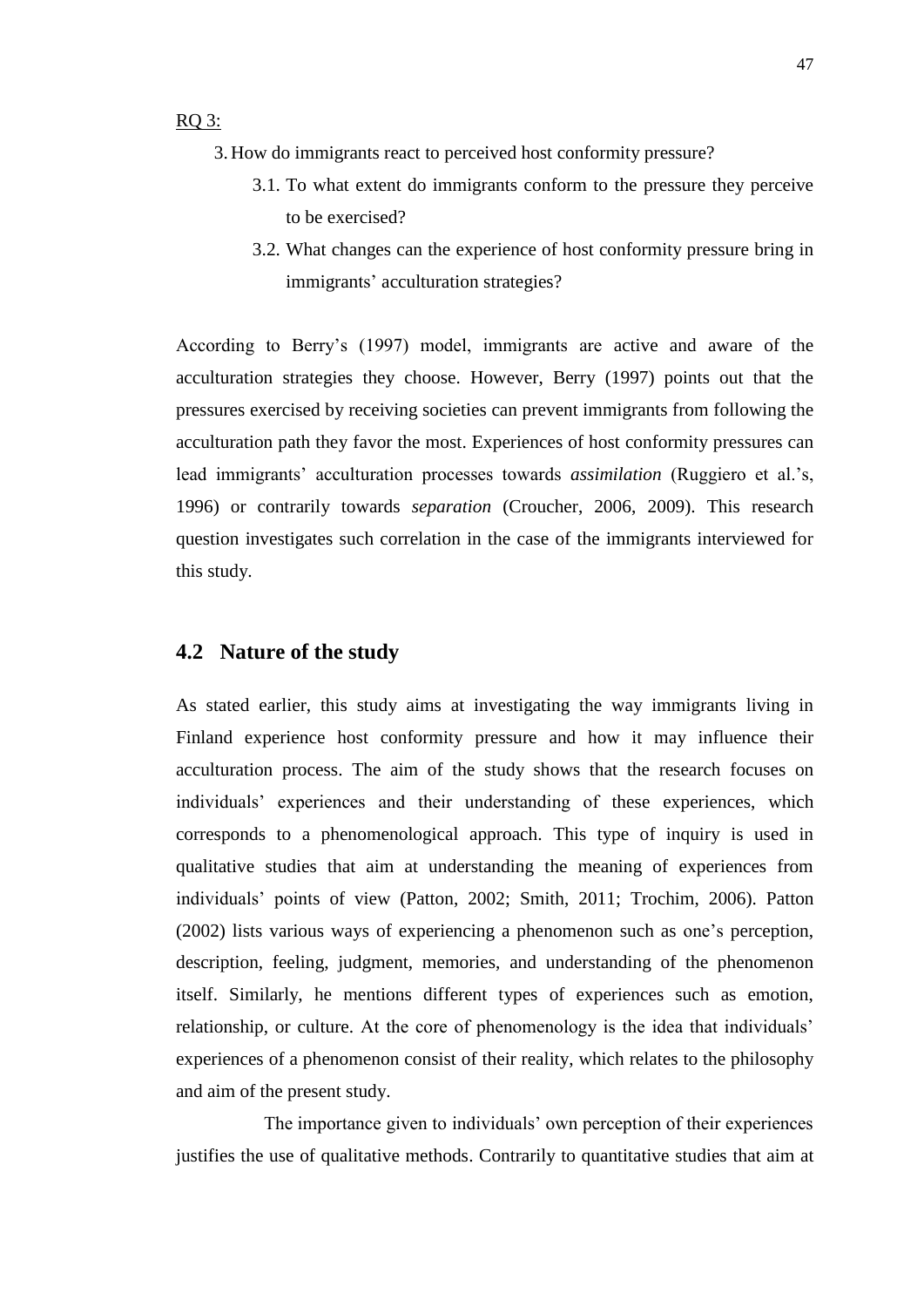RQ 3:

3. How do immigrants react to perceived host conformity pressure?
    3.1. To what extent do immigrants conform to the pressure they perceive to be exercised?
    3.2. What changes can the experience of host conformity pressure bring in immigrants' acculturation strategies?

According to Berry's (1997) model, immigrants are active and aware of the acculturation strategies they choose. However, Berry (1997) points out that the pressures exercised by receiving societies can prevent immigrants from following the acculturation path they favor the most. Experiences of host conformity pressures can lead immigrants' acculturation processes towards *assimilation* (Ruggiero et al.'s, 1996) or contrarily towards *separation* (Croucher, 2006, 2009). This research question investigates such correlation in the case of the immigrants interviewed for this study.

## 4.2 Nature of the study

As stated earlier, this study aims at investigating the way immigrants living in Finland experience host conformity pressure and how it may influence their acculturation process. The aim of the study shows that the research focuses on individuals' experiences and their understanding of these experiences, which corresponds to a phenomenological approach. This type of inquiry is used in qualitative studies that aim at understanding the meaning of experiences from individuals' points of view (Patton, 2002; Smith, 2011; Trochim, 2006). Patton (2002) lists various ways of experiencing a phenomenon such as one's perception, description, feeling, judgment, memories, and understanding of the phenomenon itself. Similarly, he mentions different types of experiences such as emotion, relationship, or culture. At the core of phenomenology is the idea that individuals' experiences of a phenomenon consist of their reality, which relates to the philosophy and aim of the present study.

The importance given to individuals' own perception of their experiences justifies the use of qualitative methods. Contrarily to quantitative studies that aim at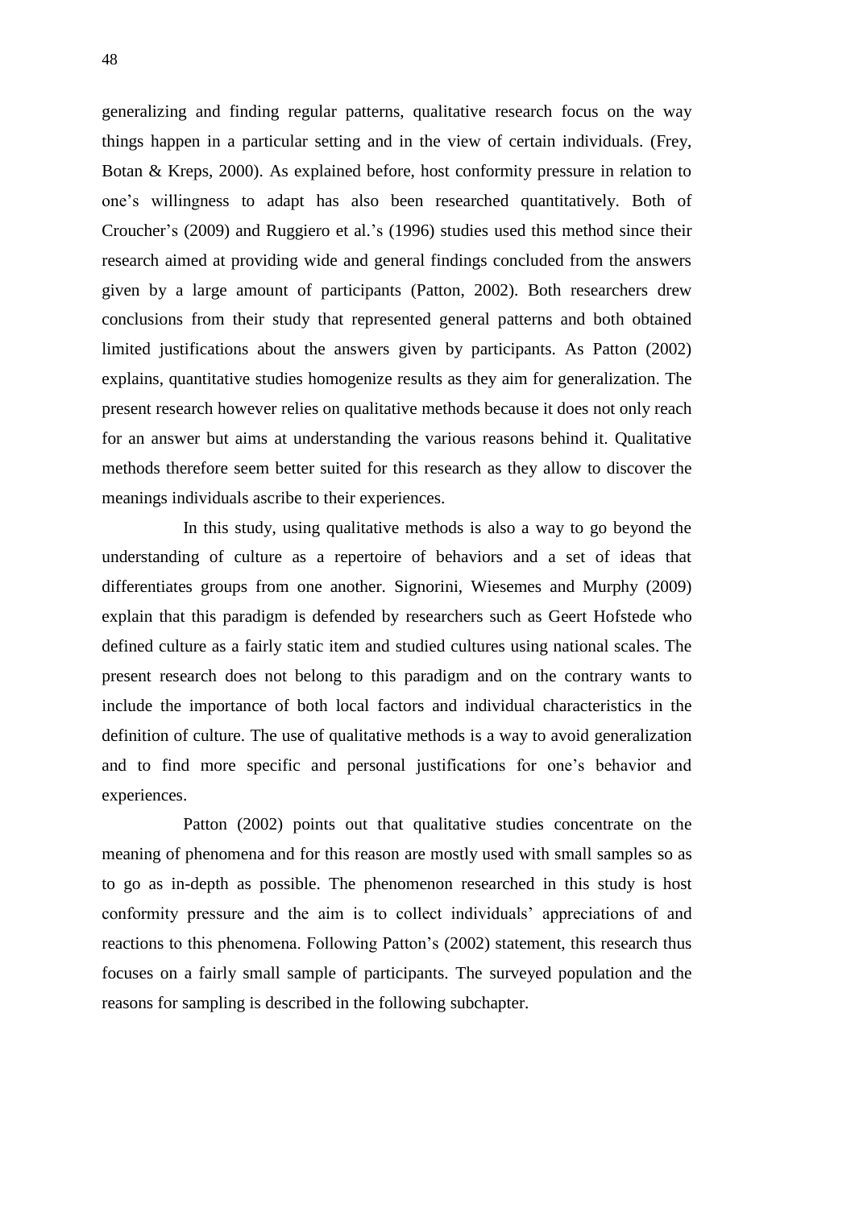generalizing and finding regular patterns, qualitative research focus on the way things happen in a particular setting and in the view of certain individuals. (Frey, Botan & Kreps, 2000). As explained before, host conformity pressure in relation to one's willingness to adapt has also been researched quantitatively. Both of Croucher's (2009) and Ruggiero et al.'s (1996) studies used this method since their research aimed at providing wide and general findings concluded from the answers given by a large amount of participants (Patton, 2002). Both researchers drew conclusions from their study that represented general patterns and both obtained limited justifications about the answers given by participants. As Patton (2002) explains, quantitative studies homogenize results as they aim for generalization. The present research however relies on qualitative methods because it does not only reach for an answer but aims at understanding the various reasons behind it. Qualitative methods therefore seem better suited for this research as they allow to discover the meanings individuals ascribe to their experiences.

In this study, using qualitative methods is also a way to go beyond the understanding of culture as a repertoire of behaviors and a set of ideas that differentiates groups from one another. Signorini, Wiesemes and Murphy (2009) explain that this paradigm is defended by researchers such as Geert Hofstede who defined culture as a fairly static item and studied cultures using national scales. The present research does not belong to this paradigm and on the contrary wants to include the importance of both local factors and individual characteristics in the definition of culture. The use of qualitative methods is a way to avoid generalization and to find more specific and personal justifications for one's behavior and experiences.

Patton (2002) points out that qualitative studies concentrate on the meaning of phenomena and for this reason are mostly used with small samples so as to go as in-depth as possible. The phenomenon researched in this study is host conformity pressure and the aim is to collect individuals' appreciations of and reactions to this phenomena. Following Patton's (2002) statement, this research thus focuses on a fairly small sample of participants. The surveyed population and the reasons for sampling is described in the following subchapter.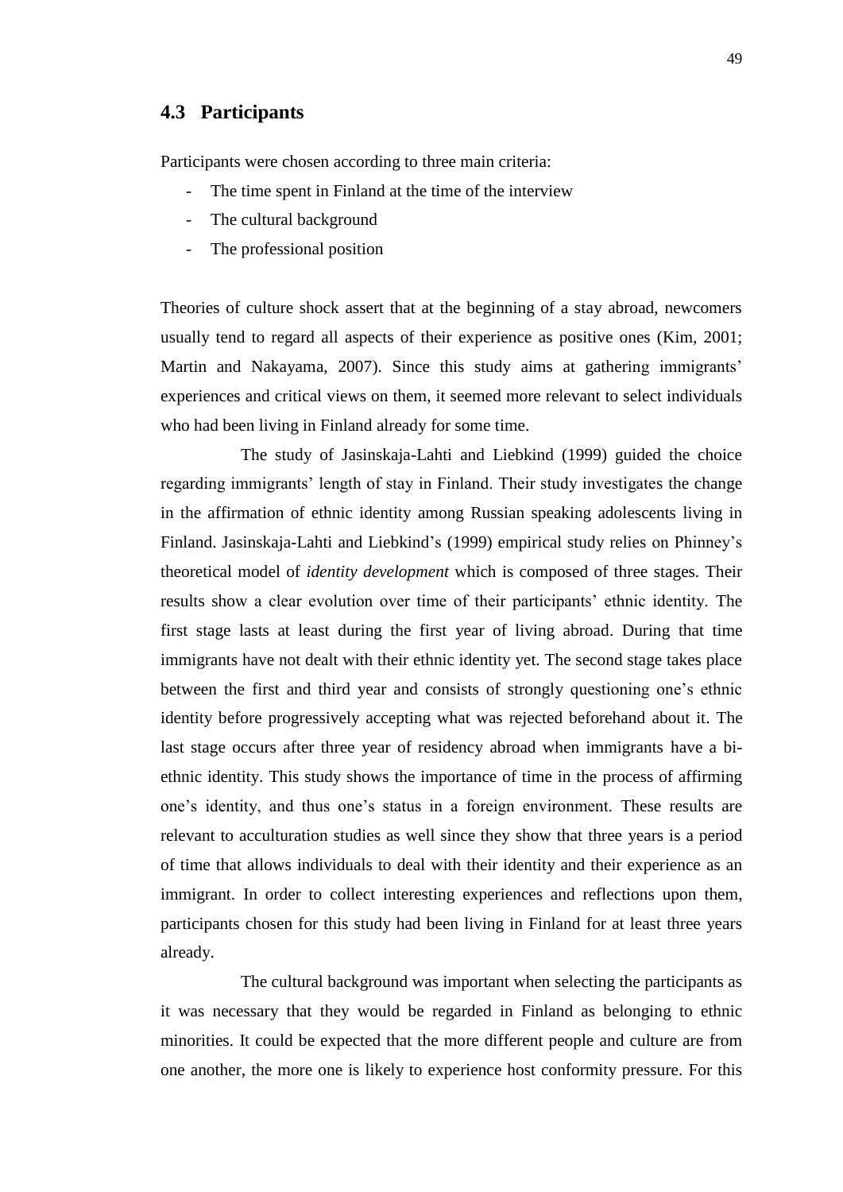## 4.3 Participants

Participants were chosen according to three main criteria:

- The time spent in Finland at the time of the interview
- The cultural background
- The professional position

Theories of culture shock assert that at the beginning of a stay abroad, newcomers usually tend to regard all aspects of their experience as positive ones (Kim, 2001; Martin and Nakayama, 2007). Since this study aims at gathering immigrants' experiences and critical views on them, it seemed more relevant to select individuals who had been living in Finland already for some time.

The study of Jasinskaja-Lahti and Liebkind (1999) guided the choice regarding immigrants' length of stay in Finland. Their study investigates the change in the affirmation of ethnic identity among Russian speaking adolescents living in Finland. Jasinskaja-Lahti and Liebkind's (1999) empirical study relies on Phinney's theoretical model of *identity development* which is composed of three stages. Their results show a clear evolution over time of their participants' ethnic identity. The first stage lasts at least during the first year of living abroad. During that time immigrants have not dealt with their ethnic identity yet. The second stage takes place between the first and third year and consists of strongly questioning one's ethnic identity before progressively accepting what was rejected beforehand about it. The last stage occurs after three year of residency abroad when immigrants have a bi-ethnic identity. This study shows the importance of time in the process of affirming one's identity, and thus one's status in a foreign environment. These results are relevant to acculturation studies as well since they show that three years is a period of time that allows individuals to deal with their identity and their experience as an immigrant. In order to collect interesting experiences and reflections upon them, participants chosen for this study had been living in Finland for at least three years already.

The cultural background was important when selecting the participants as it was necessary that they would be regarded in Finland as belonging to ethnic minorities. It could be expected that the more different people and culture are from one another, the more one is likely to experience host conformity pressure. For this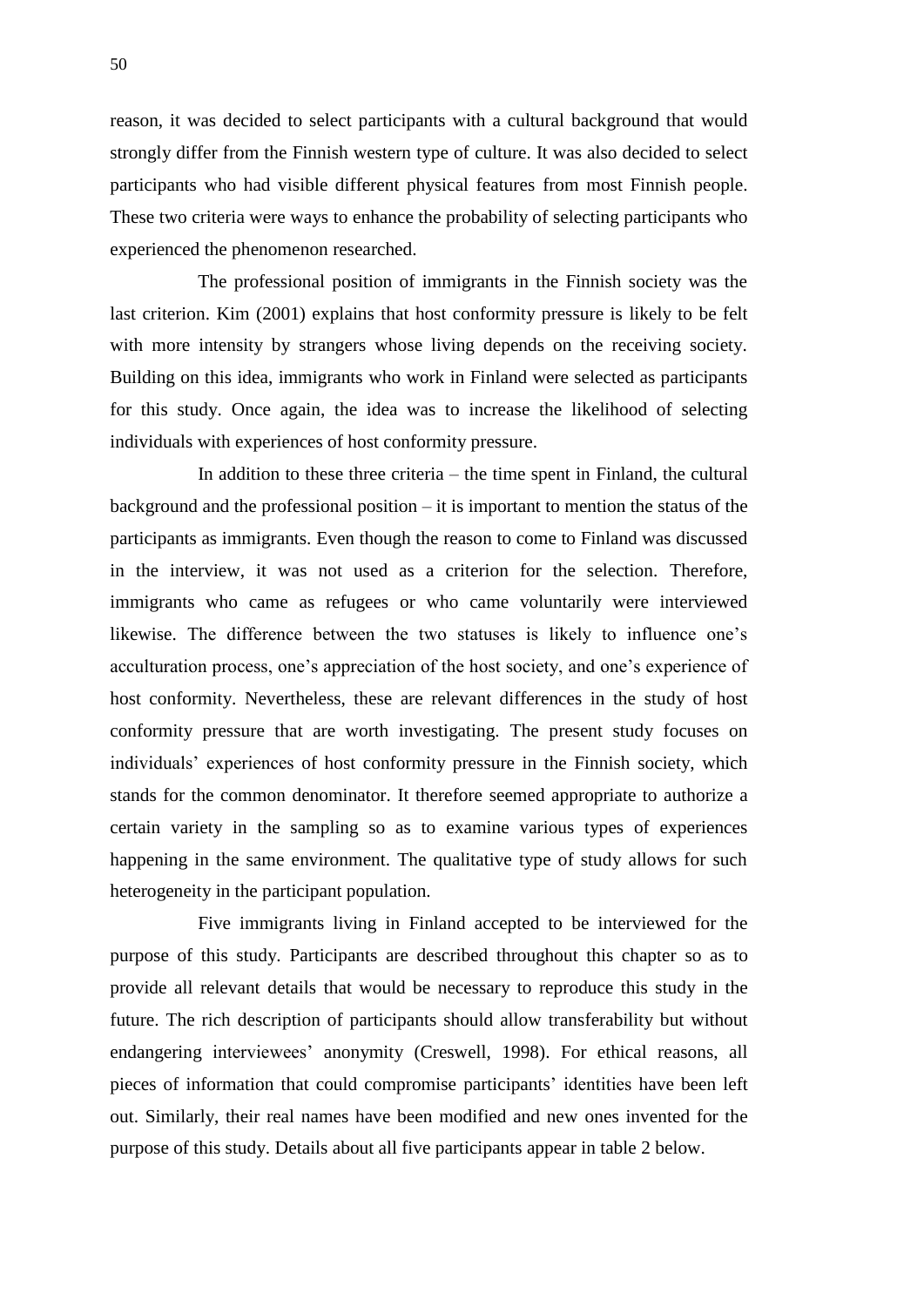reason, it was decided to select participants with a cultural background that would strongly differ from the Finnish western type of culture. It was also decided to select participants who had visible different physical features from most Finnish people. These two criteria were ways to enhance the probability of selecting participants who experienced the phenomenon researched.

The professional position of immigrants in the Finnish society was the last criterion. Kim (2001) explains that host conformity pressure is likely to be felt with more intensity by strangers whose living depends on the receiving society. Building on this idea, immigrants who work in Finland were selected as participants for this study. Once again, the idea was to increase the likelihood of selecting individuals with experiences of host conformity pressure.

In addition to these three criteria – the time spent in Finland, the cultural background and the professional position – it is important to mention the status of the participants as immigrants. Even though the reason to come to Finland was discussed in the interview, it was not used as a criterion for the selection. Therefore, immigrants who came as refugees or who came voluntarily were interviewed likewise. The difference between the two statuses is likely to influence one's acculturation process, one's appreciation of the host society, and one's experience of host conformity. Nevertheless, these are relevant differences in the study of host conformity pressure that are worth investigating. The present study focuses on individuals' experiences of host conformity pressure in the Finnish society, which stands for the common denominator. It therefore seemed appropriate to authorize a certain variety in the sampling so as to examine various types of experiences happening in the same environment. The qualitative type of study allows for such heterogeneity in the participant population.

Five immigrants living in Finland accepted to be interviewed for the purpose of this study. Participants are described throughout this chapter so as to provide all relevant details that would be necessary to reproduce this study in the future. The rich description of participants should allow transferability but without endangering interviewees' anonymity (Creswell, 1998). For ethical reasons, all pieces of information that could compromise participants' identities have been left out. Similarly, their real names have been modified and new ones invented for the purpose of this study. Details about all five participants appear in table 2 below.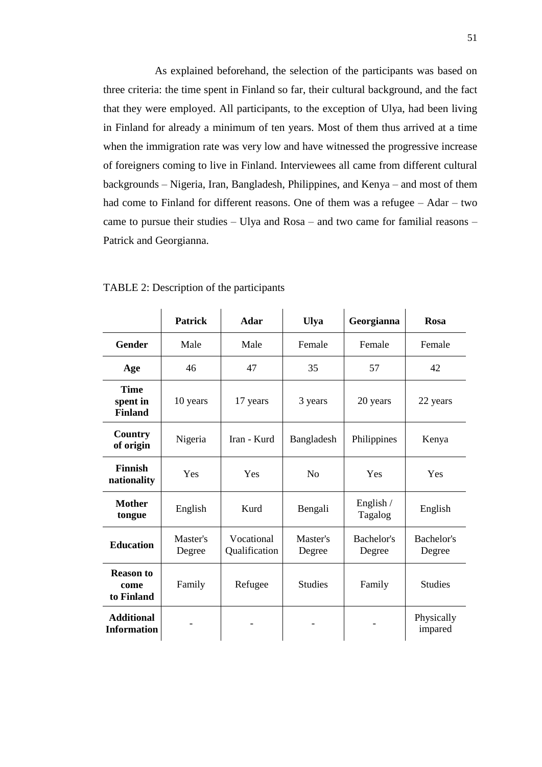As explained beforehand, the selection of the participants was based on three criteria: the time spent in Finland so far, their cultural background, and the fact that they were employed. All participants, to the exception of Ulya, had been living in Finland for already a minimum of ten years. Most of them thus arrived at a time when the immigration rate was very low and have witnessed the progressive increase of foreigners coming to live in Finland. Interviewees all came from different cultural backgrounds – Nigeria, Iran, Bangladesh, Philippines, and Kenya – and most of them had come to Finland for different reasons. One of them was a refugee – Adar – two came to pursue their studies – Ulya and Rosa – and two came for familial reasons – Patrick and Georgianna.

TABLE 2: Description of the participants

| | **Patrick** | **Adar** | **Ulya** | **Georgianna** | **Rosa** |
|---|---|---|---|---|---|
| **Gender** | Male | Male | Female | Female | Female |
| **Age** | 46 | 47 | 35 | 57 | 42 |
| **Time spent in Finland** | 10 years | 17 years | 3 years | 20 years | 22 years |
| **Country of origin** | Nigeria | Iran - Kurd | Bangladesh | Philippines | Kenya |
| **Finnish nationality** | Yes | Yes | No | Yes | Yes |
| **Mother tongue** | English | Kurd | Bengali | English / Tagalog | English |
| **Education** | Master's Degree | Vocational Qualification | Master's Degree | Bachelor's Degree | Bachelor's Degree |
| **Reason to come to Finland** | Family | Refugee | Studies | Family | Studies |
| **Additional Information** | - | - | - | - | Physically impared |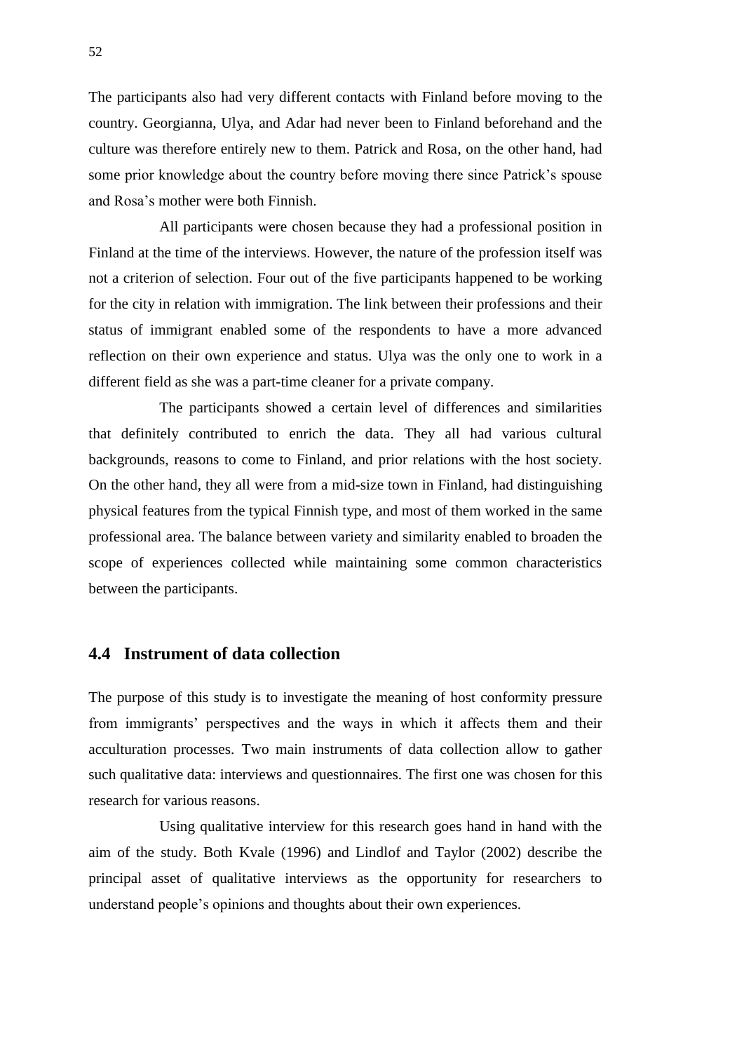The participants also had very different contacts with Finland before moving to the country. Georgianna, Ulya, and Adar had never been to Finland beforehand and the culture was therefore entirely new to them. Patrick and Rosa, on the other hand, had some prior knowledge about the country before moving there since Patrick's spouse and Rosa's mother were both Finnish.

All participants were chosen because they had a professional position in Finland at the time of the interviews. However, the nature of the profession itself was not a criterion of selection. Four out of the five participants happened to be working for the city in relation with immigration. The link between their professions and their status of immigrant enabled some of the respondents to have a more advanced reflection on their own experience and status. Ulya was the only one to work in a different field as she was a part-time cleaner for a private company.

The participants showed a certain level of differences and similarities that definitely contributed to enrich the data. They all had various cultural backgrounds, reasons to come to Finland, and prior relations with the host society. On the other hand, they all were from a mid-size town in Finland, had distinguishing physical features from the typical Finnish type, and most of them worked in the same professional area. The balance between variety and similarity enabled to broaden the scope of experiences collected while maintaining some common characteristics between the participants.

## 4.4 Instrument of data collection

The purpose of this study is to investigate the meaning of host conformity pressure from immigrants' perspectives and the ways in which it affects them and their acculturation processes. Two main instruments of data collection allow to gather such qualitative data: interviews and questionnaires. The first one was chosen for this research for various reasons.

Using qualitative interview for this research goes hand in hand with the aim of the study. Both Kvale (1996) and Lindlof and Taylor (2002) describe the principal asset of qualitative interviews as the opportunity for researchers to understand people's opinions and thoughts about their own experiences.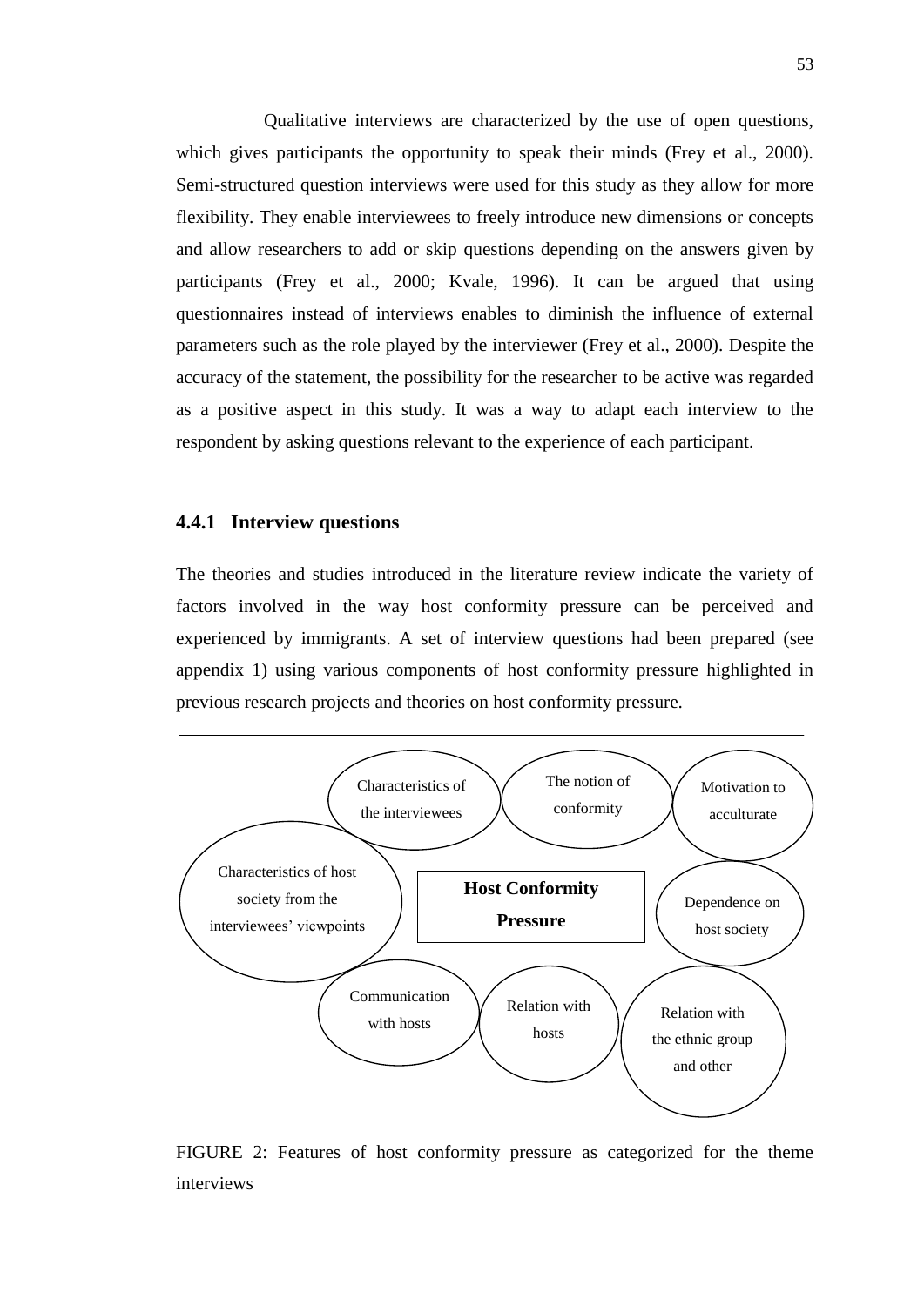Qualitative interviews are characterized by the use of open questions, which gives participants the opportunity to speak their minds (Frey et al., 2000). Semi-structured question interviews were used for this study as they allow for more flexibility. They enable interviewees to freely introduce new dimensions or concepts and allow researchers to add or skip questions depending on the answers given by participants (Frey et al., 2000; Kvale, 1996). It can be argued that using questionnaires instead of interviews enables to diminish the influence of external parameters such as the role played by the interviewer (Frey et al., 2000). Despite the accuracy of the statement, the possibility for the researcher to be active was regarded as a positive aspect in this study. It was a way to adapt each interview to the respondent by asking questions relevant to the experience of each participant.

### 4.4.1 Interview questions

The theories and studies introduced in the literature review indicate the variety of factors involved in the way host conformity pressure can be perceived and experienced by immigrants. A set of interview questions had been prepared (see appendix 1) using various components of host conformity pressure highlighted in previous research projects and theories on host conformity pressure.

**Host Conformity Pressure**

- Characteristics of the interviewees
- The notion of conformity
- Motivation to acculturate
- Characteristics of host society from the interviewees' viewpoints
- Dependence on host society
- Communication with hosts
- Relation with hosts
- Relation with the ethnic group and other

FIGURE 2: Features of host conformity pressure as categorized for the theme interviews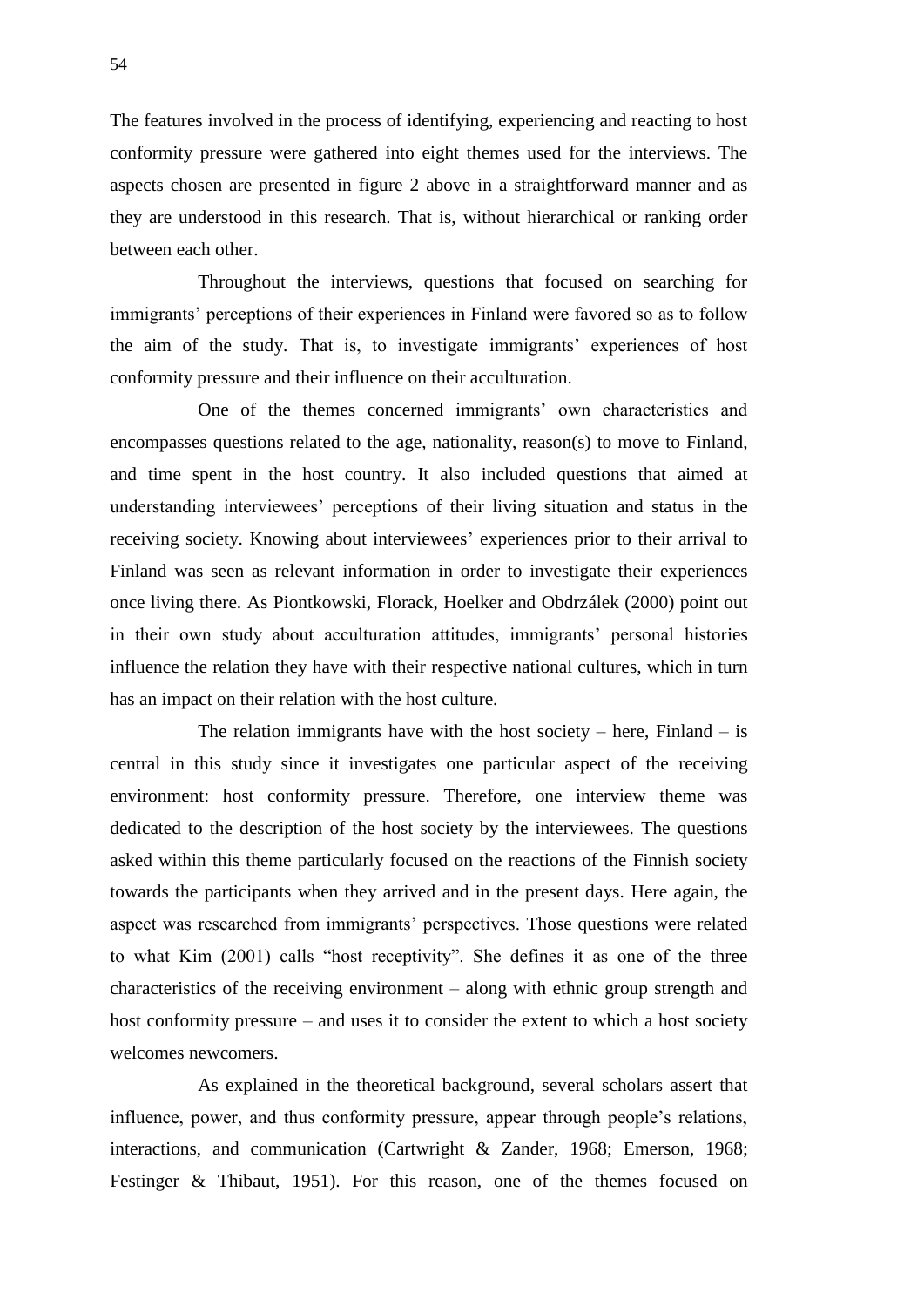The features involved in the process of identifying, experiencing and reacting to host conformity pressure were gathered into eight themes used for the interviews. The aspects chosen are presented in figure 2 above in a straightforward manner and as they are understood in this research. That is, without hierarchical or ranking order between each other.

Throughout the interviews, questions that focused on searching for immigrants' perceptions of their experiences in Finland were favored so as to follow the aim of the study. That is, to investigate immigrants' experiences of host conformity pressure and their influence on their acculturation.

One of the themes concerned immigrants' own characteristics and encompasses questions related to the age, nationality, reason(s) to move to Finland, and time spent in the host country. It also included questions that aimed at understanding interviewees' perceptions of their living situation and status in the receiving society. Knowing about interviewees' experiences prior to their arrival to Finland was seen as relevant information in order to investigate their experiences once living there. As Piontkowski, Florack, Hoelker and Obdrzálek (2000) point out in their own study about acculturation attitudes, immigrants' personal histories influence the relation they have with their respective national cultures, which in turn has an impact on their relation with the host culture.

The relation immigrants have with the host society – here, Finland – is central in this study since it investigates one particular aspect of the receiving environment: host conformity pressure. Therefore, one interview theme was dedicated to the description of the host society by the interviewees. The questions asked within this theme particularly focused on the reactions of the Finnish society towards the participants when they arrived and in the present days. Here again, the aspect was researched from immigrants' perspectives. Those questions were related to what Kim (2001) calls "host receptivity". She defines it as one of the three characteristics of the receiving environment – along with ethnic group strength and host conformity pressure – and uses it to consider the extent to which a host society welcomes newcomers.

As explained in the theoretical background, several scholars assert that influence, power, and thus conformity pressure, appear through people's relations, interactions, and communication (Cartwright & Zander, 1968; Emerson, 1968; Festinger & Thibaut, 1951). For this reason, one of the themes focused on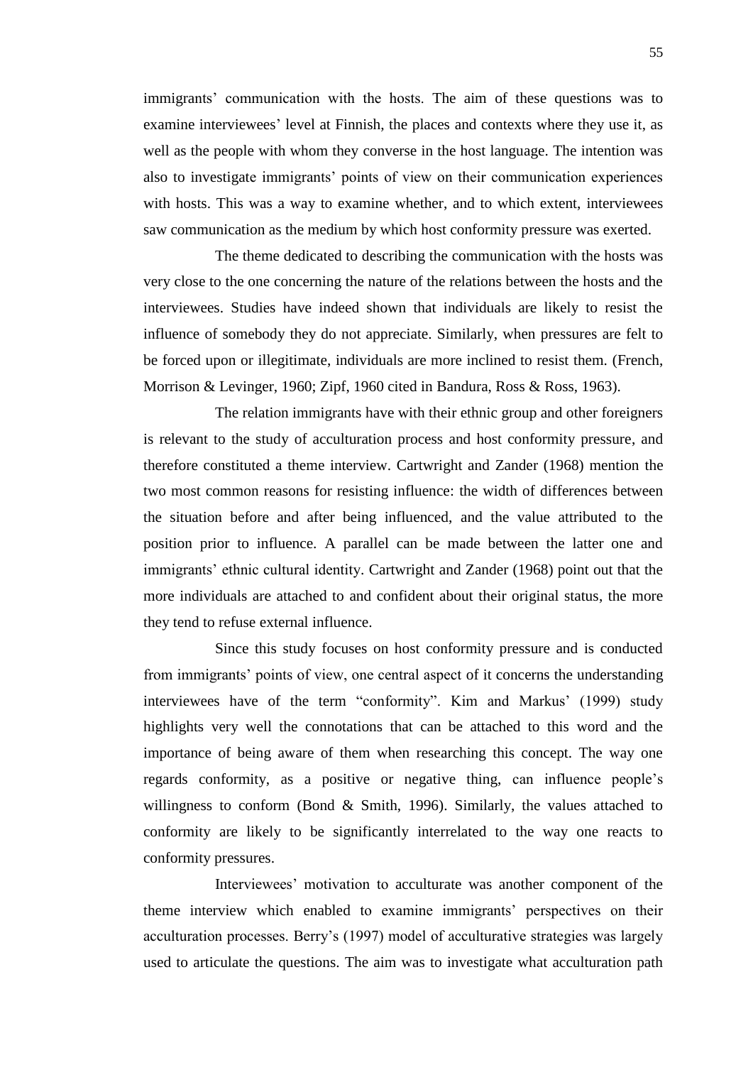immigrants' communication with the hosts. The aim of these questions was to examine interviewees' level at Finnish, the places and contexts where they use it, as well as the people with whom they converse in the host language. The intention was also to investigate immigrants' points of view on their communication experiences with hosts. This was a way to examine whether, and to which extent, interviewees saw communication as the medium by which host conformity pressure was exerted.

The theme dedicated to describing the communication with the hosts was very close to the one concerning the nature of the relations between the hosts and the interviewees. Studies have indeed shown that individuals are likely to resist the influence of somebody they do not appreciate. Similarly, when pressures are felt to be forced upon or illegitimate, individuals are more inclined to resist them. (French, Morrison & Levinger, 1960; Zipf, 1960 cited in Bandura, Ross & Ross, 1963).

The relation immigrants have with their ethnic group and other foreigners is relevant to the study of acculturation process and host conformity pressure, and therefore constituted a theme interview. Cartwright and Zander (1968) mention the two most common reasons for resisting influence: the width of differences between the situation before and after being influenced, and the value attributed to the position prior to influence. A parallel can be made between the latter one and immigrants' ethnic cultural identity. Cartwright and Zander (1968) point out that the more individuals are attached to and confident about their original status, the more they tend to refuse external influence.

Since this study focuses on host conformity pressure and is conducted from immigrants' points of view, one central aspect of it concerns the understanding interviewees have of the term "conformity". Kim and Markus' (1999) study highlights very well the connotations that can be attached to this word and the importance of being aware of them when researching this concept. The way one regards conformity, as a positive or negative thing, can influence people's willingness to conform (Bond & Smith, 1996). Similarly, the values attached to conformity are likely to be significantly interrelated to the way one reacts to conformity pressures.

Interviewees' motivation to acculturate was another component of the theme interview which enabled to examine immigrants' perspectives on their acculturation processes. Berry's (1997) model of acculturative strategies was largely used to articulate the questions. The aim was to investigate what acculturation path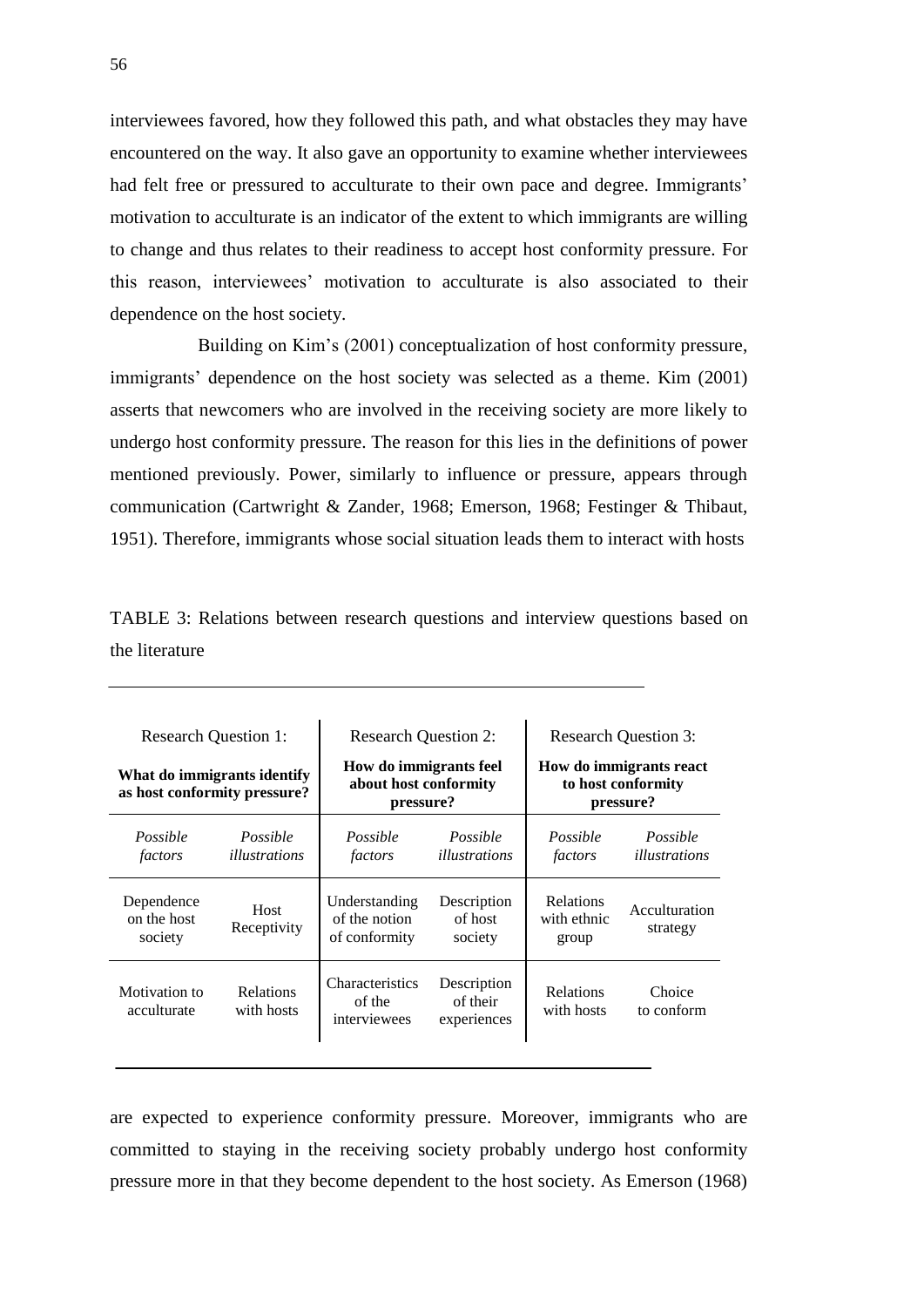interviewees favored, how they followed this path, and what obstacles they may have encountered on the way. It also gave an opportunity to examine whether interviewees had felt free or pressured to acculturate to their own pace and degree. Immigrants' motivation to acculturate is an indicator of the extent to which immigrants are willing to change and thus relates to their readiness to accept host conformity pressure. For this reason, interviewees' motivation to acculturate is also associated to their dependence on the host society.

Building on Kim's (2001) conceptualization of host conformity pressure, immigrants' dependence on the host society was selected as a theme. Kim (2001) asserts that newcomers who are involved in the receiving society are more likely to undergo host conformity pressure. The reason for this lies in the definitions of power mentioned previously. Power, similarly to influence or pressure, appears through communication (Cartwright & Zander, 1968; Emerson, 1968; Festinger & Thibaut, 1951). Therefore, immigrants whose social situation leads them to interact with hosts

TABLE 3: Relations between research questions and interview questions based on the literature

| Research Question 1: **What do immigrants identify as host conformity pressure?** | | Research Question 2: **How do immigrants feel about host conformity pressure?** | | Research Question 3: **How do immigrants react to host conformity pressure?** | |
|---|---|---|---|---|---|
| *Possible factors* | *Possible illustrations* | *Possible factors* | *Possible illustrations* | *Possible factors* | *Possible illustrations* |
| Dependence on the host society | Host Receptivity | Understanding of the notion of conformity | Description of host society | Relations with ethnic group | Acculturation strategy |
| Motivation to acculturate | Relations with hosts | Characteristics of the interviewees | Description of their experiences | Relations with hosts | Choice to conform |

are expected to experience conformity pressure. Moreover, immigrants who are committed to staying in the receiving society probably undergo host conformity pressure more in that they become dependent to the host society. As Emerson (1968)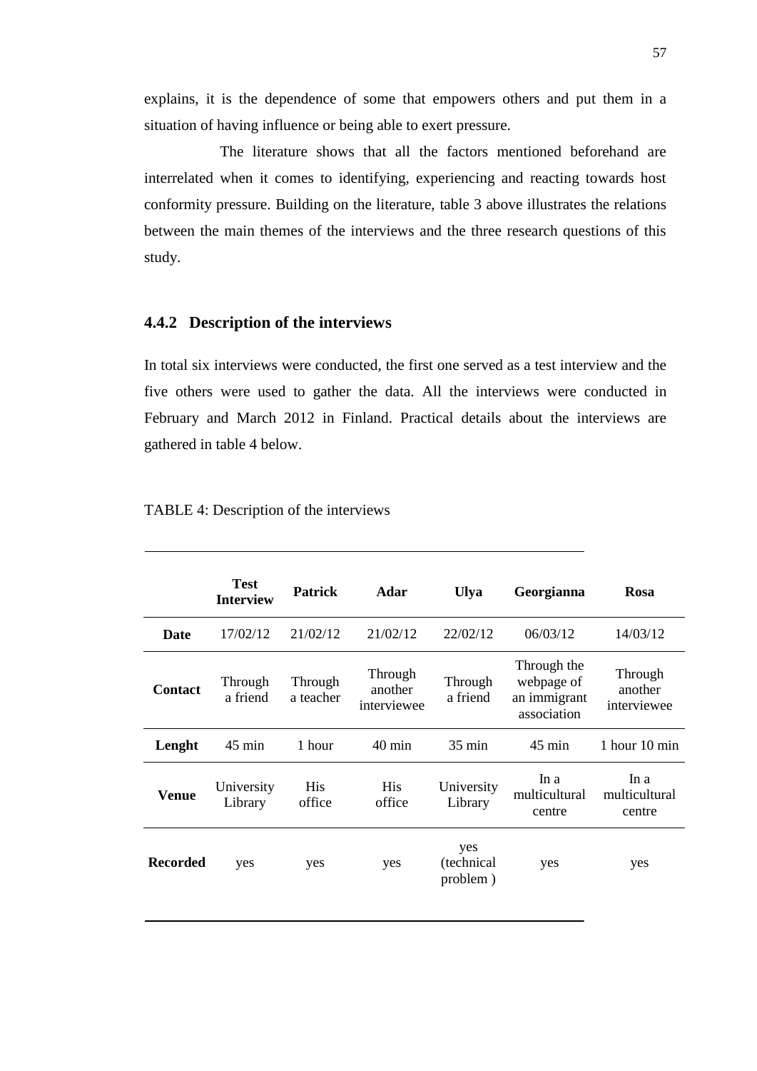explains, it is the dependence of some that empowers others and put them in a situation of having influence or being able to exert pressure.

The literature shows that all the factors mentioned beforehand are interrelated when it comes to identifying, experiencing and reacting towards host conformity pressure. Building on the literature, table 3 above illustrates the relations between the main themes of the interviews and the three research questions of this study.

### 4.4.2 Description of the interviews

In total six interviews were conducted, the first one served as a test interview and the five others were used to gather the data. All the interviews were conducted in February and March 2012 in Finland. Practical details about the interviews are gathered in table 4 below.

TABLE 4: Description of the interviews

| | **Test Interview** | **Patrick** | **Adar** | **Ulya** | **Georgianna** | **Rosa** |
|---|---|---|---|---|---|---|
| **Date** | 17/02/12 | 21/02/12 | 21/02/12 | 22/02/12 | 06/03/12 | 14/03/12 |
| **Contact** | Through a friend | Through a teacher | Through another interviewee | Through a friend | Through the webpage of an immigrant association | Through another interviewee |
| **Lenght** | 45 min | 1 hour | 40 min | 35 min | 45 min | 1 hour 10 min |
| **Venue** | University Library | His office | His office | University Library | In a multicultural centre | In a multicultural centre |
| **Recorded** | yes | yes | yes | yes (technical problem ) | yes | yes |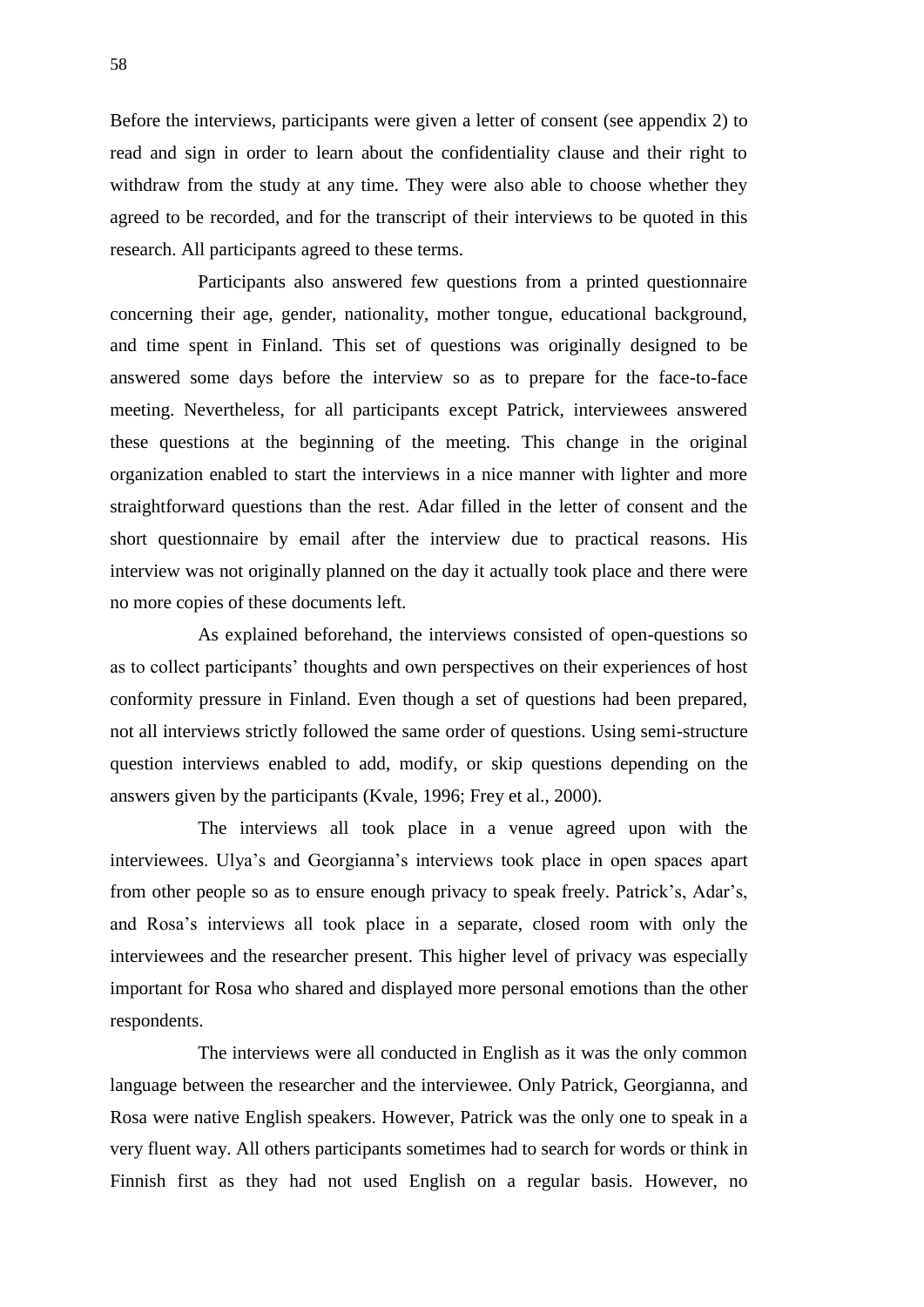Before the interviews, participants were given a letter of consent (see appendix 2) to read and sign in order to learn about the confidentiality clause and their right to withdraw from the study at any time. They were also able to choose whether they agreed to be recorded, and for the transcript of their interviews to be quoted in this research. All participants agreed to these terms.

Participants also answered few questions from a printed questionnaire concerning their age, gender, nationality, mother tongue, educational background, and time spent in Finland. This set of questions was originally designed to be answered some days before the interview so as to prepare for the face-to-face meeting. Nevertheless, for all participants except Patrick, interviewees answered these questions at the beginning of the meeting. This change in the original organization enabled to start the interviews in a nice manner with lighter and more straightforward questions than the rest. Adar filled in the letter of consent and the short questionnaire by email after the interview due to practical reasons. His interview was not originally planned on the day it actually took place and there were no more copies of these documents left.

As explained beforehand, the interviews consisted of open-questions so as to collect participants' thoughts and own perspectives on their experiences of host conformity pressure in Finland. Even though a set of questions had been prepared, not all interviews strictly followed the same order of questions. Using semi-structure question interviews enabled to add, modify, or skip questions depending on the answers given by the participants (Kvale, 1996; Frey et al., 2000).

The interviews all took place in a venue agreed upon with the interviewees. Ulya's and Georgianna's interviews took place in open spaces apart from other people so as to ensure enough privacy to speak freely. Patrick's, Adar's, and Rosa's interviews all took place in a separate, closed room with only the interviewees and the researcher present. This higher level of privacy was especially important for Rosa who shared and displayed more personal emotions than the other respondents.

The interviews were all conducted in English as it was the only common language between the researcher and the interviewee. Only Patrick, Georgianna, and Rosa were native English speakers. However, Patrick was the only one to speak in a very fluent way. All others participants sometimes had to search for words or think in Finnish first as they had not used English on a regular basis. However, no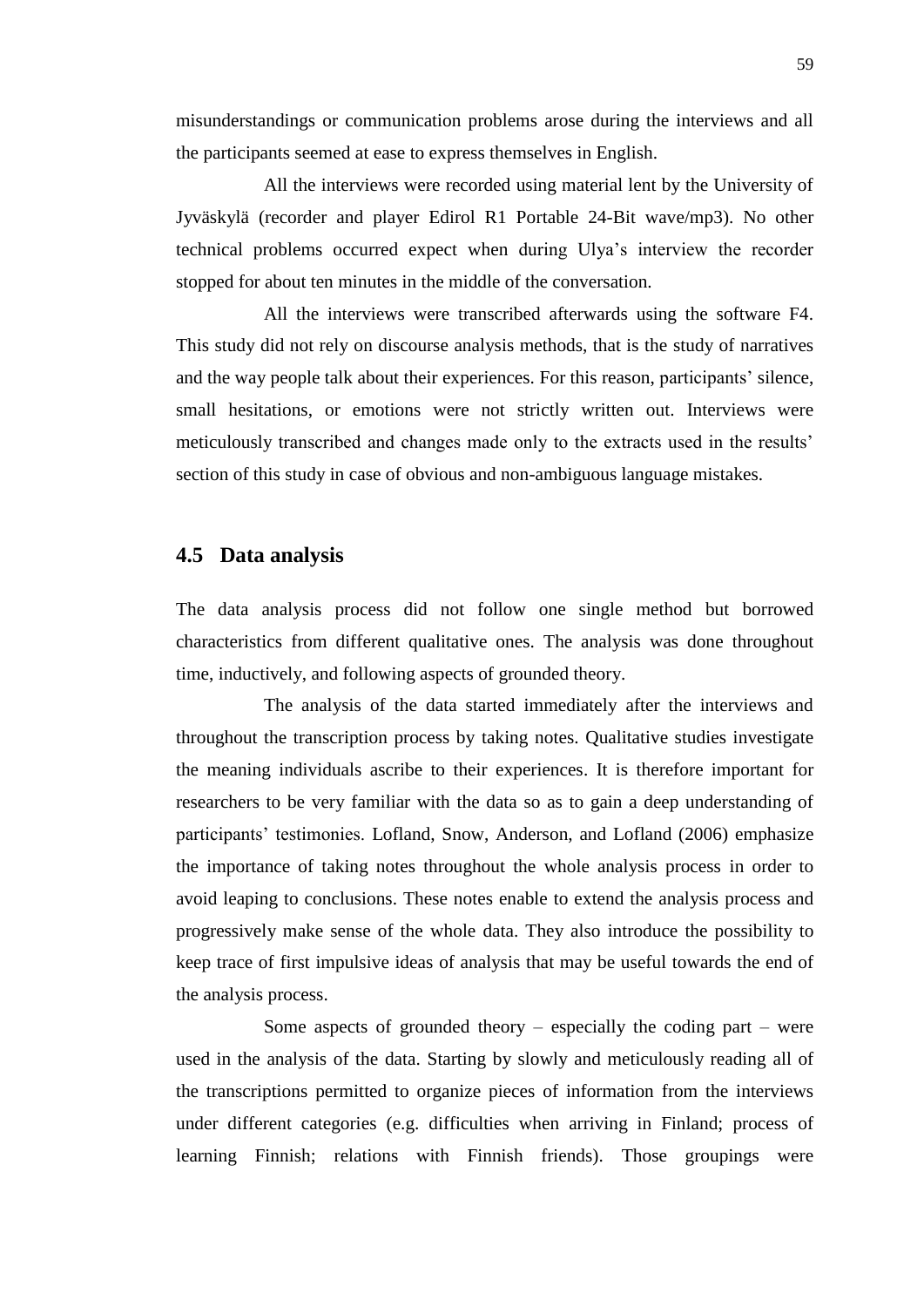misunderstandings or communication problems arose during the interviews and all the participants seemed at ease to express themselves in English.

All the interviews were recorded using material lent by the University of Jyväskylä (recorder and player Edirol R1 Portable 24-Bit wave/mp3). No other technical problems occurred expect when during Ulya's interview the recorder stopped for about ten minutes in the middle of the conversation.

All the interviews were transcribed afterwards using the software F4. This study did not rely on discourse analysis methods, that is the study of narratives and the way people talk about their experiences. For this reason, participants' silence, small hesitations, or emotions were not strictly written out. Interviews were meticulously transcribed and changes made only to the extracts used in the results' section of this study in case of obvious and non-ambiguous language mistakes.

## 4.5 Data analysis

The data analysis process did not follow one single method but borrowed characteristics from different qualitative ones. The analysis was done throughout time, inductively, and following aspects of grounded theory.

The analysis of the data started immediately after the interviews and throughout the transcription process by taking notes. Qualitative studies investigate the meaning individuals ascribe to their experiences. It is therefore important for researchers to be very familiar with the data so as to gain a deep understanding of participants' testimonies. Lofland, Snow, Anderson, and Lofland (2006) emphasize the importance of taking notes throughout the whole analysis process in order to avoid leaping to conclusions. These notes enable to extend the analysis process and progressively make sense of the whole data. They also introduce the possibility to keep trace of first impulsive ideas of analysis that may be useful towards the end of the analysis process.

Some aspects of grounded theory – especially the coding part – were used in the analysis of the data. Starting by slowly and meticulously reading all of the transcriptions permitted to organize pieces of information from the interviews under different categories (e.g. difficulties when arriving in Finland; process of learning Finnish; relations with Finnish friends). Those groupings were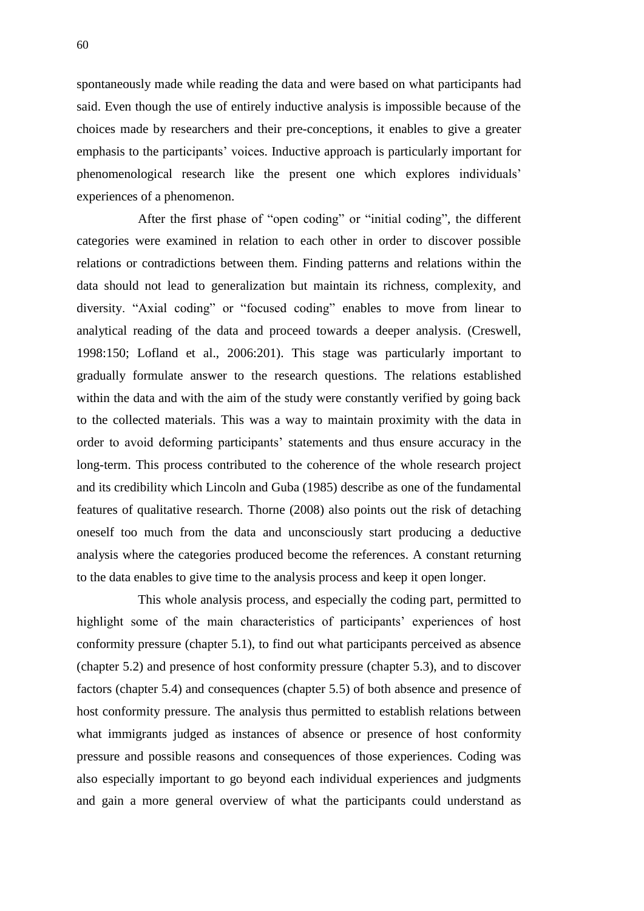spontaneously made while reading the data and were based on what participants had said. Even though the use of entirely inductive analysis is impossible because of the choices made by researchers and their pre-conceptions, it enables to give a greater emphasis to the participants' voices. Inductive approach is particularly important for phenomenological research like the present one which explores individuals' experiences of a phenomenon.

After the first phase of "open coding" or "initial coding", the different categories were examined in relation to each other in order to discover possible relations or contradictions between them. Finding patterns and relations within the data should not lead to generalization but maintain its richness, complexity, and diversity. "Axial coding" or "focused coding" enables to move from linear to analytical reading of the data and proceed towards a deeper analysis. (Creswell, 1998:150; Lofland et al., 2006:201). This stage was particularly important to gradually formulate answer to the research questions. The relations established within the data and with the aim of the study were constantly verified by going back to the collected materials. This was a way to maintain proximity with the data in order to avoid deforming participants' statements and thus ensure accuracy in the long-term. This process contributed to the coherence of the whole research project and its credibility which Lincoln and Guba (1985) describe as one of the fundamental features of qualitative research. Thorne (2008) also points out the risk of detaching oneself too much from the data and unconsciously start producing a deductive analysis where the categories produced become the references. A constant returning to the data enables to give time to the analysis process and keep it open longer.

This whole analysis process, and especially the coding part, permitted to highlight some of the main characteristics of participants' experiences of host conformity pressure (chapter 5.1), to find out what participants perceived as absence (chapter 5.2) and presence of host conformity pressure (chapter 5.3), and to discover factors (chapter 5.4) and consequences (chapter 5.5) of both absence and presence of host conformity pressure. The analysis thus permitted to establish relations between what immigrants judged as instances of absence or presence of host conformity pressure and possible reasons and consequences of those experiences. Coding was also especially important to go beyond each individual experiences and judgments and gain a more general overview of what the participants could understand as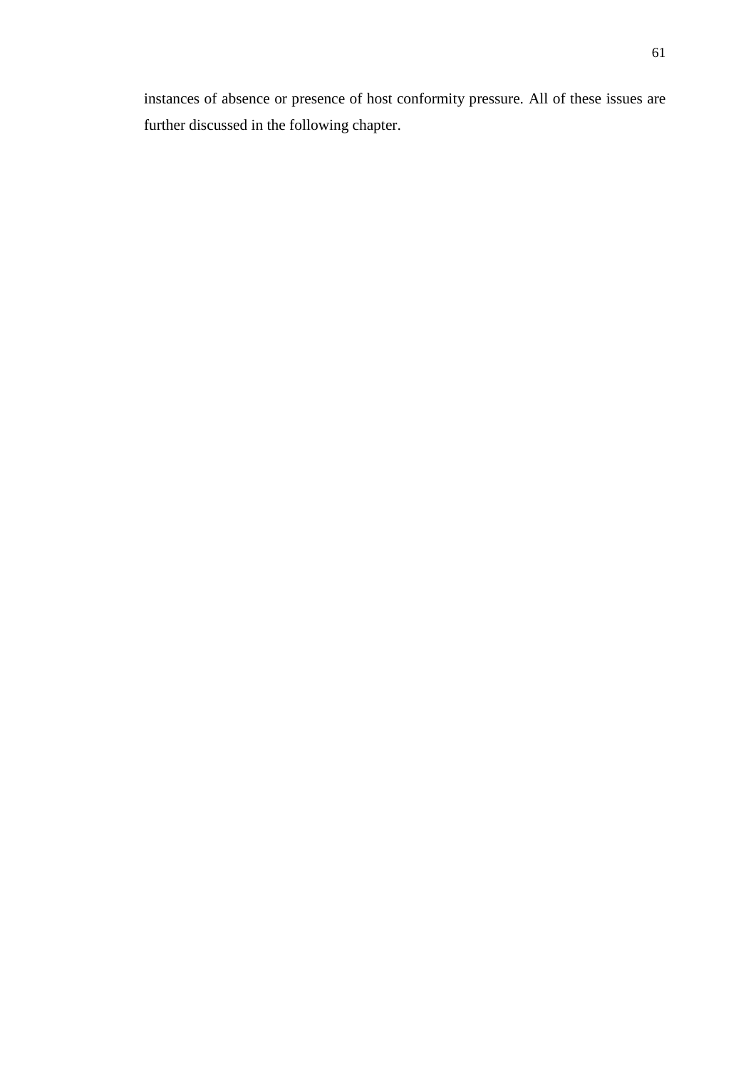instances of absence or presence of host conformity pressure. All of these issues are further discussed in the following chapter.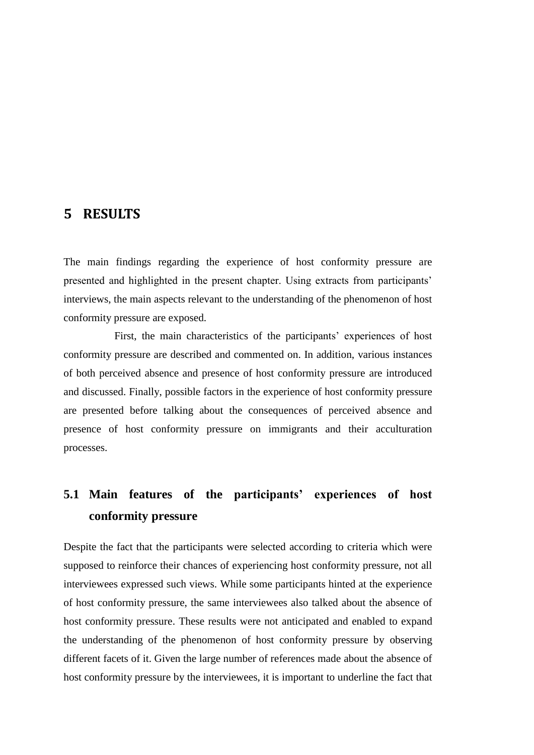# 5 RESULTS

The main findings regarding the experience of host conformity pressure are presented and highlighted in the present chapter. Using extracts from participants' interviews, the main aspects relevant to the understanding of the phenomenon of host conformity pressure are exposed.

First, the main characteristics of the participants' experiences of host conformity pressure are described and commented on. In addition, various instances of both perceived absence and presence of host conformity pressure are introduced and discussed. Finally, possible factors in the experience of host conformity pressure are presented before talking about the consequences of perceived absence and presence of host conformity pressure on immigrants and their acculturation processes.

## 5.1 Main features of the participants' experiences of host conformity pressure

Despite the fact that the participants were selected according to criteria which were supposed to reinforce their chances of experiencing host conformity pressure, not all interviewees expressed such views. While some participants hinted at the experience of host conformity pressure, the same interviewees also talked about the absence of host conformity pressure. These results were not anticipated and enabled to expand the understanding of the phenomenon of host conformity pressure by observing different facets of it. Given the large number of references made about the absence of host conformity pressure by the interviewees, it is important to underline the fact that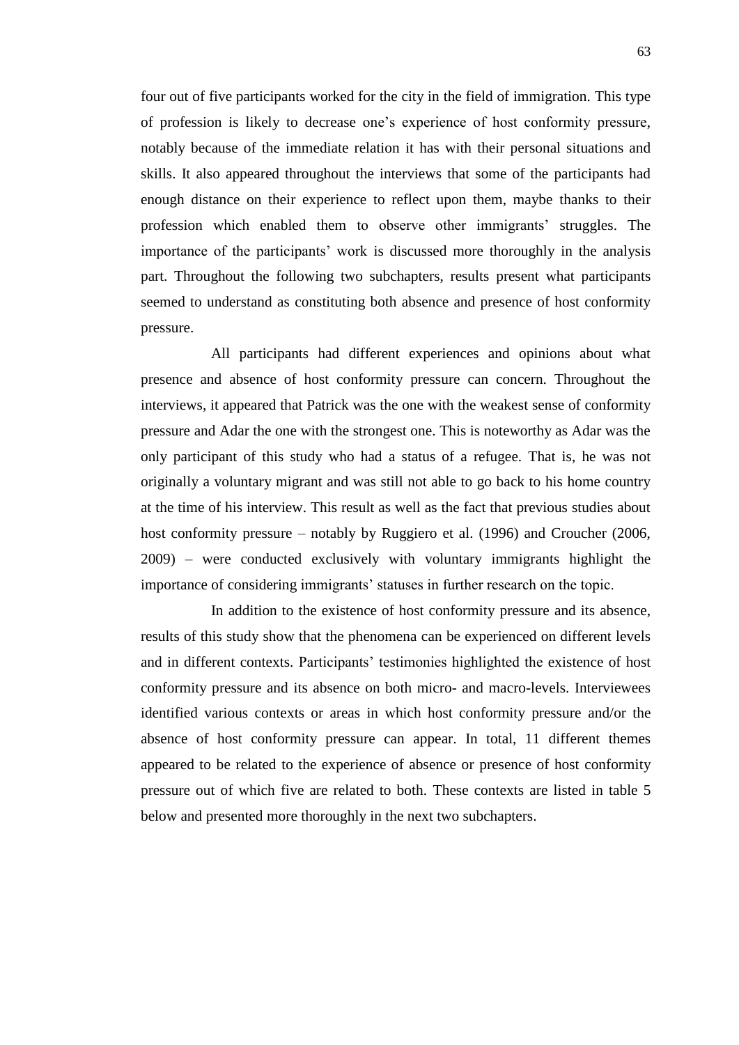four out of five participants worked for the city in the field of immigration. This type of profession is likely to decrease one's experience of host conformity pressure, notably because of the immediate relation it has with their personal situations and skills. It also appeared throughout the interviews that some of the participants had enough distance on their experience to reflect upon them, maybe thanks to their profession which enabled them to observe other immigrants' struggles. The importance of the participants' work is discussed more thoroughly in the analysis part. Throughout the following two subchapters, results present what participants seemed to understand as constituting both absence and presence of host conformity pressure.

All participants had different experiences and opinions about what presence and absence of host conformity pressure can concern. Throughout the interviews, it appeared that Patrick was the one with the weakest sense of conformity pressure and Adar the one with the strongest one. This is noteworthy as Adar was the only participant of this study who had a status of a refugee. That is, he was not originally a voluntary migrant and was still not able to go back to his home country at the time of his interview. This result as well as the fact that previous studies about host conformity pressure – notably by Ruggiero et al. (1996) and Croucher (2006, 2009) – were conducted exclusively with voluntary immigrants highlight the importance of considering immigrants' statuses in further research on the topic.

In addition to the existence of host conformity pressure and its absence, results of this study show that the phenomena can be experienced on different levels and in different contexts. Participants' testimonies highlighted the existence of host conformity pressure and its absence on both micro- and macro-levels. Interviewees identified various contexts or areas in which host conformity pressure and/or the absence of host conformity pressure can appear. In total, 11 different themes appeared to be related to the experience of absence or presence of host conformity pressure out of which five are related to both. These contexts are listed in table 5 below and presented more thoroughly in the next two subchapters.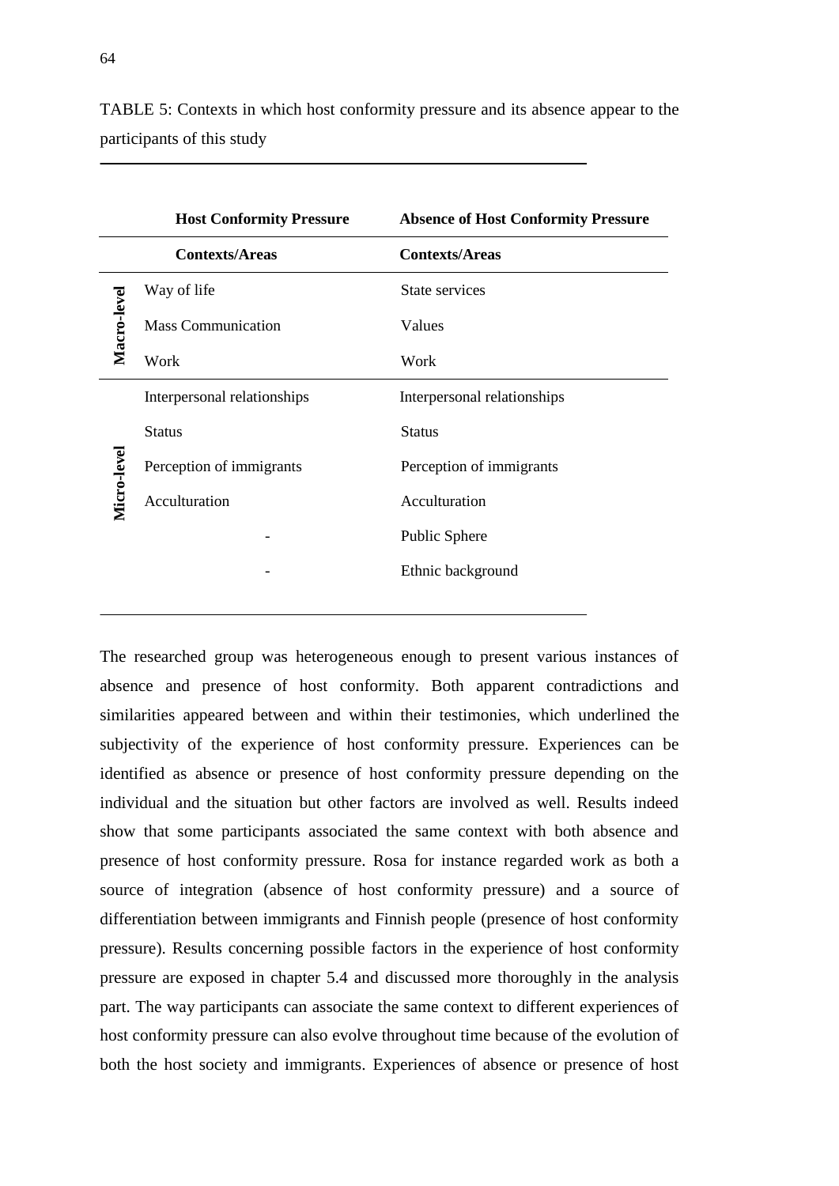TABLE 5: Contexts in which host conformity pressure and its absence appear to the participants of this study

| | Host Conformity Pressure | Absence of Host Conformity Pressure |
|---|---|---|
| | **Contexts/Areas** | **Contexts/Areas** |
| **Macro-level** | Way of life | State services |
| | Mass Communication | Values |
| | Work | Work |
| **Micro-level** | Interpersonal relationships | Interpersonal relationships |
| | Status | Status |
| | Perception of immigrants | Perception of immigrants |
| | Acculturation | Acculturation |
| | - | Public Sphere |
| | - | Ethnic background |

The researched group was heterogeneous enough to present various instances of absence and presence of host conformity. Both apparent contradictions and similarities appeared between and within their testimonies, which underlined the subjectivity of the experience of host conformity pressure. Experiences can be identified as absence or presence of host conformity pressure depending on the individual and the situation but other factors are involved as well. Results indeed show that some participants associated the same context with both absence and presence of host conformity pressure. Rosa for instance regarded work as both a source of integration (absence of host conformity pressure) and a source of differentiation between immigrants and Finnish people (presence of host conformity pressure). Results concerning possible factors in the experience of host conformity pressure are exposed in chapter 5.4 and discussed more thoroughly in the analysis part. The way participants can associate the same context to different experiences of host conformity pressure can also evolve throughout time because of the evolution of both the host society and immigrants. Experiences of absence or presence of host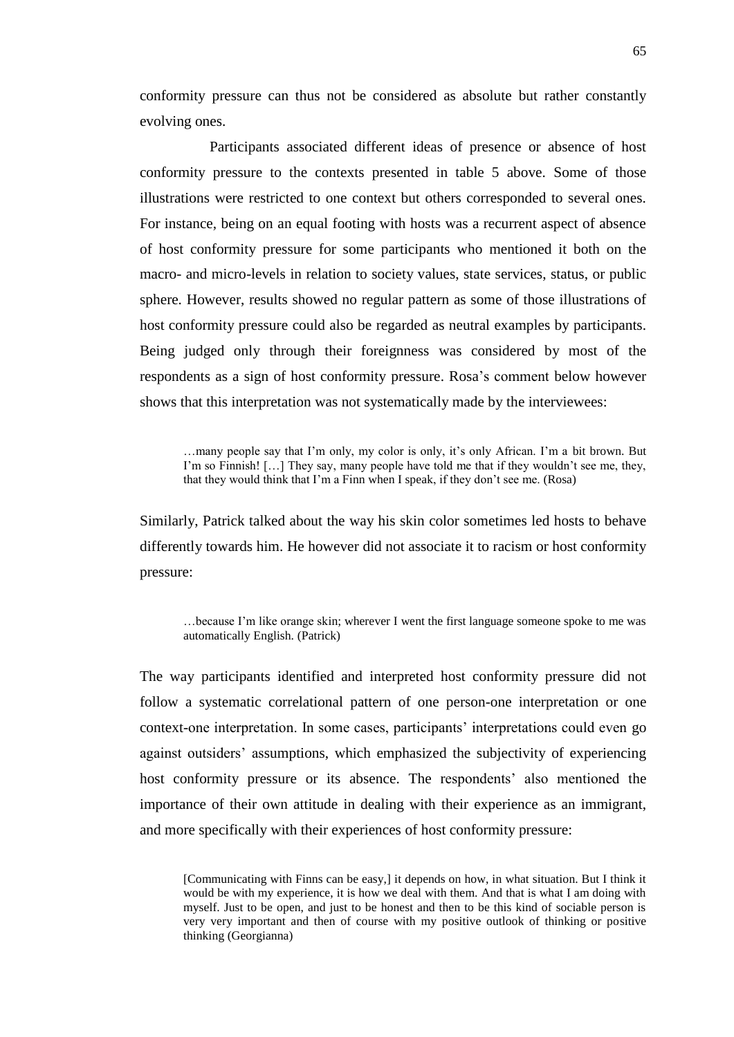conformity pressure can thus not be considered as absolute but rather constantly evolving ones.

Participants associated different ideas of presence or absence of host conformity pressure to the contexts presented in table 5 above. Some of those illustrations were restricted to one context but others corresponded to several ones. For instance, being on an equal footing with hosts was a recurrent aspect of absence of host conformity pressure for some participants who mentioned it both on the macro- and micro-levels in relation to society values, state services, status, or public sphere. However, results showed no regular pattern as some of those illustrations of host conformity pressure could also be regarded as neutral examples by participants. Being judged only through their foreignness was considered by most of the respondents as a sign of host conformity pressure. Rosa's comment below however shows that this interpretation was not systematically made by the interviewees:

> …many people say that I'm only, my color is only, it's only African. I'm a bit brown. But I'm so Finnish! […] They say, many people have told me that if they wouldn't see me, they, that they would think that I'm a Finn when I speak, if they don't see me. (Rosa)

Similarly, Patrick talked about the way his skin color sometimes led hosts to behave differently towards him. He however did not associate it to racism or host conformity pressure:

> …because I'm like orange skin; wherever I went the first language someone spoke to me was automatically English. (Patrick)

The way participants identified and interpreted host conformity pressure did not follow a systematic correlational pattern of one person-one interpretation or one context-one interpretation. In some cases, participants' interpretations could even go against outsiders' assumptions, which emphasized the subjectivity of experiencing host conformity pressure or its absence. The respondents' also mentioned the importance of their own attitude in dealing with their experience as an immigrant, and more specifically with their experiences of host conformity pressure:

> [Communicating with Finns can be easy,] it depends on how, in what situation. But I think it would be with my experience, it is how we deal with them. And that is what I am doing with myself. Just to be open, and just to be honest and then to be this kind of sociable person is very very important and then of course with my positive outlook of thinking or positive thinking (Georgianna)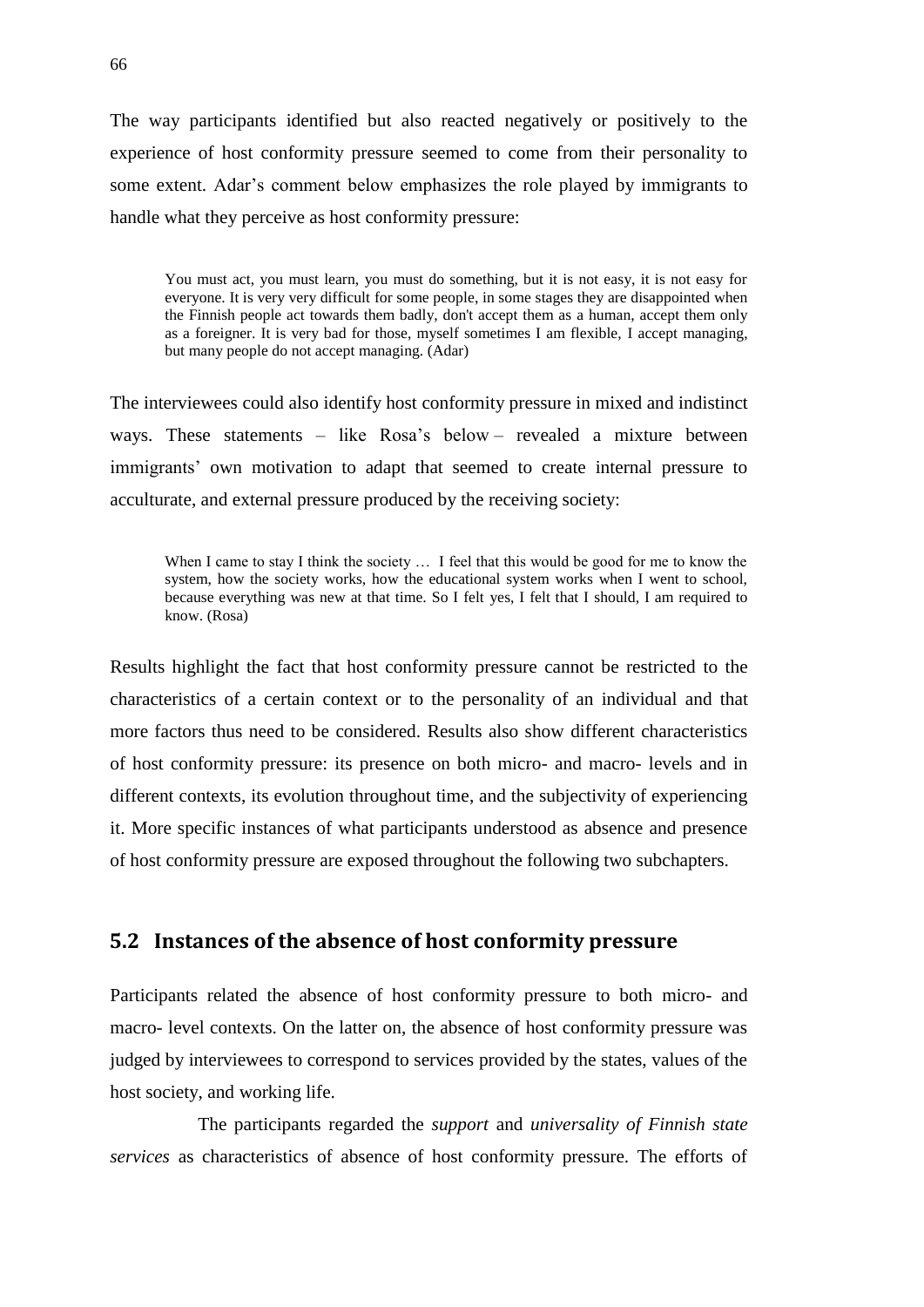The way participants identified but also reacted negatively or positively to the experience of host conformity pressure seemed to come from their personality to some extent. Adar's comment below emphasizes the role played by immigrants to handle what they perceive as host conformity pressure:

> You must act, you must learn, you must do something, but it is not easy, it is not easy for everyone. It is very very difficult for some people, in some stages they are disappointed when the Finnish people act towards them badly, don't accept them as a human, accept them only as a foreigner. It is very bad for those, myself sometimes I am flexible, I accept managing, but many people do not accept managing. (Adar)

The interviewees could also identify host conformity pressure in mixed and indistinct ways. These statements – like Rosa's below – revealed a mixture between immigrants' own motivation to adapt that seemed to create internal pressure to acculturate, and external pressure produced by the receiving society:

> When I came to stay I think the society … I feel that this would be good for me to know the system, how the society works, how the educational system works when I went to school, because everything was new at that time. So I felt yes, I felt that I should, I am required to know. (Rosa)

Results highlight the fact that host conformity pressure cannot be restricted to the characteristics of a certain context or to the personality of an individual and that more factors thus need to be considered. Results also show different characteristics of host conformity pressure: its presence on both micro- and macro- levels and in different contexts, its evolution throughout time, and the subjectivity of experiencing it. More specific instances of what participants understood as absence and presence of host conformity pressure are exposed throughout the following two subchapters.

## 5.2 Instances of the absence of host conformity pressure

Participants related the absence of host conformity pressure to both micro- and macro- level contexts. On the latter on, the absence of host conformity pressure was judged by interviewees to correspond to services provided by the states, values of the host society, and working life.

The participants regarded the *support* and *universality of Finnish state services* as characteristics of absence of host conformity pressure. The efforts of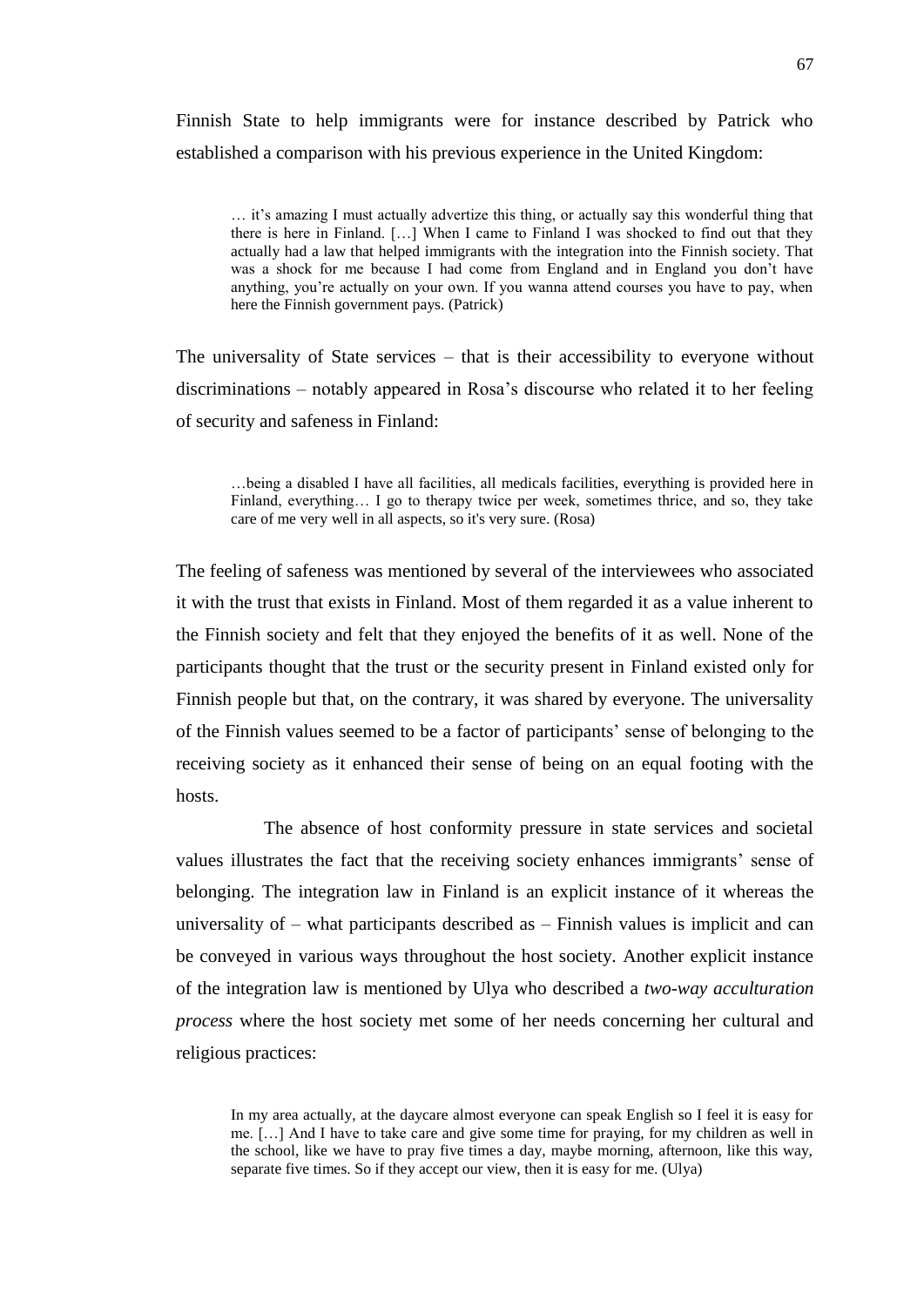Finnish State to help immigrants were for instance described by Patrick who established a comparison with his previous experience in the United Kingdom:

> … it's amazing I must actually advertize this thing, or actually say this wonderful thing that there is here in Finland. […] When I came to Finland I was shocked to find out that they actually had a law that helped immigrants with the integration into the Finnish society. That was a shock for me because I had come from England and in England you don't have anything, you're actually on your own. If you wanna attend courses you have to pay, when here the Finnish government pays. (Patrick)

The universality of State services – that is their accessibility to everyone without discriminations – notably appeared in Rosa's discourse who related it to her feeling of security and safeness in Finland:

> …being a disabled I have all facilities, all medicals facilities, everything is provided here in Finland, everything… I go to therapy twice per week, sometimes thrice, and so, they take care of me very well in all aspects, so it's very sure. (Rosa)

The feeling of safeness was mentioned by several of the interviewees who associated it with the trust that exists in Finland. Most of them regarded it as a value inherent to the Finnish society and felt that they enjoyed the benefits of it as well. None of the participants thought that the trust or the security present in Finland existed only for Finnish people but that, on the contrary, it was shared by everyone. The universality of the Finnish values seemed to be a factor of participants' sense of belonging to the receiving society as it enhanced their sense of being on an equal footing with the hosts.

The absence of host conformity pressure in state services and societal values illustrates the fact that the receiving society enhances immigrants' sense of belonging. The integration law in Finland is an explicit instance of it whereas the universality of – what participants described as – Finnish values is implicit and can be conveyed in various ways throughout the host society. Another explicit instance of the integration law is mentioned by Ulya who described a *two-way acculturation process* where the host society met some of her needs concerning her cultural and religious practices:

> In my area actually, at the daycare almost everyone can speak English so I feel it is easy for me. […] And I have to take care and give some time for praying, for my children as well in the school, like we have to pray five times a day, maybe morning, afternoon, like this way, separate five times. So if they accept our view, then it is easy for me. (Ulya)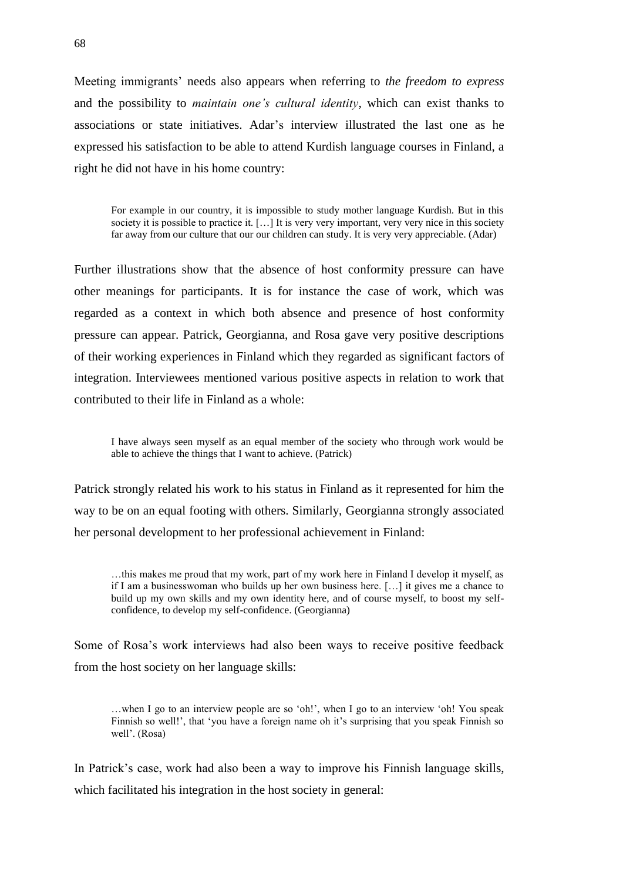Meeting immigrants' needs also appears when referring to *the freedom to express* and the possibility to *maintain one's cultural identity*, which can exist thanks to associations or state initiatives. Adar's interview illustrated the last one as he expressed his satisfaction to be able to attend Kurdish language courses in Finland, a right he did not have in his home country:

> For example in our country, it is impossible to study mother language Kurdish. But in this society it is possible to practice it. […] It is very very important, very very nice in this society far away from our culture that our our children can study. It is very very appreciable. (Adar)

Further illustrations show that the absence of host conformity pressure can have other meanings for participants. It is for instance the case of work, which was regarded as a context in which both absence and presence of host conformity pressure can appear. Patrick, Georgianna, and Rosa gave very positive descriptions of their working experiences in Finland which they regarded as significant factors of integration. Interviewees mentioned various positive aspects in relation to work that contributed to their life in Finland as a whole:

> I have always seen myself as an equal member of the society who through work would be able to achieve the things that I want to achieve. (Patrick)

Patrick strongly related his work to his status in Finland as it represented for him the way to be on an equal footing with others. Similarly, Georgianna strongly associated her personal development to her professional achievement in Finland:

> …this makes me proud that my work, part of my work here in Finland I develop it myself, as if I am a businesswoman who builds up her own business here. […] it gives me a chance to build up my own skills and my own identity here, and of course myself, to boost my self-confidence, to develop my self-confidence. (Georgianna)

Some of Rosa's work interviews had also been ways to receive positive feedback from the host society on her language skills:

> …when I go to an interview people are so 'oh!', when I go to an interview 'oh! You speak Finnish so well!', that 'you have a foreign name oh it's surprising that you speak Finnish so well'. (Rosa)

In Patrick's case, work had also been a way to improve his Finnish language skills, which facilitated his integration in the host society in general: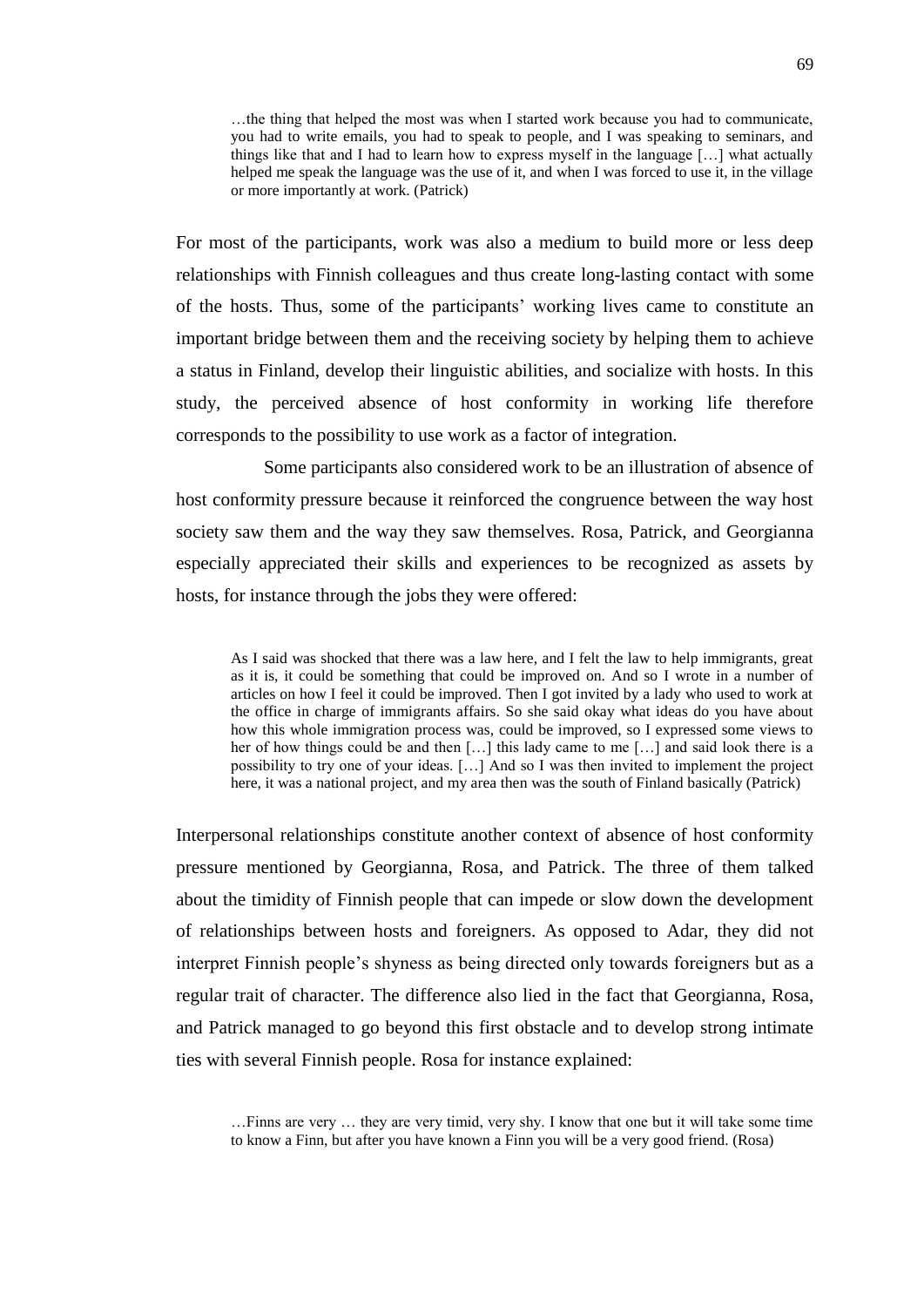> …the thing that helped the most was when I started work because you had to communicate, you had to write emails, you had to speak to people, and I was speaking to seminars, and things like that and I had to learn how to express myself in the language […] what actually helped me speak the language was the use of it, and when I was forced to use it, in the village or more importantly at work. (Patrick)

For most of the participants, work was also a medium to build more or less deep relationships with Finnish colleagues and thus create long-lasting contact with some of the hosts. Thus, some of the participants' working lives came to constitute an important bridge between them and the receiving society by helping them to achieve a status in Finland, develop their linguistic abilities, and socialize with hosts. In this study, the perceived absence of host conformity in working life therefore corresponds to the possibility to use work as a factor of integration.

Some participants also considered work to be an illustration of absence of host conformity pressure because it reinforced the congruence between the way host society saw them and the way they saw themselves. Rosa, Patrick, and Georgianna especially appreciated their skills and experiences to be recognized as assets by hosts, for instance through the jobs they were offered:

> As I said was shocked that there was a law here, and I felt the law to help immigrants, great as it is, it could be something that could be improved on. And so I wrote in a number of articles on how I feel it could be improved. Then I got invited by a lady who used to work at the office in charge of immigrants affairs. So she said okay what ideas do you have about how this whole immigration process was, could be improved, so I expressed some views to her of how things could be and then […] this lady came to me […] and said look there is a possibility to try one of your ideas. […] And so I was then invited to implement the project here, it was a national project, and my area then was the south of Finland basically (Patrick)

Interpersonal relationships constitute another context of absence of host conformity pressure mentioned by Georgianna, Rosa, and Patrick. The three of them talked about the timidity of Finnish people that can impede or slow down the development of relationships between hosts and foreigners. As opposed to Adar, they did not interpret Finnish people's shyness as being directed only towards foreigners but as a regular trait of character. The difference also lied in the fact that Georgianna, Rosa, and Patrick managed to go beyond this first obstacle and to develop strong intimate ties with several Finnish people. Rosa for instance explained:

> …Finns are very … they are very timid, very shy. I know that one but it will take some time to know a Finn, but after you have known a Finn you will be a very good friend. (Rosa)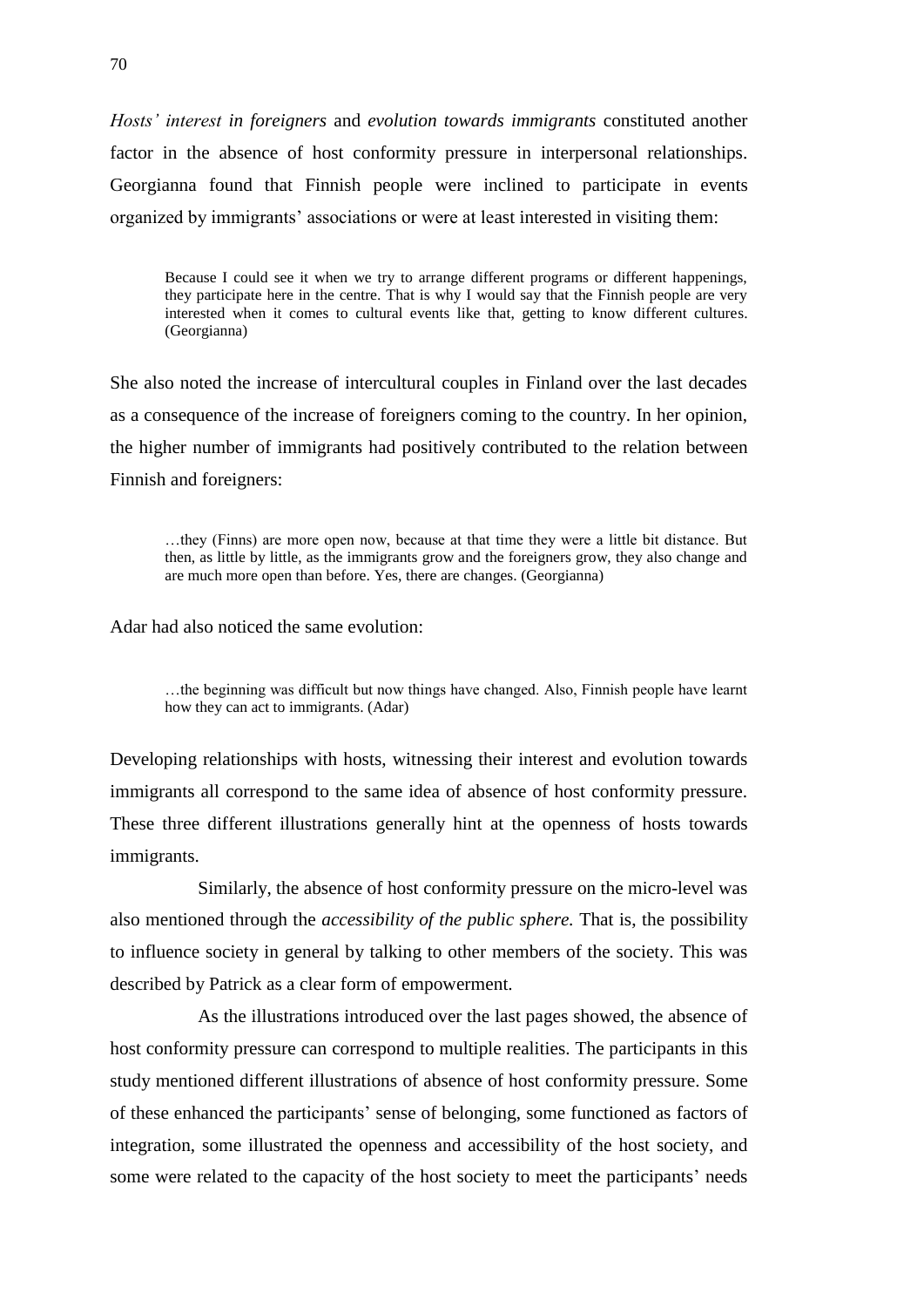*Hosts' interest in foreigners* and *evolution towards immigrants* constituted another factor in the absence of host conformity pressure in interpersonal relationships. Georgianna found that Finnish people were inclined to participate in events organized by immigrants' associations or were at least interested in visiting them:

> Because I could see it when we try to arrange different programs or different happenings, they participate here in the centre. That is why I would say that the Finnish people are very interested when it comes to cultural events like that, getting to know different cultures. (Georgianna)

She also noted the increase of intercultural couples in Finland over the last decades as a consequence of the increase of foreigners coming to the country. In her opinion, the higher number of immigrants had positively contributed to the relation between Finnish and foreigners:

> …they (Finns) are more open now, because at that time they were a little bit distance. But then, as little by little, as the immigrants grow and the foreigners grow, they also change and are much more open than before. Yes, there are changes. (Georgianna)

Adar had also noticed the same evolution:

> …the beginning was difficult but now things have changed. Also, Finnish people have learnt how they can act to immigrants. (Adar)

Developing relationships with hosts, witnessing their interest and evolution towards immigrants all correspond to the same idea of absence of host conformity pressure. These three different illustrations generally hint at the openness of hosts towards immigrants.

Similarly, the absence of host conformity pressure on the micro-level was also mentioned through the *accessibility of the public sphere.* That is, the possibility to influence society in general by talking to other members of the society. This was described by Patrick as a clear form of empowerment.

As the illustrations introduced over the last pages showed, the absence of host conformity pressure can correspond to multiple realities. The participants in this study mentioned different illustrations of absence of host conformity pressure. Some of these enhanced the participants' sense of belonging, some functioned as factors of integration, some illustrated the openness and accessibility of the host society, and some were related to the capacity of the host society to meet the participants' needs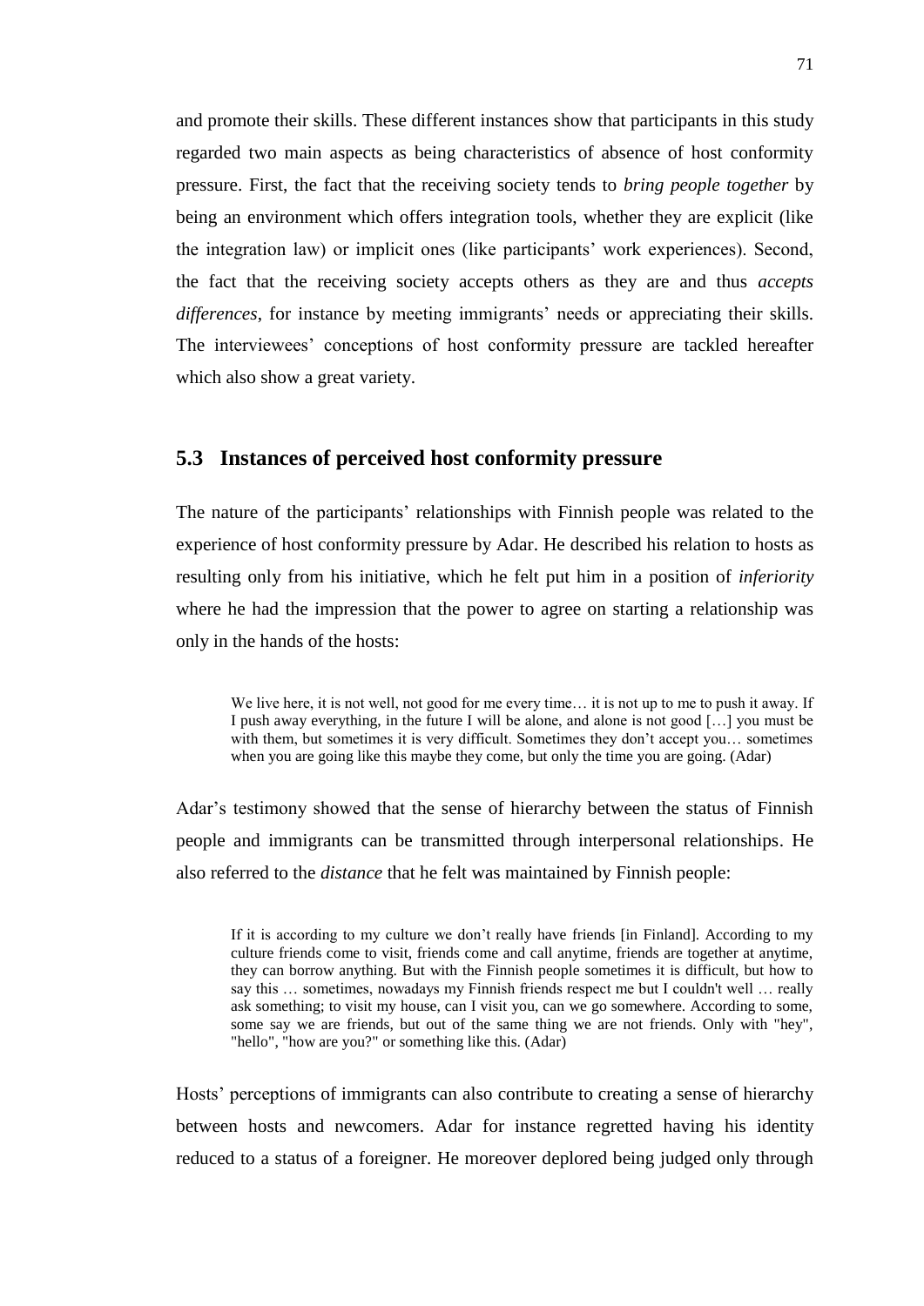and promote their skills. These different instances show that participants in this study regarded two main aspects as being characteristics of absence of host conformity pressure. First, the fact that the receiving society tends to *bring people together* by being an environment which offers integration tools, whether they are explicit (like the integration law) or implicit ones (like participants' work experiences). Second, the fact that the receiving society accepts others as they are and thus *accepts differences*, for instance by meeting immigrants' needs or appreciating their skills. The interviewees' conceptions of host conformity pressure are tackled hereafter which also show a great variety.

## 5.3 Instances of perceived host conformity pressure

The nature of the participants' relationships with Finnish people was related to the experience of host conformity pressure by Adar. He described his relation to hosts as resulting only from his initiative, which he felt put him in a position of *inferiority* where he had the impression that the power to agree on starting a relationship was only in the hands of the hosts:

> We live here, it is not well, not good for me every time… it is not up to me to push it away. If I push away everything, in the future I will be alone, and alone is not good […] you must be with them, but sometimes it is very difficult. Sometimes they don't accept you… sometimes when you are going like this maybe they come, but only the time you are going. (Adar)

Adar's testimony showed that the sense of hierarchy between the status of Finnish people and immigrants can be transmitted through interpersonal relationships. He also referred to the *distance* that he felt was maintained by Finnish people:

> If it is according to my culture we don't really have friends [in Finland]. According to my culture friends come to visit, friends come and call anytime, friends are together at anytime, they can borrow anything. But with the Finnish people sometimes it is difficult, but how to say this … sometimes, nowadays my Finnish friends respect me but I couldn't well … really ask something; to visit my house, can I visit you, can we go somewhere. According to some, some say we are friends, but out of the same thing we are not friends. Only with "hey", "hello", "how are you?" or something like this. (Adar)

Hosts' perceptions of immigrants can also contribute to creating a sense of hierarchy between hosts and newcomers. Adar for instance regretted having his identity reduced to a status of a foreigner. He moreover deplored being judged only through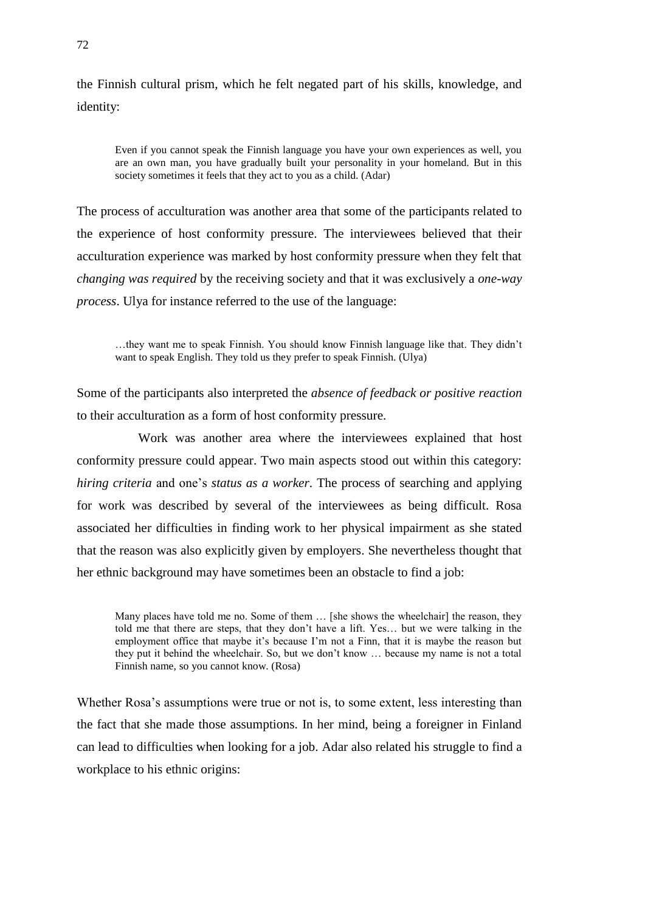the Finnish cultural prism, which he felt negated part of his skills, knowledge, and identity:

> Even if you cannot speak the Finnish language you have your own experiences as well, you are an own man, you have gradually built your personality in your homeland. But in this society sometimes it feels that they act to you as a child. (Adar)

The process of acculturation was another area that some of the participants related to the experience of host conformity pressure. The interviewees believed that their acculturation experience was marked by host conformity pressure when they felt that *changing was required* by the receiving society and that it was exclusively a *one-way process*. Ulya for instance referred to the use of the language:

> …they want me to speak Finnish. You should know Finnish language like that. They didn't want to speak English. They told us they prefer to speak Finnish. (Ulya)

Some of the participants also interpreted the *absence of feedback or positive reaction* to their acculturation as a form of host conformity pressure.

Work was another area where the interviewees explained that host conformity pressure could appear. Two main aspects stood out within this category: *hiring criteria* and one's *status as a worker*. The process of searching and applying for work was described by several of the interviewees as being difficult. Rosa associated her difficulties in finding work to her physical impairment as she stated that the reason was also explicitly given by employers. She nevertheless thought that her ethnic background may have sometimes been an obstacle to find a job:

> Many places have told me no. Some of them … [she shows the wheelchair] the reason, they told me that there are steps, that they don't have a lift. Yes… but we were talking in the employment office that maybe it's because I'm not a Finn, that it is maybe the reason but they put it behind the wheelchair. So, but we don't know … because my name is not a total Finnish name, so you cannot know. (Rosa)

Whether Rosa's assumptions were true or not is, to some extent, less interesting than the fact that she made those assumptions. In her mind, being a foreigner in Finland can lead to difficulties when looking for a job. Adar also related his struggle to find a workplace to his ethnic origins: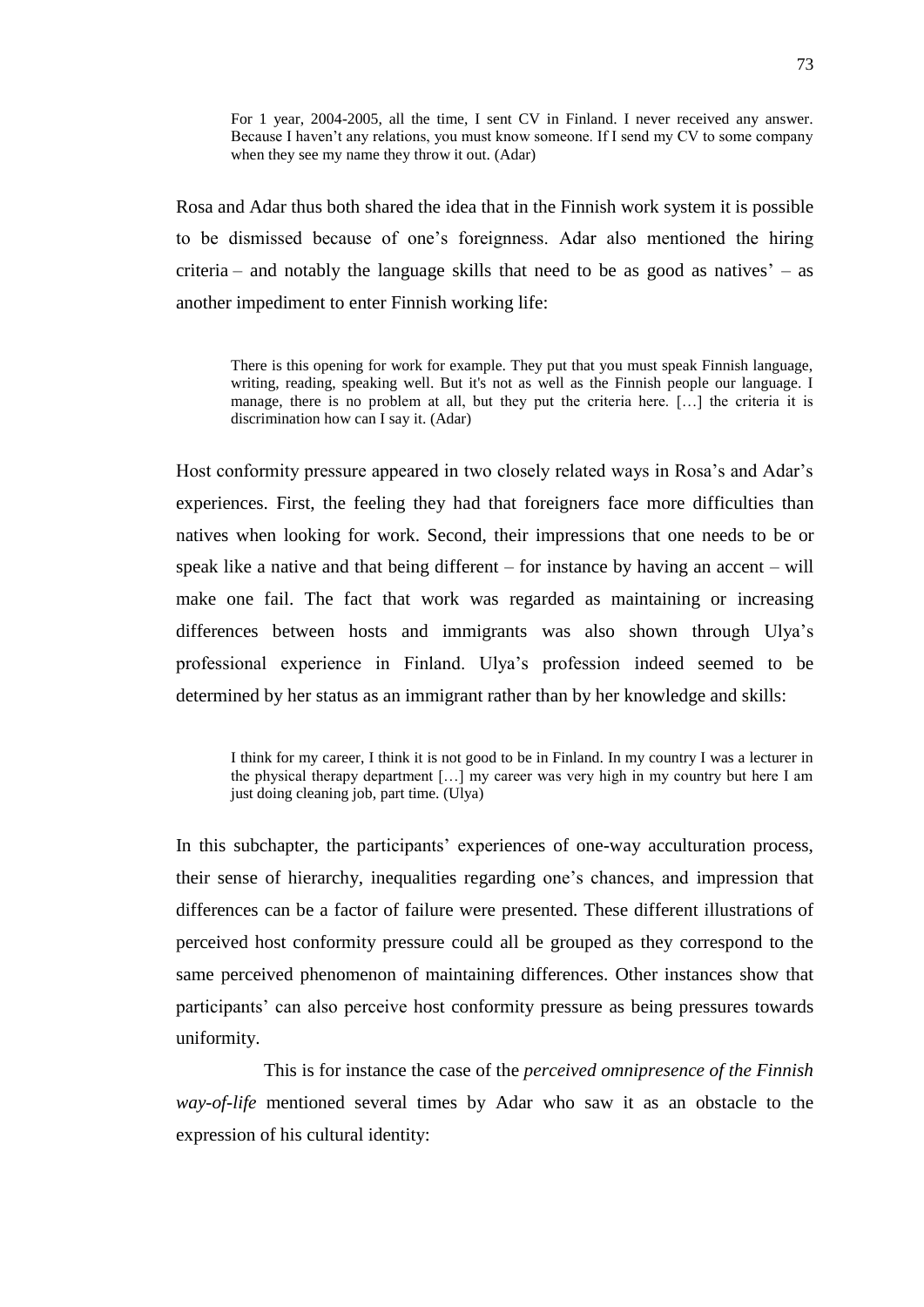> For 1 year, 2004-2005, all the time, I sent CV in Finland. I never received any answer. Because I haven't any relations, you must know someone. If I send my CV to some company when they see my name they throw it out. (Adar)

Rosa and Adar thus both shared the idea that in the Finnish work system it is possible to be dismissed because of one's foreignness. Adar also mentioned the hiring criteria – and notably the language skills that need to be as good as natives' – as another impediment to enter Finnish working life:

> There is this opening for work for example. They put that you must speak Finnish language, writing, reading, speaking well. But it's not as well as the Finnish people our language. I manage, there is no problem at all, but they put the criteria here. […] the criteria it is discrimination how can I say it. (Adar)

Host conformity pressure appeared in two closely related ways in Rosa's and Adar's experiences. First, the feeling they had that foreigners face more difficulties than natives when looking for work. Second, their impressions that one needs to be or speak like a native and that being different – for instance by having an accent – will make one fail. The fact that work was regarded as maintaining or increasing differences between hosts and immigrants was also shown through Ulya's professional experience in Finland. Ulya's profession indeed seemed to be determined by her status as an immigrant rather than by her knowledge and skills:

> I think for my career, I think it is not good to be in Finland. In my country I was a lecturer in the physical therapy department […] my career was very high in my country but here I am just doing cleaning job, part time. (Ulya)

In this subchapter, the participants' experiences of one-way acculturation process, their sense of hierarchy, inequalities regarding one's chances, and impression that differences can be a factor of failure were presented. These different illustrations of perceived host conformity pressure could all be grouped as they correspond to the same perceived phenomenon of maintaining differences. Other instances show that participants' can also perceive host conformity pressure as being pressures towards uniformity.

This is for instance the case of the *perceived omnipresence of the Finnish way-of-life* mentioned several times by Adar who saw it as an obstacle to the expression of his cultural identity: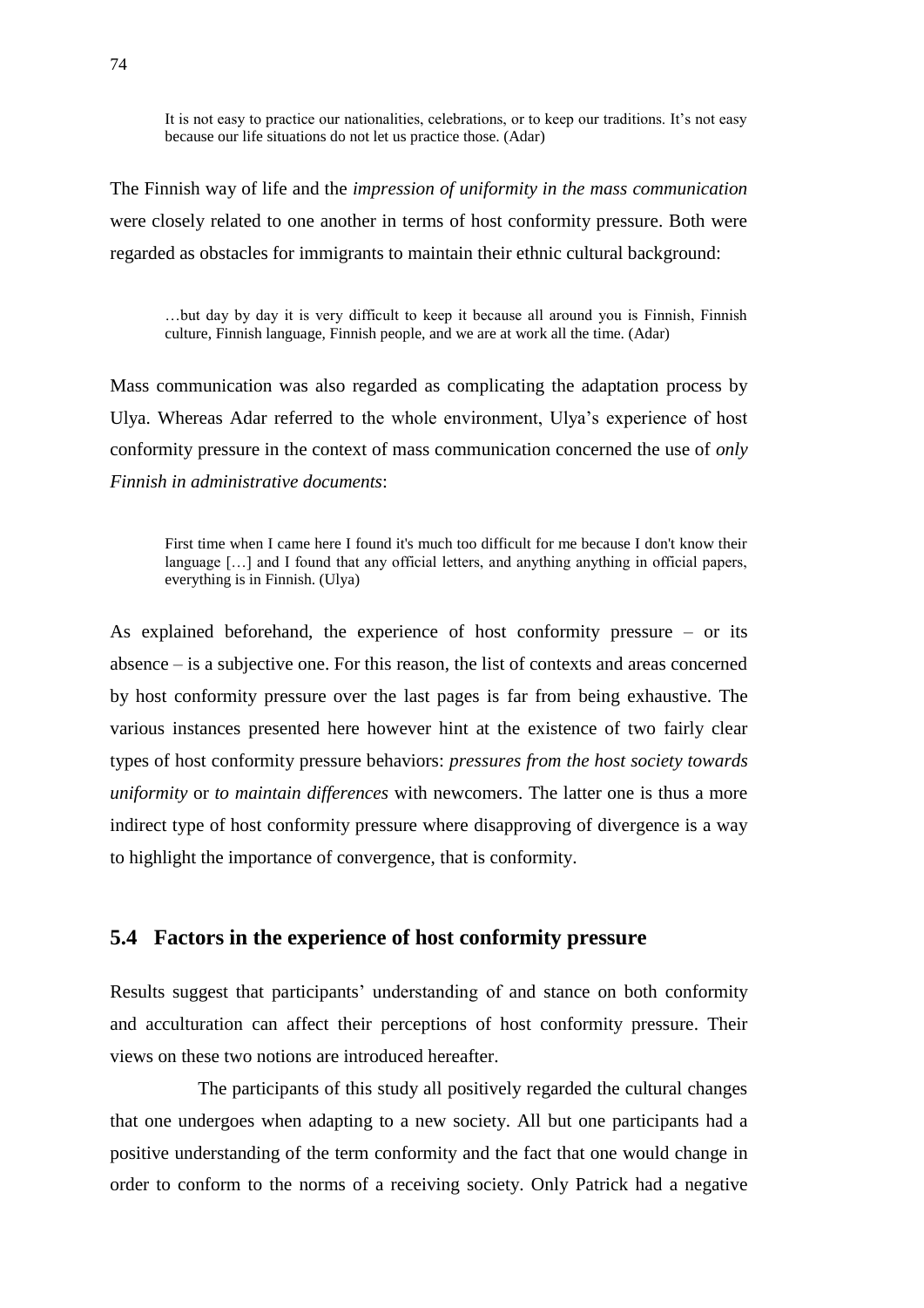> It is not easy to practice our nationalities, celebrations, or to keep our traditions. It's not easy because our life situations do not let us practice those. (Adar)

The Finnish way of life and the *impression of uniformity in the mass communication* were closely related to one another in terms of host conformity pressure. Both were regarded as obstacles for immigrants to maintain their ethnic cultural background:

> …but day by day it is very difficult to keep it because all around you is Finnish, Finnish culture, Finnish language, Finnish people, and we are at work all the time. (Adar)

Mass communication was also regarded as complicating the adaptation process by Ulya. Whereas Adar referred to the whole environment, Ulya's experience of host conformity pressure in the context of mass communication concerned the use of *only Finnish in administrative documents*:

> First time when I came here I found it's much too difficult for me because I don't know their language […] and I found that any official letters, and anything anything in official papers, everything is in Finnish. (Ulya)

As explained beforehand, the experience of host conformity pressure – or its absence – is a subjective one. For this reason, the list of contexts and areas concerned by host conformity pressure over the last pages is far from being exhaustive. The various instances presented here however hint at the existence of two fairly clear types of host conformity pressure behaviors: *pressures from the host society towards uniformity* or *to maintain differences* with newcomers. The latter one is thus a more indirect type of host conformity pressure where disapproving of divergence is a way to highlight the importance of convergence, that is conformity.

## 5.4 Factors in the experience of host conformity pressure

Results suggest that participants' understanding of and stance on both conformity and acculturation can affect their perceptions of host conformity pressure. Their views on these two notions are introduced hereafter.

The participants of this study all positively regarded the cultural changes that one undergoes when adapting to a new society. All but one participants had a positive understanding of the term conformity and the fact that one would change in order to conform to the norms of a receiving society. Only Patrick had a negative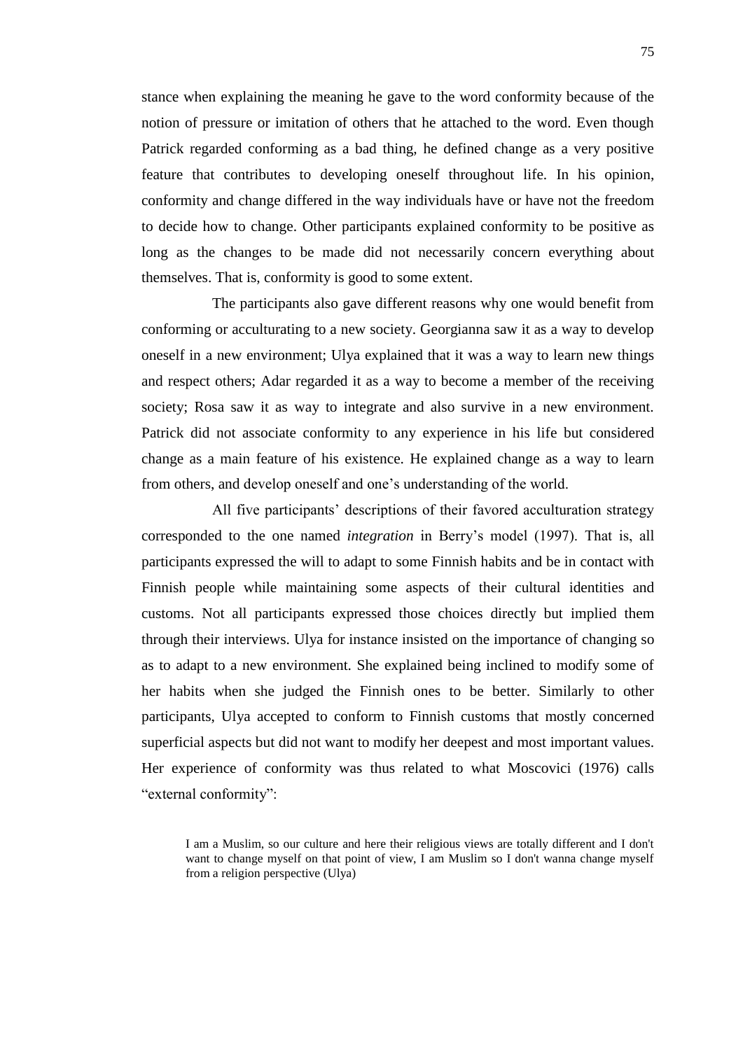stance when explaining the meaning he gave to the word conformity because of the notion of pressure or imitation of others that he attached to the word. Even though Patrick regarded conforming as a bad thing, he defined change as a very positive feature that contributes to developing oneself throughout life. In his opinion, conformity and change differed in the way individuals have or have not the freedom to decide how to change. Other participants explained conformity to be positive as long as the changes to be made did not necessarily concern everything about themselves. That is, conformity is good to some extent.

The participants also gave different reasons why one would benefit from conforming or acculturating to a new society. Georgianna saw it as a way to develop oneself in a new environment; Ulya explained that it was a way to learn new things and respect others; Adar regarded it as a way to become a member of the receiving society; Rosa saw it as way to integrate and also survive in a new environment. Patrick did not associate conformity to any experience in his life but considered change as a main feature of his existence. He explained change as a way to learn from others, and develop oneself and one's understanding of the world.

All five participants' descriptions of their favored acculturation strategy corresponded to the one named *integration* in Berry's model (1997). That is, all participants expressed the will to adapt to some Finnish habits and be in contact with Finnish people while maintaining some aspects of their cultural identities and customs. Not all participants expressed those choices directly but implied them through their interviews. Ulya for instance insisted on the importance of changing so as to adapt to a new environment. She explained being inclined to modify some of her habits when she judged the Finnish ones to be better. Similarly to other participants, Ulya accepted to conform to Finnish customs that mostly concerned superficial aspects but did not want to modify her deepest and most important values. Her experience of conformity was thus related to what Moscovici (1976) calls "external conformity":

> I am a Muslim, so our culture and here their religious views are totally different and I don't want to change myself on that point of view, I am Muslim so I don't wanna change myself from a religion perspective (Ulya)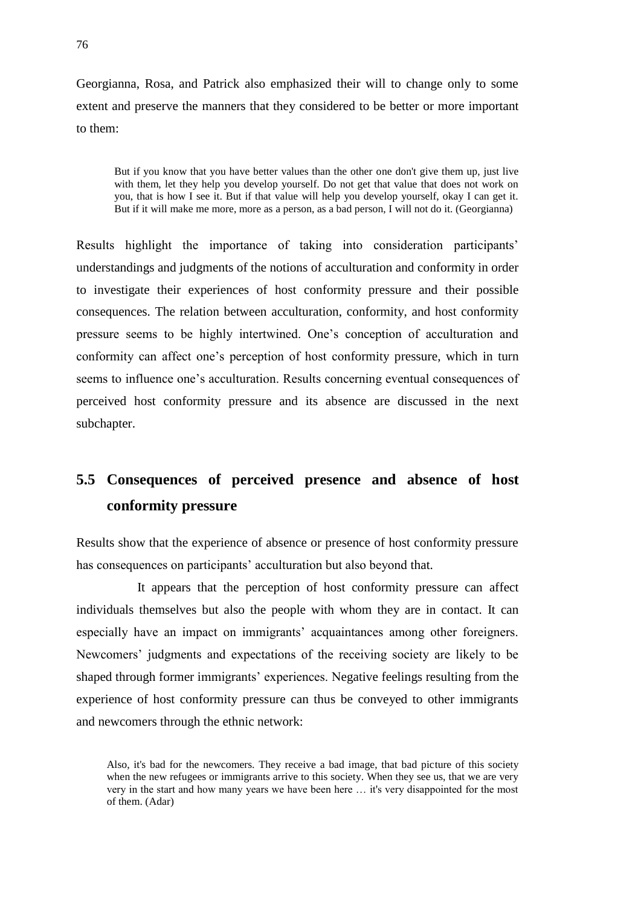Georgianna, Rosa, and Patrick also emphasized their will to change only to some extent and preserve the manners that they considered to be better or more important to them:

> But if you know that you have better values than the other one don't give them up, just live with them, let they help you develop yourself. Do not get that value that does not work on you, that is how I see it. But if that value will help you develop yourself, okay I can get it. But if it will make me more, more as a person, as a bad person, I will not do it. (Georgianna)

Results highlight the importance of taking into consideration participants' understandings and judgments of the notions of acculturation and conformity in order to investigate their experiences of host conformity pressure and their possible consequences. The relation between acculturation, conformity, and host conformity pressure seems to be highly intertwined. One's conception of acculturation and conformity can affect one's perception of host conformity pressure, which in turn seems to influence one's acculturation. Results concerning eventual consequences of perceived host conformity pressure and its absence are discussed in the next subchapter.

## 5.5 Consequences of perceived presence and absence of host conformity pressure

Results show that the experience of absence or presence of host conformity pressure has consequences on participants' acculturation but also beyond that.

It appears that the perception of host conformity pressure can affect individuals themselves but also the people with whom they are in contact. It can especially have an impact on immigrants' acquaintances among other foreigners. Newcomers' judgments and expectations of the receiving society are likely to be shaped through former immigrants' experiences. Negative feelings resulting from the experience of host conformity pressure can thus be conveyed to other immigrants and newcomers through the ethnic network:

> Also, it's bad for the newcomers. They receive a bad image, that bad picture of this society when the new refugees or immigrants arrive to this society. When they see us, that we are very very in the start and how many years we have been here … it's very disappointed for the most of them. (Adar)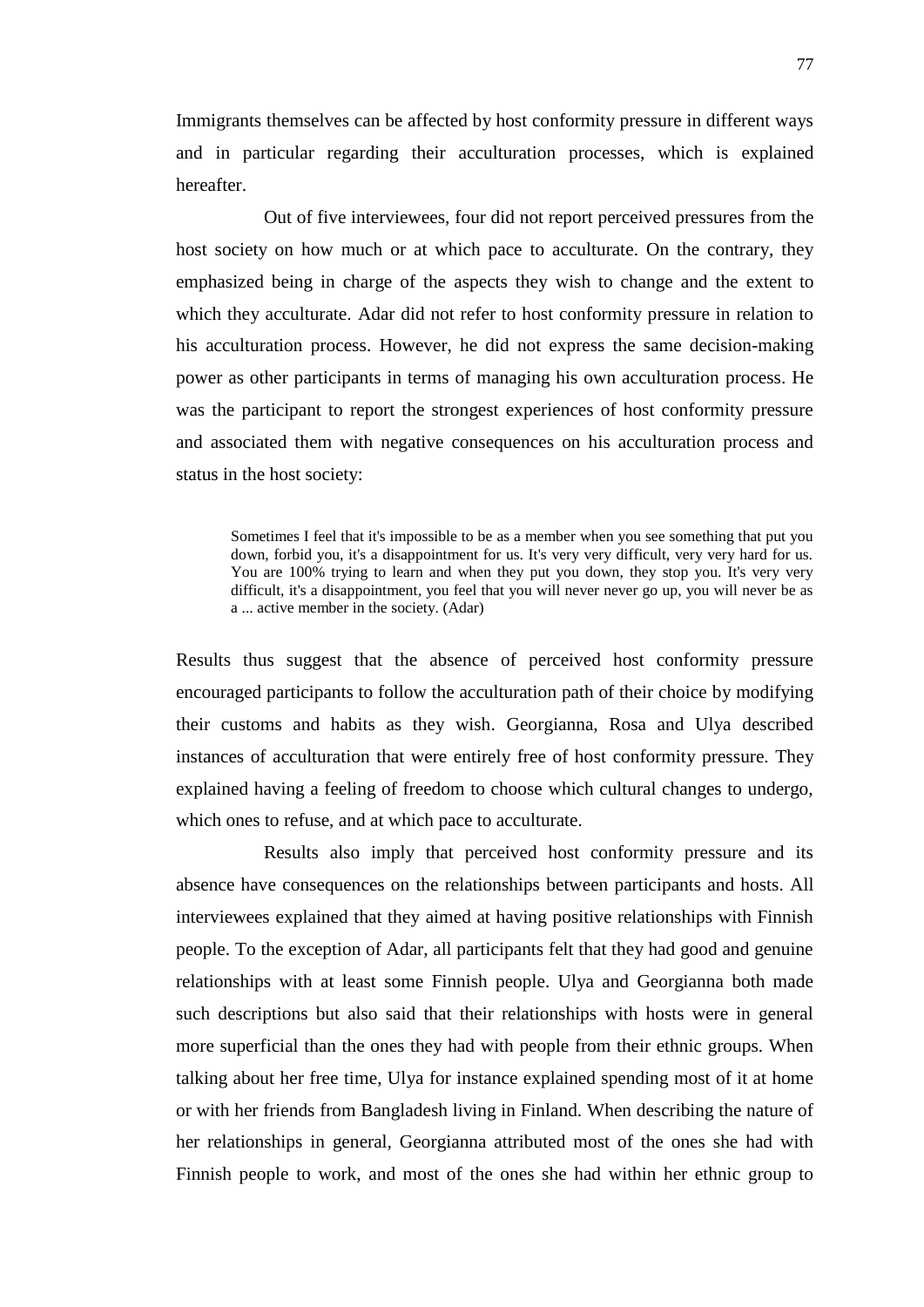Immigrants themselves can be affected by host conformity pressure in different ways and in particular regarding their acculturation processes, which is explained hereafter.

Out of five interviewees, four did not report perceived pressures from the host society on how much or at which pace to acculturate. On the contrary, they emphasized being in charge of the aspects they wish to change and the extent to which they acculturate. Adar did not refer to host conformity pressure in relation to his acculturation process. However, he did not express the same decision-making power as other participants in terms of managing his own acculturation process. He was the participant to report the strongest experiences of host conformity pressure and associated them with negative consequences on his acculturation process and status in the host society:

> Sometimes I feel that it's impossible to be as a member when you see something that put you down, forbid you, it's a disappointment for us. It's very very difficult, very very hard for us. You are 100% trying to learn and when they put you down, they stop you. It's very very difficult, it's a disappointment, you feel that you will never never go up, you will never be as a ... active member in the society. (Adar)

Results thus suggest that the absence of perceived host conformity pressure encouraged participants to follow the acculturation path of their choice by modifying their customs and habits as they wish. Georgianna, Rosa and Ulya described instances of acculturation that were entirely free of host conformity pressure. They explained having a feeling of freedom to choose which cultural changes to undergo, which ones to refuse, and at which pace to acculturate.

Results also imply that perceived host conformity pressure and its absence have consequences on the relationships between participants and hosts. All interviewees explained that they aimed at having positive relationships with Finnish people. To the exception of Adar, all participants felt that they had good and genuine relationships with at least some Finnish people. Ulya and Georgianna both made such descriptions but also said that their relationships with hosts were in general more superficial than the ones they had with people from their ethnic groups. When talking about her free time, Ulya for instance explained spending most of it at home or with her friends from Bangladesh living in Finland. When describing the nature of her relationships in general, Georgianna attributed most of the ones she had with Finnish people to work, and most of the ones she had within her ethnic group to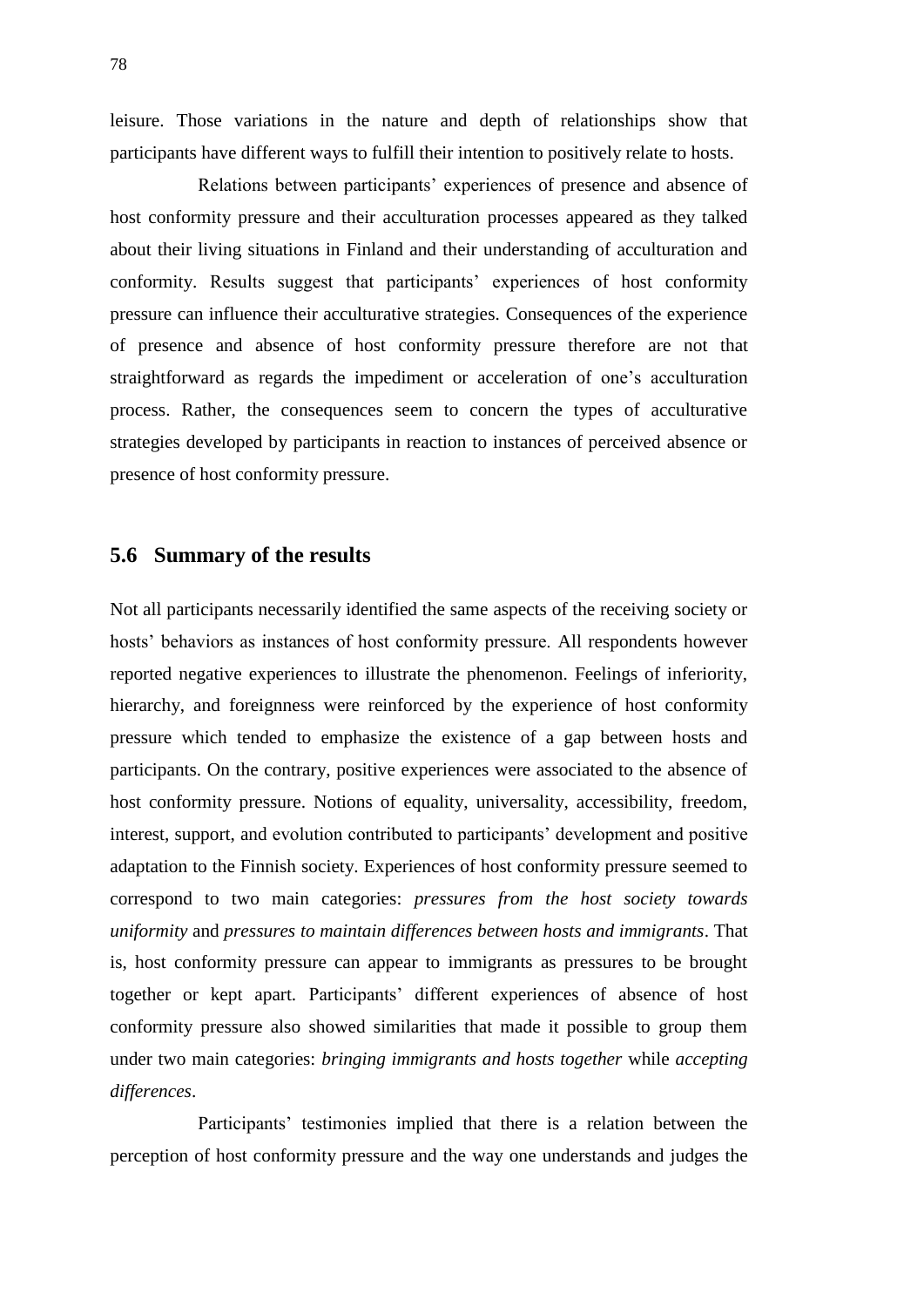leisure. Those variations in the nature and depth of relationships show that participants have different ways to fulfill their intention to positively relate to hosts.

Relations between participants' experiences of presence and absence of host conformity pressure and their acculturation processes appeared as they talked about their living situations in Finland and their understanding of acculturation and conformity. Results suggest that participants' experiences of host conformity pressure can influence their acculturative strategies. Consequences of the experience of presence and absence of host conformity pressure therefore are not that straightforward as regards the impediment or acceleration of one's acculturation process. Rather, the consequences seem to concern the types of acculturative strategies developed by participants in reaction to instances of perceived absence or presence of host conformity pressure.

## 5.6 Summary of the results

Not all participants necessarily identified the same aspects of the receiving society or hosts' behaviors as instances of host conformity pressure. All respondents however reported negative experiences to illustrate the phenomenon. Feelings of inferiority, hierarchy, and foreignness were reinforced by the experience of host conformity pressure which tended to emphasize the existence of a gap between hosts and participants. On the contrary, positive experiences were associated to the absence of host conformity pressure. Notions of equality, universality, accessibility, freedom, interest, support, and evolution contributed to participants' development and positive adaptation to the Finnish society. Experiences of host conformity pressure seemed to correspond to two main categories: *pressures from the host society towards uniformity* and *pressures to maintain differences between hosts and immigrants*. That is, host conformity pressure can appear to immigrants as pressures to be brought together or kept apart. Participants' different experiences of absence of host conformity pressure also showed similarities that made it possible to group them under two main categories: *bringing immigrants and hosts together* while *accepting differences*.

Participants' testimonies implied that there is a relation between the perception of host conformity pressure and the way one understands and judges the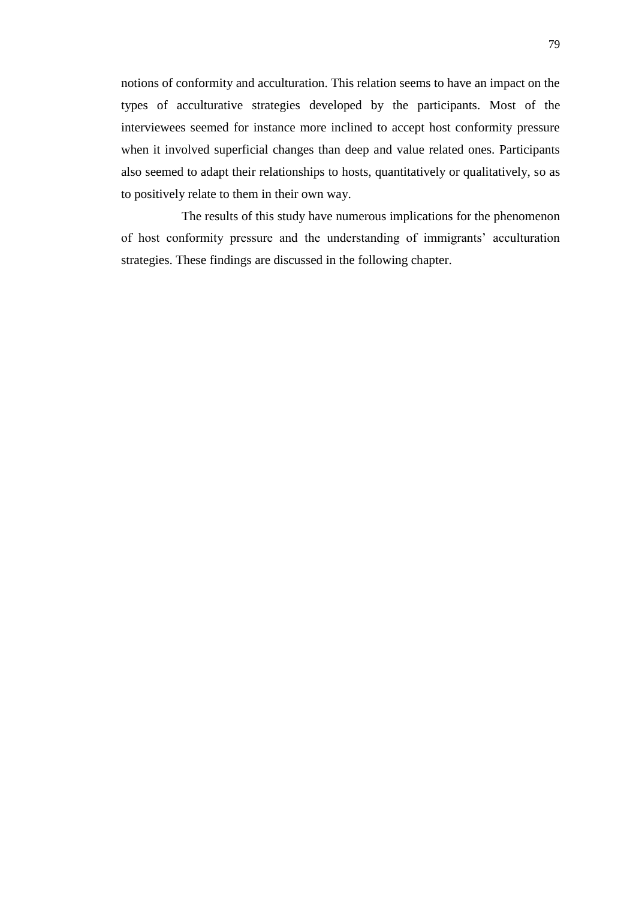notions of conformity and acculturation. This relation seems to have an impact on the types of acculturative strategies developed by the participants. Most of the interviewees seemed for instance more inclined to accept host conformity pressure when it involved superficial changes than deep and value related ones. Participants also seemed to adapt their relationships to hosts, quantitatively or qualitatively, so as to positively relate to them in their own way.

The results of this study have numerous implications for the phenomenon of host conformity pressure and the understanding of immigrants' acculturation strategies. These findings are discussed in the following chapter.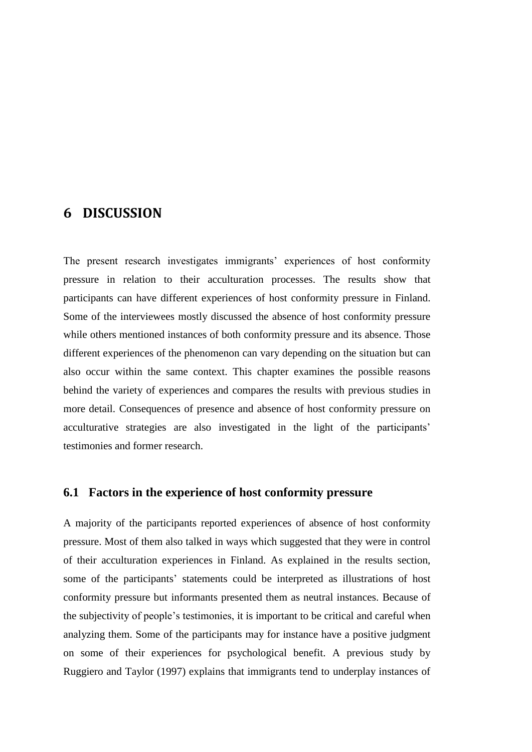# 6 DISCUSSION

The present research investigates immigrants' experiences of host conformity pressure in relation to their acculturation processes. The results show that participants can have different experiences of host conformity pressure in Finland. Some of the interviewees mostly discussed the absence of host conformity pressure while others mentioned instances of both conformity pressure and its absence. Those different experiences of the phenomenon can vary depending on the situation but can also occur within the same context. This chapter examines the possible reasons behind the variety of experiences and compares the results with previous studies in more detail. Consequences of presence and absence of host conformity pressure on acculturative strategies are also investigated in the light of the participants' testimonies and former research.

## 6.1 Factors in the experience of host conformity pressure

A majority of the participants reported experiences of absence of host conformity pressure. Most of them also talked in ways which suggested that they were in control of their acculturation experiences in Finland. As explained in the results section, some of the participants' statements could be interpreted as illustrations of host conformity pressure but informants presented them as neutral instances. Because of the subjectivity of people's testimonies, it is important to be critical and careful when analyzing them. Some of the participants may for instance have a positive judgment on some of their experiences for psychological benefit. A previous study by Ruggiero and Taylor (1997) explains that immigrants tend to underplay instances of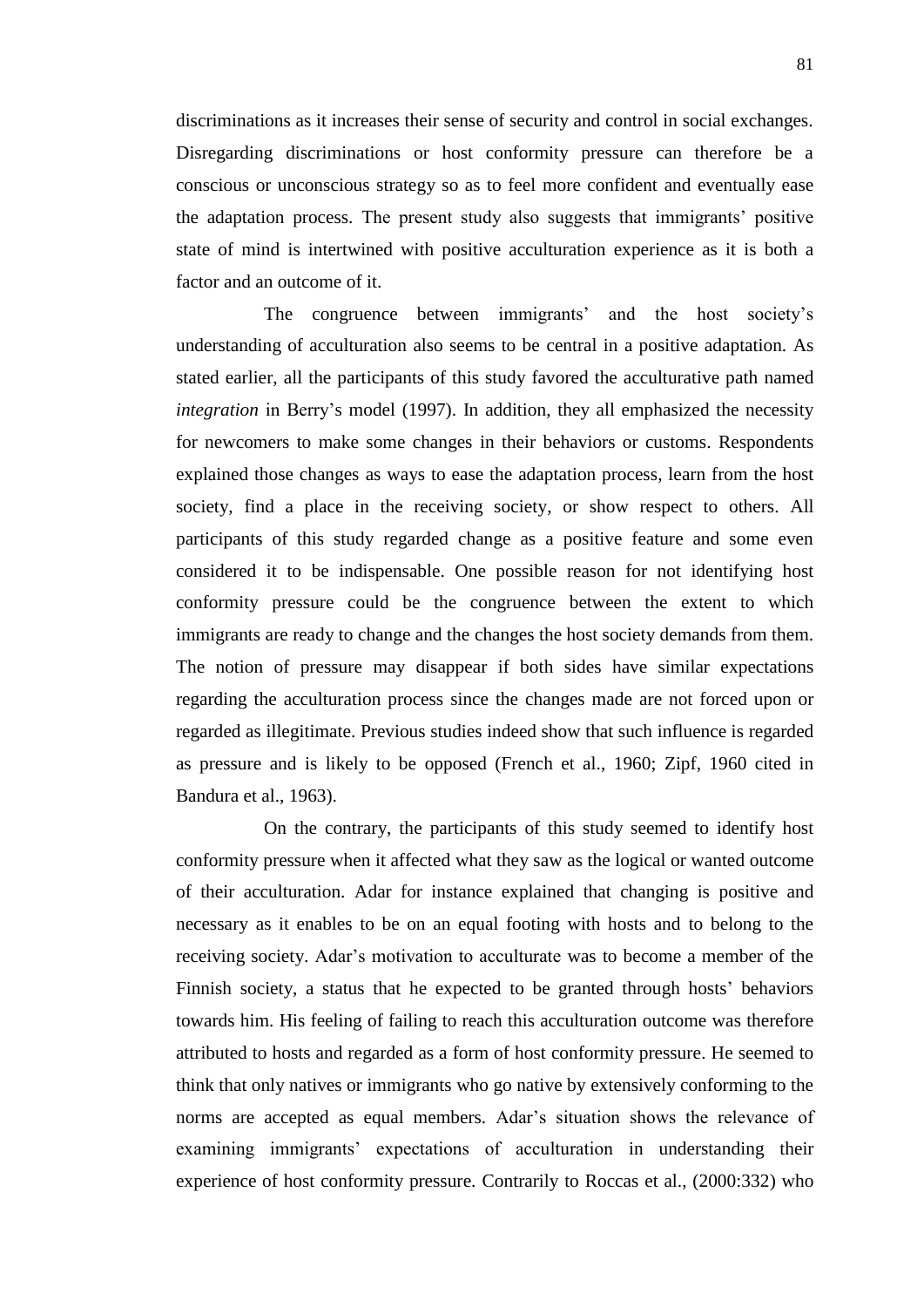discriminations as it increases their sense of security and control in social exchanges. Disregarding discriminations or host conformity pressure can therefore be a conscious or unconscious strategy so as to feel more confident and eventually ease the adaptation process. The present study also suggests that immigrants' positive state of mind is intertwined with positive acculturation experience as it is both a factor and an outcome of it.

The congruence between immigrants' and the host society's understanding of acculturation also seems to be central in a positive adaptation. As stated earlier, all the participants of this study favored the acculturative path named *integration* in Berry's model (1997). In addition, they all emphasized the necessity for newcomers to make some changes in their behaviors or customs. Respondents explained those changes as ways to ease the adaptation process, learn from the host society, find a place in the receiving society, or show respect to others. All participants of this study regarded change as a positive feature and some even considered it to be indispensable. One possible reason for not identifying host conformity pressure could be the congruence between the extent to which immigrants are ready to change and the changes the host society demands from them. The notion of pressure may disappear if both sides have similar expectations regarding the acculturation process since the changes made are not forced upon or regarded as illegitimate. Previous studies indeed show that such influence is regarded as pressure and is likely to be opposed (French et al., 1960; Zipf, 1960 cited in Bandura et al., 1963).

On the contrary, the participants of this study seemed to identify host conformity pressure when it affected what they saw as the logical or wanted outcome of their acculturation. Adar for instance explained that changing is positive and necessary as it enables to be on an equal footing with hosts and to belong to the receiving society. Adar's motivation to acculturate was to become a member of the Finnish society, a status that he expected to be granted through hosts' behaviors towards him. His feeling of failing to reach this acculturation outcome was therefore attributed to hosts and regarded as a form of host conformity pressure. He seemed to think that only natives or immigrants who go native by extensively conforming to the norms are accepted as equal members. Adar's situation shows the relevance of examining immigrants' expectations of acculturation in understanding their experience of host conformity pressure. Contrarily to Roccas et al., (2000:332) who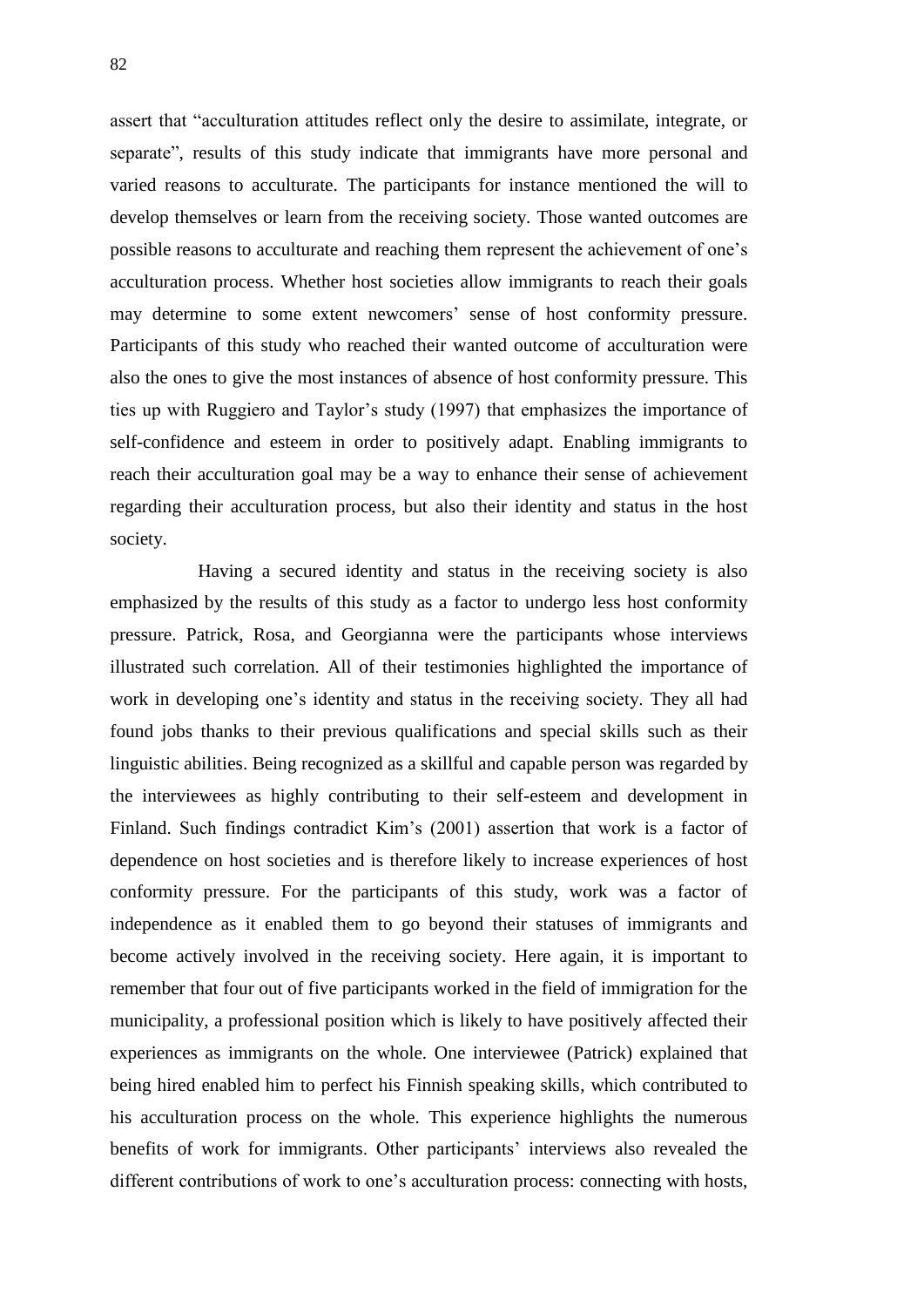assert that "acculturation attitudes reflect only the desire to assimilate, integrate, or separate", results of this study indicate that immigrants have more personal and varied reasons to acculturate. The participants for instance mentioned the will to develop themselves or learn from the receiving society. Those wanted outcomes are possible reasons to acculturate and reaching them represent the achievement of one's acculturation process. Whether host societies allow immigrants to reach their goals may determine to some extent newcomers' sense of host conformity pressure. Participants of this study who reached their wanted outcome of acculturation were also the ones to give the most instances of absence of host conformity pressure. This ties up with Ruggiero and Taylor's study (1997) that emphasizes the importance of self-confidence and esteem in order to positively adapt. Enabling immigrants to reach their acculturation goal may be a way to enhance their sense of achievement regarding their acculturation process, but also their identity and status in the host society.

Having a secured identity and status in the receiving society is also emphasized by the results of this study as a factor to undergo less host conformity pressure. Patrick, Rosa, and Georgianna were the participants whose interviews illustrated such correlation. All of their testimonies highlighted the importance of work in developing one's identity and status in the receiving society. They all had found jobs thanks to their previous qualifications and special skills such as their linguistic abilities. Being recognized as a skillful and capable person was regarded by the interviewees as highly contributing to their self-esteem and development in Finland. Such findings contradict Kim's (2001) assertion that work is a factor of dependence on host societies and is therefore likely to increase experiences of host conformity pressure. For the participants of this study, work was a factor of independence as it enabled them to go beyond their statuses of immigrants and become actively involved in the receiving society. Here again, it is important to remember that four out of five participants worked in the field of immigration for the municipality, a professional position which is likely to have positively affected their experiences as immigrants on the whole. One interviewee (Patrick) explained that being hired enabled him to perfect his Finnish speaking skills, which contributed to his acculturation process on the whole. This experience highlights the numerous benefits of work for immigrants. Other participants' interviews also revealed the different contributions of work to one's acculturation process: connecting with hosts,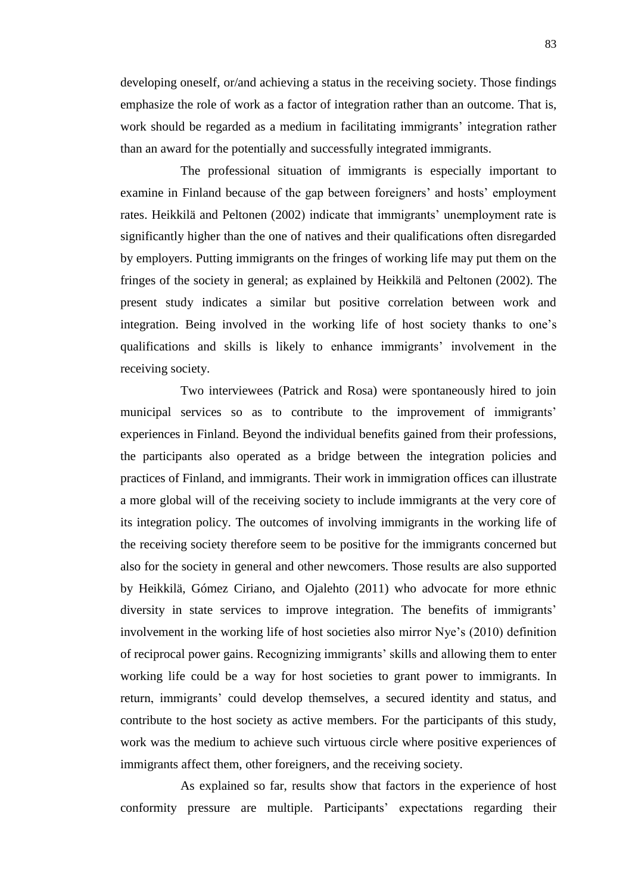developing oneself, or/and achieving a status in the receiving society. Those findings emphasize the role of work as a factor of integration rather than an outcome. That is, work should be regarded as a medium in facilitating immigrants' integration rather than an award for the potentially and successfully integrated immigrants.

The professional situation of immigrants is especially important to examine in Finland because of the gap between foreigners' and hosts' employment rates. Heikkilä and Peltonen (2002) indicate that immigrants' unemployment rate is significantly higher than the one of natives and their qualifications often disregarded by employers. Putting immigrants on the fringes of working life may put them on the fringes of the society in general; as explained by Heikkilä and Peltonen (2002). The present study indicates a similar but positive correlation between work and integration. Being involved in the working life of host society thanks to one's qualifications and skills is likely to enhance immigrants' involvement in the receiving society.

Two interviewees (Patrick and Rosa) were spontaneously hired to join municipal services so as to contribute to the improvement of immigrants' experiences in Finland. Beyond the individual benefits gained from their professions, the participants also operated as a bridge between the integration policies and practices of Finland, and immigrants. Their work in immigration offices can illustrate a more global will of the receiving society to include immigrants at the very core of its integration policy. The outcomes of involving immigrants in the working life of the receiving society therefore seem to be positive for the immigrants concerned but also for the society in general and other newcomers. Those results are also supported by Heikkilä, Gómez Ciriano, and Ojalehto (2011) who advocate for more ethnic diversity in state services to improve integration. The benefits of immigrants' involvement in the working life of host societies also mirror Nye's (2010) definition of reciprocal power gains. Recognizing immigrants' skills and allowing them to enter working life could be a way for host societies to grant power to immigrants. In return, immigrants' could develop themselves, a secured identity and status, and contribute to the host society as active members. For the participants of this study, work was the medium to achieve such virtuous circle where positive experiences of immigrants affect them, other foreigners, and the receiving society.

As explained so far, results show that factors in the experience of host conformity pressure are multiple. Participants' expectations regarding their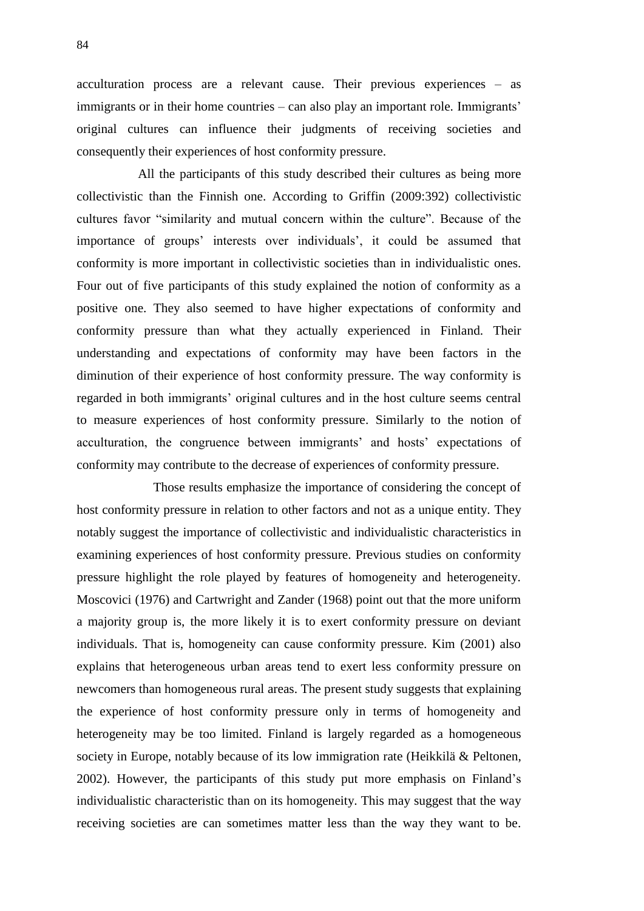acculturation process are a relevant cause. Their previous experiences – as immigrants or in their home countries – can also play an important role. Immigrants' original cultures can influence their judgments of receiving societies and consequently their experiences of host conformity pressure.

All the participants of this study described their cultures as being more collectivistic than the Finnish one. According to Griffin (2009:392) collectivistic cultures favor "similarity and mutual concern within the culture". Because of the importance of groups' interests over individuals', it could be assumed that conformity is more important in collectivistic societies than in individualistic ones. Four out of five participants of this study explained the notion of conformity as a positive one. They also seemed to have higher expectations of conformity and conformity pressure than what they actually experienced in Finland. Their understanding and expectations of conformity may have been factors in the diminution of their experience of host conformity pressure. The way conformity is regarded in both immigrants' original cultures and in the host culture seems central to measure experiences of host conformity pressure. Similarly to the notion of acculturation, the congruence between immigrants' and hosts' expectations of conformity may contribute to the decrease of experiences of conformity pressure.

Those results emphasize the importance of considering the concept of host conformity pressure in relation to other factors and not as a unique entity. They notably suggest the importance of collectivistic and individualistic characteristics in examining experiences of host conformity pressure. Previous studies on conformity pressure highlight the role played by features of homogeneity and heterogeneity. Moscovici (1976) and Cartwright and Zander (1968) point out that the more uniform a majority group is, the more likely it is to exert conformity pressure on deviant individuals. That is, homogeneity can cause conformity pressure. Kim (2001) also explains that heterogeneous urban areas tend to exert less conformity pressure on newcomers than homogeneous rural areas. The present study suggests that explaining the experience of host conformity pressure only in terms of homogeneity and heterogeneity may be too limited. Finland is largely regarded as a homogeneous society in Europe, notably because of its low immigration rate (Heikkilä & Peltonen, 2002). However, the participants of this study put more emphasis on Finland's individualistic characteristic than on its homogeneity. This may suggest that the way receiving societies are can sometimes matter less than the way they want to be.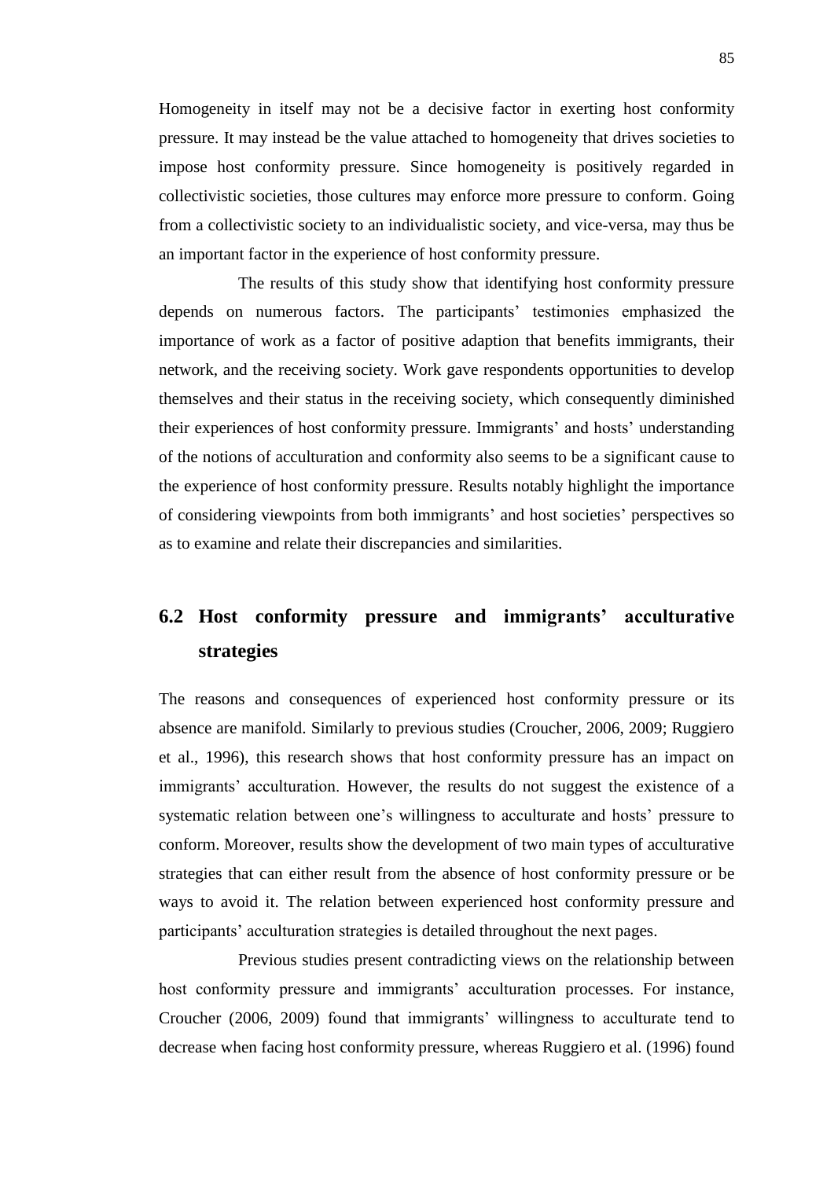Homogeneity in itself may not be a decisive factor in exerting host conformity pressure. It may instead be the value attached to homogeneity that drives societies to impose host conformity pressure. Since homogeneity is positively regarded in collectivistic societies, those cultures may enforce more pressure to conform. Going from a collectivistic society to an individualistic society, and vice-versa, may thus be an important factor in the experience of host conformity pressure.

The results of this study show that identifying host conformity pressure depends on numerous factors. The participants' testimonies emphasized the importance of work as a factor of positive adaption that benefits immigrants, their network, and the receiving society. Work gave respondents opportunities to develop themselves and their status in the receiving society, which consequently diminished their experiences of host conformity pressure. Immigrants' and hosts' understanding of the notions of acculturation and conformity also seems to be a significant cause to the experience of host conformity pressure. Results notably highlight the importance of considering viewpoints from both immigrants' and host societies' perspectives so as to examine and relate their discrepancies and similarities.

## 6.2 Host conformity pressure and immigrants' acculturative strategies

The reasons and consequences of experienced host conformity pressure or its absence are manifold. Similarly to previous studies (Croucher, 2006, 2009; Ruggiero et al., 1996), this research shows that host conformity pressure has an impact on immigrants' acculturation. However, the results do not suggest the existence of a systematic relation between one's willingness to acculturate and hosts' pressure to conform. Moreover, results show the development of two main types of acculturative strategies that can either result from the absence of host conformity pressure or be ways to avoid it. The relation between experienced host conformity pressure and participants' acculturation strategies is detailed throughout the next pages.

Previous studies present contradicting views on the relationship between host conformity pressure and immigrants' acculturation processes. For instance, Croucher (2006, 2009) found that immigrants' willingness to acculturate tend to decrease when facing host conformity pressure, whereas Ruggiero et al. (1996) found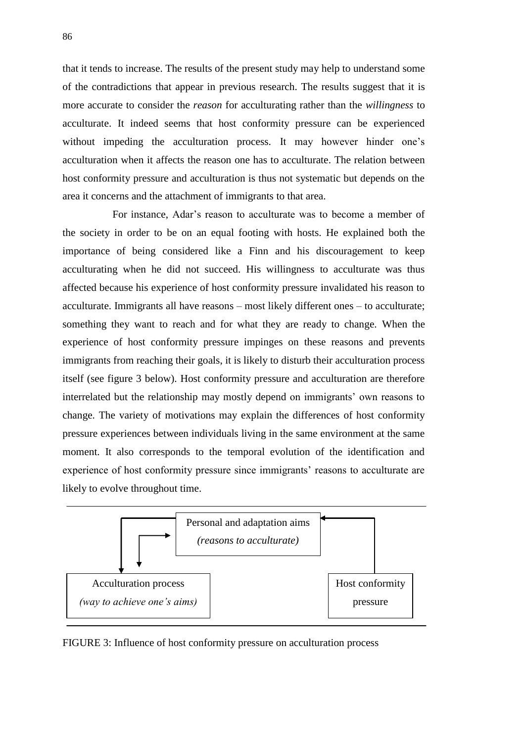that it tends to increase. The results of the present study may help to understand some of the contradictions that appear in previous research. The results suggest that it is more accurate to consider the *reason* for acculturating rather than the *willingness* to acculturate. It indeed seems that host conformity pressure can be experienced without impeding the acculturation process. It may however hinder one's acculturation when it affects the reason one has to acculturate. The relation between host conformity pressure and acculturation is thus not systematic but depends on the area it concerns and the attachment of immigrants to that area.

For instance, Adar's reason to acculturate was to become a member of the society in order to be on an equal footing with hosts. He explained both the importance of being considered like a Finn and his discouragement to keep acculturating when he did not succeed. His willingness to acculturate was thus affected because his experience of host conformity pressure invalidated his reason to acculturate. Immigrants all have reasons – most likely different ones – to acculturate; something they want to reach and for what they are ready to change. When the experience of host conformity pressure impinges on these reasons and prevents immigrants from reaching their goals, it is likely to disturb their acculturation process itself (see figure 3 below). Host conformity pressure and acculturation are therefore interrelated but the relationship may mostly depend on immigrants' own reasons to change. The variety of motivations may explain the differences of host conformity pressure experiences between individuals living in the same environment at the same moment. It also corresponds to the temporal evolution of the identification and experience of host conformity pressure since immigrants' reasons to acculturate are likely to evolve throughout time.

Personal and adaptation aims
*(reasons to acculturate)*

Acculturation process
*(way to achieve one's aims)*

Host conformity pressure

FIGURE 3: Influence of host conformity pressure on acculturation process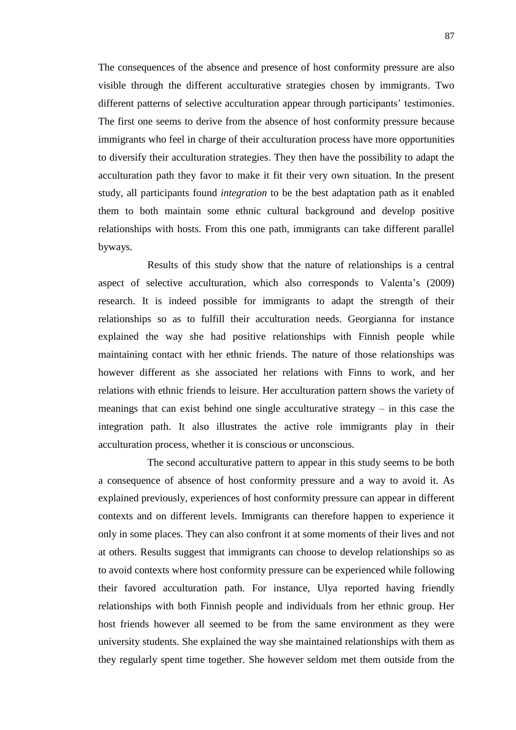The consequences of the absence and presence of host conformity pressure are also visible through the different acculturative strategies chosen by immigrants. Two different patterns of selective acculturation appear through participants' testimonies. The first one seems to derive from the absence of host conformity pressure because immigrants who feel in charge of their acculturation process have more opportunities to diversify their acculturation strategies. They then have the possibility to adapt the acculturation path they favor to make it fit their very own situation. In the present study, all participants found *integration* to be the best adaptation path as it enabled them to both maintain some ethnic cultural background and develop positive relationships with hosts. From this one path, immigrants can take different parallel byways.

Results of this study show that the nature of relationships is a central aspect of selective acculturation, which also corresponds to Valenta's (2009) research. It is indeed possible for immigrants to adapt the strength of their relationships so as to fulfill their acculturation needs. Georgianna for instance explained the way she had positive relationships with Finnish people while maintaining contact with her ethnic friends. The nature of those relationships was however different as she associated her relations with Finns to work, and her relations with ethnic friends to leisure. Her acculturation pattern shows the variety of meanings that can exist behind one single acculturative strategy – in this case the integration path. It also illustrates the active role immigrants play in their acculturation process, whether it is conscious or unconscious.

The second acculturative pattern to appear in this study seems to be both a consequence of absence of host conformity pressure and a way to avoid it. As explained previously, experiences of host conformity pressure can appear in different contexts and on different levels. Immigrants can therefore happen to experience it only in some places. They can also confront it at some moments of their lives and not at others. Results suggest that immigrants can choose to develop relationships so as to avoid contexts where host conformity pressure can be experienced while following their favored acculturation path. For instance, Ulya reported having friendly relationships with both Finnish people and individuals from her ethnic group. Her host friends however all seemed to be from the same environment as they were university students. She explained the way she maintained relationships with them as they regularly spent time together. She however seldom met them outside from the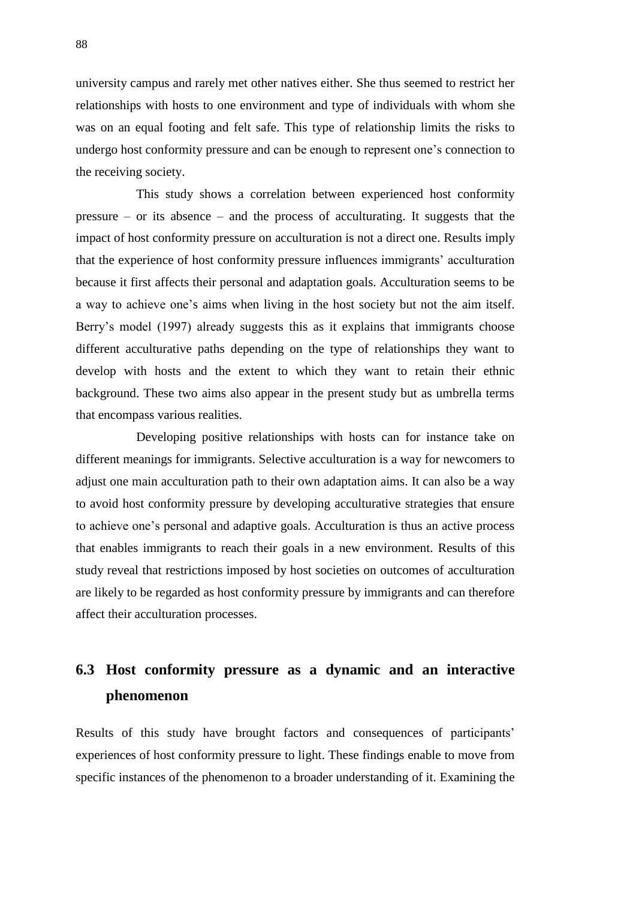university campus and rarely met other natives either. She thus seemed to restrict her relationships with hosts to one environment and type of individuals with whom she was on an equal footing and felt safe. This type of relationship limits the risks to undergo host conformity pressure and can be enough to represent one's connection to the receiving society.

This study shows a correlation between experienced host conformity pressure – or its absence – and the process of acculturating. It suggests that the impact of host conformity pressure on acculturation is not a direct one. Results imply that the experience of host conformity pressure influences immigrants' acculturation because it first affects their personal and adaptation goals. Acculturation seems to be a way to achieve one's aims when living in the host society but not the aim itself. Berry's model (1997) already suggests this as it explains that immigrants choose different acculturative paths depending on the type of relationships they want to develop with hosts and the extent to which they want to retain their ethnic background. These two aims also appear in the present study but as umbrella terms that encompass various realities.

Developing positive relationships with hosts can for instance take on different meanings for immigrants. Selective acculturation is a way for newcomers to adjust one main acculturation path to their own adaptation aims. It can also be a way to avoid host conformity pressure by developing acculturative strategies that ensure to achieve one's personal and adaptive goals. Acculturation is thus an active process that enables immigrants to reach their goals in a new environment. Results of this study reveal that restrictions imposed by host societies on outcomes of acculturation are likely to be regarded as host conformity pressure by immigrants and can therefore affect their acculturation processes.

## 6.3 Host conformity pressure as a dynamic and an interactive phenomenon

Results of this study have brought factors and consequences of participants' experiences of host conformity pressure to light. These findings enable to move from specific instances of the phenomenon to a broader understanding of it. Examining the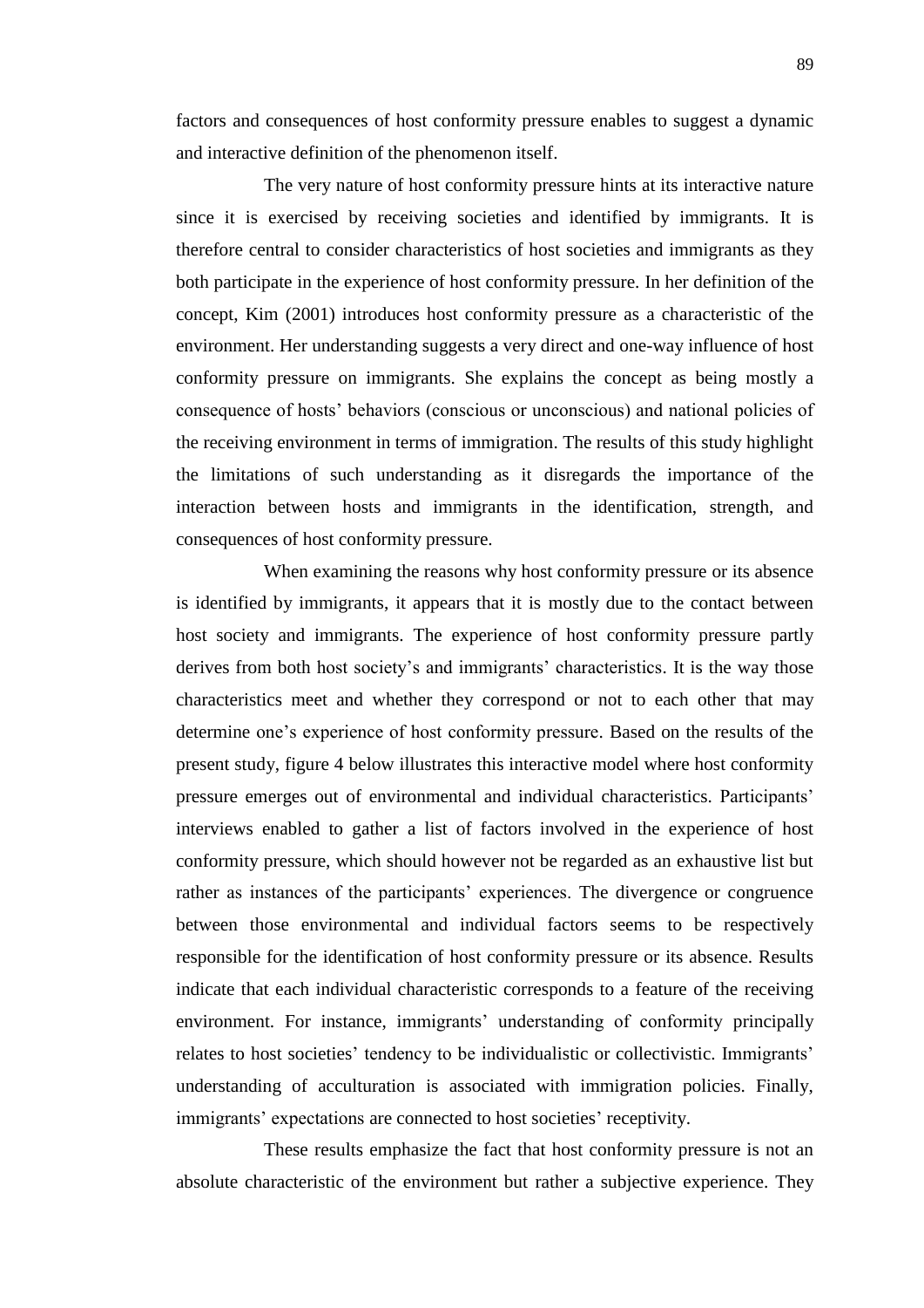factors and consequences of host conformity pressure enables to suggest a dynamic and interactive definition of the phenomenon itself.

The very nature of host conformity pressure hints at its interactive nature since it is exercised by receiving societies and identified by immigrants. It is therefore central to consider characteristics of host societies and immigrants as they both participate in the experience of host conformity pressure. In her definition of the concept, Kim (2001) introduces host conformity pressure as a characteristic of the environment. Her understanding suggests a very direct and one-way influence of host conformity pressure on immigrants. She explains the concept as being mostly a consequence of hosts' behaviors (conscious or unconscious) and national policies of the receiving environment in terms of immigration. The results of this study highlight the limitations of such understanding as it disregards the importance of the interaction between hosts and immigrants in the identification, strength, and consequences of host conformity pressure.

When examining the reasons why host conformity pressure or its absence is identified by immigrants, it appears that it is mostly due to the contact between host society and immigrants. The experience of host conformity pressure partly derives from both host society's and immigrants' characteristics. It is the way those characteristics meet and whether they correspond or not to each other that may determine one's experience of host conformity pressure. Based on the results of the present study, figure 4 below illustrates this interactive model where host conformity pressure emerges out of environmental and individual characteristics. Participants' interviews enabled to gather a list of factors involved in the experience of host conformity pressure, which should however not be regarded as an exhaustive list but rather as instances of the participants' experiences. The divergence or congruence between those environmental and individual factors seems to be respectively responsible for the identification of host conformity pressure or its absence. Results indicate that each individual characteristic corresponds to a feature of the receiving environment. For instance, immigrants' understanding of conformity principally relates to host societies' tendency to be individualistic or collectivistic. Immigrants' understanding of acculturation is associated with immigration policies. Finally, immigrants' expectations are connected to host societies' receptivity.

These results emphasize the fact that host conformity pressure is not an absolute characteristic of the environment but rather a subjective experience. They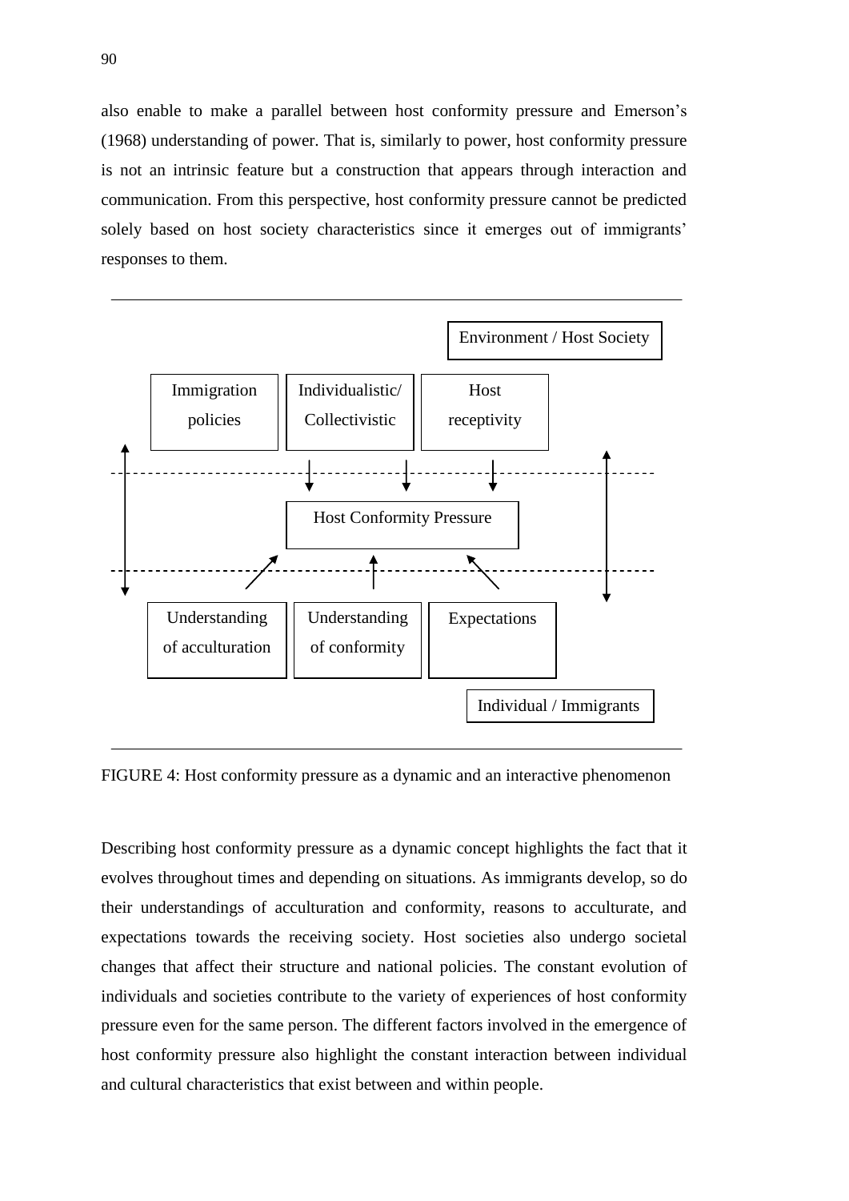also enable to make a parallel between host conformity pressure and Emerson's (1968) understanding of power. That is, similarly to power, host conformity pressure is not an intrinsic feature but a construction that appears through interaction and communication. From this perspective, host conformity pressure cannot be predicted solely based on host society characteristics since it emerges out of immigrants' responses to them.

Environment / Host Society

Immigration policies | Individualistic/ Collectivistic | Host receptivity

Host Conformity Pressure

Understanding of acculturation | Understanding of conformity | Expectations

Individual / Immigrants

FIGURE 4: Host conformity pressure as a dynamic and an interactive phenomenon

Describing host conformity pressure as a dynamic concept highlights the fact that it evolves throughout times and depending on situations. As immigrants develop, so do their understandings of acculturation and conformity, reasons to acculturate, and expectations towards the receiving society. Host societies also undergo societal changes that affect their structure and national policies. The constant evolution of individuals and societies contribute to the variety of experiences of host conformity pressure even for the same person. The different factors involved in the emergence of host conformity pressure also highlight the constant interaction between individual and cultural characteristics that exist between and within people.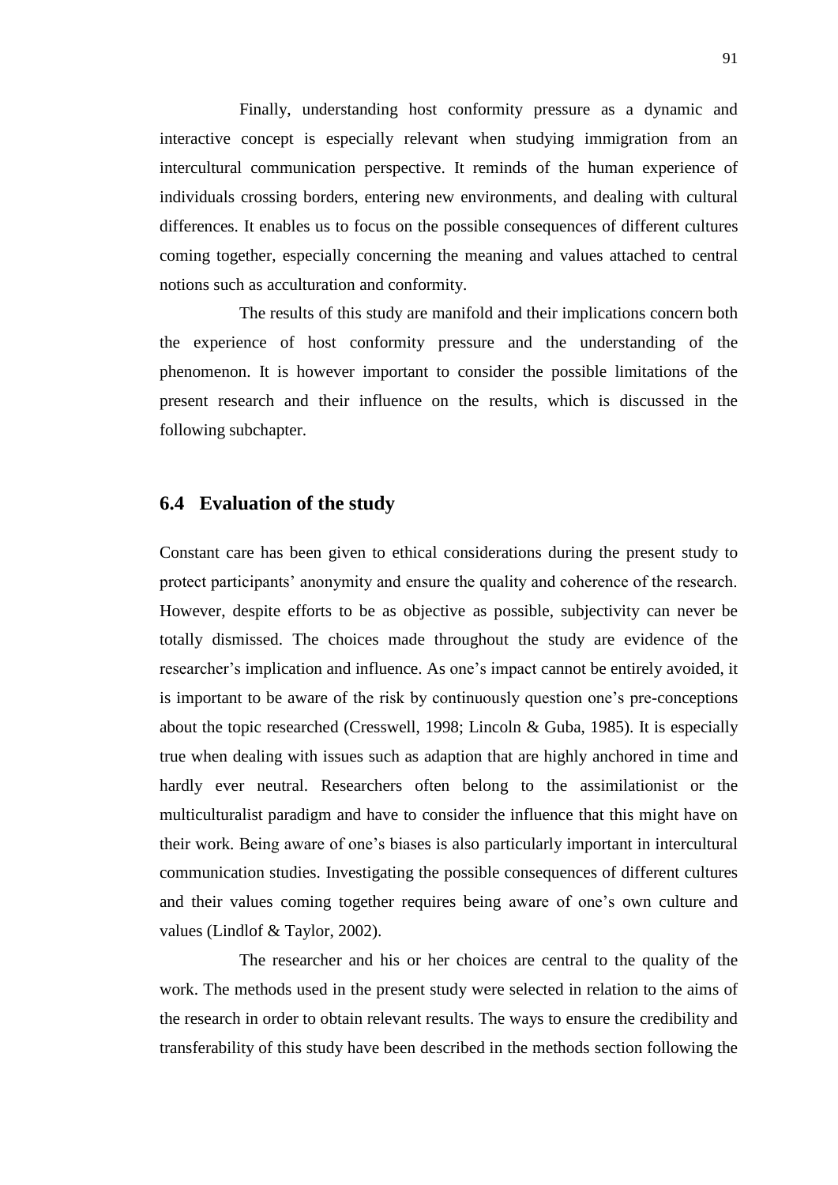Finally, understanding host conformity pressure as a dynamic and interactive concept is especially relevant when studying immigration from an intercultural communication perspective. It reminds of the human experience of individuals crossing borders, entering new environments, and dealing with cultural differences. It enables us to focus on the possible consequences of different cultures coming together, especially concerning the meaning and values attached to central notions such as acculturation and conformity.

The results of this study are manifold and their implications concern both the experience of host conformity pressure and the understanding of the phenomenon. It is however important to consider the possible limitations of the present research and their influence on the results, which is discussed in the following subchapter.

## 6.4 Evaluation of the study

Constant care has been given to ethical considerations during the present study to protect participants' anonymity and ensure the quality and coherence of the research. However, despite efforts to be as objective as possible, subjectivity can never be totally dismissed. The choices made throughout the study are evidence of the researcher's implication and influence. As one's impact cannot be entirely avoided, it is important to be aware of the risk by continuously question one's pre-conceptions about the topic researched (Cresswell, 1998; Lincoln & Guba, 1985). It is especially true when dealing with issues such as adaption that are highly anchored in time and hardly ever neutral. Researchers often belong to the assimilationist or the multiculturalist paradigm and have to consider the influence that this might have on their work. Being aware of one's biases is also particularly important in intercultural communication studies. Investigating the possible consequences of different cultures and their values coming together requires being aware of one's own culture and values (Lindlof & Taylor, 2002).

The researcher and his or her choices are central to the quality of the work. The methods used in the present study were selected in relation to the aims of the research in order to obtain relevant results. The ways to ensure the credibility and transferability of this study have been described in the methods section following the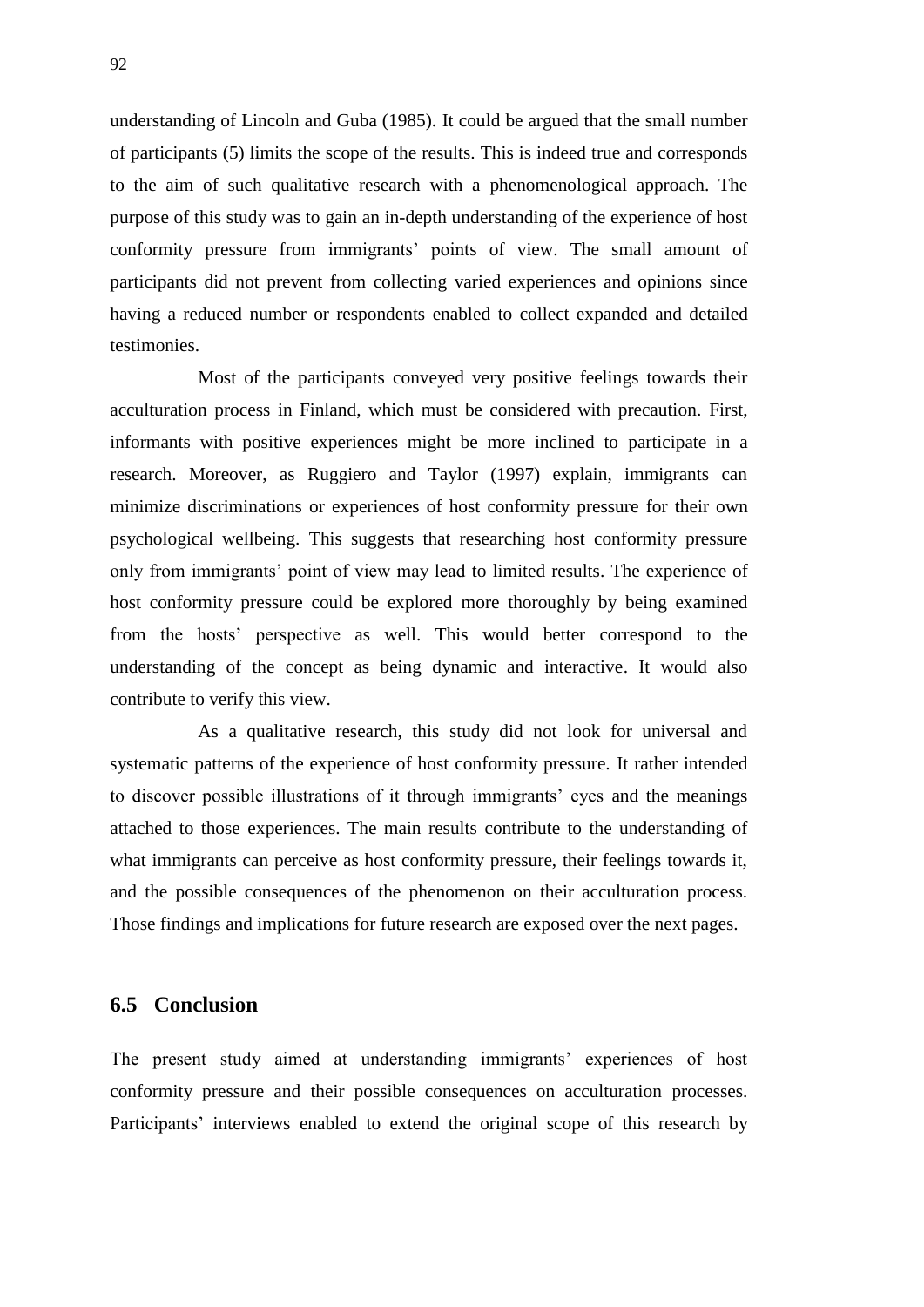understanding of Lincoln and Guba (1985). It could be argued that the small number of participants (5) limits the scope of the results. This is indeed true and corresponds to the aim of such qualitative research with a phenomenological approach. The purpose of this study was to gain an in-depth understanding of the experience of host conformity pressure from immigrants' points of view. The small amount of participants did not prevent from collecting varied experiences and opinions since having a reduced number or respondents enabled to collect expanded and detailed testimonies.

Most of the participants conveyed very positive feelings towards their acculturation process in Finland, which must be considered with precaution. First, informants with positive experiences might be more inclined to participate in a research. Moreover, as Ruggiero and Taylor (1997) explain, immigrants can minimize discriminations or experiences of host conformity pressure for their own psychological wellbeing. This suggests that researching host conformity pressure only from immigrants' point of view may lead to limited results. The experience of host conformity pressure could be explored more thoroughly by being examined from the hosts' perspective as well. This would better correspond to the understanding of the concept as being dynamic and interactive. It would also contribute to verify this view.

As a qualitative research, this study did not look for universal and systematic patterns of the experience of host conformity pressure. It rather intended to discover possible illustrations of it through immigrants' eyes and the meanings attached to those experiences. The main results contribute to the understanding of what immigrants can perceive as host conformity pressure, their feelings towards it, and the possible consequences of the phenomenon on their acculturation process. Those findings and implications for future research are exposed over the next pages.

## 6.5 Conclusion

The present study aimed at understanding immigrants' experiences of host conformity pressure and their possible consequences on acculturation processes. Participants' interviews enabled to extend the original scope of this research by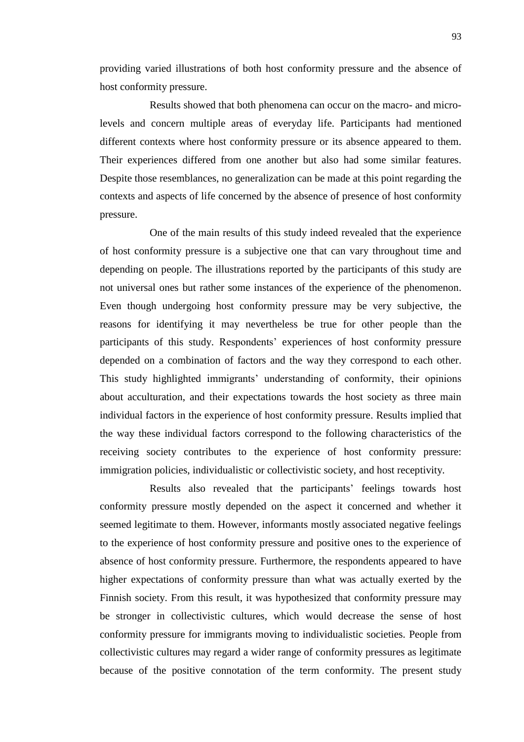providing varied illustrations of both host conformity pressure and the absence of host conformity pressure.

Results showed that both phenomena can occur on the macro- and micro-levels and concern multiple areas of everyday life. Participants had mentioned different contexts where host conformity pressure or its absence appeared to them. Their experiences differed from one another but also had some similar features. Despite those resemblances, no generalization can be made at this point regarding the contexts and aspects of life concerned by the absence of presence of host conformity pressure.

One of the main results of this study indeed revealed that the experience of host conformity pressure is a subjective one that can vary throughout time and depending on people. The illustrations reported by the participants of this study are not universal ones but rather some instances of the experience of the phenomenon. Even though undergoing host conformity pressure may be very subjective, the reasons for identifying it may nevertheless be true for other people than the participants of this study. Respondents' experiences of host conformity pressure depended on a combination of factors and the way they correspond to each other. This study highlighted immigrants' understanding of conformity, their opinions about acculturation, and their expectations towards the host society as three main individual factors in the experience of host conformity pressure. Results implied that the way these individual factors correspond to the following characteristics of the receiving society contributes to the experience of host conformity pressure: immigration policies, individualistic or collectivistic society, and host receptivity.

Results also revealed that the participants' feelings towards host conformity pressure mostly depended on the aspect it concerned and whether it seemed legitimate to them. However, informants mostly associated negative feelings to the experience of host conformity pressure and positive ones to the experience of absence of host conformity pressure. Furthermore, the respondents appeared to have higher expectations of conformity pressure than what was actually exerted by the Finnish society. From this result, it was hypothesized that conformity pressure may be stronger in collectivistic cultures, which would decrease the sense of host conformity pressure for immigrants moving to individualistic societies. People from collectivistic cultures may regard a wider range of conformity pressures as legitimate because of the positive connotation of the term conformity. The present study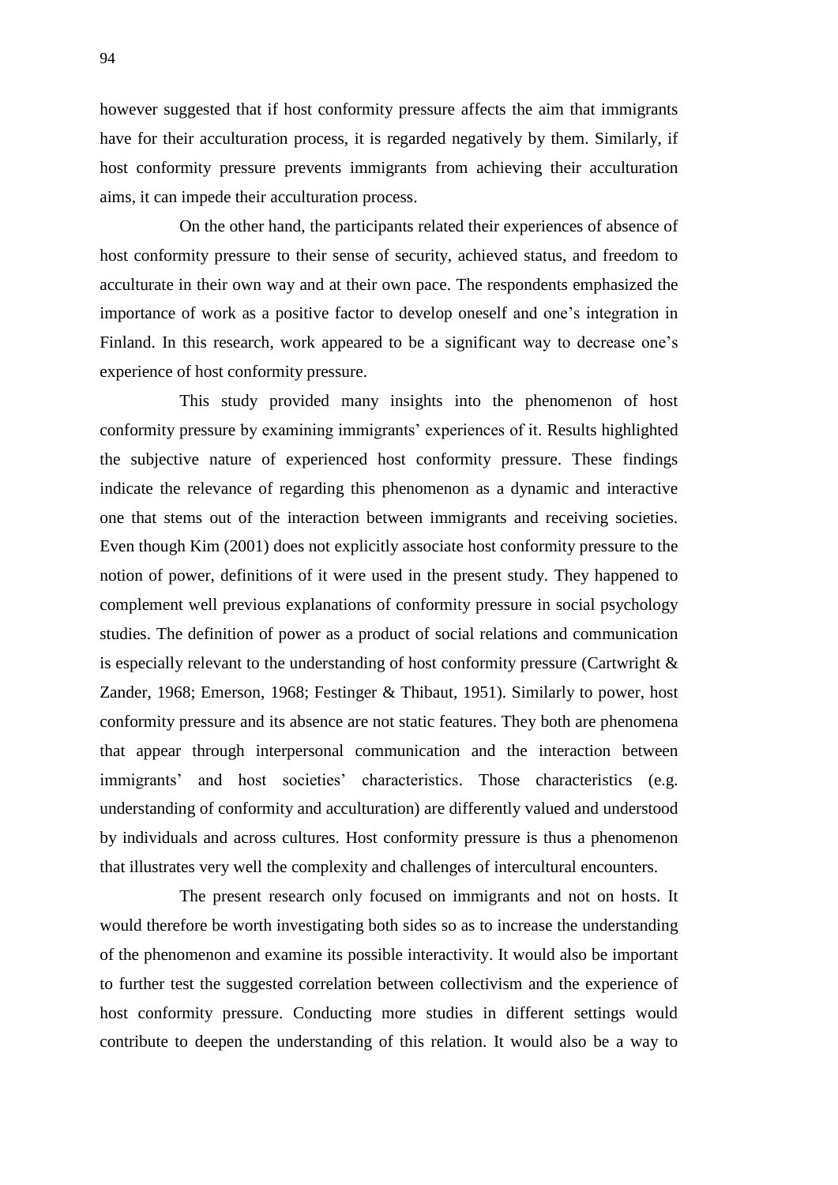however suggested that if host conformity pressure affects the aim that immigrants have for their acculturation process, it is regarded negatively by them. Similarly, if host conformity pressure prevents immigrants from achieving their acculturation aims, it can impede their acculturation process.

On the other hand, the participants related their experiences of absence of host conformity pressure to their sense of security, achieved status, and freedom to acculturate in their own way and at their own pace. The respondents emphasized the importance of work as a positive factor to develop oneself and one's integration in Finland. In this research, work appeared to be a significant way to decrease one's experience of host conformity pressure.

This study provided many insights into the phenomenon of host conformity pressure by examining immigrants' experiences of it. Results highlighted the subjective nature of experienced host conformity pressure. These findings indicate the relevance of regarding this phenomenon as a dynamic and interactive one that stems out of the interaction between immigrants and receiving societies. Even though Kim (2001) does not explicitly associate host conformity pressure to the notion of power, definitions of it were used in the present study. They happened to complement well previous explanations of conformity pressure in social psychology studies. The definition of power as a product of social relations and communication is especially relevant to the understanding of host conformity pressure (Cartwright & Zander, 1968; Emerson, 1968; Festinger & Thibaut, 1951). Similarly to power, host conformity pressure and its absence are not static features. They both are phenomena that appear through interpersonal communication and the interaction between immigrants' and host societies' characteristics. Those characteristics (e.g. understanding of conformity and acculturation) are differently valued and understood by individuals and across cultures. Host conformity pressure is thus a phenomenon that illustrates very well the complexity and challenges of intercultural encounters.

The present research only focused on immigrants and not on hosts. It would therefore be worth investigating both sides so as to increase the understanding of the phenomenon and examine its possible interactivity. It would also be important to further test the suggested correlation between collectivism and the experience of host conformity pressure. Conducting more studies in different settings would contribute to deepen the understanding of this relation. It would also be a way to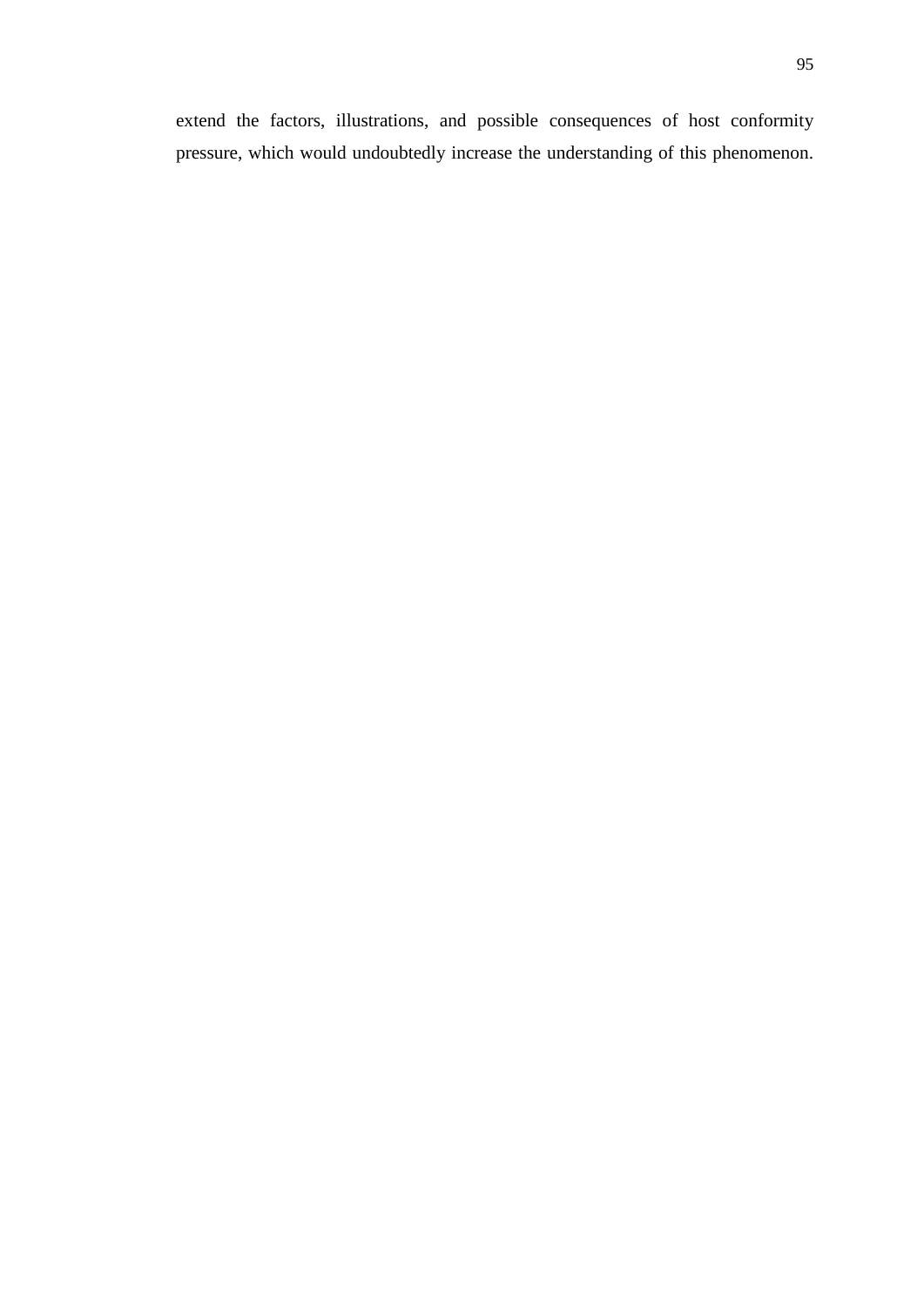extend the factors, illustrations, and possible consequences of host conformity pressure, which would undoubtedly increase the understanding of this phenomenon.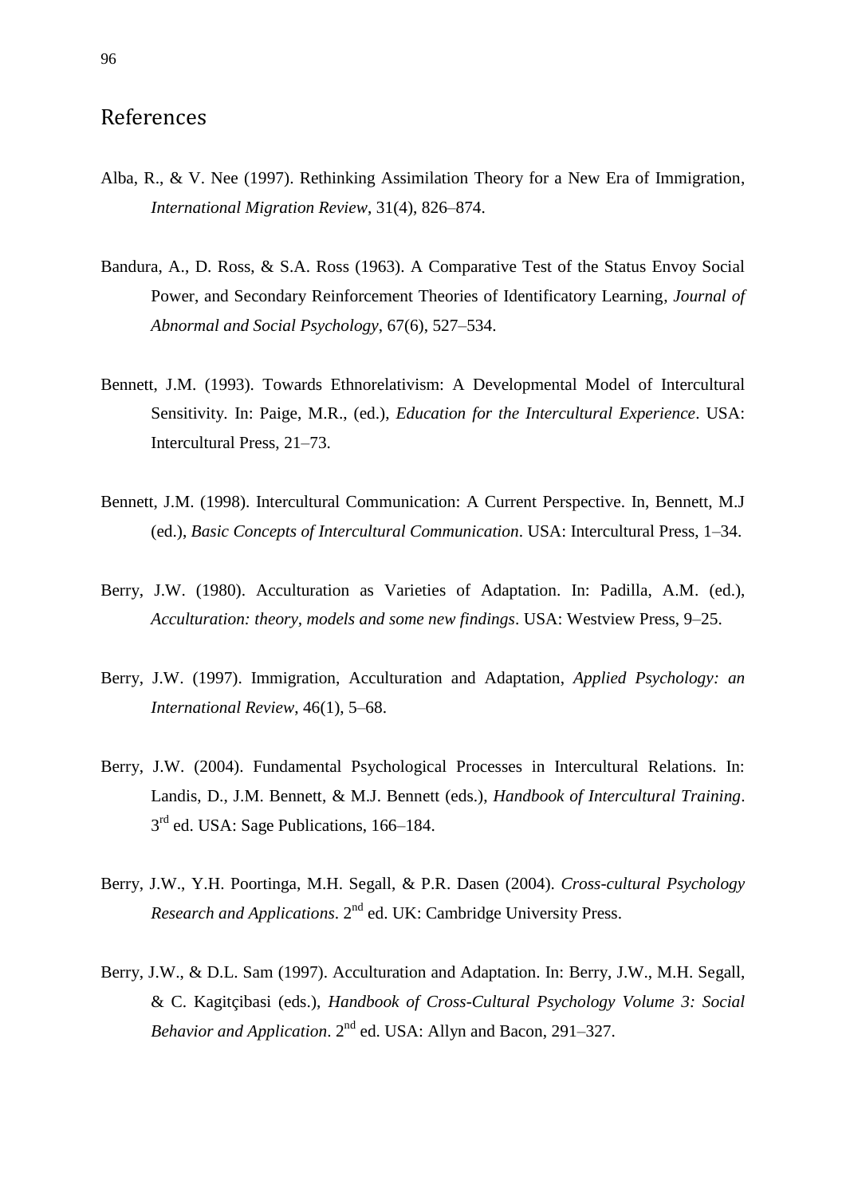# References

Alba, R., & V. Nee (1997). Rethinking Assimilation Theory for a New Era of Immigration, *International Migration Review*, 31(4), 826–874.

Bandura, A., D. Ross, & S.A. Ross (1963). A Comparative Test of the Status Envoy Social Power, and Secondary Reinforcement Theories of Identificatory Learning, *Journal of Abnormal and Social Psychology*, 67(6), 527–534.

Bennett, J.M. (1993). Towards Ethnorelativism: A Developmental Model of Intercultural Sensitivity. In: Paige, M.R., (ed.), *Education for the Intercultural Experience*. USA: Intercultural Press, 21–73.

Bennett, J.M. (1998). Intercultural Communication: A Current Perspective. In, Bennett, M.J (ed.), *Basic Concepts of Intercultural Communication*. USA: Intercultural Press, 1–34.

Berry, J.W. (1980). Acculturation as Varieties of Adaptation. In: Padilla, A.M. (ed.), *Acculturation: theory, models and some new findings*. USA: Westview Press, 9–25.

Berry, J.W. (1997). Immigration, Acculturation and Adaptation, *Applied Psychology: an International Review*, 46(1), 5–68.

Berry, J.W. (2004). Fundamental Psychological Processes in Intercultural Relations. In: Landis, D., J.M. Bennett, & M.J. Bennett (eds.), *Handbook of Intercultural Training*. 3rd ed. USA: Sage Publications, 166–184.

Berry, J.W., Y.H. Poortinga, M.H. Segall, & P.R. Dasen (2004). *Cross-cultural Psychology Research and Applications*. 2nd ed. UK: Cambridge University Press.

Berry, J.W., & D.L. Sam (1997). Acculturation and Adaptation. In: Berry, J.W., M.H. Segall, & C. Kagitçibasi (eds.), *Handbook of Cross-Cultural Psychology Volume 3: Social Behavior and Application*. 2nd ed. USA: Allyn and Bacon, 291–327.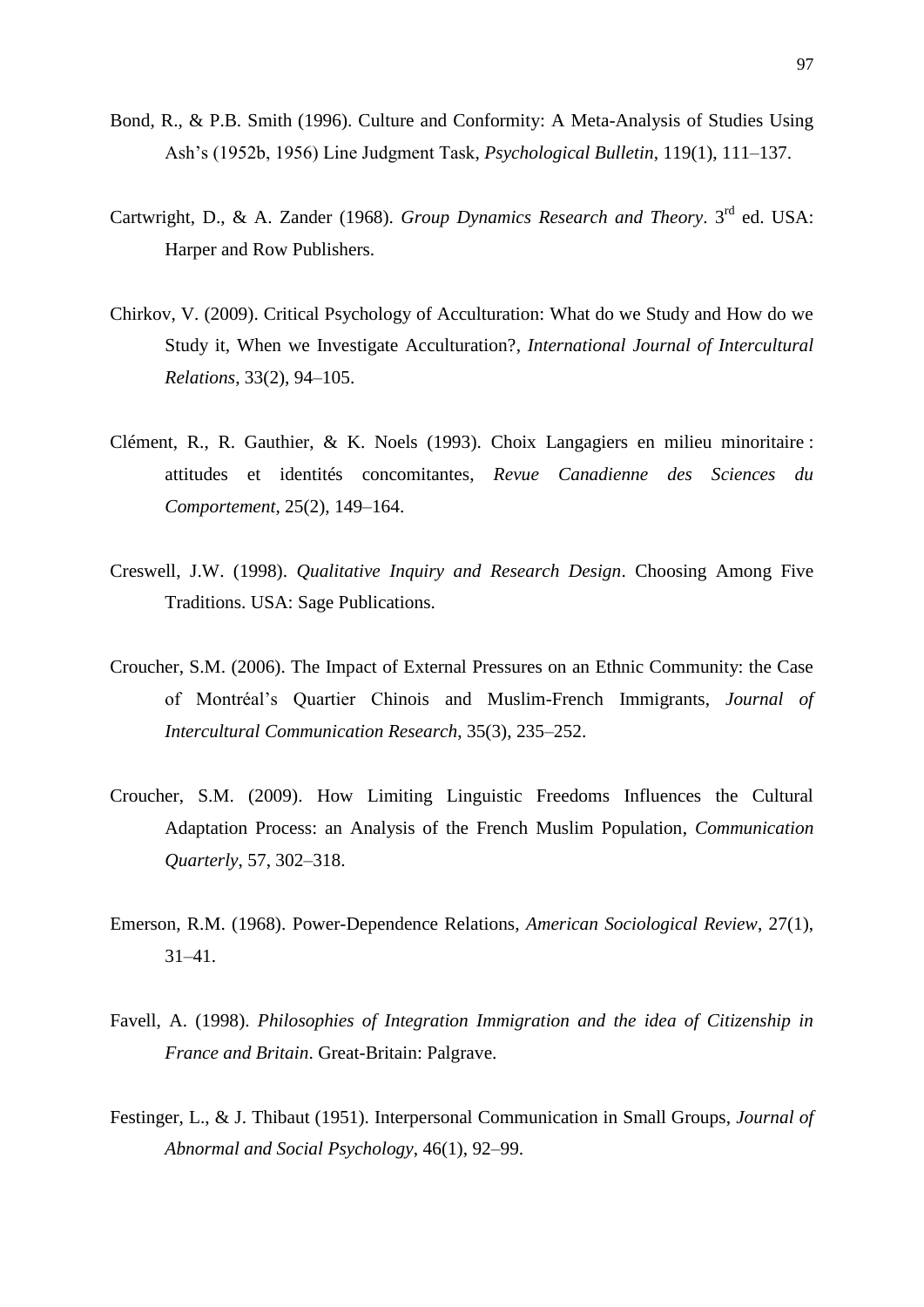Bond, R., & P.B. Smith (1996). Culture and Conformity: A Meta-Analysis of Studies Using Ash's (1952b, 1956) Line Judgment Task, *Psychological Bulletin*, 119(1), 111–137.

Cartwright, D., & A. Zander (1968). *Group Dynamics Research and Theory*. 3rd ed. USA: Harper and Row Publishers.

Chirkov, V. (2009). Critical Psychology of Acculturation: What do we Study and How do we Study it, When we Investigate Acculturation?, *International Journal of Intercultural Relations*, 33(2), 94–105.

Clément, R., R. Gauthier, & K. Noels (1993). Choix Langagiers en milieu minoritaire : attitudes et identités concomitantes, *Revue Canadienne des Sciences du Comportement*, 25(2), 149–164.

Creswell, J.W. (1998). *Qualitative Inquiry and Research Design*. Choosing Among Five Traditions. USA: Sage Publications.

Croucher, S.M. (2006). The Impact of External Pressures on an Ethnic Community: the Case of Montréal's Quartier Chinois and Muslim-French Immigrants, *Journal of Intercultural Communication Research*, 35(3), 235–252.

Croucher, S.M. (2009). How Limiting Linguistic Freedoms Influences the Cultural Adaptation Process: an Analysis of the French Muslim Population, *Communication Quarterly*, 57, 302–318.

Emerson, R.M. (1968). Power-Dependence Relations, *American Sociological Review*, 27(1), 31–41.

Favell, A. (1998). *Philosophies of Integration Immigration and the idea of Citizenship in France and Britain*. Great-Britain: Palgrave.

Festinger, L., & J. Thibaut (1951). Interpersonal Communication in Small Groups, *Journal of Abnormal and Social Psychology*, 46(1), 92–99.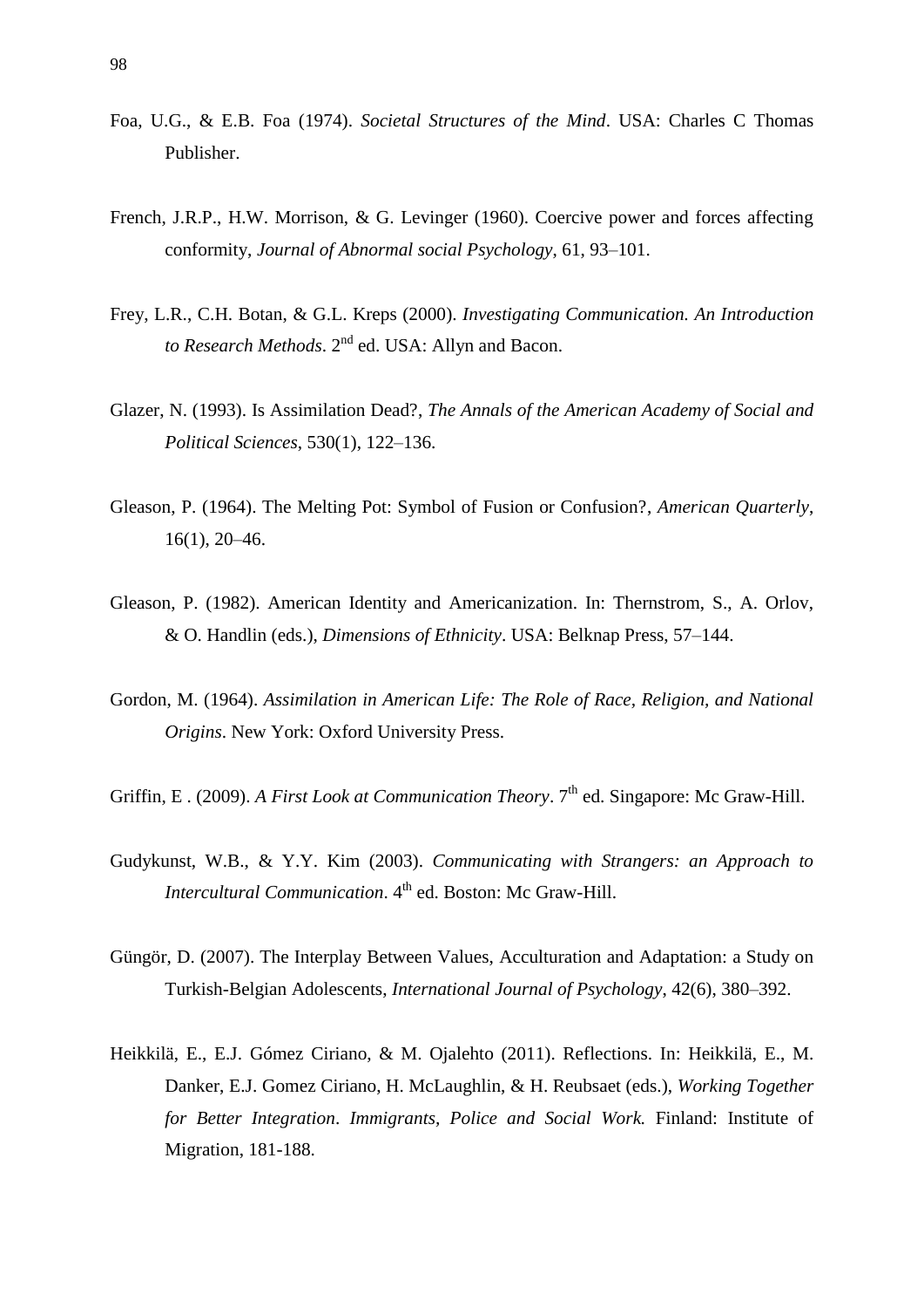Foa, U.G., & E.B. Foa (1974). *Societal Structures of the Mind*. USA: Charles C Thomas Publisher.

French, J.R.P., H.W. Morrison, & G. Levinger (1960). Coercive power and forces affecting conformity, *Journal of Abnormal social Psychology*, 61, 93–101.

Frey, L.R., C.H. Botan, & G.L. Kreps (2000). *Investigating Communication. An Introduction to Research Methods*. 2nd ed. USA: Allyn and Bacon.

Glazer, N. (1993). Is Assimilation Dead?, *The Annals of the American Academy of Social and Political Sciences*, 530(1), 122–136.

Gleason, P. (1964). The Melting Pot: Symbol of Fusion or Confusion?, *American Quarterly*, 16(1), 20–46.

Gleason, P. (1982). American Identity and Americanization. In: Thernstrom, S., A. Orlov, & O. Handlin (eds.), *Dimensions of Ethnicity*. USA: Belknap Press, 57–144.

Gordon, M. (1964). *Assimilation in American Life: The Role of Race, Religion, and National Origins*. New York: Oxford University Press.

Griffin, E . (2009). *A First Look at Communication Theory*. 7th ed. Singapore: Mc Graw-Hill.

Gudykunst, W.B., & Y.Y. Kim (2003). *Communicating with Strangers: an Approach to Intercultural Communication*. 4th ed. Boston: Mc Graw-Hill.

Güngör, D. (2007). The Interplay Between Values, Acculturation and Adaptation: a Study on Turkish-Belgian Adolescents, *International Journal of Psychology*, 42(6), 380–392.

Heikkilä, E., E.J. Gómez Ciriano, & M. Ojalehto (2011). Reflections. In: Heikkilä, E., M. Danker, E.J. Gomez Ciriano, H. McLaughlin, & H. Reubsaet (eds.), *Working Together for Better Integration*. *Immigrants, Police and Social Work.* Finland: Institute of Migration, 181-188.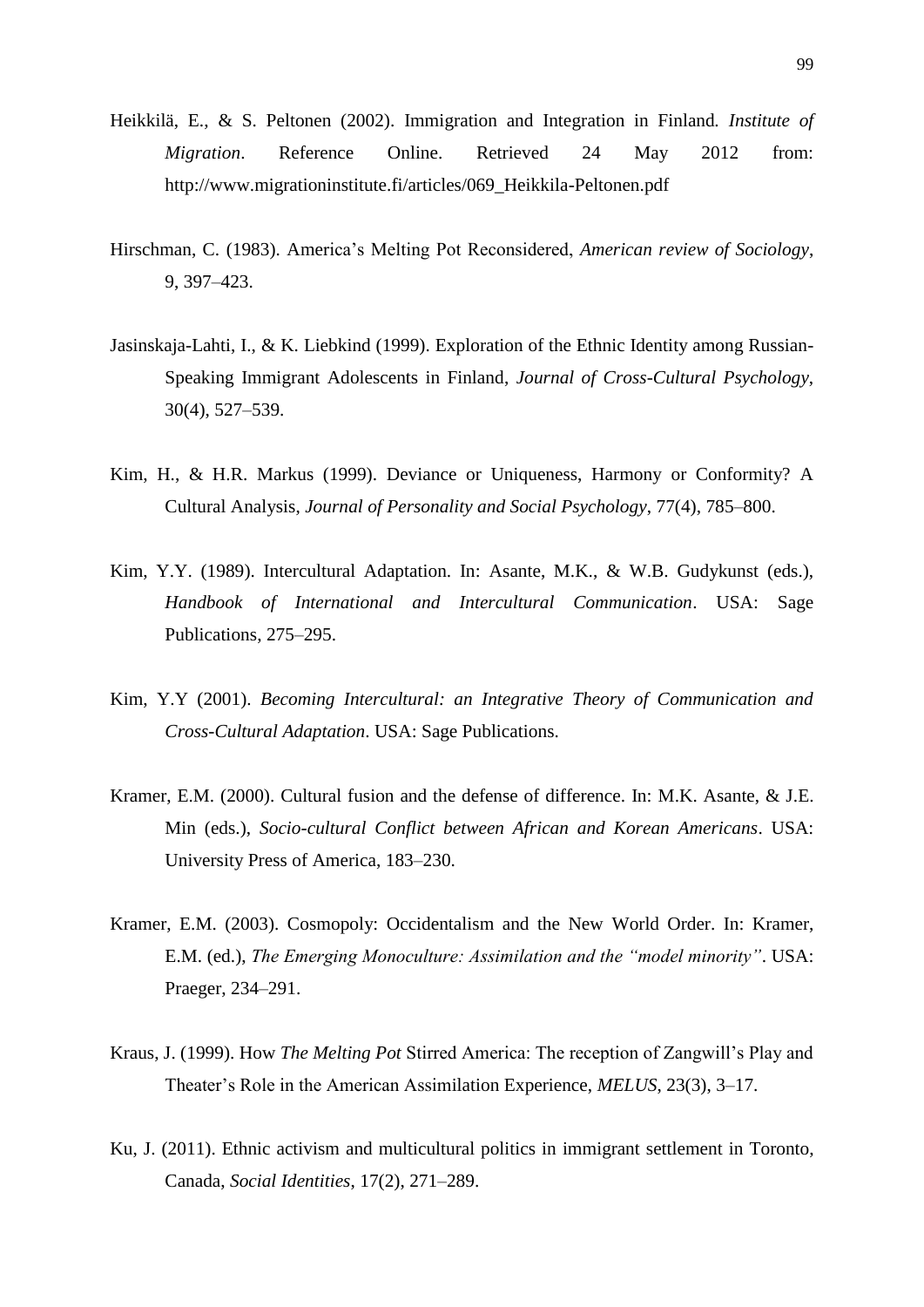Heikkilä, E., & S. Peltonen (2002). Immigration and Integration in Finland. *Institute of Migration*. Reference Online. Retrieved 24 May 2012 from: http://www.migrationinstitute.fi/articles/069_Heikkila-Peltonen.pdf

Hirschman, C. (1983). America's Melting Pot Reconsidered, *American review of Sociology*, 9, 397–423.

Jasinskaja-Lahti, I., & K. Liebkind (1999). Exploration of the Ethnic Identity among Russian-Speaking Immigrant Adolescents in Finland, *Journal of Cross-Cultural Psychology*, 30(4), 527–539.

Kim, H., & H.R. Markus (1999). Deviance or Uniqueness, Harmony or Conformity? A Cultural Analysis, *Journal of Personality and Social Psychology*, 77(4), 785–800.

Kim, Y.Y. (1989). Intercultural Adaptation. In: Asante, M.K., & W.B. Gudykunst (eds.), *Handbook of International and Intercultural Communication*. USA: Sage Publications, 275–295.

Kim, Y.Y (2001). *Becoming Intercultural: an Integrative Theory of Communication and Cross-Cultural Adaptation*. USA: Sage Publications.

Kramer, E.M. (2000). Cultural fusion and the defense of difference. In: M.K. Asante, & J.E. Min (eds.), *Socio-cultural Conflict between African and Korean Americans*. USA: University Press of America, 183–230.

Kramer, E.M. (2003). Cosmopoly: Occidentalism and the New World Order. In: Kramer, E.M. (ed.), *The Emerging Monoculture: Assimilation and the "model minority"*. USA: Praeger, 234–291.

Kraus, J. (1999). How *The Melting Pot* Stirred America: The reception of Zangwill's Play and Theater's Role in the American Assimilation Experience, *MELUS*, 23(3), 3–17.

Ku, J. (2011). Ethnic activism and multicultural politics in immigrant settlement in Toronto, Canada, *Social Identities*, 17(2), 271–289.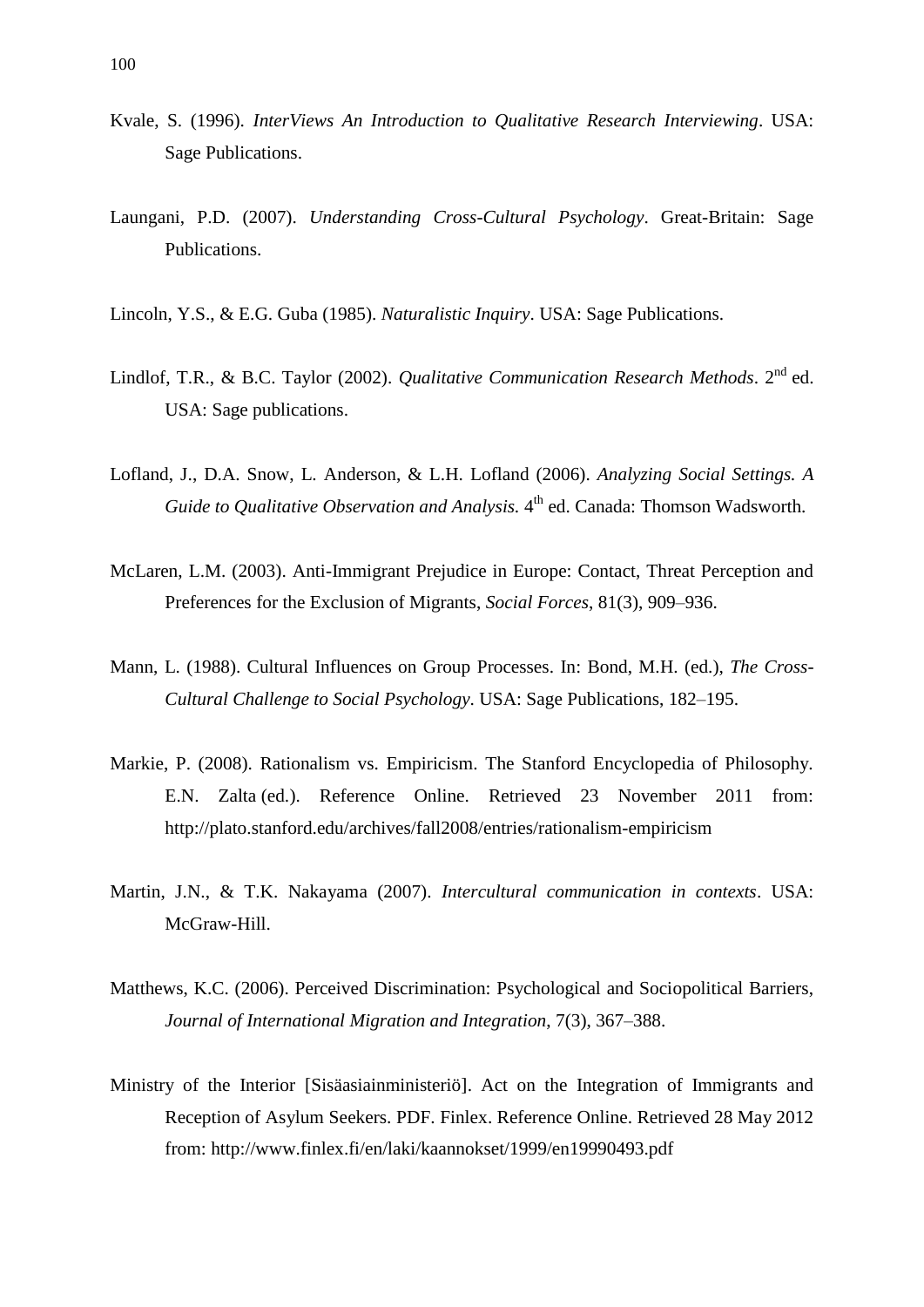Kvale, S. (1996). *InterViews An Introduction to Qualitative Research Interviewing*. USA: Sage Publications.

Laungani, P.D. (2007). *Understanding Cross-Cultural Psychology*. Great-Britain: Sage Publications.

Lincoln, Y.S., & E.G. Guba (1985). *Naturalistic Inquiry*. USA: Sage Publications.

Lindlof, T.R., & B.C. Taylor (2002). *Qualitative Communication Research Methods*. 2nd ed. USA: Sage publications.

Lofland, J., D.A. Snow, L. Anderson, & L.H. Lofland (2006). *Analyzing Social Settings. A Guide to Qualitative Observation and Analysis*. 4th ed. Canada: Thomson Wadsworth.

McLaren, L.M. (2003). Anti-Immigrant Prejudice in Europe: Contact, Threat Perception and Preferences for the Exclusion of Migrants, *Social Forces*, 81(3), 909–936.

Mann, L. (1988). Cultural Influences on Group Processes. In: Bond, M.H. (ed.), *The Cross-Cultural Challenge to Social Psychology*. USA: Sage Publications, 182–195.

Markie, P. (2008). Rationalism vs. Empiricism. The Stanford Encyclopedia of Philosophy. E.N. Zalta (ed.). Reference Online. Retrieved 23 November 2011 from: http://plato.stanford.edu/archives/fall2008/entries/rationalism-empiricism

Martin, J.N., & T.K. Nakayama (2007). *Intercultural communication in contexts*. USA: McGraw-Hill.

Matthews, K.C. (2006). Perceived Discrimination: Psychological and Sociopolitical Barriers, *Journal of International Migration and Integration*, 7(3), 367–388.

Ministry of the Interior [Sisäasiainministeriö]. Act on the Integration of Immigrants and Reception of Asylum Seekers. PDF. Finlex. Reference Online. Retrieved 28 May 2012 from: http://www.finlex.fi/en/laki/kaannokset/1999/en19990493.pdf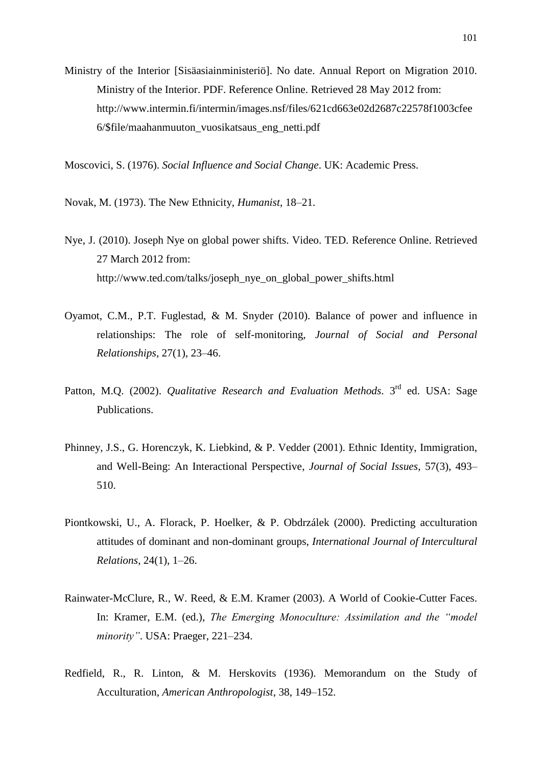Ministry of the Interior [Sisäasiainministeriö]. No date. Annual Report on Migration 2010. Ministry of the Interior. PDF. Reference Online. Retrieved 28 May 2012 from: http://www.intermin.fi/intermin/images.nsf/files/621cd663e02d2687c22578f1003cfee6/$file/maahanmuuton_vuosikatsaus_eng_netti.pdf

Moscovici, S. (1976). *Social Influence and Social Change*. UK: Academic Press.

Novak, M. (1973). The New Ethnicity, *Humanist*, 18–21.

Nye, J. (2010). Joseph Nye on global power shifts. Video. TED. Reference Online. Retrieved 27 March 2012 from: http://www.ted.com/talks/joseph_nye_on_global_power_shifts.html

Oyamot, C.M., P.T. Fuglestad, & M. Snyder (2010). Balance of power and influence in relationships: The role of self-monitoring, *Journal of Social and Personal Relationships*, 27(1), 23–46.

Patton, M.Q. (2002). *Qualitative Research and Evaluation Methods*. 3rd ed. USA: Sage Publications.

Phinney, J.S., G. Horenczyk, K. Liebkind, & P. Vedder (2001). Ethnic Identity, Immigration, and Well-Being: An Interactional Perspective, *Journal of Social Issues*, 57(3), 493–510.

Piontkowski, U., A. Florack, P. Hoelker, & P. Obdrzálek (2000). Predicting acculturation attitudes of dominant and non-dominant groups, *International Journal of Intercultural Relations*, 24(1), 1–26.

Rainwater-McClure, R., W. Reed, & E.M. Kramer (2003). A World of Cookie-Cutter Faces. In: Kramer, E.M. (ed.), *The Emerging Monoculture: Assimilation and the "model minority"*. USA: Praeger, 221–234.

Redfield, R., R. Linton, & M. Herskovits (1936). Memorandum on the Study of Acculturation, *American Anthropologist*, 38, 149–152.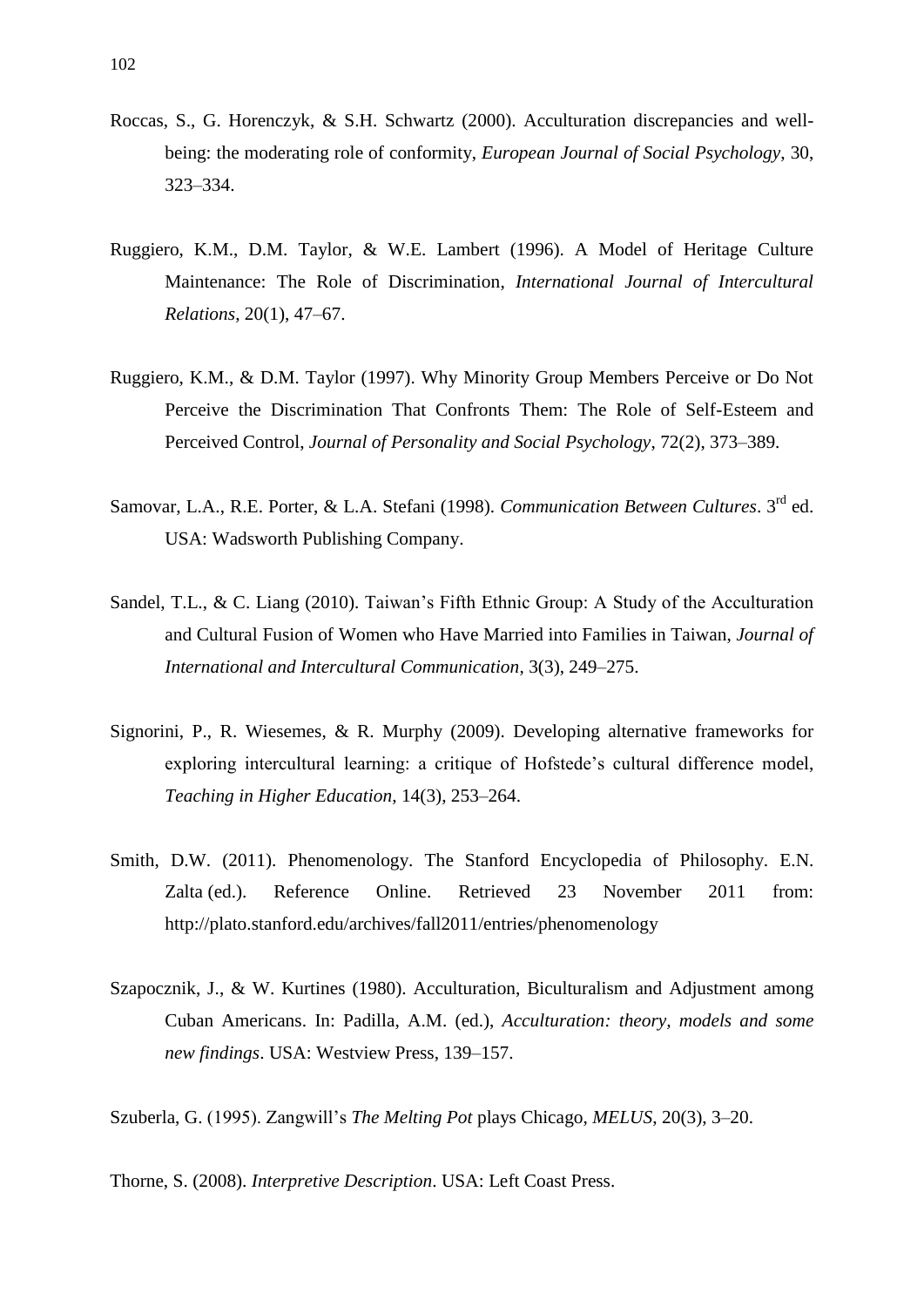Roccas, S., G. Horenczyk, & S.H. Schwartz (2000). Acculturation discrepancies and well-being: the moderating role of conformity, *European Journal of Social Psychology*, 30, 323–334.

Ruggiero, K.M., D.M. Taylor, & W.E. Lambert (1996). A Model of Heritage Culture Maintenance: The Role of Discrimination, *International Journal of Intercultural Relations*, 20(1), 47–67.

Ruggiero, K.M., & D.M. Taylor (1997). Why Minority Group Members Perceive or Do Not Perceive the Discrimination That Confronts Them: The Role of Self-Esteem and Perceived Control, *Journal of Personality and Social Psychology*, 72(2), 373–389.

Samovar, L.A., R.E. Porter, & L.A. Stefani (1998). *Communication Between Cultures*. 3rd ed. USA: Wadsworth Publishing Company.

Sandel, T.L., & C. Liang (2010). Taiwan's Fifth Ethnic Group: A Study of the Acculturation and Cultural Fusion of Women who Have Married into Families in Taiwan, *Journal of International and Intercultural Communication*, 3(3), 249–275.

Signorini, P., R. Wiesemes, & R. Murphy (2009). Developing alternative frameworks for exploring intercultural learning: a critique of Hofstede's cultural difference model, *Teaching in Higher Education*, 14(3), 253–264.

Smith, D.W. (2011). Phenomenology. The Stanford Encyclopedia of Philosophy. E.N. Zalta (ed.). Reference Online. Retrieved 23 November 2011 from: http://plato.stanford.edu/archives/fall2011/entries/phenomenology

Szapocznik, J., & W. Kurtines (1980). Acculturation, Biculturalism and Adjustment among Cuban Americans. In: Padilla, A.M. (ed.), *Acculturation: theory, models and some new findings*. USA: Westview Press, 139–157.

Szuberla, G. (1995). Zangwill's *The Melting Pot* plays Chicago, *MELUS*, 20(3), 3–20.

Thorne, S. (2008). *Interpretive Description*. USA: Left Coast Press.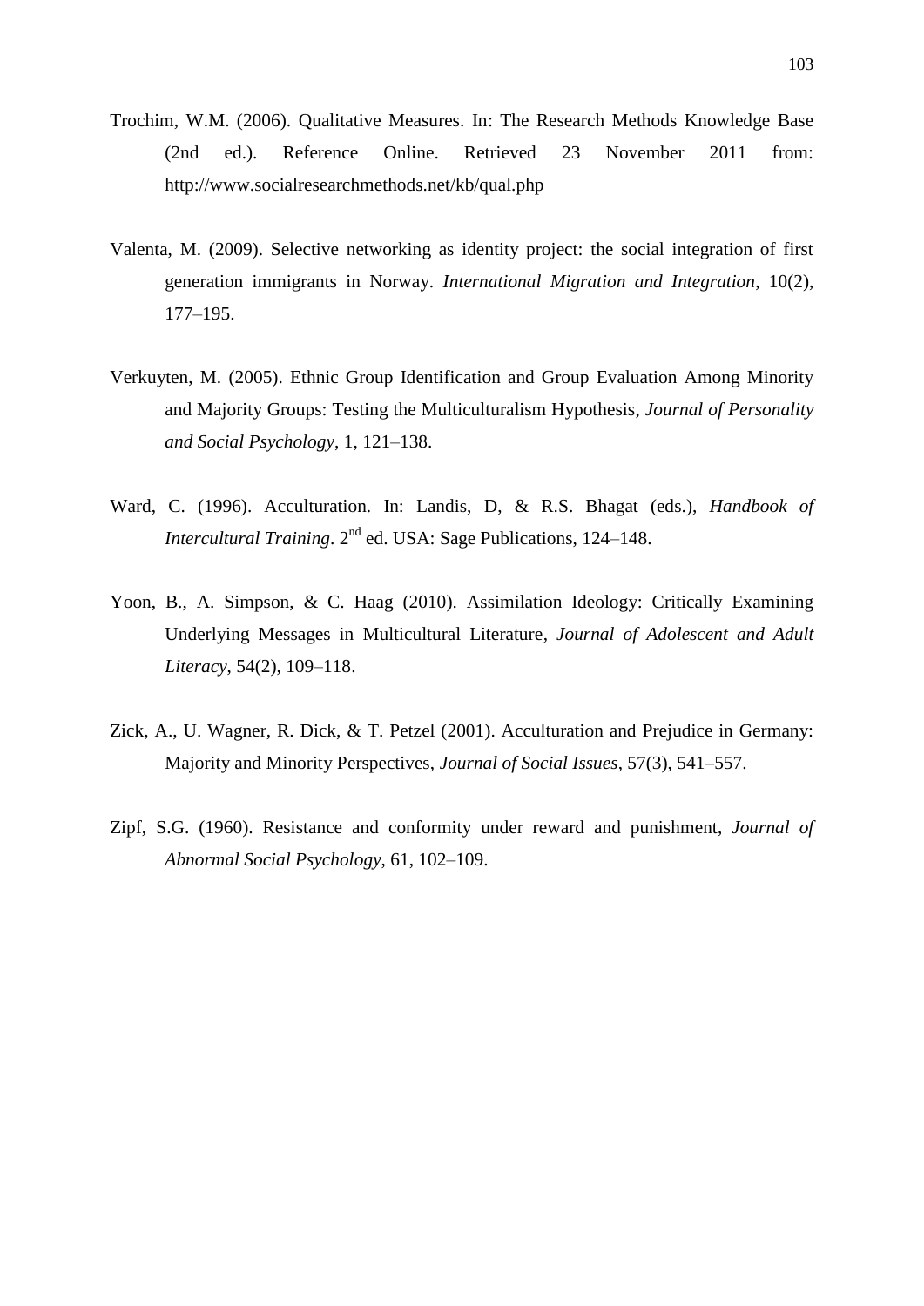Trochim, W.M. (2006). Qualitative Measures. In: The Research Methods Knowledge Base (2nd ed.). Reference Online. Retrieved 23 November 2011 from: http://www.socialresearchmethods.net/kb/qual.php

Valenta, M. (2009). Selective networking as identity project: the social integration of first generation immigrants in Norway. *International Migration and Integration*, 10(2), 177–195.

Verkuyten, M. (2005). Ethnic Group Identification and Group Evaluation Among Minority and Majority Groups: Testing the Multiculturalism Hypothesis, *Journal of Personality and Social Psychology*, 1, 121–138.

Ward, C. (1996). Acculturation. In: Landis, D, & R.S. Bhagat (eds.), *Handbook of Intercultural Training*. 2nd ed. USA: Sage Publications, 124–148.

Yoon, B., A. Simpson, & C. Haag (2010). Assimilation Ideology: Critically Examining Underlying Messages in Multicultural Literature, *Journal of Adolescent and Adult Literacy*, 54(2), 109–118.

Zick, A., U. Wagner, R. Dick, & T. Petzel (2001). Acculturation and Prejudice in Germany: Majority and Minority Perspectives, *Journal of Social Issues*, 57(3), 541–557.

Zipf, S.G. (1960). Resistance and conformity under reward and punishment, *Journal of Abnormal Social Psychology*, 61, 102–109.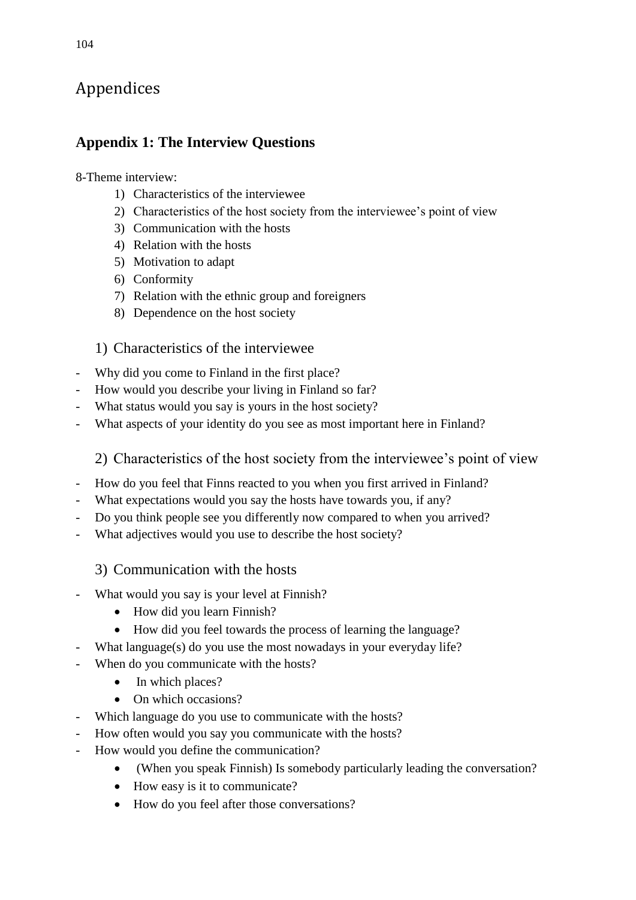# Appendices

## Appendix 1: The Interview Questions

8-Theme interview:

1) Characteristics of the interviewee
2) Characteristics of the host society from the interviewee's point of view
3) Communication with the hosts
4) Relation with the hosts
5) Motivation to adapt
6) Conformity
7) Relation with the ethnic group and foreigners
8) Dependence on the host society

### 1) Characteristics of the interviewee

- Why did you come to Finland in the first place?
- How would you describe your living in Finland so far?
- What status would you say is yours in the host society?
- What aspects of your identity do you see as most important here in Finland?

### 2) Characteristics of the host society from the interviewee's point of view

- How do you feel that Finns reacted to you when you first arrived in Finland?
- What expectations would you say the hosts have towards you, if any?
- Do you think people see you differently now compared to when you arrived?
- What adjectives would you use to describe the host society?

### 3) Communication with the hosts

- What would you say is your level at Finnish?
    - How did you learn Finnish?
    - How did you feel towards the process of learning the language?
- What language(s) do you use the most nowadays in your everyday life?
- When do you communicate with the hosts?
    - In which places?
    - On which occasions?
- Which language do you use to communicate with the hosts?
- How often would you say you communicate with the hosts?
- How would you define the communication?
    - (When you speak Finnish) Is somebody particularly leading the conversation?
    - How easy is it to communicate?
    - How do you feel after those conversations?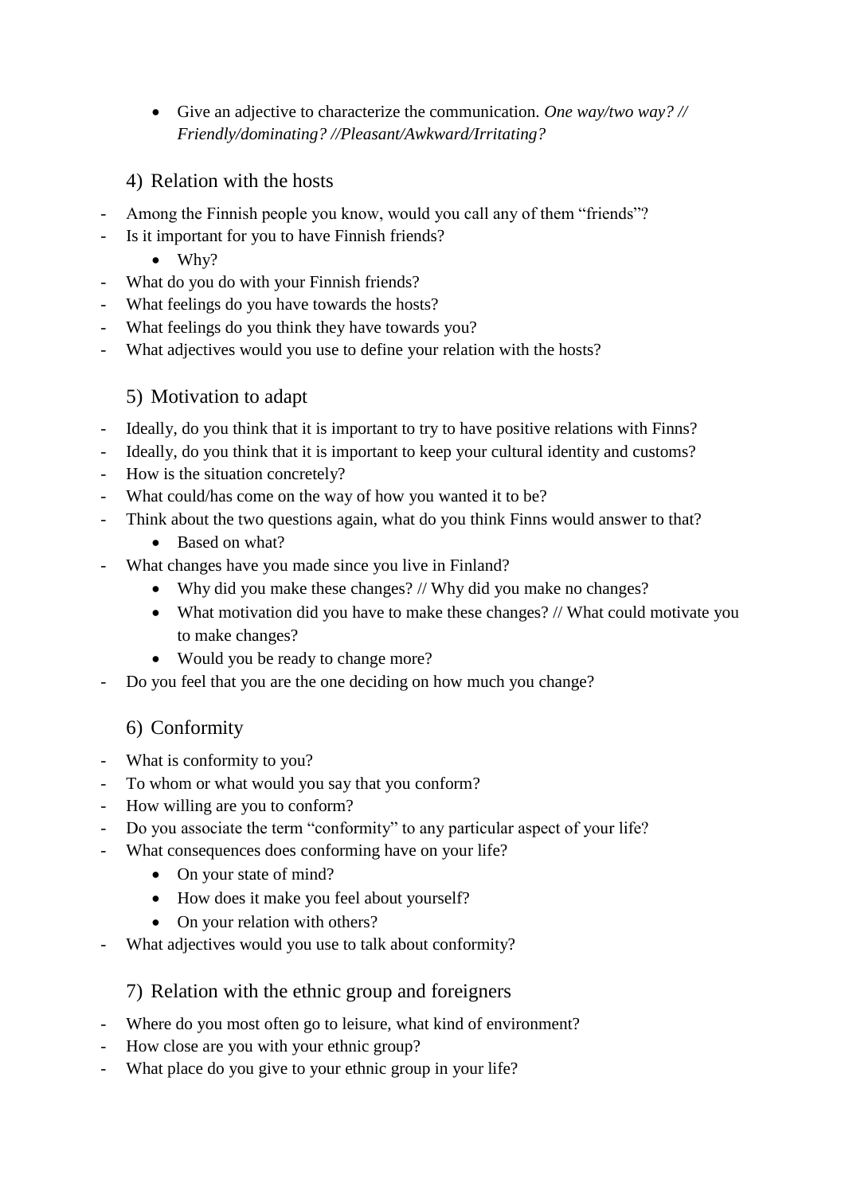- Give an adjective to characterize the communication. *One way/two way? // Friendly/dominating? //Pleasant/Awkward/Irritating?*

## 4) Relation with the hosts

- Among the Finnish people you know, would you call any of them "friends"?
- Is it important for you to have Finnish friends?
  - Why?
- What do you do with your Finnish friends?
- What feelings do you have towards the hosts?
- What feelings do you think they have towards you?
- What adjectives would you use to define your relation with the hosts?

## 5) Motivation to adapt

- Ideally, do you think that it is important to try to have positive relations with Finns?
- Ideally, do you think that it is important to keep your cultural identity and customs?
- How is the situation concretely?
- What could/has come on the way of how you wanted it to be?
- Think about the two questions again, what do you think Finns would answer to that?
  - Based on what?
- What changes have you made since you live in Finland?
  - Why did you make these changes? // Why did you make no changes?
  - What motivation did you have to make these changes? // What could motivate you to make changes?
  - Would you be ready to change more?
- Do you feel that you are the one deciding on how much you change?

## 6) Conformity

- What is conformity to you?
- To whom or what would you say that you conform?
- How willing are you to conform?
- Do you associate the term "conformity" to any particular aspect of your life?
- What consequences does conforming have on your life?
  - On your state of mind?
  - How does it make you feel about yourself?
  - On your relation with others?
- What adjectives would you use to talk about conformity?

## 7) Relation with the ethnic group and foreigners

- Where do you most often go to leisure, what kind of environment?
- How close are you with your ethnic group?
- What place do you give to your ethnic group in your life?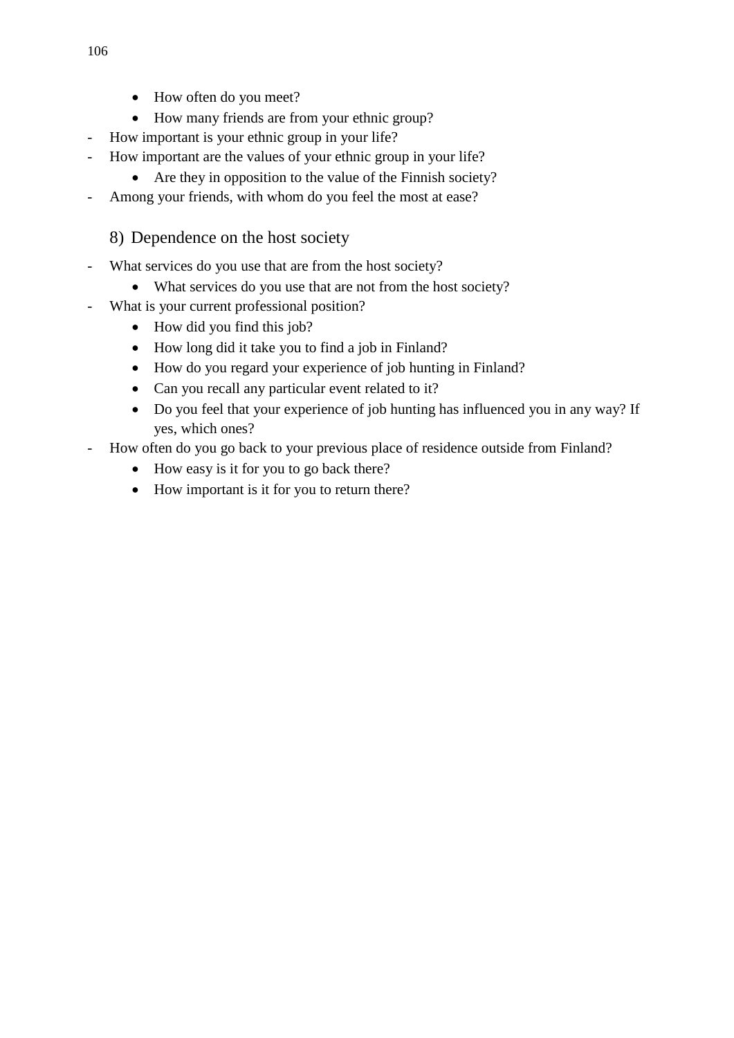- How often do you meet?
  - How many friends are from your ethnic group?
- How important is your ethnic group in your life?
- How important are the values of your ethnic group in your life?
  - Are they in opposition to the value of the Finnish society?
- Among your friends, with whom do you feel the most at ease?

8) Dependence on the host society

- What services do you use that are from the host society?
  - What services do you use that are not from the host society?
- What is your current professional position?
  - How did you find this job?
  - How long did it take you to find a job in Finland?
  - How do you regard your experience of job hunting in Finland?
  - Can you recall any particular event related to it?
  - Do you feel that your experience of job hunting has influenced you in any way? If yes, which ones?
- How often do you go back to your previous place of residence outside from Finland?
  - How easy is it for you to go back there?
  - How important is it for you to return there?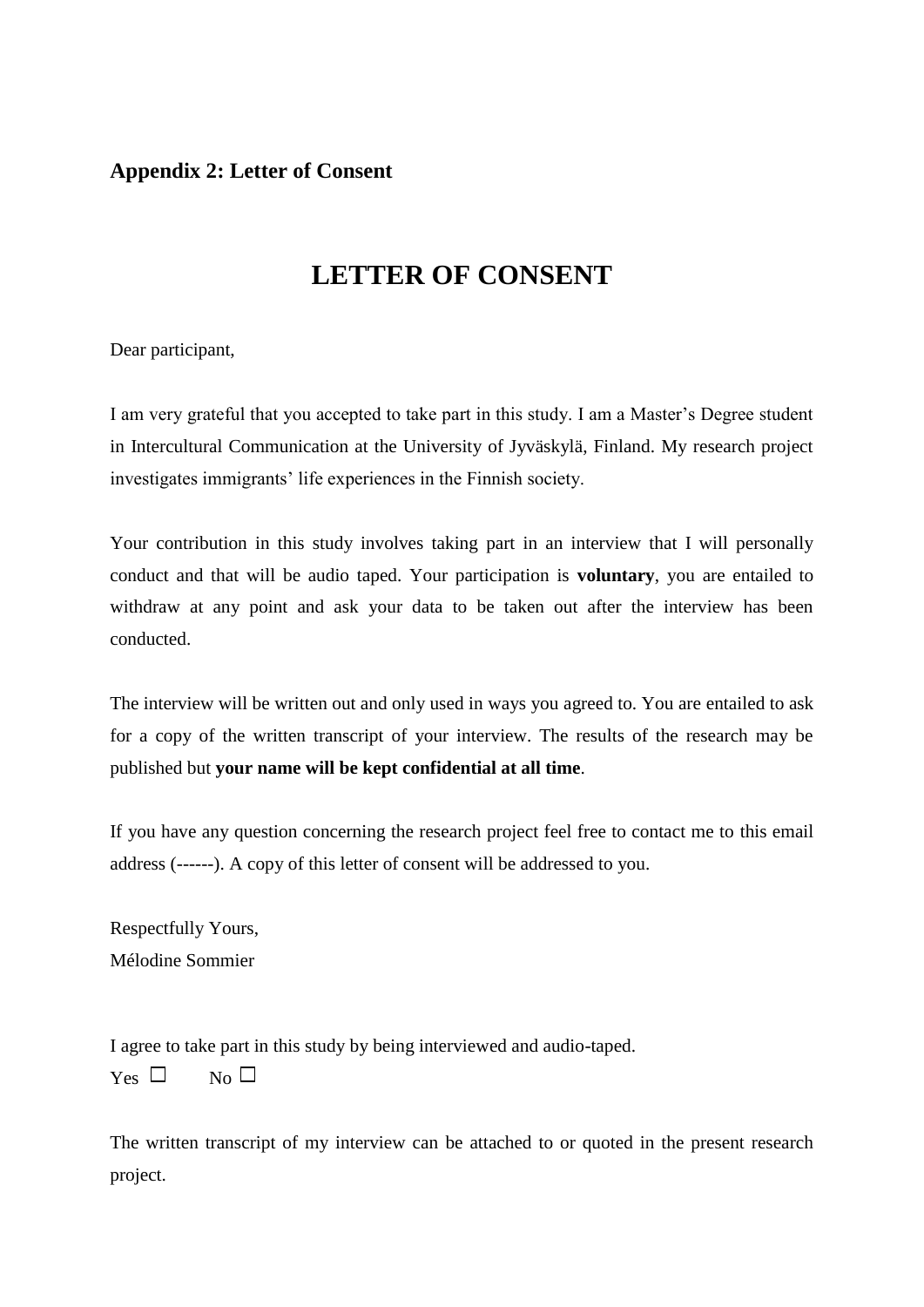## Appendix 2: Letter of Consent

# LETTER OF CONSENT

Dear participant,

I am very grateful that you accepted to take part in this study. I am a Master's Degree student in Intercultural Communication at the University of Jyväskylä, Finland. My research project investigates immigrants' life experiences in the Finnish society.

Your contribution in this study involves taking part in an interview that I will personally conduct and that will be audio taped. Your participation is **voluntary**, you are entailed to withdraw at any point and ask your data to be taken out after the interview has been conducted.

The interview will be written out and only used in ways you agreed to. You are entailed to ask for a copy of the written transcript of your interview. The results of the research may be published but **your name will be kept confidential at all time**.

If you have any question concerning the research project feel free to contact me to this email address (------). A copy of this letter of consent will be addressed to you.

Respectfully Yours,
Mélodine Sommier

I agree to take part in this study by being interviewed and audio-taped.
Yes ☐ No ☐

The written transcript of my interview can be attached to or quoted in the present research project.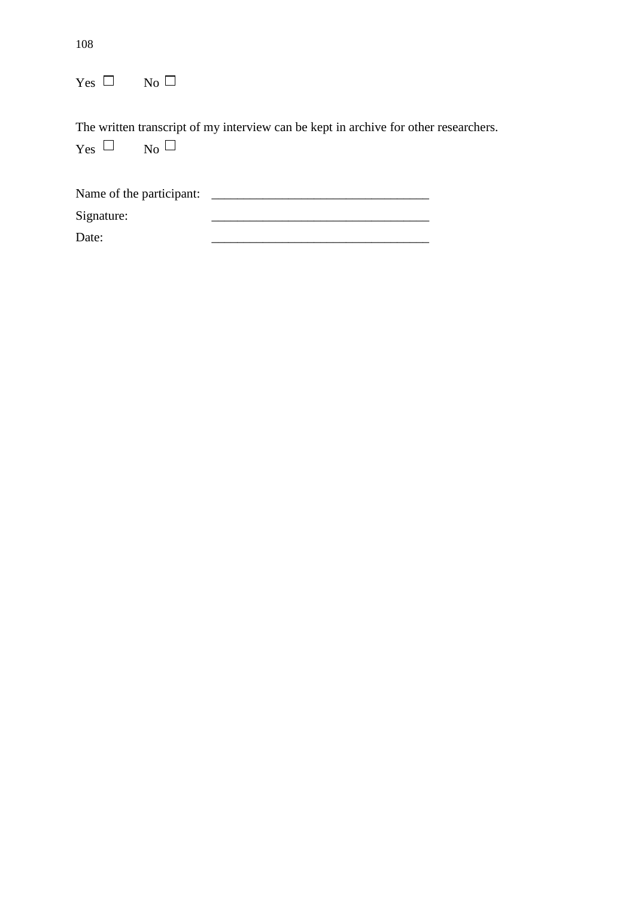Yes ☐ No ☐

The written transcript of my interview can be kept in archive for other researchers.

Yes ☐ No ☐

Name of the participant: ________________________________

Signature: ________________________________

Date: ________________________________